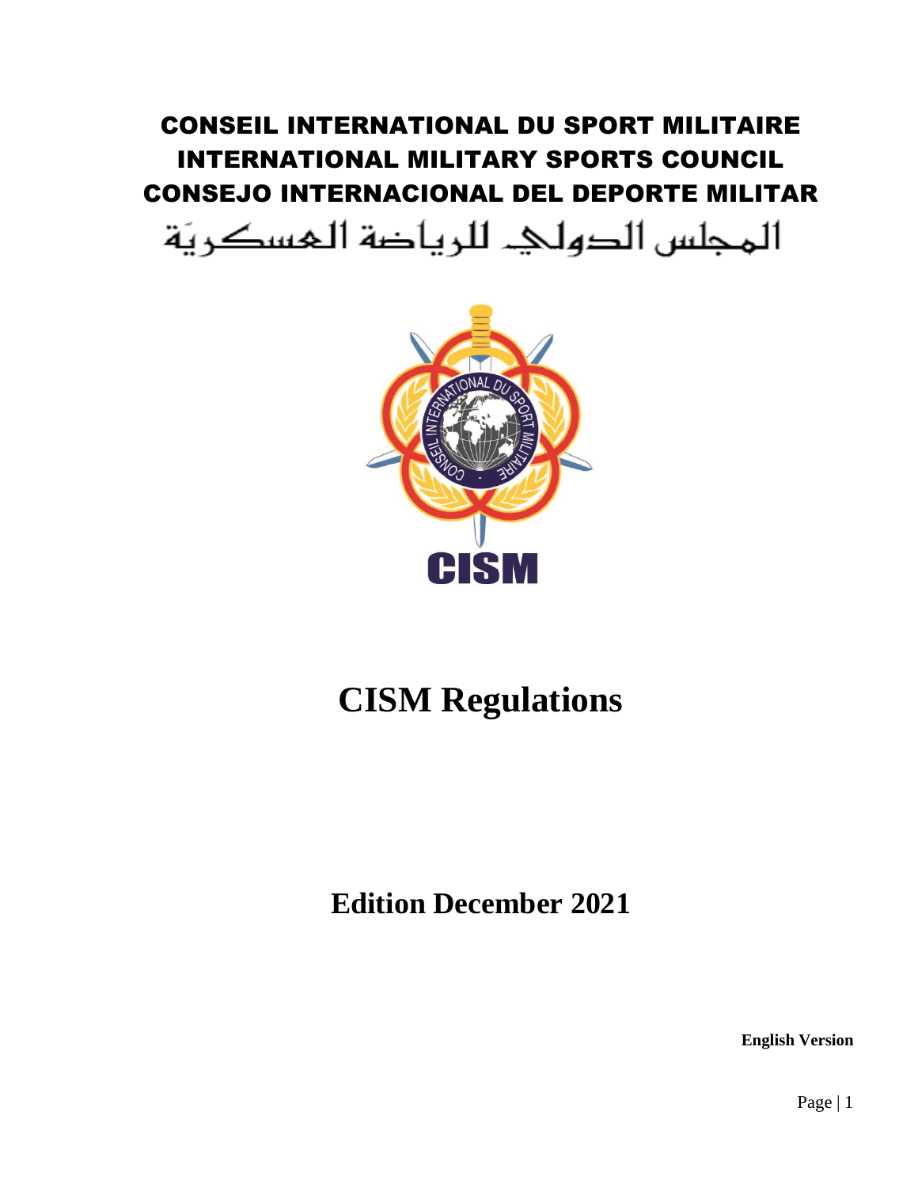# CONSEIL INTERNATIONAL DU SPORT MILITAIRE
# INTERNATIONAL MILITARY SPORTS COUNCIL
# CONSEJO INTERNACIONAL DEL DEPORTE MILITAR
# المجلس الدولي للرياضة العسكرية

CISM

# CISM Regulations

## Edition December 2021

**English Version**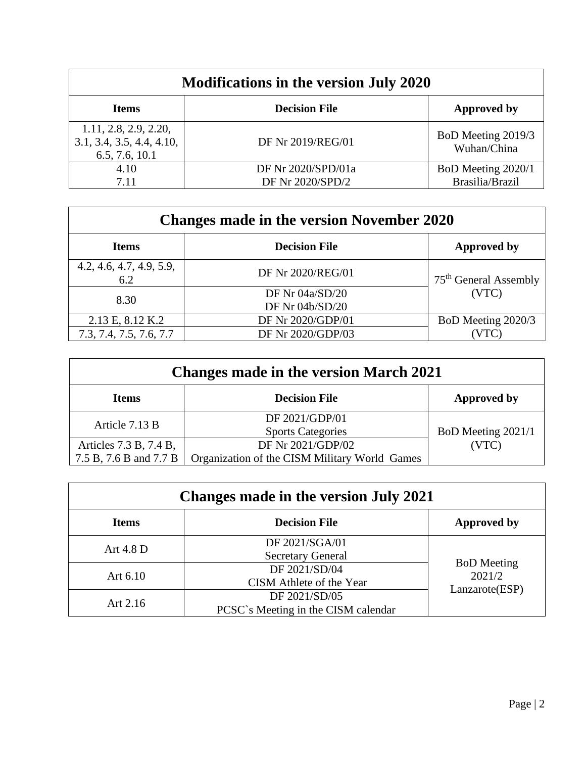| Modifications in the version July 2020 | | |
|---|---|---|
| **Items** | **Decision File** | **Approved by** |
| 1.11, 2.8, 2.9, 2.20, 3.1, 3.4, 3.5, 4.4, 4.10, 6.5, 7.6, 10.1 | DF Nr 2019/REG/01 | BoD Meeting 2019/3 Wuhan/China |
| 4.10<br>7.11 | DF Nr 2020/SPD/01a<br>DF Nr 2020/SPD/2 | BoD Meeting 2020/1 Brasilia/Brazil |

| Changes made in the version November 2020 | | |
|---|---|---|
| **Items** | **Decision File** | **Approved by** |
| 4.2, 4.6, 4.7, 4.9, 5.9, 6.2 | DF Nr 2020/REG/01 | 75th General Assembly (VTC) |
| 8.30 | DF Nr 04a/SD/20<br>DF Nr 04b/SD/20 | |
| 2.13 E, 8.12 K.2 | DF Nr 2020/GDP/01 | BoD Meeting 2020/3 (VTC) |
| 7.3, 7.4, 7.5, 7.6, 7.7 | DF Nr 2020/GDP/03 | |

| Changes made in the version March 2021 | | |
|---|---|---|
| **Items** | **Decision File** | **Approved by** |
| Article 7.13 B | DF 2021/GDP/01<br>Sports Categories | BoD Meeting 2021/1 (VTC) |
| Articles 7.3 B, 7.4 B, 7.5 B, 7.6 B and 7.7 B | DF Nr 2021/GDP/02<br>Organization of the CISM Military World Games | |

| Changes made in the version July 2021 | | |
|---|---|---|
| **Items** | **Decision File** | **Approved by** |
| Art 4.8 D | DF 2021/SGA/01<br>Secretary General | BoD Meeting 2021/2 Lanzarote(ESP) |
| Art 6.10 | DF 2021/SD/04<br>CISM Athlete of the Year | |
| Art 2.16 | DF 2021/SD/05<br>PCSC`s Meeting in the CISM calendar | |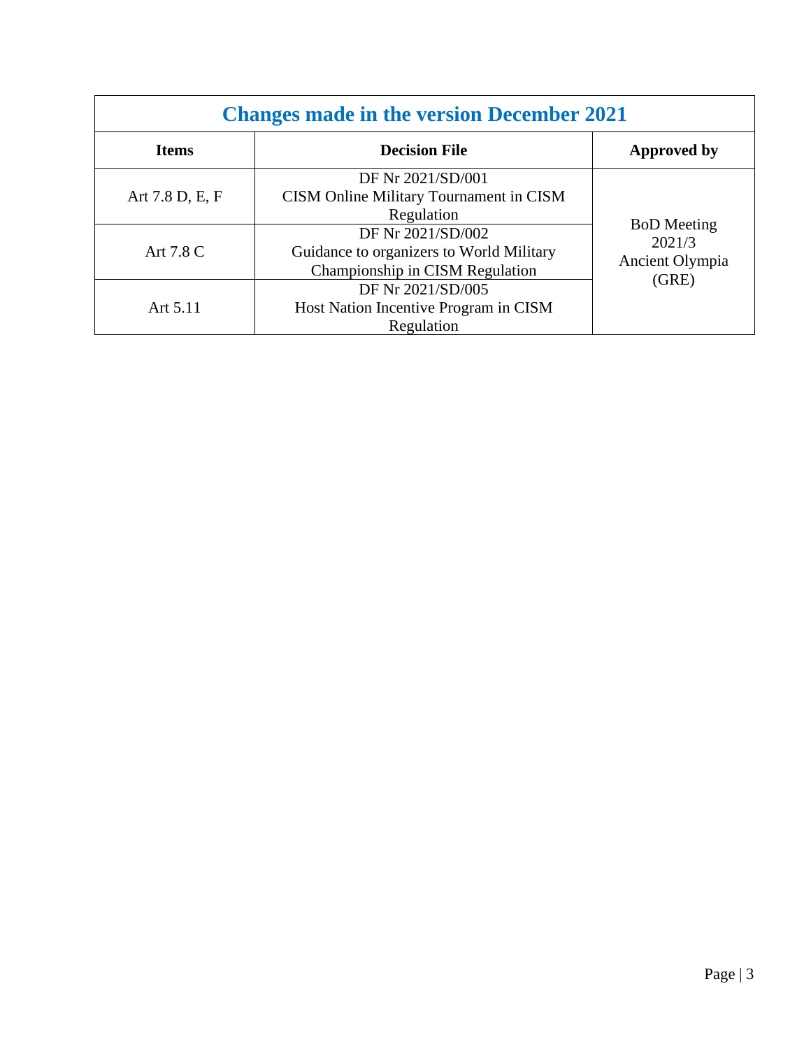## Changes made in the version December 2021

| Items | Decision File | Approved by |
|---|---|---|
| Art 7.8 D, E, F | DF Nr 2021/SD/001 CISM Online Military Tournament in CISM Regulation | BoD Meeting 2021/3 Ancient Olympia (GRE) |
| Art 7.8 C | DF Nr 2021/SD/002 Guidance to organizers to World Military Championship in CISM Regulation | |
| Art 5.11 | DF Nr 2021/SD/005 Host Nation Incentive Program in CISM Regulation | |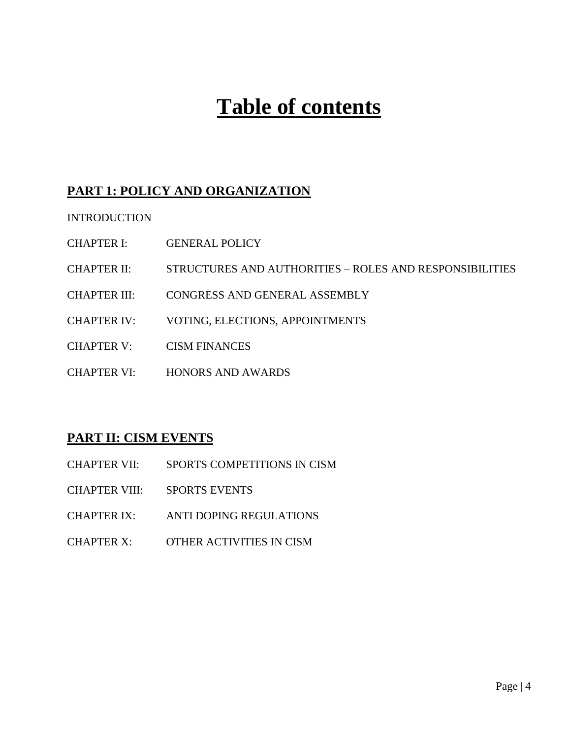# Table of contents

## PART 1: POLICY AND ORGANIZATION

INTRODUCTION

CHAPTER I: GENERAL POLICY

CHAPTER II: STRUCTURES AND AUTHORITIES – ROLES AND RESPONSIBILITIES

CHAPTER III: CONGRESS AND GENERAL ASSEMBLY

CHAPTER IV: VOTING, ELECTIONS, APPOINTMENTS

CHAPTER V: CISM FINANCES

CHAPTER VI: HONORS AND AWARDS

## PART II: CISM EVENTS

CHAPTER VII: SPORTS COMPETITIONS IN CISM

CHAPTER VIII: SPORTS EVENTS

CHAPTER IX: ANTI DOPING REGULATIONS

CHAPTER X: OTHER ACTIVITIES IN CISM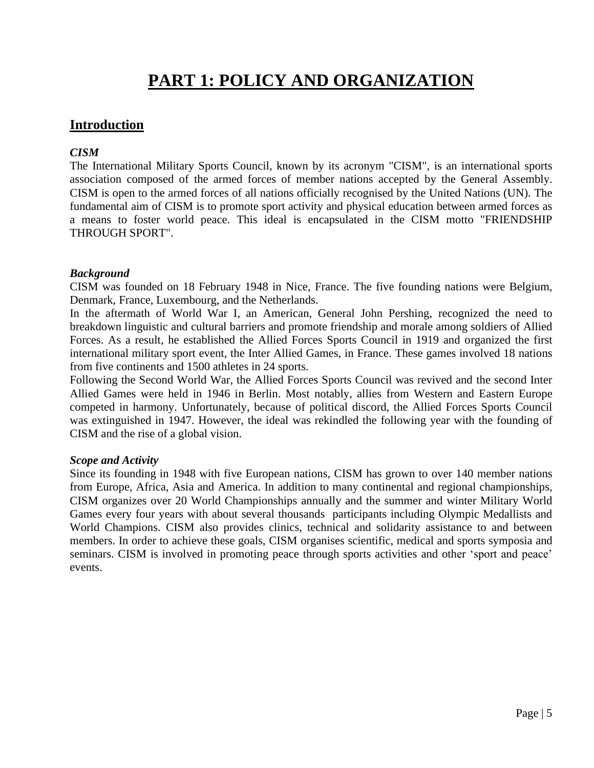# PART 1: POLICY AND ORGANIZATION

## Introduction

***CISM***

The International Military Sports Council, known by its acronym "CISM", is an international sports association composed of the armed forces of member nations accepted by the General Assembly. CISM is open to the armed forces of all nations officially recognised by the United Nations (UN). The fundamental aim of CISM is to promote sport activity and physical education between armed forces as a means to foster world peace. This ideal is encapsulated in the CISM motto "FRIENDSHIP THROUGH SPORT".

***Background***

CISM was founded on 18 February 1948 in Nice, France. The five founding nations were Belgium, Denmark, France, Luxembourg, and the Netherlands.

In the aftermath of World War I, an American, General John Pershing, recognized the need to breakdown linguistic and cultural barriers and promote friendship and morale among soldiers of Allied Forces. As a result, he established the Allied Forces Sports Council in 1919 and organized the first international military sport event, the Inter Allied Games, in France. These games involved 18 nations from five continents and 1500 athletes in 24 sports.

Following the Second World War, the Allied Forces Sports Council was revived and the second Inter Allied Games were held in 1946 in Berlin. Most notably, allies from Western and Eastern Europe competed in harmony. Unfortunately, because of political discord, the Allied Forces Sports Council was extinguished in 1947. However, the ideal was rekindled the following year with the founding of CISM and the rise of a global vision.

***Scope and Activity***

Since its founding in 1948 with five European nations, CISM has grown to over 140 member nations from Europe, Africa, Asia and America. In addition to many continental and regional championships, CISM organizes over 20 World Championships annually and the summer and winter Military World Games every four years with about several thousands participants including Olympic Medallists and World Champions. CISM also provides clinics, technical and solidarity assistance to and between members. In order to achieve these goals, CISM organises scientific, medical and sports symposia and seminars. CISM is involved in promoting peace through sports activities and other 'sport and peace' events.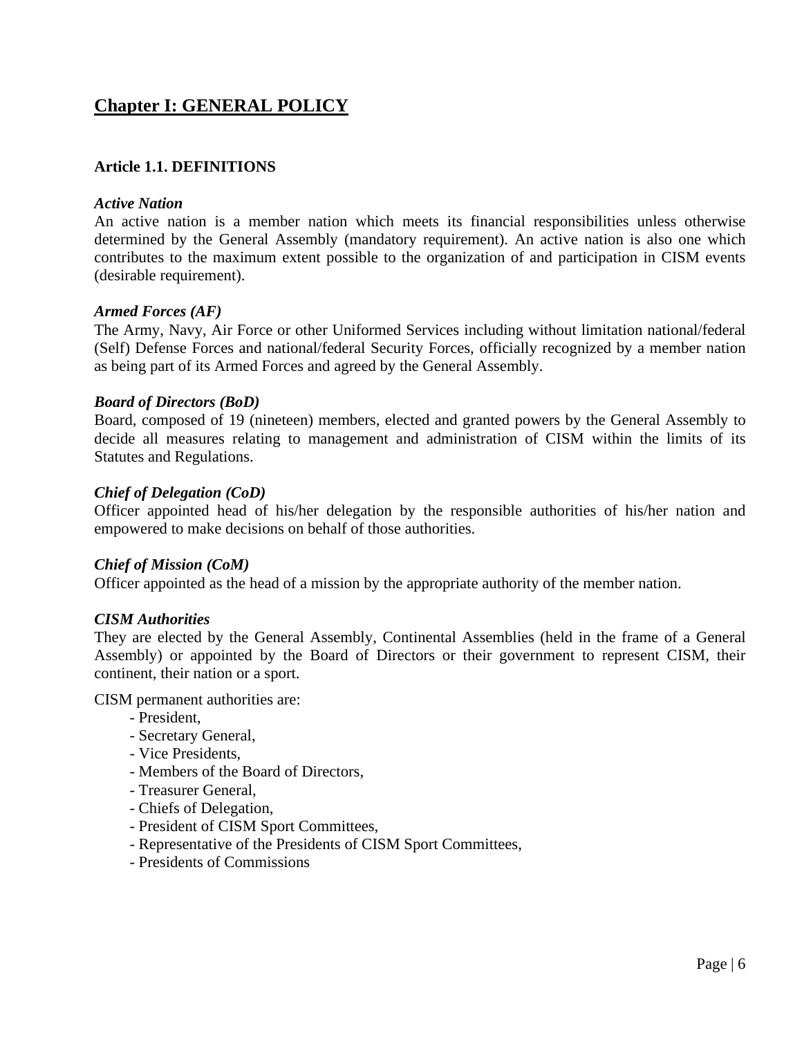# Chapter I: GENERAL POLICY

## Article 1.1. DEFINITIONS

***Active Nation***

An active nation is a member nation which meets its financial responsibilities unless otherwise determined by the General Assembly (mandatory requirement). An active nation is also one which contributes to the maximum extent possible to the organization of and participation in CISM events (desirable requirement).

***Armed Forces (AF)***

The Army, Navy, Air Force or other Uniformed Services including without limitation national/federal (Self) Defense Forces and national/federal Security Forces, officially recognized by a member nation as being part of its Armed Forces and agreed by the General Assembly.

***Board of Directors (BoD)***

Board, composed of 19 (nineteen) members, elected and granted powers by the General Assembly to decide all measures relating to management and administration of CISM within the limits of its Statutes and Regulations.

***Chief of Delegation (CoD)***

Officer appointed head of his/her delegation by the responsible authorities of his/her nation and empowered to make decisions on behalf of those authorities.

***Chief of Mission (CoM)***

Officer appointed as the head of a mission by the appropriate authority of the member nation.

***CISM Authorities***

They are elected by the General Assembly, Continental Assemblies (held in the frame of a General Assembly) or appointed by the Board of Directors or their government to represent CISM, their continent, their nation or a sport.

CISM permanent authorities are:

- President,
- Secretary General,
- Vice Presidents,
- Members of the Board of Directors,
- Treasurer General,
- Chiefs of Delegation,
- President of CISM Sport Committees,
- Representative of the Presidents of CISM Sport Committees,
- Presidents of Commissions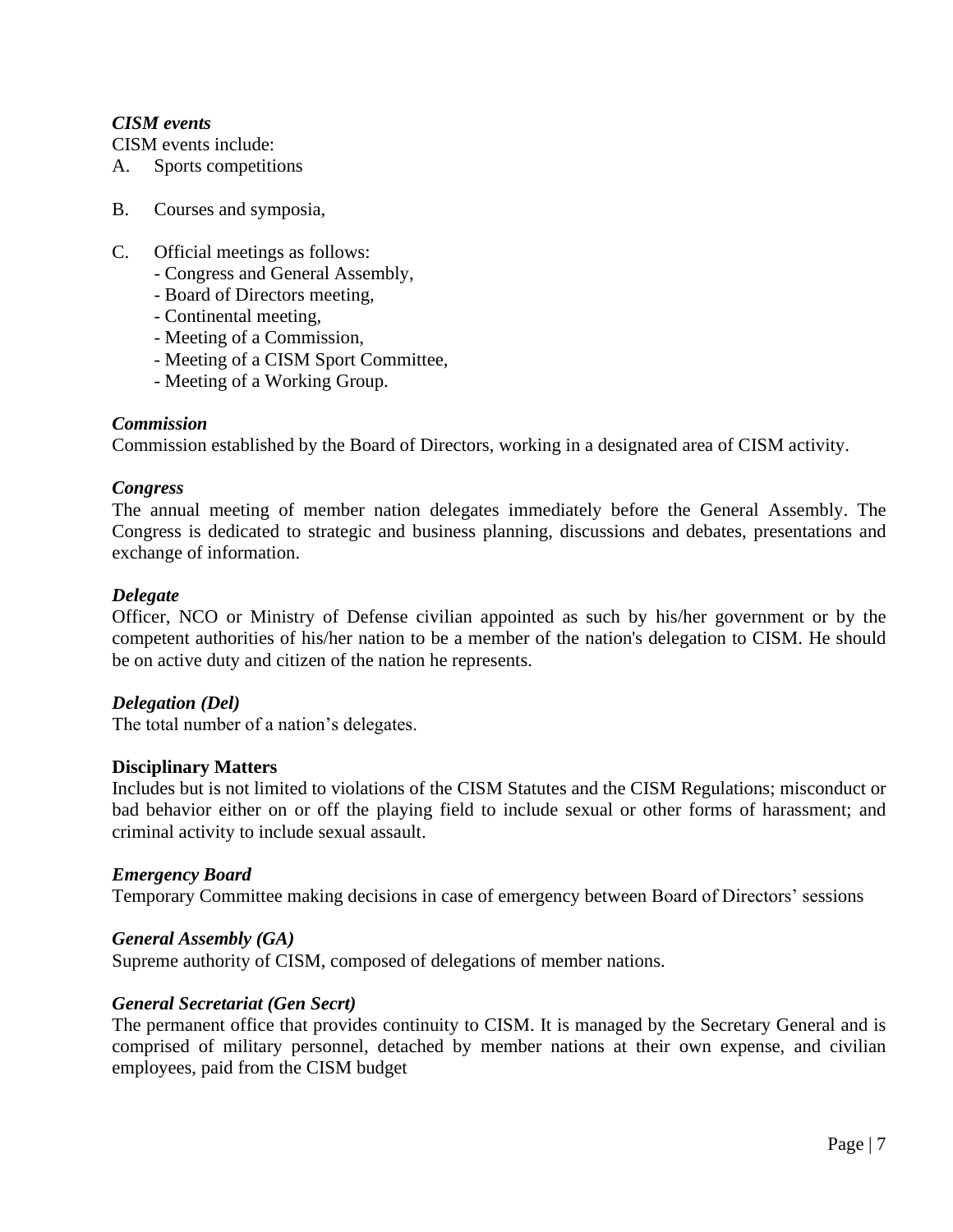*CISM events*

CISM events include:

A. Sports competitions

B. Courses and symposia,

C. Official meetings as follows:
   - Congress and General Assembly,
   - Board of Directors meeting,
   - Continental meeting,
   - Meeting of a Commission,
   - Meeting of a CISM Sport Committee,
   - Meeting of a Working Group.

*Commission*

Commission established by the Board of Directors, working in a designated area of CISM activity.

*Congress*

The annual meeting of member nation delegates immediately before the General Assembly. The Congress is dedicated to strategic and business planning, discussions and debates, presentations and exchange of information.

*Delegate*

Officer, NCO or Ministry of Defense civilian appointed as such by his/her government or by the competent authorities of his/her nation to be a member of the nation's delegation to CISM. He should be on active duty and citizen of the nation he represents.

*Delegation (Del)*

The total number of a nation's delegates.

**Disciplinary Matters**

Includes but is not limited to violations of the CISM Statutes and the CISM Regulations; misconduct or bad behavior either on or off the playing field to include sexual or other forms of harassment; and criminal activity to include sexual assault.

*Emergency Board*

Temporary Committee making decisions in case of emergency between Board of Directors' sessions

*General Assembly (GA)*

Supreme authority of CISM, composed of delegations of member nations.

*General Secretariat (Gen Secrt)*

The permanent office that provides continuity to CISM. It is managed by the Secretary General and is comprised of military personnel, detached by member nations at their own expense, and civilian employees, paid from the CISM budget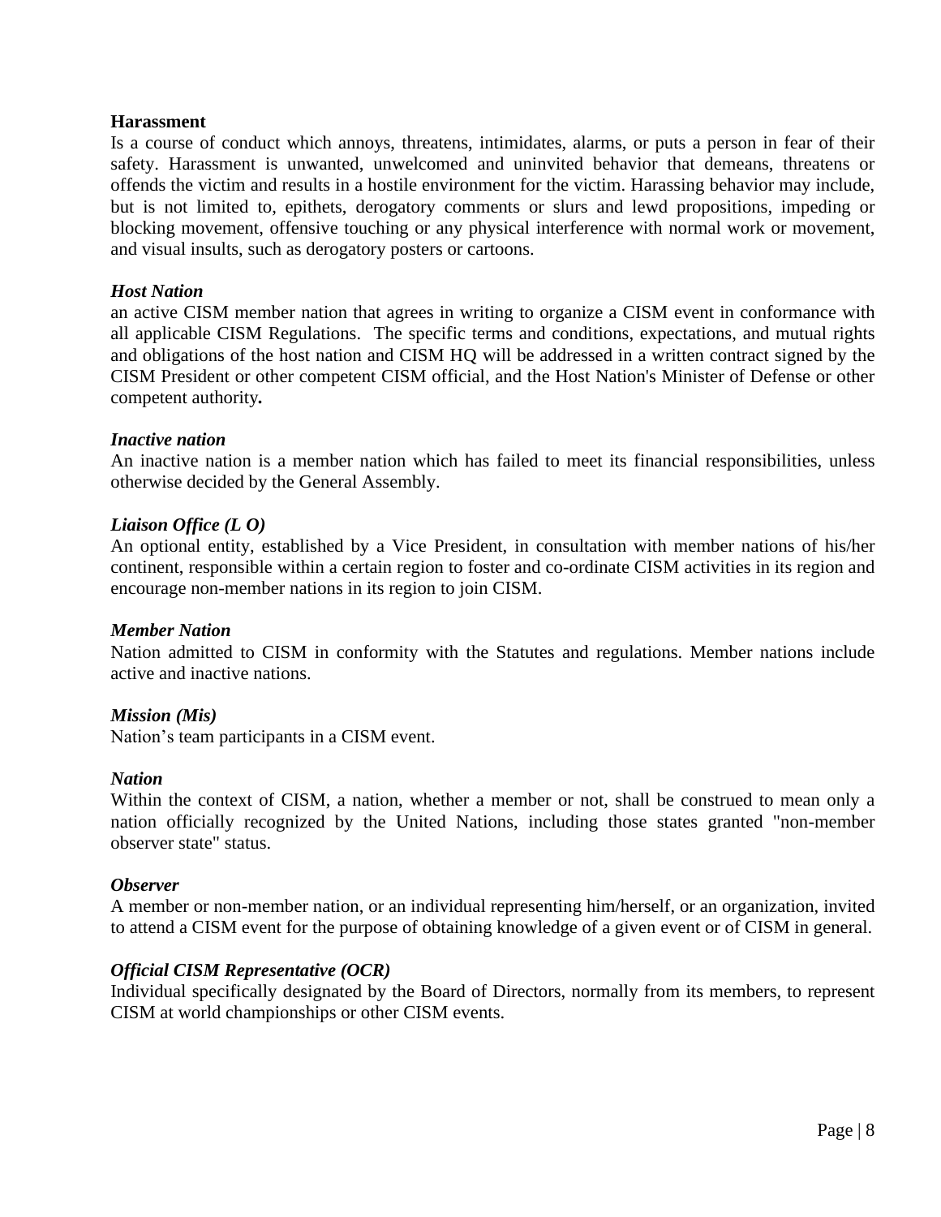**Harassment**

Is a course of conduct which annoys, threatens, intimidates, alarms, or puts a person in fear of their safety. Harassment is unwanted, unwelcomed and uninvited behavior that demeans, threatens or offends the victim and results in a hostile environment for the victim. Harassing behavior may include, but is not limited to, epithets, derogatory comments or slurs and lewd propositions, impeding or blocking movement, offensive touching or any physical interference with normal work or movement, and visual insults, such as derogatory posters or cartoons.

***Host Nation***

an active CISM member nation that agrees in writing to organize a CISM event in conformance with all applicable CISM Regulations. The specific terms and conditions, expectations, and mutual rights and obligations of the host nation and CISM HQ will be addressed in a written contract signed by the CISM President or other competent CISM official, and the Host Nation's Minister of Defense or other competent authority**.**

***Inactive nation***

An inactive nation is a member nation which has failed to meet its financial responsibilities, unless otherwise decided by the General Assembly.

***Liaison Office (L O)***

An optional entity, established by a Vice President, in consultation with member nations of his/her continent, responsible within a certain region to foster and co-ordinate CISM activities in its region and encourage non-member nations in its region to join CISM.

***Member Nation***

Nation admitted to CISM in conformity with the Statutes and regulations. Member nations include active and inactive nations.

***Mission (Mis)***

Nation's team participants in a CISM event.

***Nation***

Within the context of CISM, a nation, whether a member or not, shall be construed to mean only a nation officially recognized by the United Nations, including those states granted "non-member observer state" status.

***Observer***

A member or non-member nation, or an individual representing him/herself, or an organization, invited to attend a CISM event for the purpose of obtaining knowledge of a given event or of CISM in general.

***Official CISM Representative (OCR)***

Individual specifically designated by the Board of Directors, normally from its members, to represent CISM at world championships or other CISM events.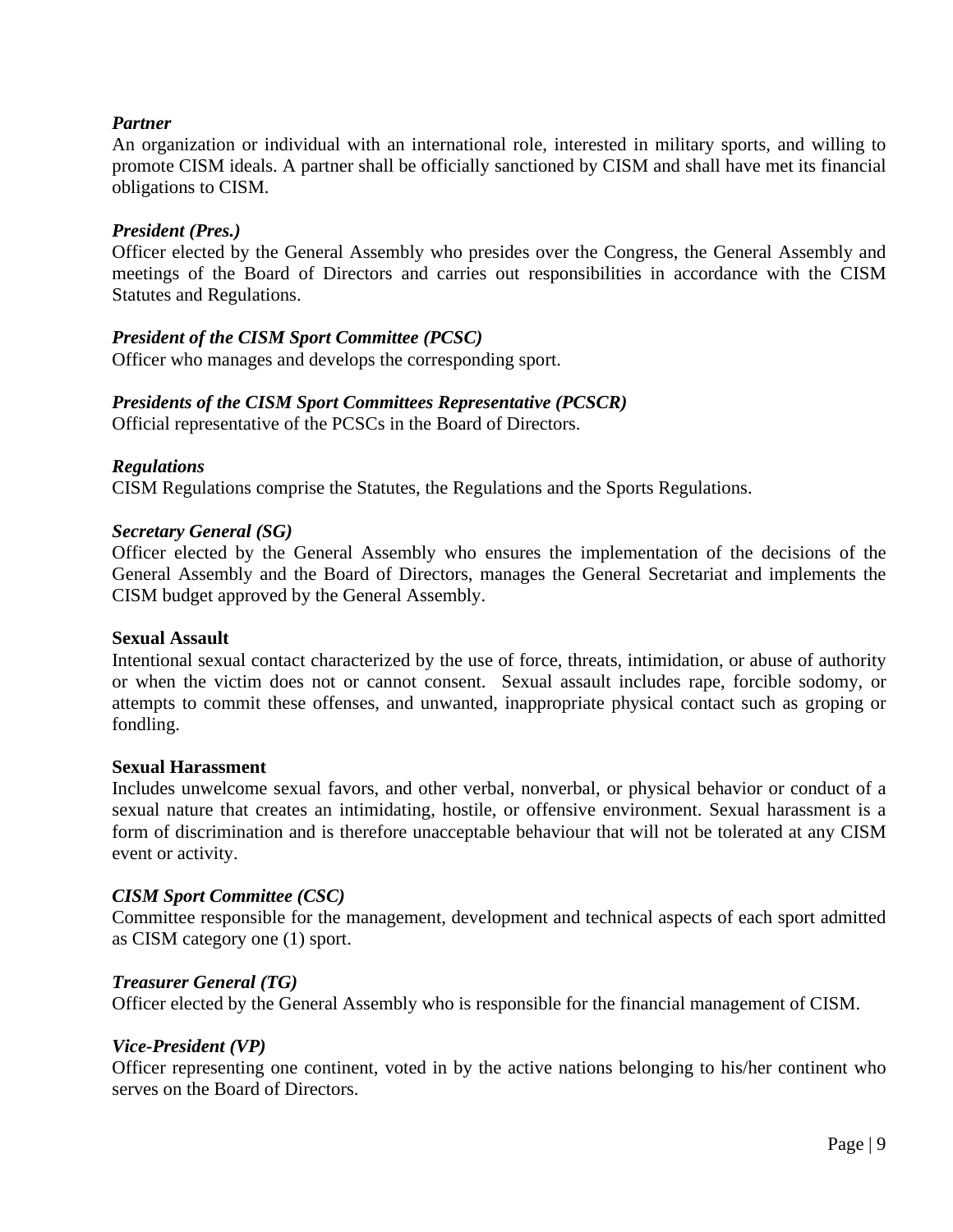***Partner***
An organization or individual with an international role, interested in military sports, and willing to promote CISM ideals. A partner shall be officially sanctioned by CISM and shall have met its financial obligations to CISM.

***President (Pres.)***
Officer elected by the General Assembly who presides over the Congress, the General Assembly and meetings of the Board of Directors and carries out responsibilities in accordance with the CISM Statutes and Regulations.

***President of the CISM Sport Committee (PCSC)***
Officer who manages and develops the corresponding sport.

***Presidents of the CISM Sport Committees Representative (PCSCR)***
Official representative of the PCSCs in the Board of Directors.

***Regulations***
CISM Regulations comprise the Statutes, the Regulations and the Sports Regulations.

***Secretary General (SG)***
Officer elected by the General Assembly who ensures the implementation of the decisions of the General Assembly and the Board of Directors, manages the General Secretariat and implements the CISM budget approved by the General Assembly.

**Sexual Assault**
Intentional sexual contact characterized by the use of force, threats, intimidation, or abuse of authority or when the victim does not or cannot consent. Sexual assault includes rape, forcible sodomy, or attempts to commit these offenses, and unwanted, inappropriate physical contact such as groping or fondling.

**Sexual Harassment**
Includes unwelcome sexual favors, and other verbal, nonverbal, or physical behavior or conduct of a sexual nature that creates an intimidating, hostile, or offensive environment. Sexual harassment is a form of discrimination and is therefore unacceptable behaviour that will not be tolerated at any CISM event or activity.

***CISM Sport Committee (CSC)***
Committee responsible for the management, development and technical aspects of each sport admitted as CISM category one (1) sport.

***Treasurer General (TG)***
Officer elected by the General Assembly who is responsible for the financial management of CISM.

***Vice-President (VP)***
Officer representing one continent, voted in by the active nations belonging to his/her continent who serves on the Board of Directors.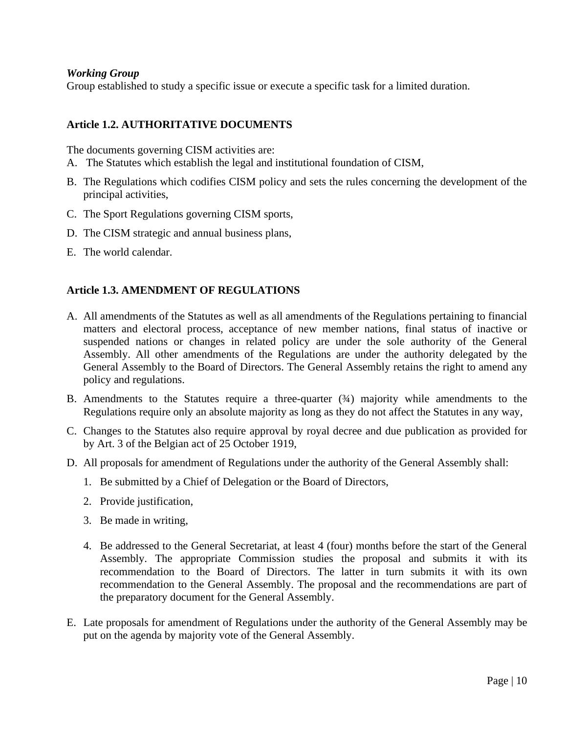***Working Group***

Group established to study a specific issue or execute a specific task for a limited duration.

**Article 1.2. AUTHORITATIVE DOCUMENTS**

The documents governing CISM activities are:

A. The Statutes which establish the legal and institutional foundation of CISM,

B. The Regulations which codifies CISM policy and sets the rules concerning the development of the principal activities,

C. The Sport Regulations governing CISM sports,

D. The CISM strategic and annual business plans,

E. The world calendar.

**Article 1.3. AMENDMENT OF REGULATIONS**

A. All amendments of the Statutes as well as all amendments of the Regulations pertaining to financial matters and electoral process, acceptance of new member nations, final status of inactive or suspended nations or changes in related policy are under the sole authority of the General Assembly. All other amendments of the Regulations are under the authority delegated by the General Assembly to the Board of Directors. The General Assembly retains the right to amend any policy and regulations.

B. Amendments to the Statutes require a three-quarter (¾) majority while amendments to the Regulations require only an absolute majority as long as they do not affect the Statutes in any way,

C. Changes to the Statutes also require approval by royal decree and due publication as provided for by Art. 3 of the Belgian act of 25 October 1919,

D. All proposals for amendment of Regulations under the authority of the General Assembly shall:

   1. Be submitted by a Chief of Delegation or the Board of Directors,

   2. Provide justification,

   3. Be made in writing,

   4. Be addressed to the General Secretariat, at least 4 (four) months before the start of the General Assembly. The appropriate Commission studies the proposal and submits it with its recommendation to the Board of Directors. The latter in turn submits it with its own recommendation to the General Assembly. The proposal and the recommendations are part of the preparatory document for the General Assembly.

E. Late proposals for amendment of Regulations under the authority of the General Assembly may be put on the agenda by majority vote of the General Assembly.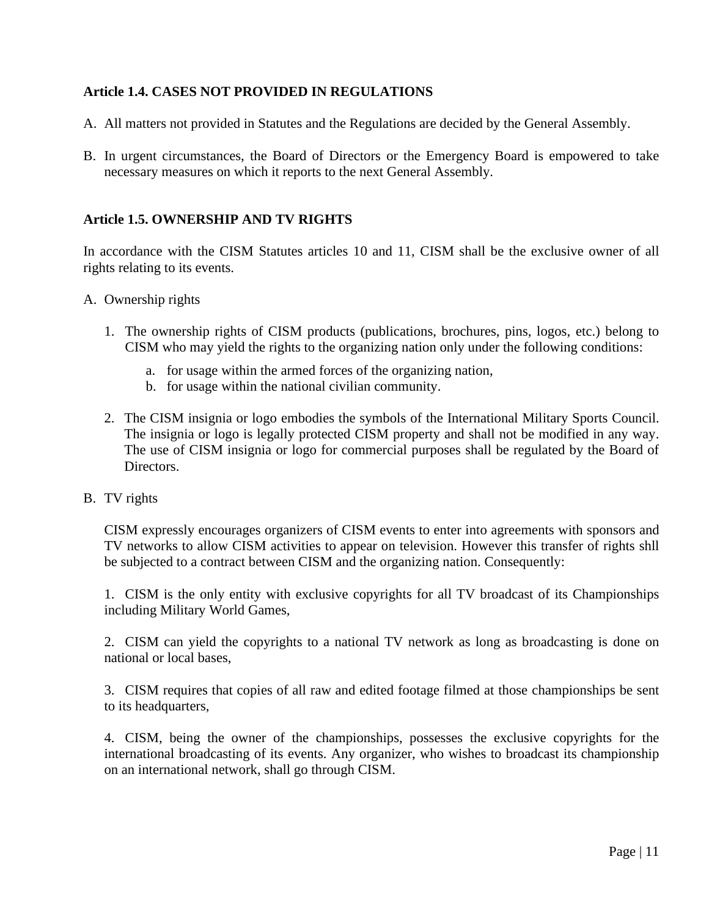**Article 1.4. CASES NOT PROVIDED IN REGULATIONS**

A. All matters not provided in Statutes and the Regulations are decided by the General Assembly.

B. In urgent circumstances, the Board of Directors or the Emergency Board is empowered to take necessary measures on which it reports to the next General Assembly.

**Article 1.5. OWNERSHIP AND TV RIGHTS**

In accordance with the CISM Statutes articles 10 and 11, CISM shall be the exclusive owner of all rights relating to its events.

A. Ownership rights

   1. The ownership rights of CISM products (publications, brochures, pins, logos, etc.) belong to CISM who may yield the rights to the organizing nation only under the following conditions:

      a. for usage within the armed forces of the organizing nation,
      b. for usage within the national civilian community.

   2. The CISM insignia or logo embodies the symbols of the International Military Sports Council. The insignia or logo is legally protected CISM property and shall not be modified in any way. The use of CISM insignia or logo for commercial purposes shall be regulated by the Board of Directors.

B. TV rights

   CISM expressly encourages organizers of CISM events to enter into agreements with sponsors and TV networks to allow CISM activities to appear on television. However this transfer of rights shll be subjected to a contract between CISM and the organizing nation. Consequently:

   1. CISM is the only entity with exclusive copyrights for all TV broadcast of its Championships including Military World Games,

   2. CISM can yield the copyrights to a national TV network as long as broadcasting is done on national or local bases,

   3. CISM requires that copies of all raw and edited footage filmed at those championships be sent to its headquarters,

   4. CISM, being the owner of the championships, possesses the exclusive copyrights for the international broadcasting of its events. Any organizer, who wishes to broadcast its championship on an international network, shall go through CISM.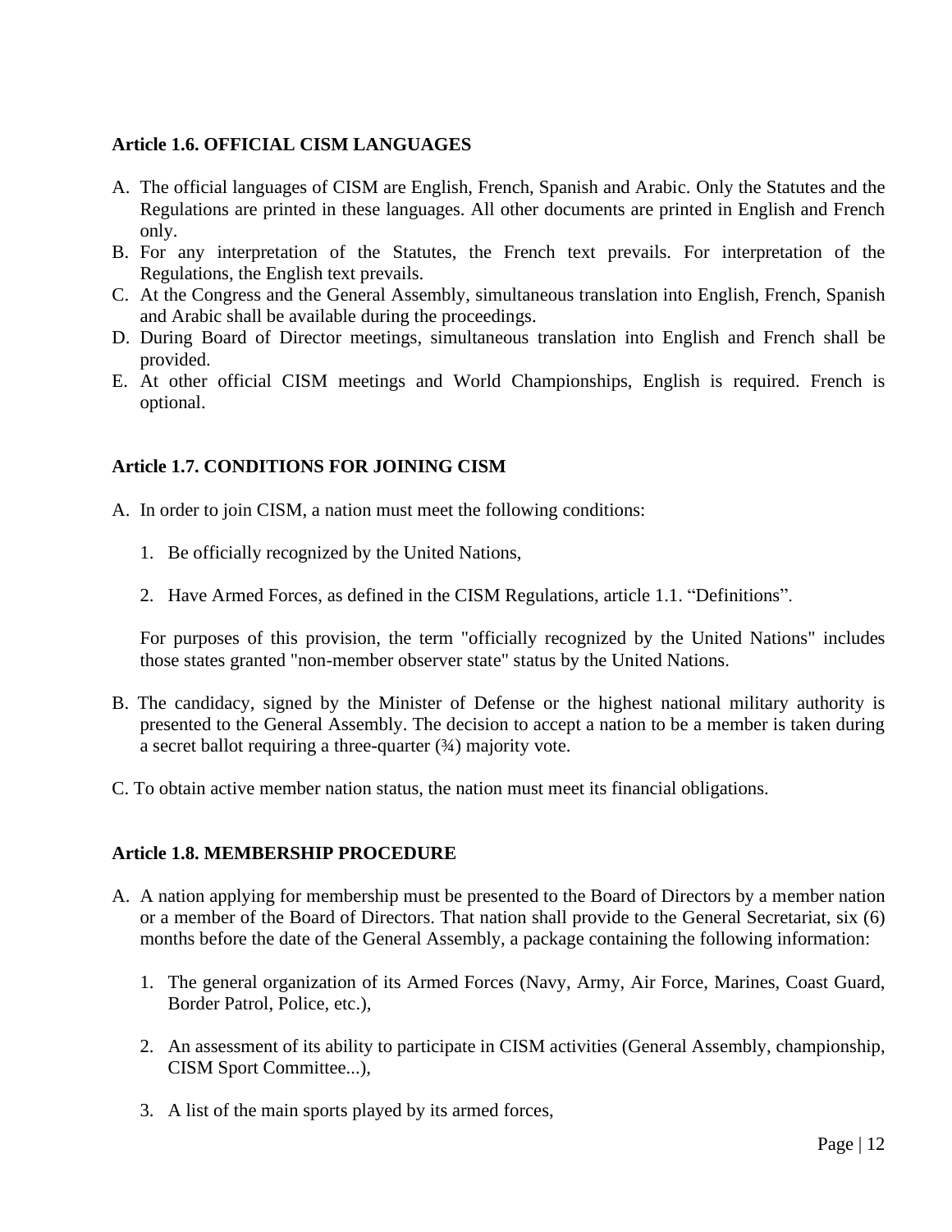### Article 1.6. OFFICIAL CISM LANGUAGES

A. The official languages of CISM are English, French, Spanish and Arabic. Only the Statutes and the Regulations are printed in these languages. All other documents are printed in English and French only.
B. For any interpretation of the Statutes, the French text prevails. For interpretation of the Regulations, the English text prevails.
C. At the Congress and the General Assembly, simultaneous translation into English, French, Spanish and Arabic shall be available during the proceedings.
D. During Board of Director meetings, simultaneous translation into English and French shall be provided.
E. At other official CISM meetings and World Championships, English is required. French is optional.

### Article 1.7. CONDITIONS FOR JOINING CISM

A. In order to join CISM, a nation must meet the following conditions:

   1. Be officially recognized by the United Nations,

   2. Have Armed Forces, as defined in the CISM Regulations, article 1.1. “Definitions”.

   For purposes of this provision, the term "officially recognized by the United Nations" includes those states granted "non-member observer state" status by the United Nations.

B. The candidacy, signed by the Minister of Defense or the highest national military authority is presented to the General Assembly. The decision to accept a nation to be a member is taken during a secret ballot requiring a three-quarter (¾) majority vote.

C. To obtain active member nation status, the nation must meet its financial obligations.

### Article 1.8. MEMBERSHIP PROCEDURE

A. A nation applying for membership must be presented to the Board of Directors by a member nation or a member of the Board of Directors. That nation shall provide to the General Secretariat, six (6) months before the date of the General Assembly, a package containing the following information:

   1. The general organization of its Armed Forces (Navy, Army, Air Force, Marines, Coast Guard, Border Patrol, Police, etc.),

   2. An assessment of its ability to participate in CISM activities (General Assembly, championship, CISM Sport Committee...),

   3. A list of the main sports played by its armed forces,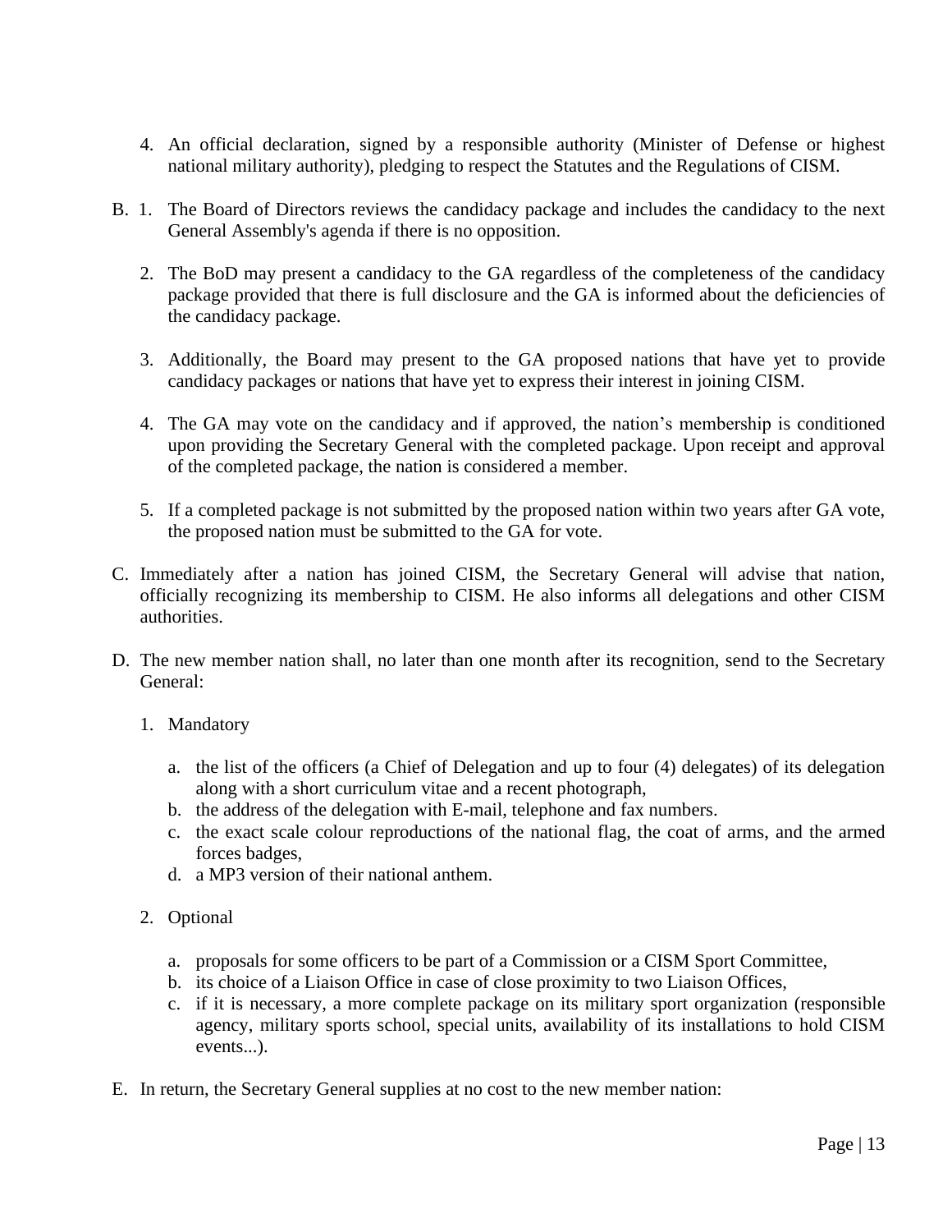4. An official declaration, signed by a responsible authority (Minister of Defense or highest national military authority), pledging to respect the Statutes and the Regulations of CISM.

B. 1. The Board of Directors reviews the candidacy package and includes the candidacy to the next General Assembly's agenda if there is no opposition.

   2. The BoD may present a candidacy to the GA regardless of the completeness of the candidacy package provided that there is full disclosure and the GA is informed about the deficiencies of the candidacy package.

   3. Additionally, the Board may present to the GA proposed nations that have yet to provide candidacy packages or nations that have yet to express their interest in joining CISM.

   4. The GA may vote on the candidacy and if approved, the nation's membership is conditioned upon providing the Secretary General with the completed package. Upon receipt and approval of the completed package, the nation is considered a member.

   5. If a completed package is not submitted by the proposed nation within two years after GA vote, the proposed nation must be submitted to the GA for vote.

C. Immediately after a nation has joined CISM, the Secretary General will advise that nation, officially recognizing its membership to CISM. He also informs all delegations and other CISM authorities.

D. The new member nation shall, no later than one month after its recognition, send to the Secretary General:

   1. Mandatory

      a. the list of the officers (a Chief of Delegation and up to four (4) delegates) of its delegation along with a short curriculum vitae and a recent photograph,
      b. the address of the delegation with E-mail, telephone and fax numbers.
      c. the exact scale colour reproductions of the national flag, the coat of arms, and the armed forces badges,
      d. a MP3 version of their national anthem.

   2. Optional

      a. proposals for some officers to be part of a Commission or a CISM Sport Committee,
      b. its choice of a Liaison Office in case of close proximity to two Liaison Offices,
      c. if it is necessary, a more complete package on its military sport organization (responsible agency, military sports school, special units, availability of its installations to hold CISM events...).

E. In return, the Secretary General supplies at no cost to the new member nation: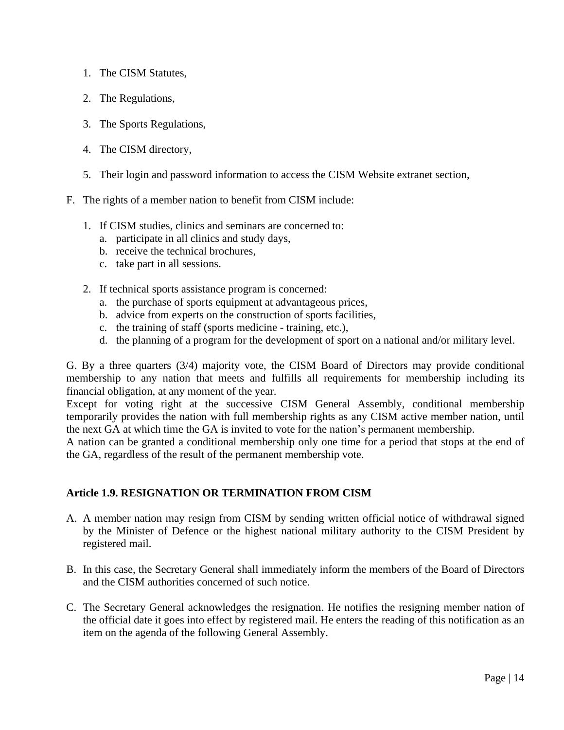1. The CISM Statutes,
2. The Regulations,
3. The Sports Regulations,
4. The CISM directory,
5. Their login and password information to access the CISM Website extranet section,

F. The rights of a member nation to benefit from CISM include:

   1. If CISM studies, clinics and seminars are concerned to:
      a. participate in all clinics and study days,
      b. receive the technical brochures,
      c. take part in all sessions.

   2. If technical sports assistance program is concerned:
      a. the purchase of sports equipment at advantageous prices,
      b. advice from experts on the construction of sports facilities,
      c. the training of staff (sports medicine - training, etc.),
      d. the planning of a program for the development of sport on a national and/or military level.

G. By a three quarters (3/4) majority vote, the CISM Board of Directors may provide conditional membership to any nation that meets and fulfills all requirements for membership including its financial obligation, at any moment of the year.
Except for voting right at the successive CISM General Assembly, conditional membership temporarily provides the nation with full membership rights as any CISM active member nation, until the next GA at which time the GA is invited to vote for the nation's permanent membership.
A nation can be granted a conditional membership only one time for a period that stops at the end of the GA, regardless of the result of the permanent membership vote.

**Article 1.9. RESIGNATION OR TERMINATION FROM CISM**

A. A member nation may resign from CISM by sending written official notice of withdrawal signed by the Minister of Defence or the highest national military authority to the CISM President by registered mail.

B. In this case, the Secretary General shall immediately inform the members of the Board of Directors and the CISM authorities concerned of such notice.

C. The Secretary General acknowledges the resignation. He notifies the resigning member nation of the official date it goes into effect by registered mail. He enters the reading of this notification as an item on the agenda of the following General Assembly.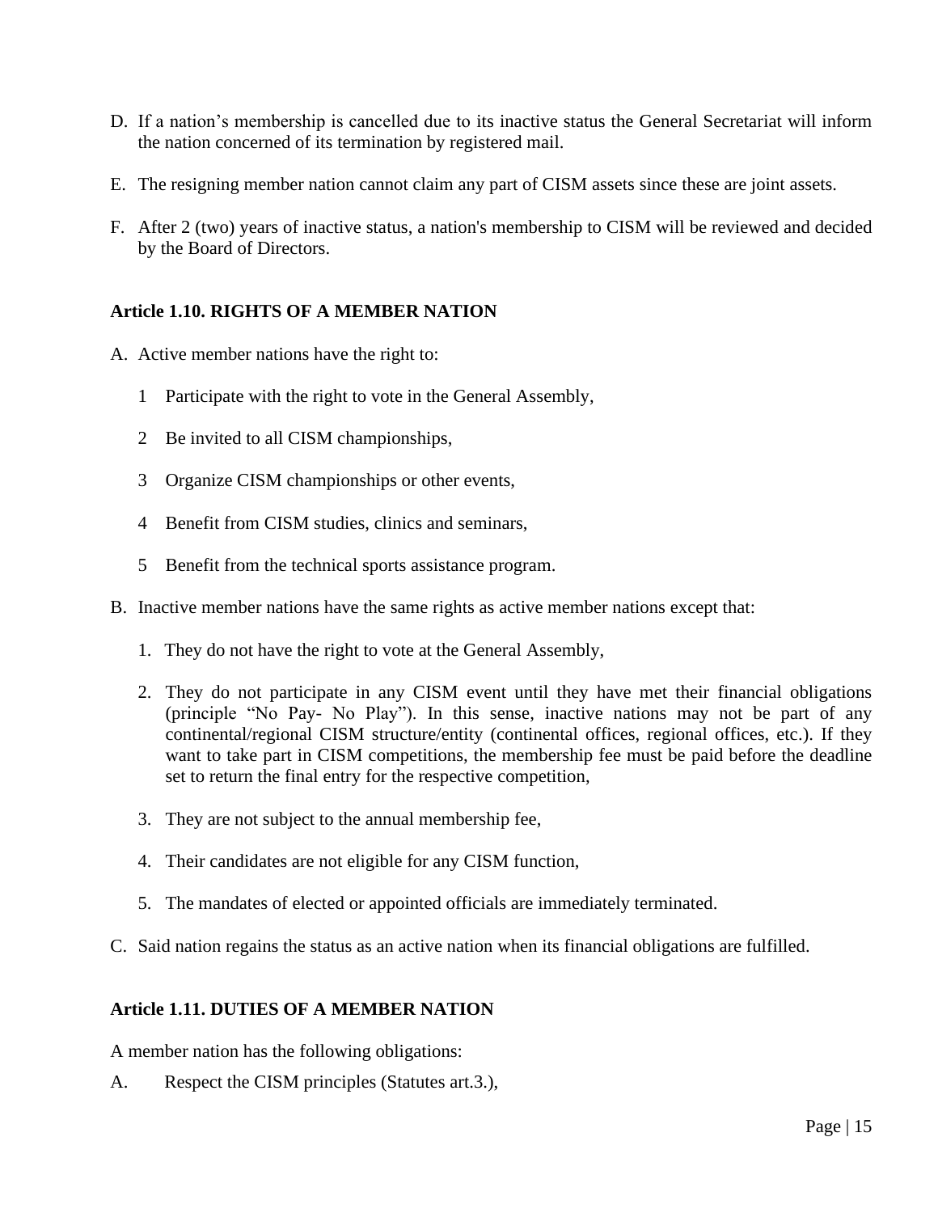D. If a nation's membership is cancelled due to its inactive status the General Secretariat will inform the nation concerned of its termination by registered mail.

E. The resigning member nation cannot claim any part of CISM assets since these are joint assets.

F. After 2 (two) years of inactive status, a nation's membership to CISM will be reviewed and decided by the Board of Directors.

**Article 1.10. RIGHTS OF A MEMBER NATION**

A. Active member nations have the right to:

   1 Participate with the right to vote in the General Assembly,

   2 Be invited to all CISM championships,

   3 Organize CISM championships or other events,

   4 Benefit from CISM studies, clinics and seminars,

   5 Benefit from the technical sports assistance program.

B. Inactive member nations have the same rights as active member nations except that:

   1. They do not have the right to vote at the General Assembly,

   2. They do not participate in any CISM event until they have met their financial obligations (principle "No Pay- No Play"). In this sense, inactive nations may not be part of any continental/regional CISM structure/entity (continental offices, regional offices, etc.). If they want to take part in CISM competitions, the membership fee must be paid before the deadline set to return the final entry for the respective competition,

   3. They are not subject to the annual membership fee,

   4. Their candidates are not eligible for any CISM function,

   5. The mandates of elected or appointed officials are immediately terminated.

C. Said nation regains the status as an active nation when its financial obligations are fulfilled.

**Article 1.11. DUTIES OF A MEMBER NATION**

A member nation has the following obligations:

A. Respect the CISM principles (Statutes art.3.),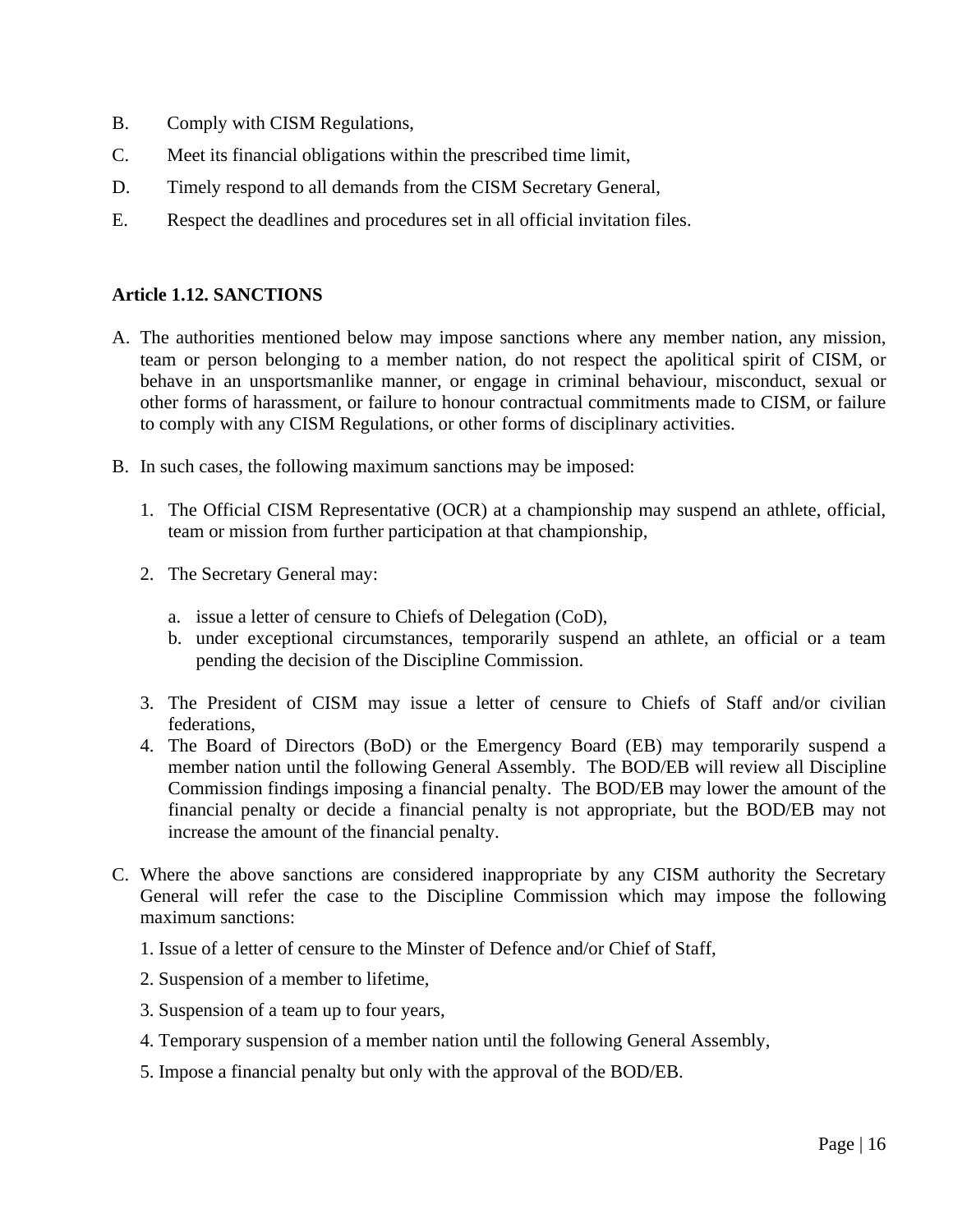B. Comply with CISM Regulations,

C. Meet its financial obligations within the prescribed time limit,

D. Timely respond to all demands from the CISM Secretary General,

E. Respect the deadlines and procedures set in all official invitation files.

**Article 1.12. SANCTIONS**

A. The authorities mentioned below may impose sanctions where any member nation, any mission, team or person belonging to a member nation, do not respect the apolitical spirit of CISM, or behave in an unsportsmanlike manner, or engage in criminal behaviour, misconduct, sexual or other forms of harassment, or failure to honour contractual commitments made to CISM, or failure to comply with any CISM Regulations, or other forms of disciplinary activities.

B. In such cases, the following maximum sanctions may be imposed:

1. The Official CISM Representative (OCR) at a championship may suspend an athlete, official, team or mission from further participation at that championship,

2. The Secretary General may:

   a. issue a letter of censure to Chiefs of Delegation (CoD),
   b. under exceptional circumstances, temporarily suspend an athlete, an official or a team pending the decision of the Discipline Commission.

3. The President of CISM may issue a letter of censure to Chiefs of Staff and/or civilian federations,
4. The Board of Directors (BoD) or the Emergency Board (EB) may temporarily suspend a member nation until the following General Assembly. The BOD/EB will review all Discipline Commission findings imposing a financial penalty. The BOD/EB may lower the amount of the financial penalty or decide a financial penalty is not appropriate, but the BOD/EB may not increase the amount of the financial penalty.

C. Where the above sanctions are considered inappropriate by any CISM authority the Secretary General will refer the case to the Discipline Commission which may impose the following maximum sanctions:

1. Issue of a letter of censure to the Minster of Defence and/or Chief of Staff,

2. Suspension of a member to lifetime,

3. Suspension of a team up to four years,

4. Temporary suspension of a member nation until the following General Assembly,

5. Impose a financial penalty but only with the approval of the BOD/EB.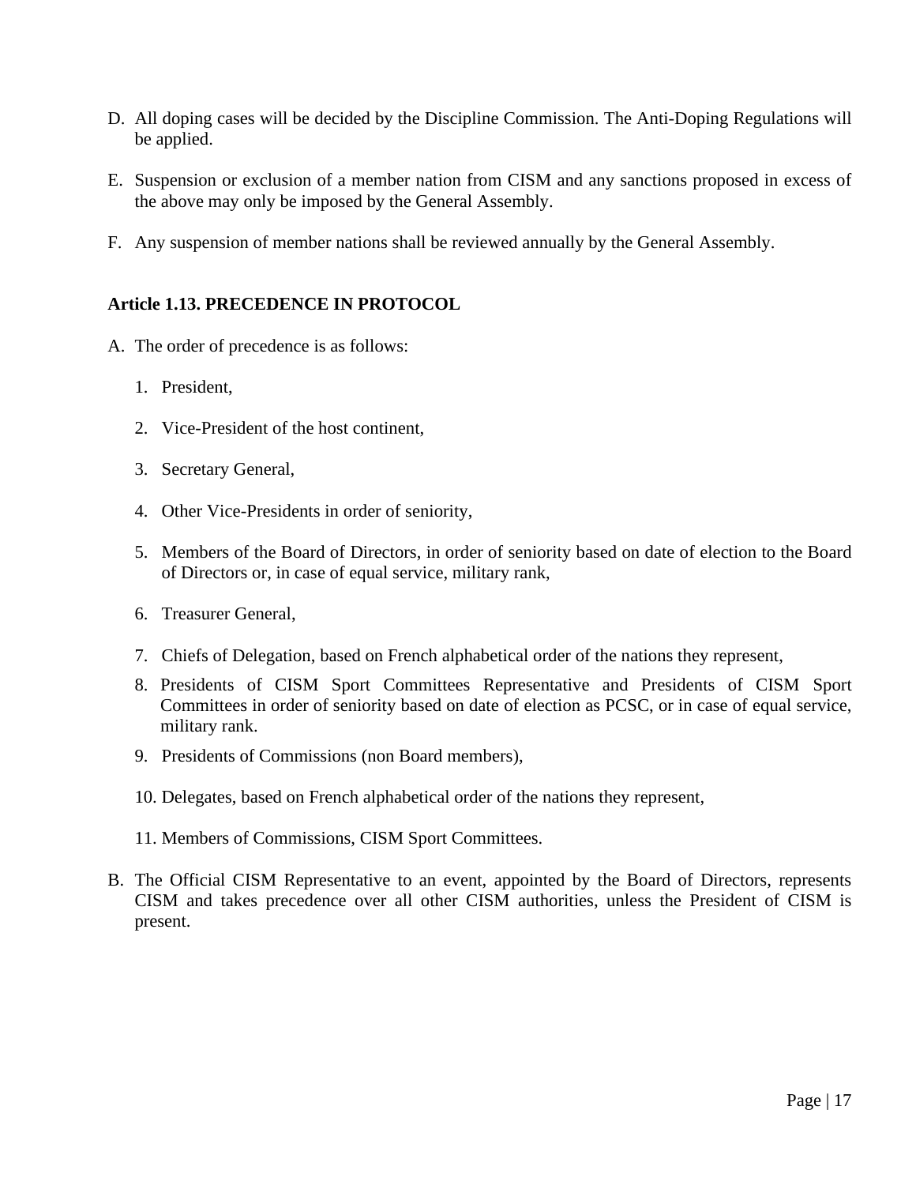D. All doping cases will be decided by the Discipline Commission. The Anti-Doping Regulations will be applied.

E. Suspension or exclusion of a member nation from CISM and any sanctions proposed in excess of the above may only be imposed by the General Assembly.

F. Any suspension of member nations shall be reviewed annually by the General Assembly.

**Article 1.13. PRECEDENCE IN PROTOCOL**

A. The order of precedence is as follows:

   1. President,
   2. Vice-President of the host continent,
   3. Secretary General,
   4. Other Vice-Presidents in order of seniority,
   5. Members of the Board of Directors, in order of seniority based on date of election to the Board of Directors or, in case of equal service, military rank,
   6. Treasurer General,
   7. Chiefs of Delegation, based on French alphabetical order of the nations they represent,
   8. Presidents of CISM Sport Committees Representative and Presidents of CISM Sport Committees in order of seniority based on date of election as PCSC, or in case of equal service, military rank.
   9. Presidents of Commissions (non Board members),
   10. Delegates, based on French alphabetical order of the nations they represent,
   11. Members of Commissions, CISM Sport Committees.

B. The Official CISM Representative to an event, appointed by the Board of Directors, represents CISM and takes precedence over all other CISM authorities, unless the President of CISM is present.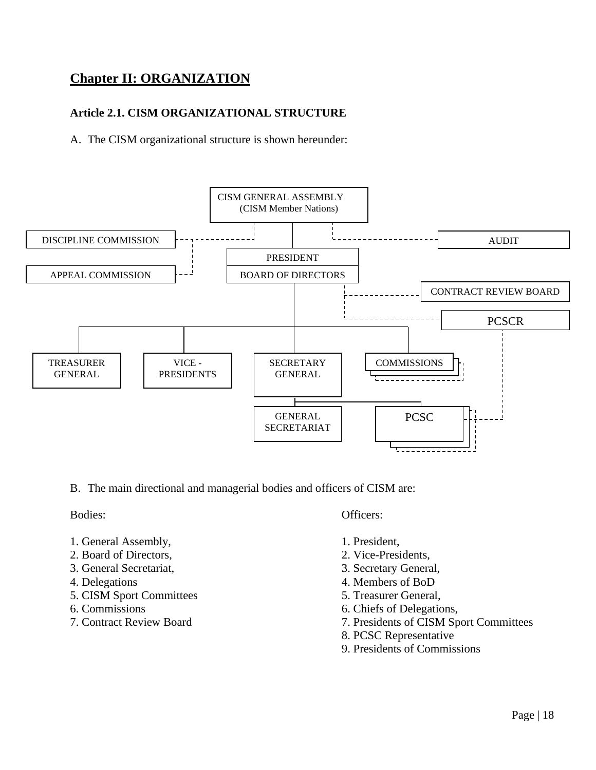## Chapter II: ORGANIZATION

### Article 2.1. CISM ORGANIZATIONAL STRUCTURE

A. The CISM organizational structure is shown hereunder:

CISM GENERAL ASSEMBLY (CISM Member Nations)

DISCIPLINE COMMISSION

APPEAL COMMISSION

AUDIT

PRESIDENT

BOARD OF DIRECTORS

CONTRACT REVIEW BOARD

PCSCR

TREASURER GENERAL

VICE - PRESIDENTS

SECRETARY GENERAL

COMMISSIONS

GENERAL SECRETARIAT

PCSC

B. The main directional and managerial bodies and officers of CISM are:

Bodies:

1. General Assembly,
2. Board of Directors,
3. General Secretariat,
4. Delegations
5. CISM Sport Committees
6. Commissions
7. Contract Review Board

Officers:

1. President,
2. Vice-Presidents,
3. Secretary General,
4. Members of BoD
5. Treasurer General,
6. Chiefs of Delegations,
7. Presidents of CISM Sport Committees
8. PCSC Representative
9. Presidents of Commissions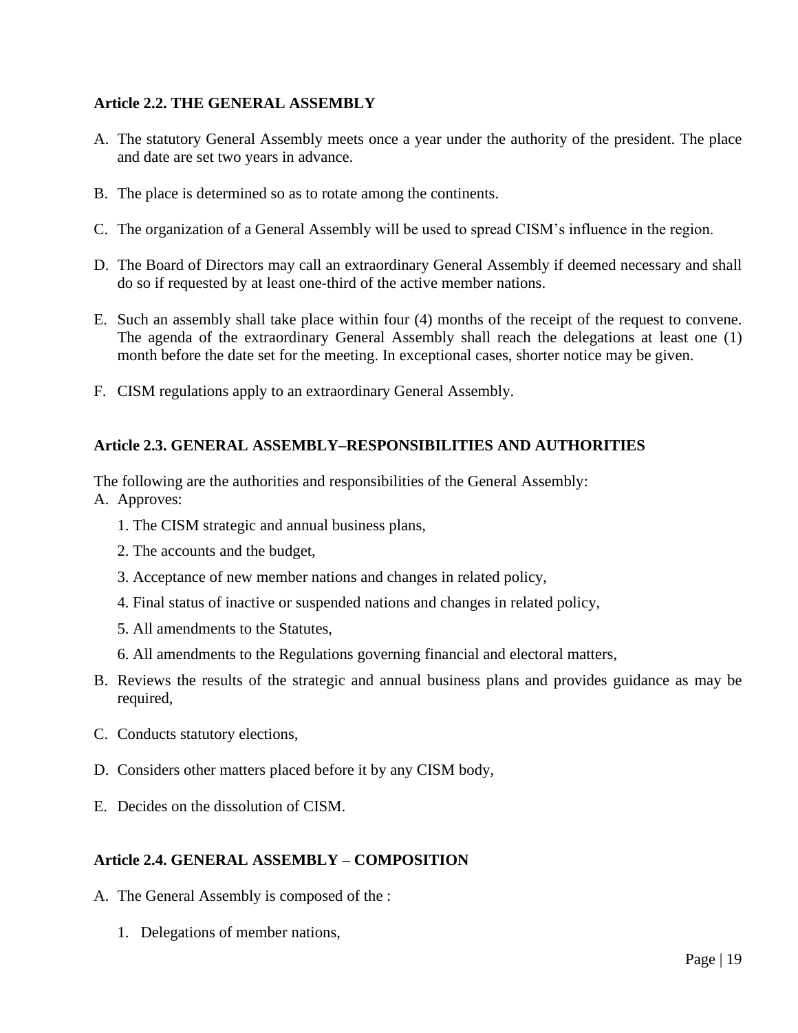### Article 2.2. THE GENERAL ASSEMBLY

A. The statutory General Assembly meets once a year under the authority of the president. The place and date are set two years in advance.

B. The place is determined so as to rotate among the continents.

C. The organization of a General Assembly will be used to spread CISM's influence in the region.

D. The Board of Directors may call an extraordinary General Assembly if deemed necessary and shall do so if requested by at least one-third of the active member nations.

E. Such an assembly shall take place within four (4) months of the receipt of the request to convene. The agenda of the extraordinary General Assembly shall reach the delegations at least one (1) month before the date set for the meeting. In exceptional cases, shorter notice may be given.

F. CISM regulations apply to an extraordinary General Assembly.

### Article 2.3. GENERAL ASSEMBLY–RESPONSIBILITIES AND AUTHORITIES

The following are the authorities and responsibilities of the General Assembly:

A. Approves:

   1. The CISM strategic and annual business plans,
   2. The accounts and the budget,
   3. Acceptance of new member nations and changes in related policy,
   4. Final status of inactive or suspended nations and changes in related policy,
   5. All amendments to the Statutes,
   6. All amendments to the Regulations governing financial and electoral matters,

B. Reviews the results of the strategic and annual business plans and provides guidance as may be required,

C. Conducts statutory elections,

D. Considers other matters placed before it by any CISM body,

E. Decides on the dissolution of CISM.

### Article 2.4. GENERAL ASSEMBLY – COMPOSITION

A. The General Assembly is composed of the :

   1. Delegations of member nations,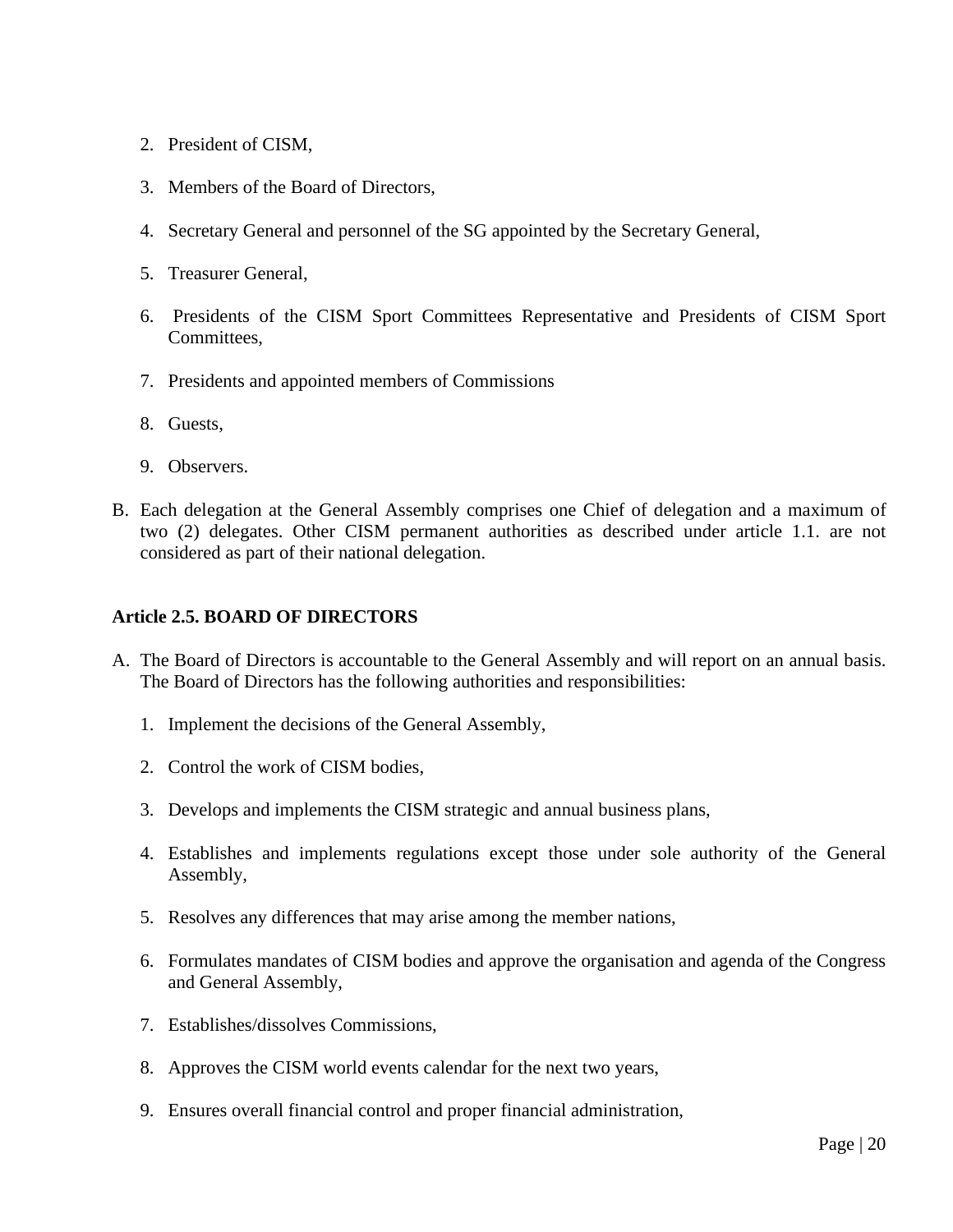2. President of CISM,

3. Members of the Board of Directors,

4. Secretary General and personnel of the SG appointed by the Secretary General,

5. Treasurer General,

6. Presidents of the CISM Sport Committees Representative and Presidents of CISM Sport Committees,

7. Presidents and appointed members of Commissions

8. Guests,

9. Observers.

B. Each delegation at the General Assembly comprises one Chief of delegation and a maximum of two (2) delegates. Other CISM permanent authorities as described under article 1.1. are not considered as part of their national delegation.

**Article 2.5. BOARD OF DIRECTORS**

A. The Board of Directors is accountable to the General Assembly and will report on an annual basis. The Board of Directors has the following authorities and responsibilities:

1. Implement the decisions of the General Assembly,

2. Control the work of CISM bodies,

3. Develops and implements the CISM strategic and annual business plans,

4. Establishes and implements regulations except those under sole authority of the General Assembly,

5. Resolves any differences that may arise among the member nations,

6. Formulates mandates of CISM bodies and approve the organisation and agenda of the Congress and General Assembly,

7. Establishes/dissolves Commissions,

8. Approves the CISM world events calendar for the next two years,

9. Ensures overall financial control and proper financial administration,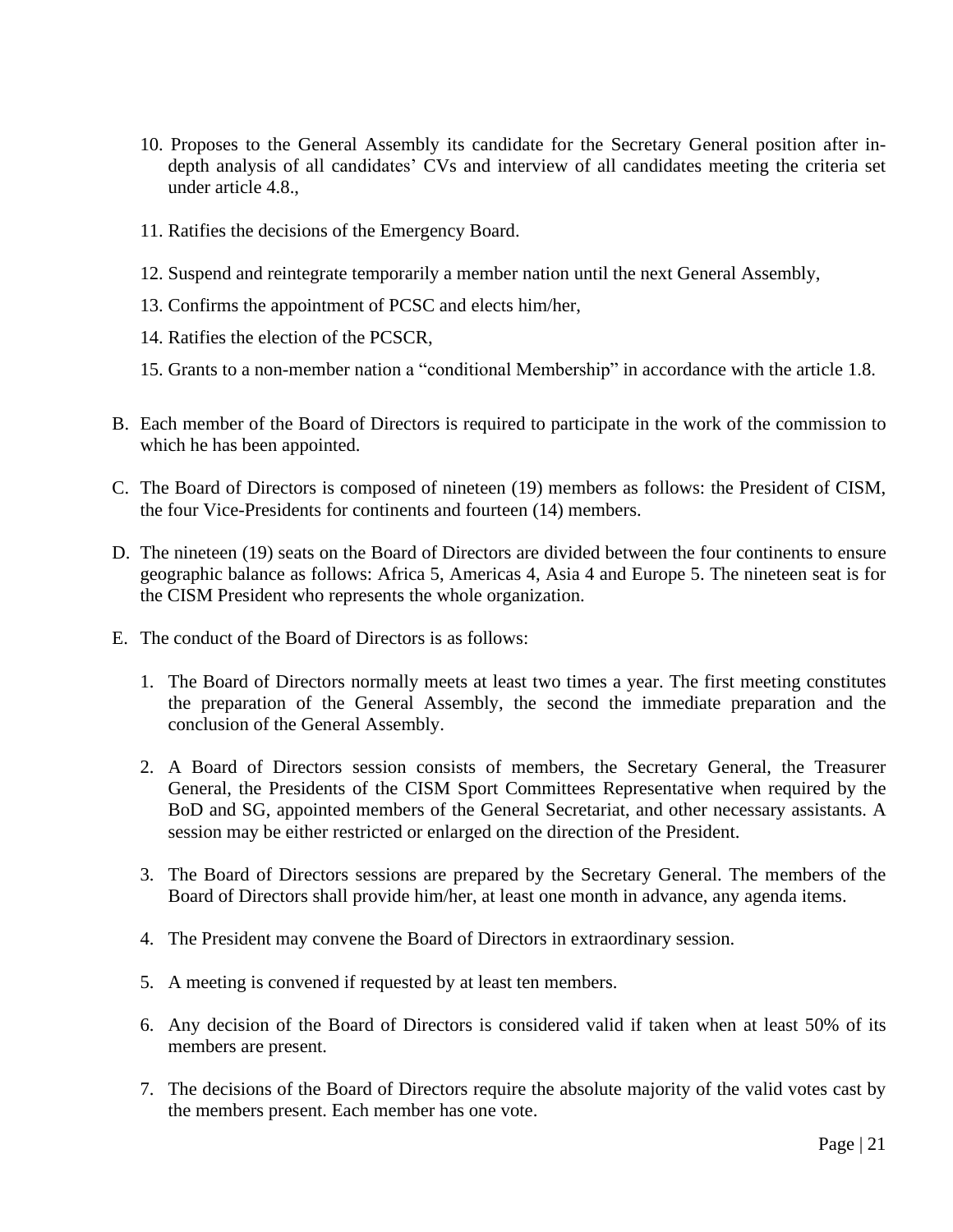10. Proposes to the General Assembly its candidate for the Secretary General position after in-depth analysis of all candidates' CVs and interview of all candidates meeting the criteria set under article 4.8.,

11. Ratifies the decisions of the Emergency Board.

12. Suspend and reintegrate temporarily a member nation until the next General Assembly,

13. Confirms the appointment of PCSC and elects him/her,

14. Ratifies the election of the PCSCR,

15. Grants to a non-member nation a "conditional Membership" in accordance with the article 1.8.

B. Each member of the Board of Directors is required to participate in the work of the commission to which he has been appointed.

C. The Board of Directors is composed of nineteen (19) members as follows: the President of CISM, the four Vice-Presidents for continents and fourteen (14) members.

D. The nineteen (19) seats on the Board of Directors are divided between the four continents to ensure geographic balance as follows: Africa 5, Americas 4, Asia 4 and Europe 5. The nineteen seat is for the CISM President who represents the whole organization.

E. The conduct of the Board of Directors is as follows:

   1. The Board of Directors normally meets at least two times a year. The first meeting constitutes the preparation of the General Assembly, the second the immediate preparation and the conclusion of the General Assembly.

   2. A Board of Directors session consists of members, the Secretary General, the Treasurer General, the Presidents of the CISM Sport Committees Representative when required by the BoD and SG, appointed members of the General Secretariat, and other necessary assistants. A session may be either restricted or enlarged on the direction of the President.

   3. The Board of Directors sessions are prepared by the Secretary General. The members of the Board of Directors shall provide him/her, at least one month in advance, any agenda items.

   4. The President may convene the Board of Directors in extraordinary session.

   5. A meeting is convened if requested by at least ten members.

   6. Any decision of the Board of Directors is considered valid if taken when at least 50% of its members are present.

   7. The decisions of the Board of Directors require the absolute majority of the valid votes cast by the members present. Each member has one vote.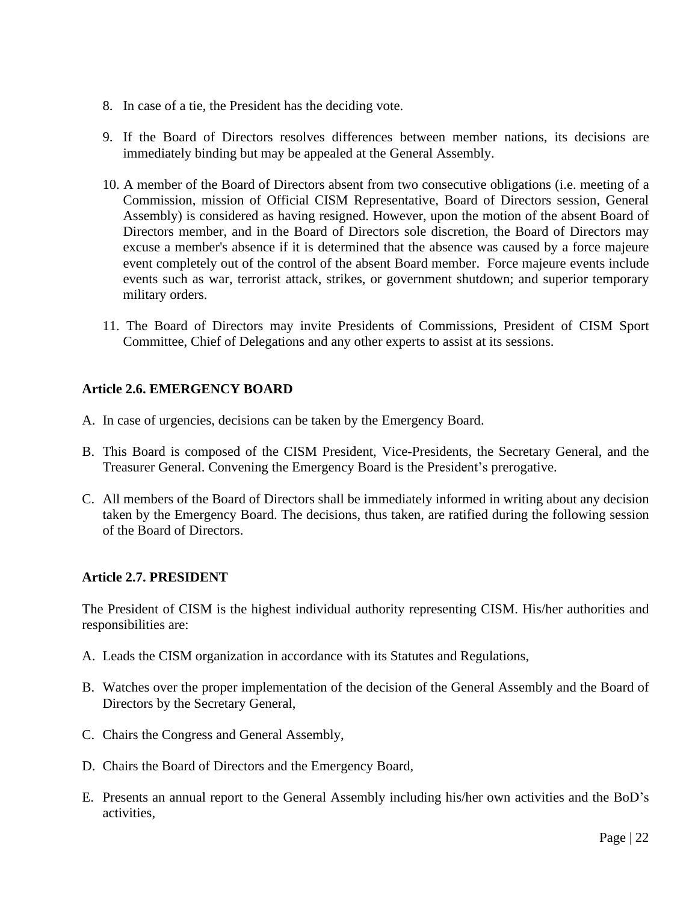8. In case of a tie, the President has the deciding vote.

9. If the Board of Directors resolves differences between member nations, its decisions are immediately binding but may be appealed at the General Assembly.

10. A member of the Board of Directors absent from two consecutive obligations (i.e. meeting of a Commission, mission of Official CISM Representative, Board of Directors session, General Assembly) is considered as having resigned. However, upon the motion of the absent Board of Directors member, and in the Board of Directors sole discretion, the Board of Directors may excuse a member's absence if it is determined that the absence was caused by a force majeure event completely out of the control of the absent Board member. Force majeure events include events such as war, terrorist attack, strikes, or government shutdown; and superior temporary military orders.

11. The Board of Directors may invite Presidents of Commissions, President of CISM Sport Committee, Chief of Delegations and any other experts to assist at its sessions.

**Article 2.6. EMERGENCY BOARD**

A. In case of urgencies, decisions can be taken by the Emergency Board.

B. This Board is composed of the CISM President, Vice-Presidents, the Secretary General, and the Treasurer General. Convening the Emergency Board is the President's prerogative.

C. All members of the Board of Directors shall be immediately informed in writing about any decision taken by the Emergency Board. The decisions, thus taken, are ratified during the following session of the Board of Directors.

**Article 2.7. PRESIDENT**

The President of CISM is the highest individual authority representing CISM. His/her authorities and responsibilities are:

A. Leads the CISM organization in accordance with its Statutes and Regulations,

B. Watches over the proper implementation of the decision of the General Assembly and the Board of Directors by the Secretary General,

C. Chairs the Congress and General Assembly,

D. Chairs the Board of Directors and the Emergency Board,

E. Presents an annual report to the General Assembly including his/her own activities and the BoD's activities,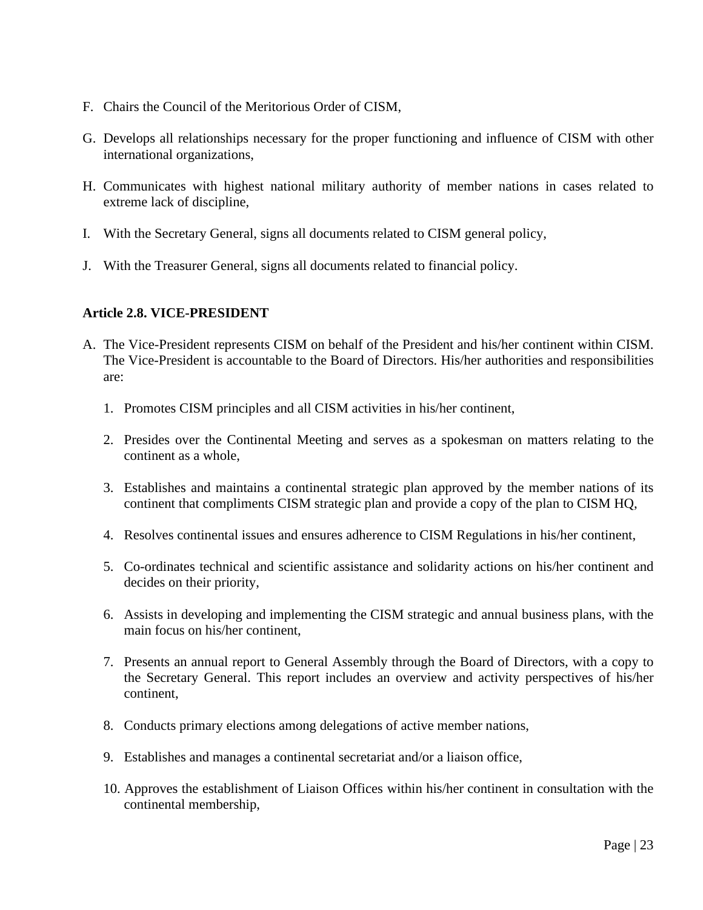F. Chairs the Council of the Meritorious Order of CISM,

G. Develops all relationships necessary for the proper functioning and influence of CISM with other international organizations,

H. Communicates with highest national military authority of member nations in cases related to extreme lack of discipline,

I. With the Secretary General, signs all documents related to CISM general policy,

J. With the Treasurer General, signs all documents related to financial policy.

**Article 2.8. VICE-PRESIDENT**

A. The Vice-President represents CISM on behalf of the President and his/her continent within CISM. The Vice-President is accountable to the Board of Directors. His/her authorities and responsibilities are:

   1. Promotes CISM principles and all CISM activities in his/her continent,

   2. Presides over the Continental Meeting and serves as a spokesman on matters relating to the continent as a whole,

   3. Establishes and maintains a continental strategic plan approved by the member nations of its continent that compliments CISM strategic plan and provide a copy of the plan to CISM HQ,

   4. Resolves continental issues and ensures adherence to CISM Regulations in his/her continent,

   5. Co-ordinates technical and scientific assistance and solidarity actions on his/her continent and decides on their priority,

   6. Assists in developing and implementing the CISM strategic and annual business plans, with the main focus on his/her continent,

   7. Presents an annual report to General Assembly through the Board of Directors, with a copy to the Secretary General. This report includes an overview and activity perspectives of his/her continent,

   8. Conducts primary elections among delegations of active member nations,

   9. Establishes and manages a continental secretariat and/or a liaison office,

   10. Approves the establishment of Liaison Offices within his/her continent in consultation with the continental membership,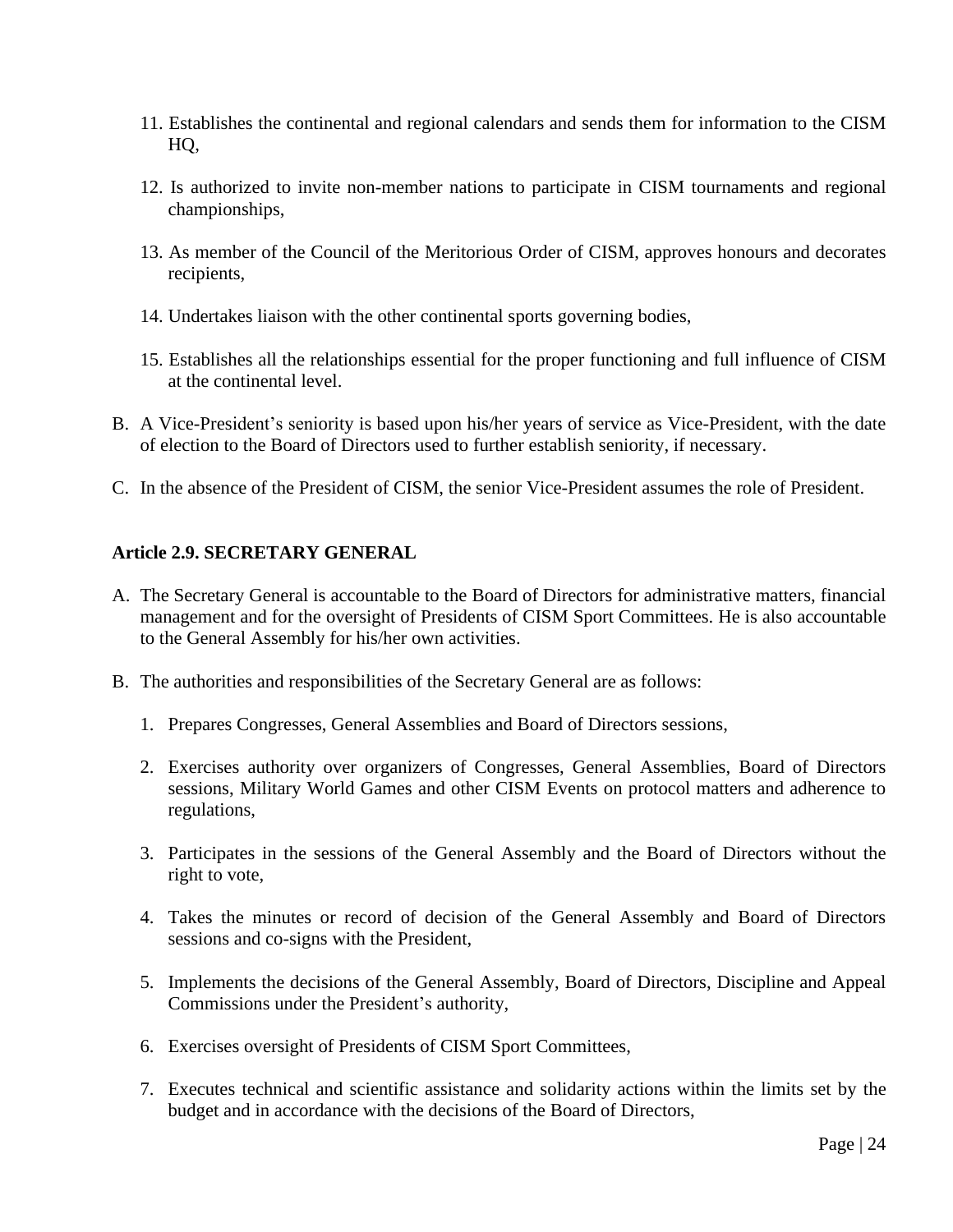11. Establishes the continental and regional calendars and sends them for information to the CISM HQ,

12. Is authorized to invite non-member nations to participate in CISM tournaments and regional championships,

13. As member of the Council of the Meritorious Order of CISM, approves honours and decorates recipients,

14. Undertakes liaison with the other continental sports governing bodies,

15. Establishes all the relationships essential for the proper functioning and full influence of CISM at the continental level.

B. A Vice-President's seniority is based upon his/her years of service as Vice-President, with the date of election to the Board of Directors used to further establish seniority, if necessary.

C. In the absence of the President of CISM, the senior Vice-President assumes the role of President.

### Article 2.9. SECRETARY GENERAL

A. The Secretary General is accountable to the Board of Directors for administrative matters, financial management and for the oversight of Presidents of CISM Sport Committees. He is also accountable to the General Assembly for his/her own activities.

B. The authorities and responsibilities of the Secretary General are as follows:

   1. Prepares Congresses, General Assemblies and Board of Directors sessions,

   2. Exercises authority over organizers of Congresses, General Assemblies, Board of Directors sessions, Military World Games and other CISM Events on protocol matters and adherence to regulations,

   3. Participates in the sessions of the General Assembly and the Board of Directors without the right to vote,

   4. Takes the minutes or record of decision of the General Assembly and Board of Directors sessions and co-signs with the President,

   5. Implements the decisions of the General Assembly, Board of Directors, Discipline and Appeal Commissions under the President's authority,

   6. Exercises oversight of Presidents of CISM Sport Committees,

   7. Executes technical and scientific assistance and solidarity actions within the limits set by the budget and in accordance with the decisions of the Board of Directors,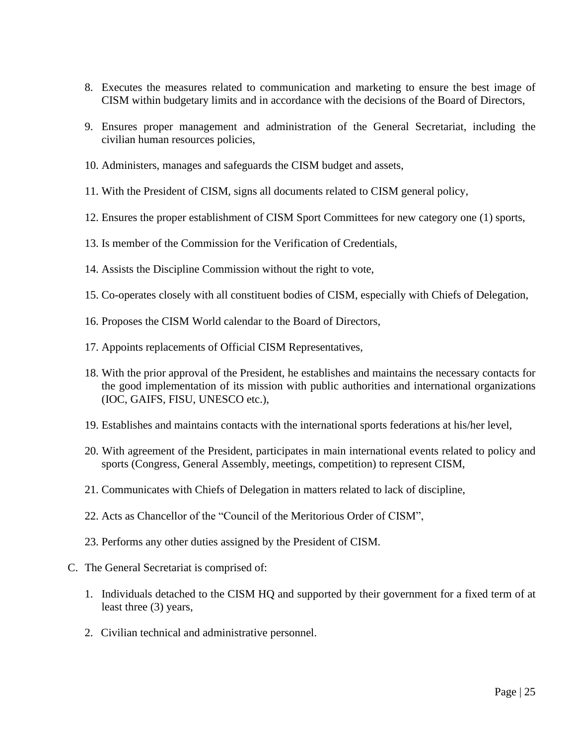8. Executes the measures related to communication and marketing to ensure the best image of CISM within budgetary limits and in accordance with the decisions of the Board of Directors,

9. Ensures proper management and administration of the General Secretariat, including the civilian human resources policies,

10. Administers, manages and safeguards the CISM budget and assets,

11. With the President of CISM, signs all documents related to CISM general policy,

12. Ensures the proper establishment of CISM Sport Committees for new category one (1) sports,

13. Is member of the Commission for the Verification of Credentials,

14. Assists the Discipline Commission without the right to vote,

15. Co-operates closely with all constituent bodies of CISM, especially with Chiefs of Delegation,

16. Proposes the CISM World calendar to the Board of Directors,

17. Appoints replacements of Official CISM Representatives,

18. With the prior approval of the President, he establishes and maintains the necessary contacts for the good implementation of its mission with public authorities and international organizations (IOC, GAIFS, FISU, UNESCO etc.),

19. Establishes and maintains contacts with the international sports federations at his/her level,

20. With agreement of the President, participates in main international events related to policy and sports (Congress, General Assembly, meetings, competition) to represent CISM,

21. Communicates with Chiefs of Delegation in matters related to lack of discipline,

22. Acts as Chancellor of the “Council of the Meritorious Order of CISM”,

23. Performs any other duties assigned by the President of CISM.

C. The General Secretariat is comprised of:

   1. Individuals detached to the CISM HQ and supported by their government for a fixed term of at least three (3) years,

   2. Civilian technical and administrative personnel.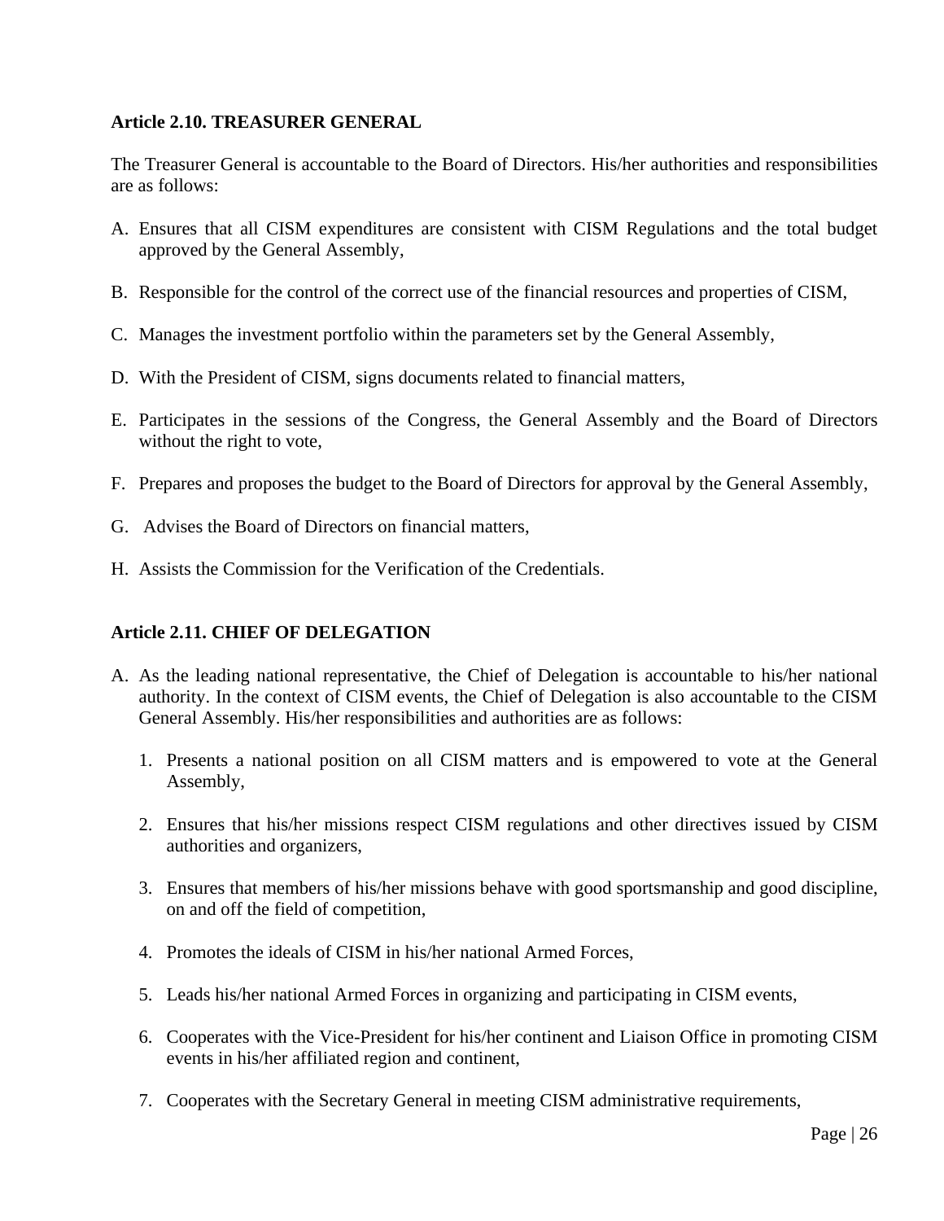**Article 2.10. TREASURER GENERAL**

The Treasurer General is accountable to the Board of Directors. His/her authorities and responsibilities are as follows:

A. Ensures that all CISM expenditures are consistent with CISM Regulations and the total budget approved by the General Assembly,

B. Responsible for the control of the correct use of the financial resources and properties of CISM,

C. Manages the investment portfolio within the parameters set by the General Assembly,

D. With the President of CISM, signs documents related to financial matters,

E. Participates in the sessions of the Congress, the General Assembly and the Board of Directors without the right to vote,

F. Prepares and proposes the budget to the Board of Directors for approval by the General Assembly,

G. Advises the Board of Directors on financial matters,

H. Assists the Commission for the Verification of the Credentials.

**Article 2.11. CHIEF OF DELEGATION**

A. As the leading national representative, the Chief of Delegation is accountable to his/her national authority. In the context of CISM events, the Chief of Delegation is also accountable to the CISM General Assembly. His/her responsibilities and authorities are as follows:

   1. Presents a national position on all CISM matters and is empowered to vote at the General Assembly,

   2. Ensures that his/her missions respect CISM regulations and other directives issued by CISM authorities and organizers,

   3. Ensures that members of his/her missions behave with good sportsmanship and good discipline, on and off the field of competition,

   4. Promotes the ideals of CISM in his/her national Armed Forces,

   5. Leads his/her national Armed Forces in organizing and participating in CISM events,

   6. Cooperates with the Vice-President for his/her continent and Liaison Office in promoting CISM events in his/her affiliated region and continent,

   7. Cooperates with the Secretary General in meeting CISM administrative requirements,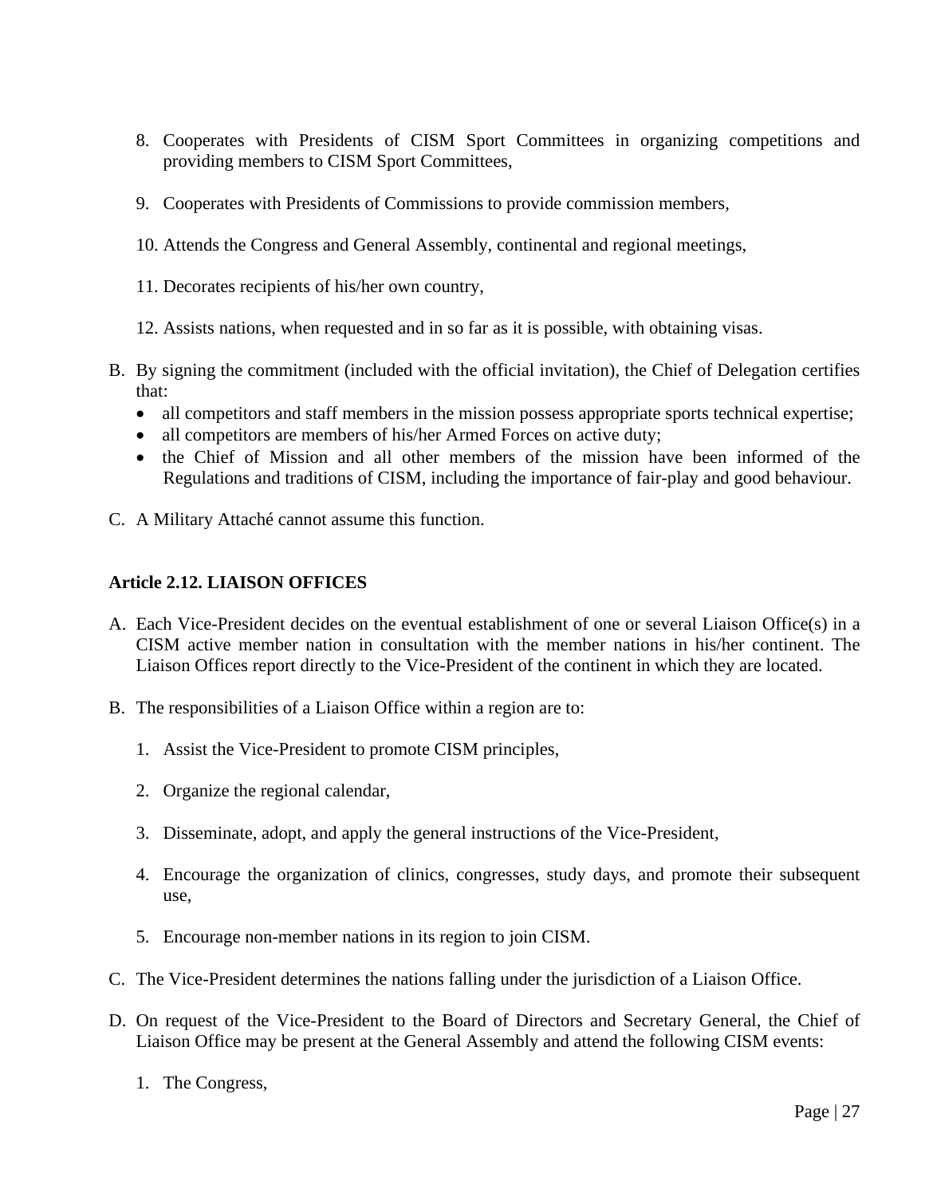8. Cooperates with Presidents of CISM Sport Committees in organizing competitions and providing members to CISM Sport Committees,

9. Cooperates with Presidents of Commissions to provide commission members,

10. Attends the Congress and General Assembly, continental and regional meetings,

11. Decorates recipients of his/her own country,

12. Assists nations, when requested and in so far as it is possible, with obtaining visas.

B. By signing the commitment (included with the official invitation), the Chief of Delegation certifies that:
   - all competitors and staff members in the mission possess appropriate sports technical expertise;
   - all competitors are members of his/her Armed Forces on active duty;
   - the Chief of Mission and all other members of the mission have been informed of the Regulations and traditions of CISM, including the importance of fair-play and good behaviour.

C. A Military Attaché cannot assume this function.

**Article 2.12. LIAISON OFFICES**

A. Each Vice-President decides on the eventual establishment of one or several Liaison Office(s) in a CISM active member nation in consultation with the member nations in his/her continent. The Liaison Offices report directly to the Vice-President of the continent in which they are located.

B. The responsibilities of a Liaison Office within a region are to:

   1. Assist the Vice-President to promote CISM principles,

   2. Organize the regional calendar,

   3. Disseminate, adopt, and apply the general instructions of the Vice-President,

   4. Encourage the organization of clinics, congresses, study days, and promote their subsequent use,

   5. Encourage non-member nations in its region to join CISM.

C. The Vice-President determines the nations falling under the jurisdiction of a Liaison Office.

D. On request of the Vice-President to the Board of Directors and Secretary General, the Chief of Liaison Office may be present at the General Assembly and attend the following CISM events:

   1. The Congress,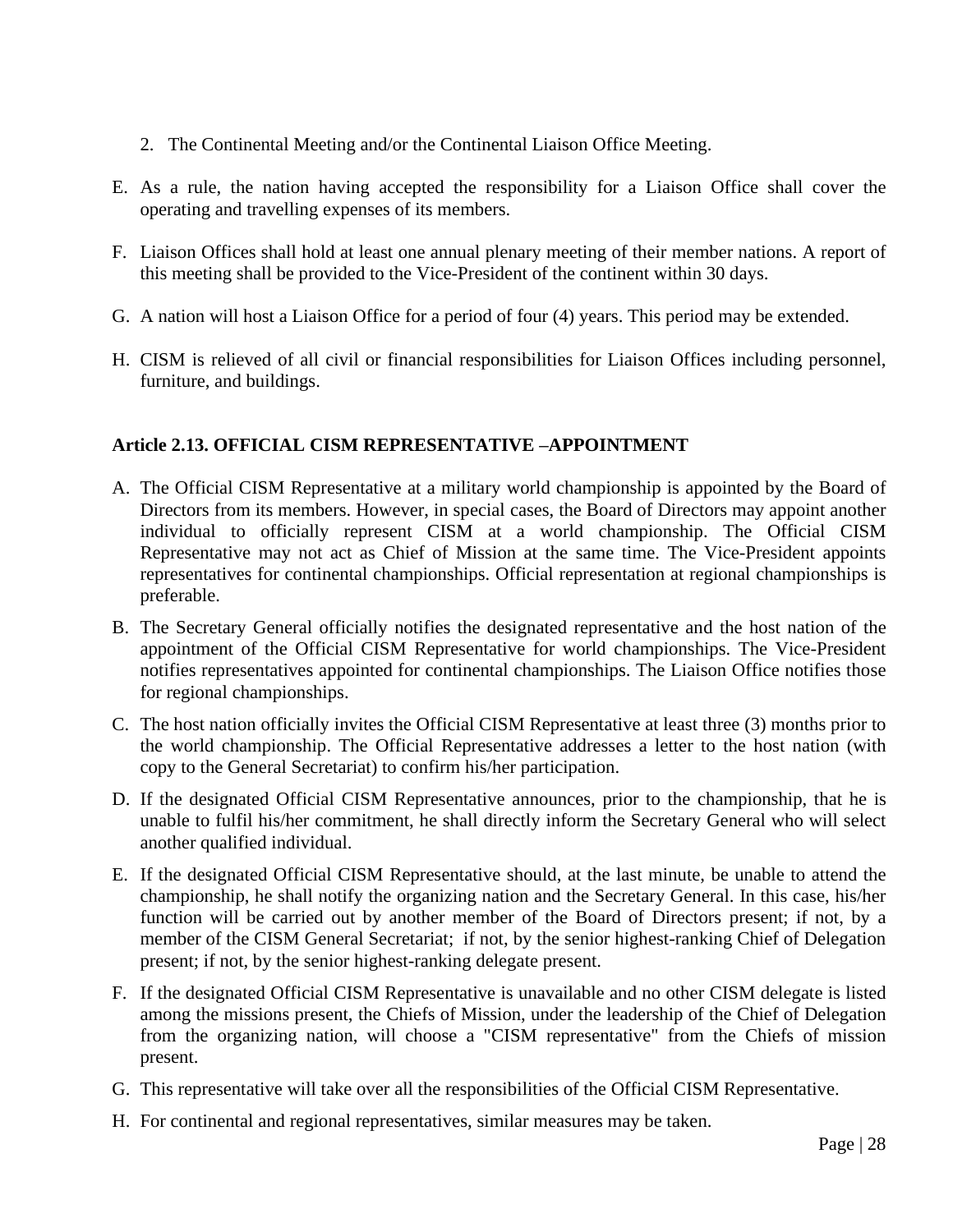2. The Continental Meeting and/or the Continental Liaison Office Meeting.

E. As a rule, the nation having accepted the responsibility for a Liaison Office shall cover the operating and travelling expenses of its members.

F. Liaison Offices shall hold at least one annual plenary meeting of their member nations. A report of this meeting shall be provided to the Vice-President of the continent within 30 days.

G. A nation will host a Liaison Office for a period of four (4) years. This period may be extended.

H. CISM is relieved of all civil or financial responsibilities for Liaison Offices including personnel, furniture, and buildings.

### Article 2.13. OFFICIAL CISM REPRESENTATIVE –APPOINTMENT

A. The Official CISM Representative at a military world championship is appointed by the Board of Directors from its members. However, in special cases, the Board of Directors may appoint another individual to officially represent CISM at a world championship. The Official CISM Representative may not act as Chief of Mission at the same time. The Vice-President appoints representatives for continental championships. Official representation at regional championships is preferable.

B. The Secretary General officially notifies the designated representative and the host nation of the appointment of the Official CISM Representative for world championships. The Vice-President notifies representatives appointed for continental championships. The Liaison Office notifies those for regional championships.

C. The host nation officially invites the Official CISM Representative at least three (3) months prior to the world championship. The Official Representative addresses a letter to the host nation (with copy to the General Secretariat) to confirm his/her participation.

D. If the designated Official CISM Representative announces, prior to the championship, that he is unable to fulfil his/her commitment, he shall directly inform the Secretary General who will select another qualified individual.

E. If the designated Official CISM Representative should, at the last minute, be unable to attend the championship, he shall notify the organizing nation and the Secretary General. In this case, his/her function will be carried out by another member of the Board of Directors present; if not, by a member of the CISM General Secretariat; if not, by the senior highest-ranking Chief of Delegation present; if not, by the senior highest-ranking delegate present.

F. If the designated Official CISM Representative is unavailable and no other CISM delegate is listed among the missions present, the Chiefs of Mission, under the leadership of the Chief of Delegation from the organizing nation, will choose a "CISM representative" from the Chiefs of mission present.

G. This representative will take over all the responsibilities of the Official CISM Representative.

H. For continental and regional representatives, similar measures may be taken.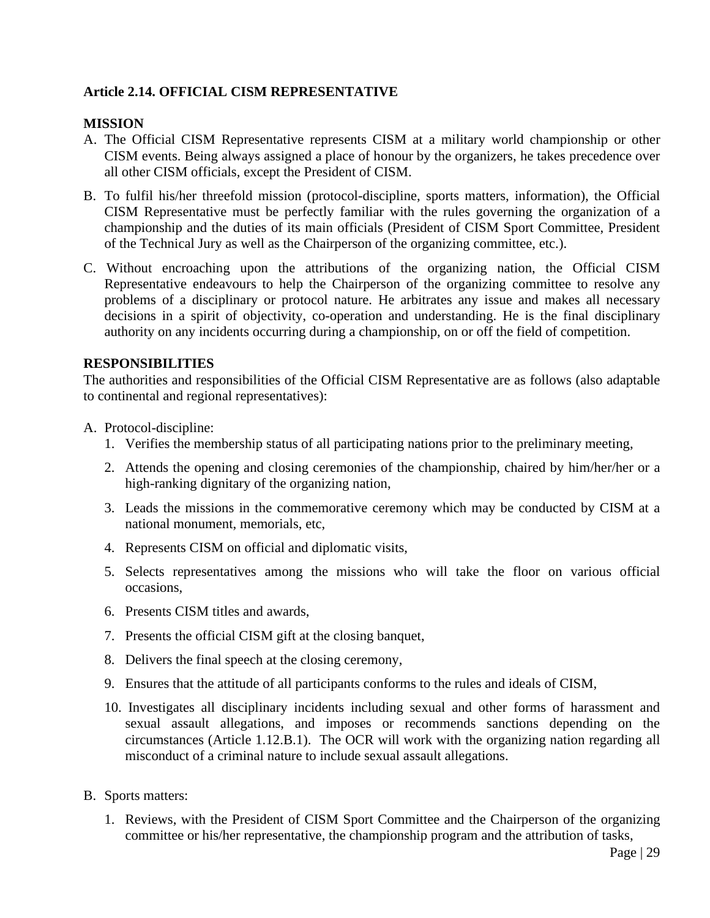### Article 2.14. OFFICIAL CISM REPRESENTATIVE

**MISSION**

A. The Official CISM Representative represents CISM at a military world championship or other CISM events. Being always assigned a place of honour by the organizers, he takes precedence over all other CISM officials, except the President of CISM.

B. To fulfil his/her threefold mission (protocol-discipline, sports matters, information), the Official CISM Representative must be perfectly familiar with the rules governing the organization of a championship and the duties of its main officials (President of CISM Sport Committee, President of the Technical Jury as well as the Chairperson of the organizing committee, etc.).

C. Without encroaching upon the attributions of the organizing nation, the Official CISM Representative endeavours to help the Chairperson of the organizing committee to resolve any problems of a disciplinary or protocol nature. He arbitrates any issue and makes all necessary decisions in a spirit of objectivity, co-operation and understanding. He is the final disciplinary authority on any incidents occurring during a championship, on or off the field of competition.

**RESPONSIBILITIES**

The authorities and responsibilities of the Official CISM Representative are as follows (also adaptable to continental and regional representatives):

A. Protocol-discipline:
   1. Verifies the membership status of all participating nations prior to the preliminary meeting,
   2. Attends the opening and closing ceremonies of the championship, chaired by him/her/her or a high-ranking dignitary of the organizing nation,
   3. Leads the missions in the commemorative ceremony which may be conducted by CISM at a national monument, memorials, etc,
   4. Represents CISM on official and diplomatic visits,
   5. Selects representatives among the missions who will take the floor on various official occasions,
   6. Presents CISM titles and awards,
   7. Presents the official CISM gift at the closing banquet,
   8. Delivers the final speech at the closing ceremony,
   9. Ensures that the attitude of all participants conforms to the rules and ideals of CISM,
   10. Investigates all disciplinary incidents including sexual and other forms of harassment and sexual assault allegations, and imposes or recommends sanctions depending on the circumstances (Article 1.12.B.1). The OCR will work with the organizing nation regarding all misconduct of a criminal nature to include sexual assault allegations.

B. Sports matters:
   1. Reviews, with the President of CISM Sport Committee and the Chairperson of the organizing committee or his/her representative, the championship program and the attribution of tasks,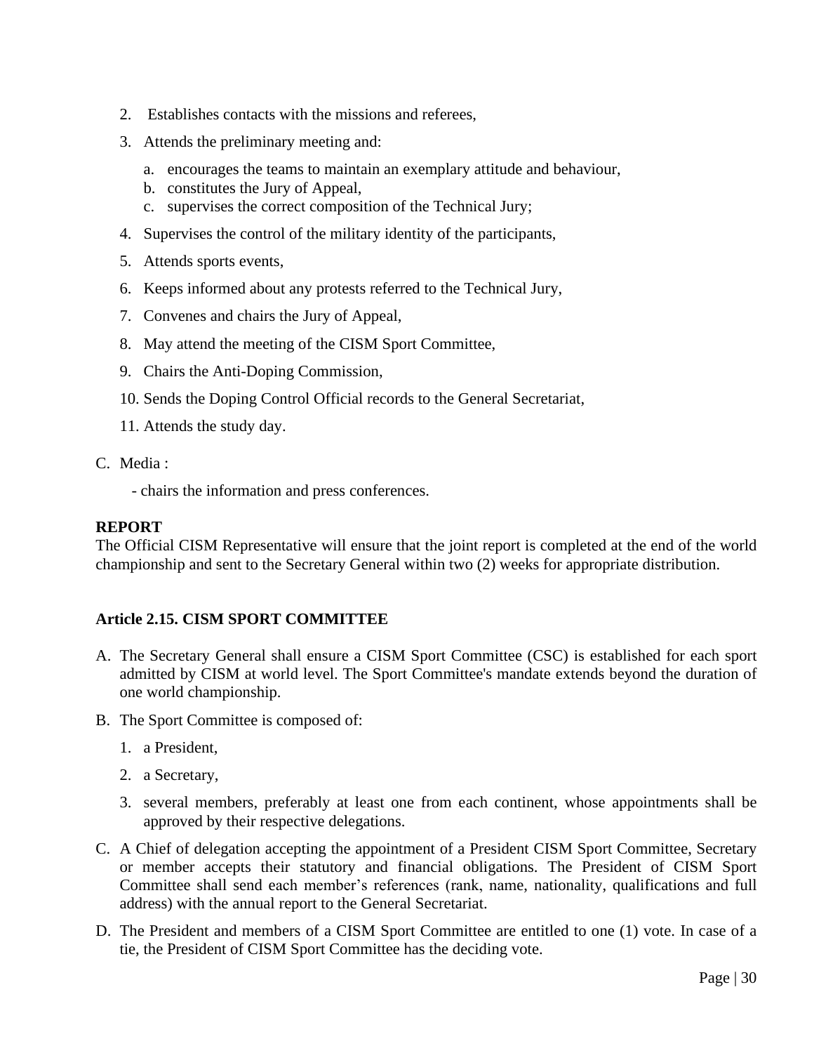2. Establishes contacts with the missions and referees,
3. Attends the preliminary meeting and:
   a. encourages the teams to maintain an exemplary attitude and behaviour,
   b. constitutes the Jury of Appeal,
   c. supervises the correct composition of the Technical Jury;
4. Supervises the control of the military identity of the participants,
5. Attends sports events,
6. Keeps informed about any protests referred to the Technical Jury,
7. Convenes and chairs the Jury of Appeal,
8. May attend the meeting of the CISM Sport Committee,
9. Chairs the Anti-Doping Commission,
10. Sends the Doping Control Official records to the General Secretariat,
11. Attends the study day.

C. Media :

   - chairs the information and press conferences.

**REPORT**

The Official CISM Representative will ensure that the joint report is completed at the end of the world championship and sent to the Secretary General within two (2) weeks for appropriate distribution.

**Article 2.15. CISM SPORT COMMITTEE**

A. The Secretary General shall ensure a CISM Sport Committee (CSC) is established for each sport admitted by CISM at world level. The Sport Committee's mandate extends beyond the duration of one world championship.

B. The Sport Committee is composed of:
   1. a President,
   2. a Secretary,
   3. several members, preferably at least one from each continent, whose appointments shall be approved by their respective delegations.

C. A Chief of delegation accepting the appointment of a President CISM Sport Committee, Secretary or member accepts their statutory and financial obligations. The President of CISM Sport Committee shall send each member's references (rank, name, nationality, qualifications and full address) with the annual report to the General Secretariat.

D. The President and members of a CISM Sport Committee are entitled to one (1) vote. In case of a tie, the President of CISM Sport Committee has the deciding vote.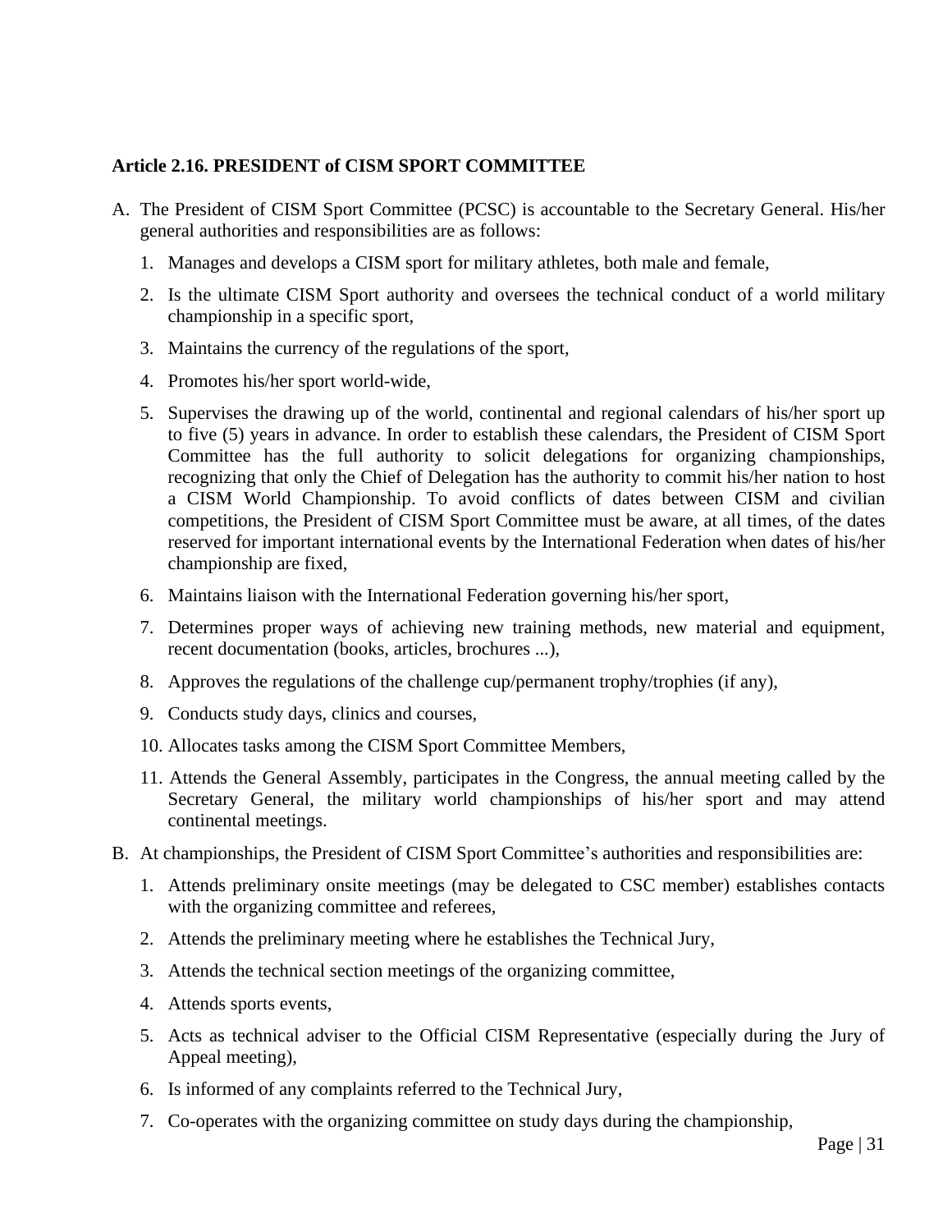**Article 2.16. PRESIDENT of CISM SPORT COMMITTEE**

A. The President of CISM Sport Committee (PCSC) is accountable to the Secretary General. His/her general authorities and responsibilities are as follows:

    1. Manages and develops a CISM sport for military athletes, both male and female,

    2. Is the ultimate CISM Sport authority and oversees the technical conduct of a world military championship in a specific sport,

    3. Maintains the currency of the regulations of the sport,

    4. Promotes his/her sport world-wide,

    5. Supervises the drawing up of the world, continental and regional calendars of his/her sport up to five (5) years in advance. In order to establish these calendars, the President of CISM Sport Committee has the full authority to solicit delegations for organizing championships, recognizing that only the Chief of Delegation has the authority to commit his/her nation to host a CISM World Championship. To avoid conflicts of dates between CISM and civilian competitions, the President of CISM Sport Committee must be aware, at all times, of the dates reserved for important international events by the International Federation when dates of his/her championship are fixed,

    6. Maintains liaison with the International Federation governing his/her sport,

    7. Determines proper ways of achieving new training methods, new material and equipment, recent documentation (books, articles, brochures ...),

    8. Approves the regulations of the challenge cup/permanent trophy/trophies (if any),

    9. Conducts study days, clinics and courses,

    10. Allocates tasks among the CISM Sport Committee Members,

    11. Attends the General Assembly, participates in the Congress, the annual meeting called by the Secretary General, the military world championships of his/her sport and may attend continental meetings.

B. At championships, the President of CISM Sport Committee's authorities and responsibilities are:

    1. Attends preliminary onsite meetings (may be delegated to CSC member) establishes contacts with the organizing committee and referees,

    2. Attends the preliminary meeting where he establishes the Technical Jury,

    3. Attends the technical section meetings of the organizing committee,

    4. Attends sports events,

    5. Acts as technical adviser to the Official CISM Representative (especially during the Jury of Appeal meeting),

    6. Is informed of any complaints referred to the Technical Jury,

    7. Co-operates with the organizing committee on study days during the championship,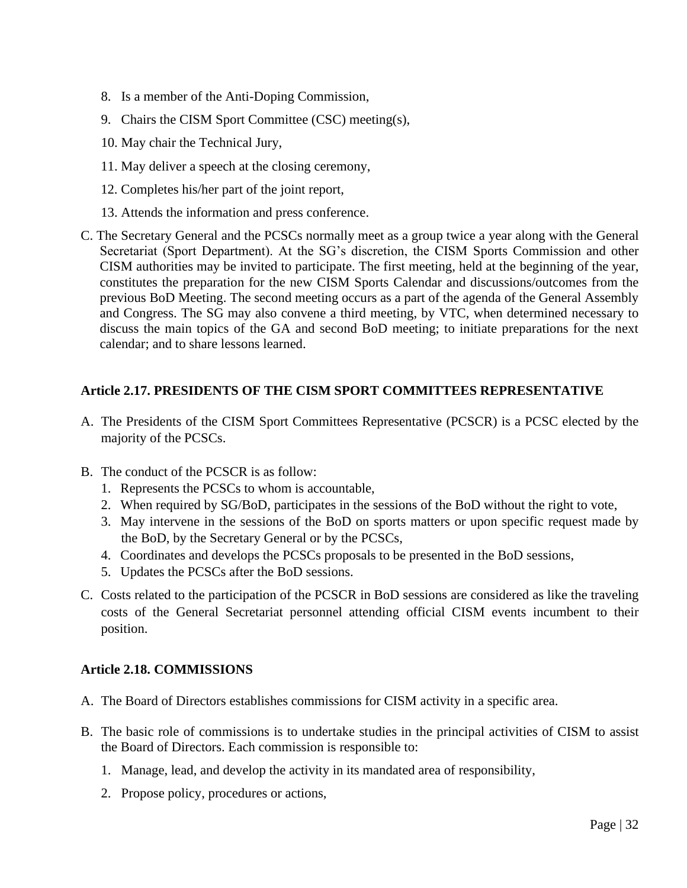8. Is a member of the Anti-Doping Commission,
9. Chairs the CISM Sport Committee (CSC) meeting(s),
10. May chair the Technical Jury,
11. May deliver a speech at the closing ceremony,
12. Completes his/her part of the joint report,
13. Attends the information and press conference.

C. The Secretary General and the PCSCs normally meet as a group twice a year along with the General Secretariat (Sport Department). At the SG's discretion, the CISM Sports Commission and other CISM authorities may be invited to participate. The first meeting, held at the beginning of the year, constitutes the preparation for the new CISM Sports Calendar and discussions/outcomes from the previous BoD Meeting. The second meeting occurs as a part of the agenda of the General Assembly and Congress. The SG may also convene a third meeting, by VTC, when determined necessary to discuss the main topics of the GA and second BoD meeting; to initiate preparations for the next calendar; and to share lessons learned.

**Article 2.17. PRESIDENTS OF THE CISM SPORT COMMITTEES REPRESENTATIVE**

A. The Presidents of the CISM Sport Committees Representative (PCSCR) is a PCSC elected by the majority of the PCSCs.

B. The conduct of the PCSCR is as follow:
   1. Represents the PCSCs to whom is accountable,
   2. When required by SG/BoD, participates in the sessions of the BoD without the right to vote,
   3. May intervene in the sessions of the BoD on sports matters or upon specific request made by the BoD, by the Secretary General or by the PCSCs,
   4. Coordinates and develops the PCSCs proposals to be presented in the BoD sessions,
   5. Updates the PCSCs after the BoD sessions.

C. Costs related to the participation of the PCSCR in BoD sessions are considered as like the traveling costs of the General Secretariat personnel attending official CISM events incumbent to their position.

**Article 2.18. COMMISSIONS**

A. The Board of Directors establishes commissions for CISM activity in a specific area.

B. The basic role of commissions is to undertake studies in the principal activities of CISM to assist the Board of Directors. Each commission is responsible to:
   1. Manage, lead, and develop the activity in its mandated area of responsibility,
   2. Propose policy, procedures or actions,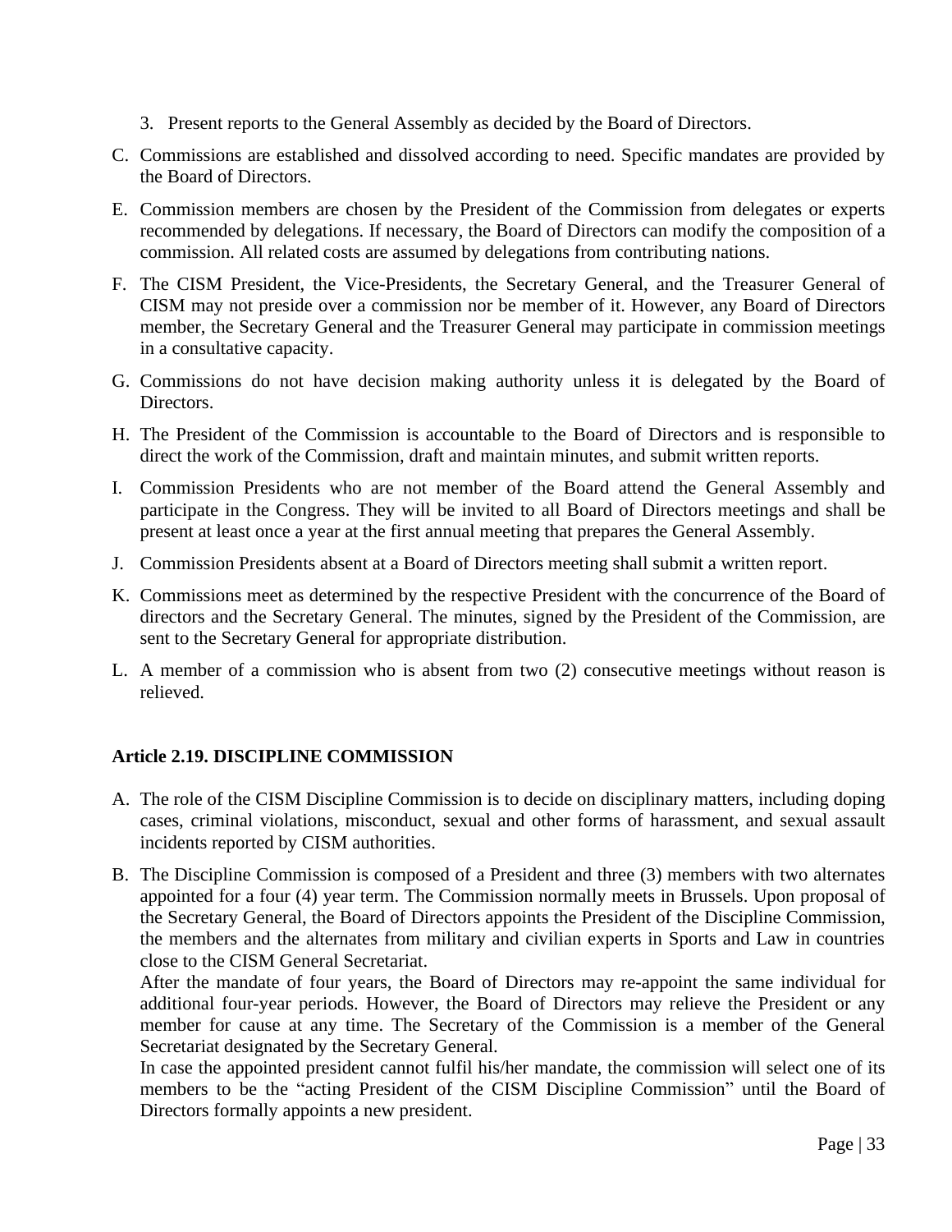3. Present reports to the General Assembly as decided by the Board of Directors.

C. Commissions are established and dissolved according to need. Specific mandates are provided by the Board of Directors.

E. Commission members are chosen by the President of the Commission from delegates or experts recommended by delegations. If necessary, the Board of Directors can modify the composition of a commission. All related costs are assumed by delegations from contributing nations.

F. The CISM President, the Vice-Presidents, the Secretary General, and the Treasurer General of CISM may not preside over a commission nor be member of it. However, any Board of Directors member, the Secretary General and the Treasurer General may participate in commission meetings in a consultative capacity.

G. Commissions do not have decision making authority unless it is delegated by the Board of Directors.

H. The President of the Commission is accountable to the Board of Directors and is responsible to direct the work of the Commission, draft and maintain minutes, and submit written reports.

I. Commission Presidents who are not member of the Board attend the General Assembly and participate in the Congress. They will be invited to all Board of Directors meetings and shall be present at least once a year at the first annual meeting that prepares the General Assembly.

J. Commission Presidents absent at a Board of Directors meeting shall submit a written report.

K. Commissions meet as determined by the respective President with the concurrence of the Board of directors and the Secretary General. The minutes, signed by the President of the Commission, are sent to the Secretary General for appropriate distribution.

L. A member of a commission who is absent from two (2) consecutive meetings without reason is relieved.

**Article 2.19. DISCIPLINE COMMISSION**

A. The role of the CISM Discipline Commission is to decide on disciplinary matters, including doping cases, criminal violations, misconduct, sexual and other forms of harassment, and sexual assault incidents reported by CISM authorities.

B. The Discipline Commission is composed of a President and three (3) members with two alternates appointed for a four (4) year term. The Commission normally meets in Brussels. Upon proposal of the Secretary General, the Board of Directors appoints the President of the Discipline Commission, the members and the alternates from military and civilian experts in Sports and Law in countries close to the CISM General Secretariat.
After the mandate of four years, the Board of Directors may re-appoint the same individual for additional four-year periods. However, the Board of Directors may relieve the President or any member for cause at any time. The Secretary of the Commission is a member of the General Secretariat designated by the Secretary General.
In case the appointed president cannot fulfil his/her mandate, the commission will select one of its members to be the "acting President of the CISM Discipline Commission" until the Board of Directors formally appoints a new president.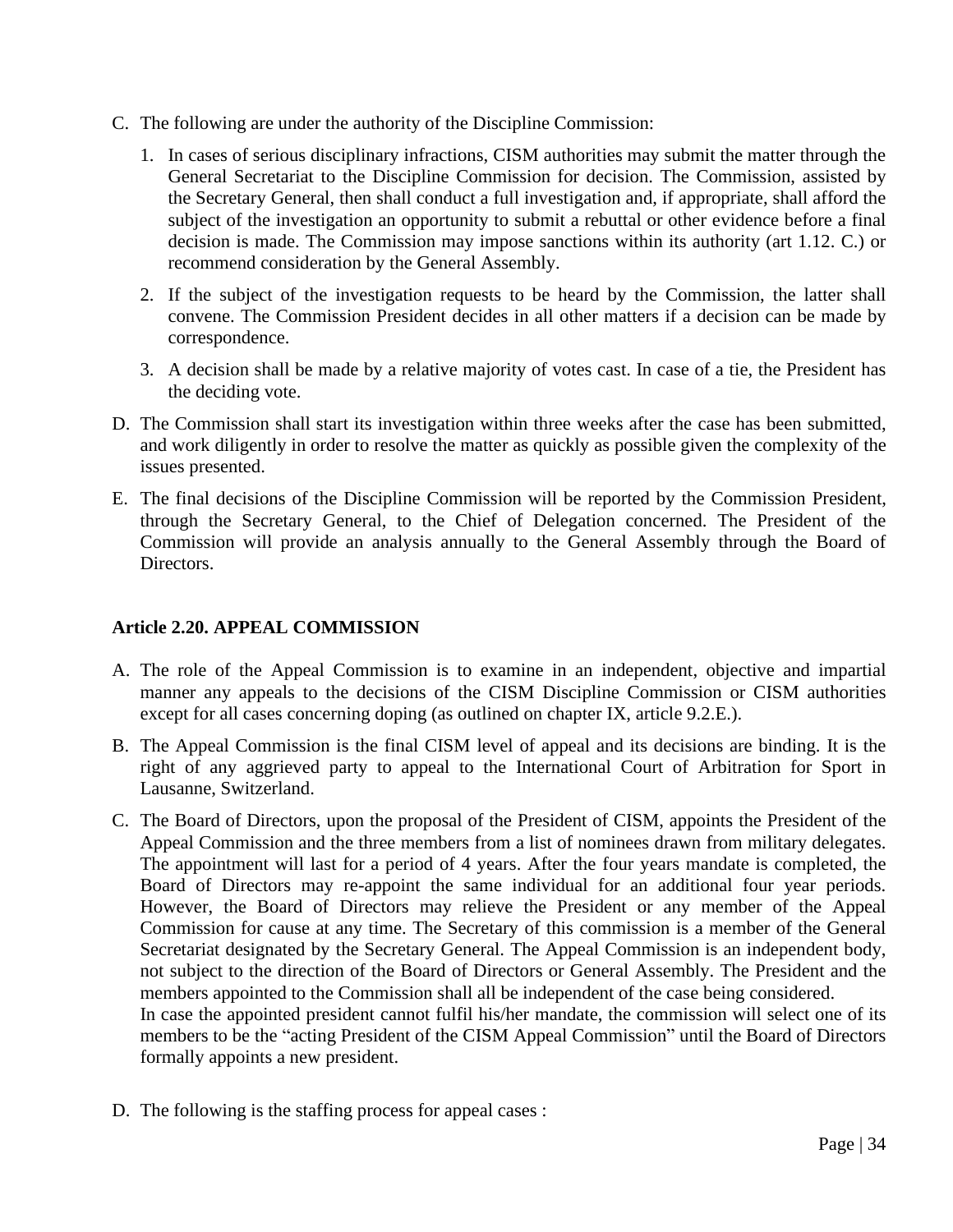C. The following are under the authority of the Discipline Commission:

   1. In cases of serious disciplinary infractions, CISM authorities may submit the matter through the General Secretariat to the Discipline Commission for decision. The Commission, assisted by the Secretary General, then shall conduct a full investigation and, if appropriate, shall afford the subject of the investigation an opportunity to submit a rebuttal or other evidence before a final decision is made. The Commission may impose sanctions within its authority (art 1.12. C.) or recommend consideration by the General Assembly.

   2. If the subject of the investigation requests to be heard by the Commission, the latter shall convene. The Commission President decides in all other matters if a decision can be made by correspondence.

   3. A decision shall be made by a relative majority of votes cast. In case of a tie, the President has the deciding vote.

D. The Commission shall start its investigation within three weeks after the case has been submitted, and work diligently in order to resolve the matter as quickly as possible given the complexity of the issues presented.

E. The final decisions of the Discipline Commission will be reported by the Commission President, through the Secretary General, to the Chief of Delegation concerned. The President of the Commission will provide an analysis annually to the General Assembly through the Board of Directors.

### Article 2.20. APPEAL COMMISSION

A. The role of the Appeal Commission is to examine in an independent, objective and impartial manner any appeals to the decisions of the CISM Discipline Commission or CISM authorities except for all cases concerning doping (as outlined on chapter IX, article 9.2.E.).

B. The Appeal Commission is the final CISM level of appeal and its decisions are binding. It is the right of any aggrieved party to appeal to the International Court of Arbitration for Sport in Lausanne, Switzerland.

C. The Board of Directors, upon the proposal of the President of CISM, appoints the President of the Appeal Commission and the three members from a list of nominees drawn from military delegates. The appointment will last for a period of 4 years. After the four years mandate is completed, the Board of Directors may re-appoint the same individual for an additional four year periods. However, the Board of Directors may relieve the President or any member of the Appeal Commission for cause at any time. The Secretary of this commission is a member of the General Secretariat designated by the Secretary General. The Appeal Commission is an independent body, not subject to the direction of the Board of Directors or General Assembly. The President and the members appointed to the Commission shall all be independent of the case being considered.
   In case the appointed president cannot fulfil his/her mandate, the commission will select one of its members to be the "acting President of the CISM Appeal Commission" until the Board of Directors formally appoints a new president.

D. The following is the staffing process for appeal cases :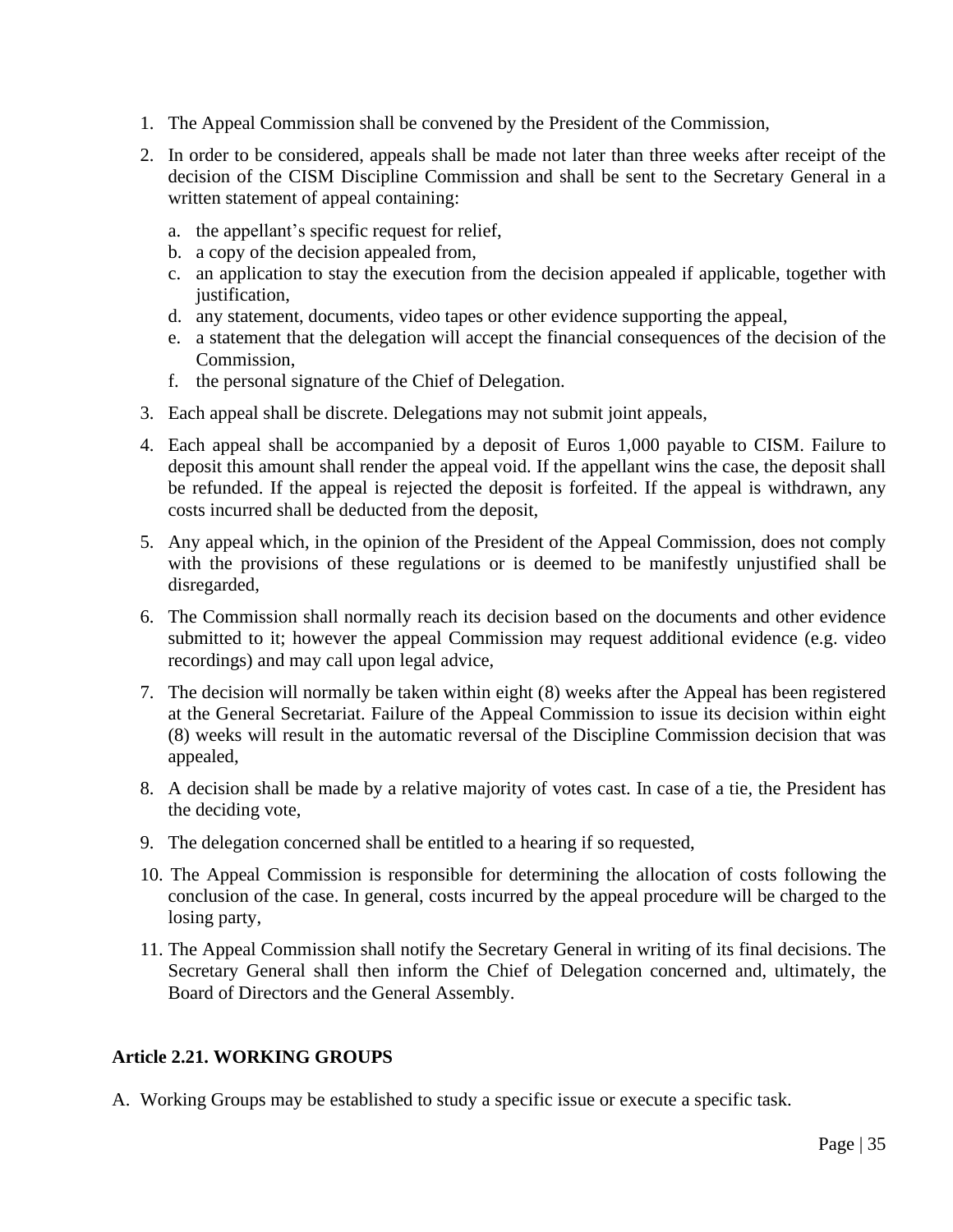1. The Appeal Commission shall be convened by the President of the Commission,
2. In order to be considered, appeals shall be made not later than three weeks after receipt of the decision of the CISM Discipline Commission and shall be sent to the Secretary General in a written statement of appeal containing:
   a. the appellant's specific request for relief,
   b. a copy of the decision appealed from,
   c. an application to stay the execution from the decision appealed if applicable, together with justification,
   d. any statement, documents, video tapes or other evidence supporting the appeal,
   e. a statement that the delegation will accept the financial consequences of the decision of the Commission,
   f. the personal signature of the Chief of Delegation.
3. Each appeal shall be discrete. Delegations may not submit joint appeals,
4. Each appeal shall be accompanied by a deposit of Euros 1,000 payable to CISM. Failure to deposit this amount shall render the appeal void. If the appellant wins the case, the deposit shall be refunded. If the appeal is rejected the deposit is forfeited. If the appeal is withdrawn, any costs incurred shall be deducted from the deposit,
5. Any appeal which, in the opinion of the President of the Appeal Commission, does not comply with the provisions of these regulations or is deemed to be manifestly unjustified shall be disregarded,
6. The Commission shall normally reach its decision based on the documents and other evidence submitted to it; however the appeal Commission may request additional evidence (e.g. video recordings) and may call upon legal advice,
7. The decision will normally be taken within eight (8) weeks after the Appeal has been registered at the General Secretariat. Failure of the Appeal Commission to issue its decision within eight (8) weeks will result in the automatic reversal of the Discipline Commission decision that was appealed,
8. A decision shall be made by a relative majority of votes cast. In case of a tie, the President has the deciding vote,
9. The delegation concerned shall be entitled to a hearing if so requested,
10. The Appeal Commission is responsible for determining the allocation of costs following the conclusion of the case. In general, costs incurred by the appeal procedure will be charged to the losing party,
11. The Appeal Commission shall notify the Secretary General in writing of its final decisions. The Secretary General shall then inform the Chief of Delegation concerned and, ultimately, the Board of Directors and the General Assembly.

**Article 2.21. WORKING GROUPS**

A. Working Groups may be established to study a specific issue or execute a specific task.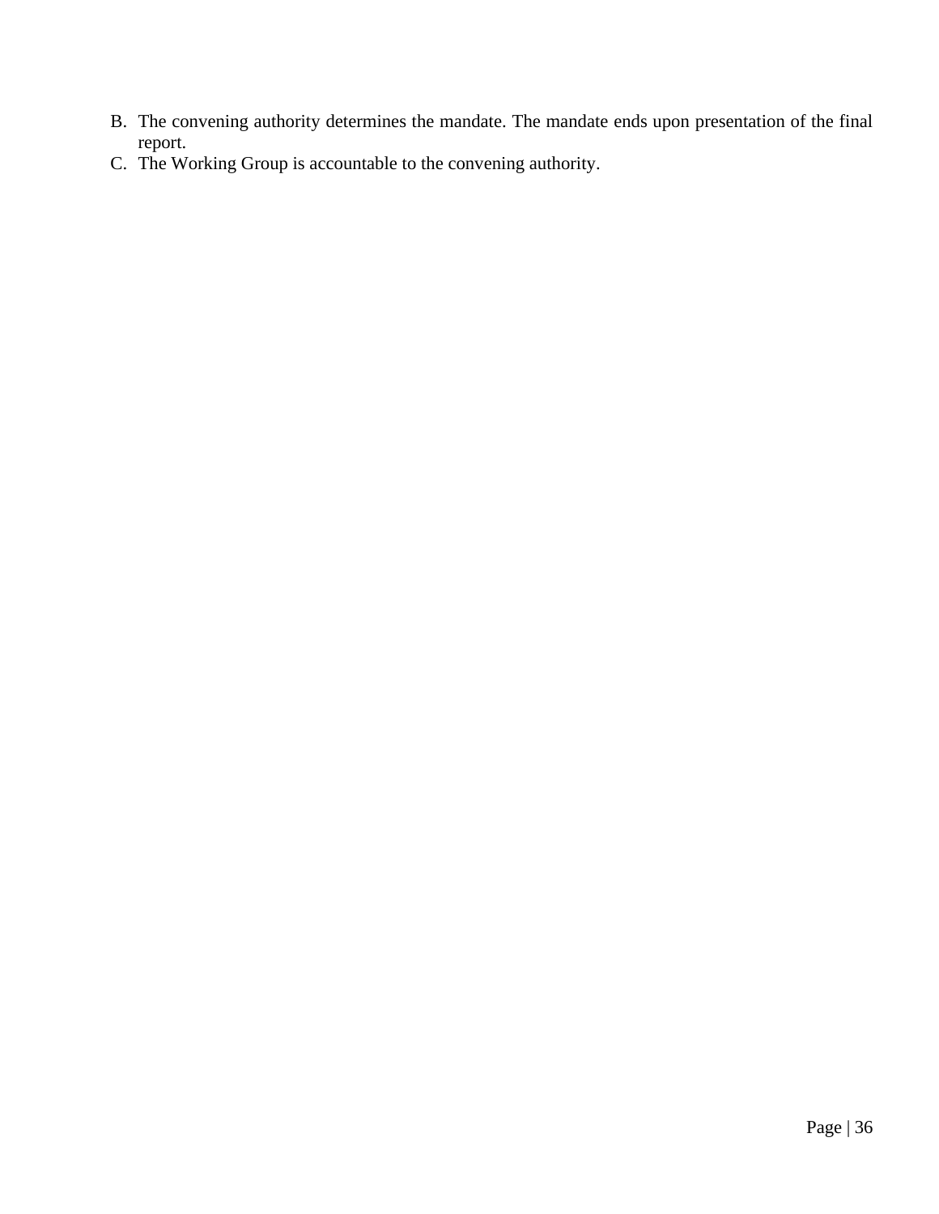B. The convening authority determines the mandate. The mandate ends upon presentation of the final report.
C. The Working Group is accountable to the convening authority.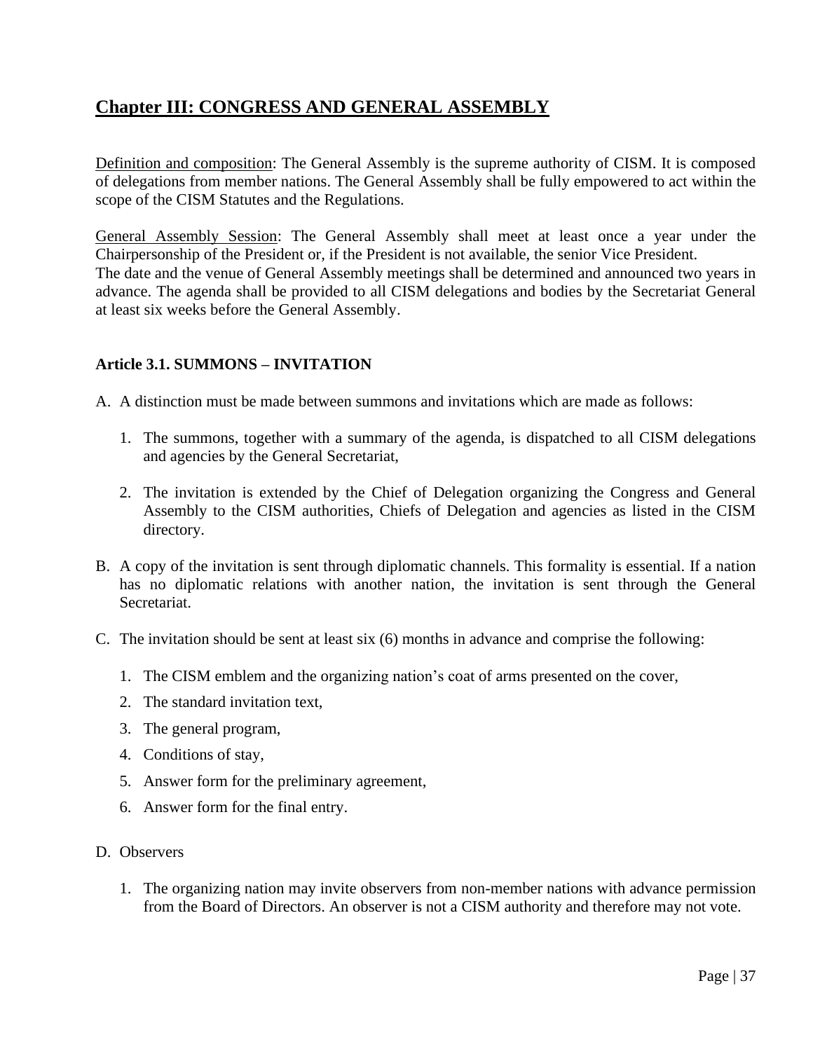## Chapter III: CONGRESS AND GENERAL ASSEMBLY

Definition and composition: The General Assembly is the supreme authority of CISM. It is composed of delegations from member nations. The General Assembly shall be fully empowered to act within the scope of the CISM Statutes and the Regulations.

General Assembly Session: The General Assembly shall meet at least once a year under the Chairpersonship of the President or, if the President is not available, the senior Vice President.
The date and the venue of General Assembly meetings shall be determined and announced two years in advance. The agenda shall be provided to all CISM delegations and bodies by the Secretariat General at least six weeks before the General Assembly.

### Article 3.1. SUMMONS – INVITATION

A. A distinction must be made between summons and invitations which are made as follows:

   1. The summons, together with a summary of the agenda, is dispatched to all CISM delegations and agencies by the General Secretariat,

   2. The invitation is extended by the Chief of Delegation organizing the Congress and General Assembly to the CISM authorities, Chiefs of Delegation and agencies as listed in the CISM directory.

B. A copy of the invitation is sent through diplomatic channels. This formality is essential. If a nation has no diplomatic relations with another nation, the invitation is sent through the General Secretariat.

C. The invitation should be sent at least six (6) months in advance and comprise the following:

   1. The CISM emblem and the organizing nation's coat of arms presented on the cover,
   2. The standard invitation text,
   3. The general program,
   4. Conditions of stay,
   5. Answer form for the preliminary agreement,
   6. Answer form for the final entry.

D. Observers

   1. The organizing nation may invite observers from non-member nations with advance permission from the Board of Directors. An observer is not a CISM authority and therefore may not vote.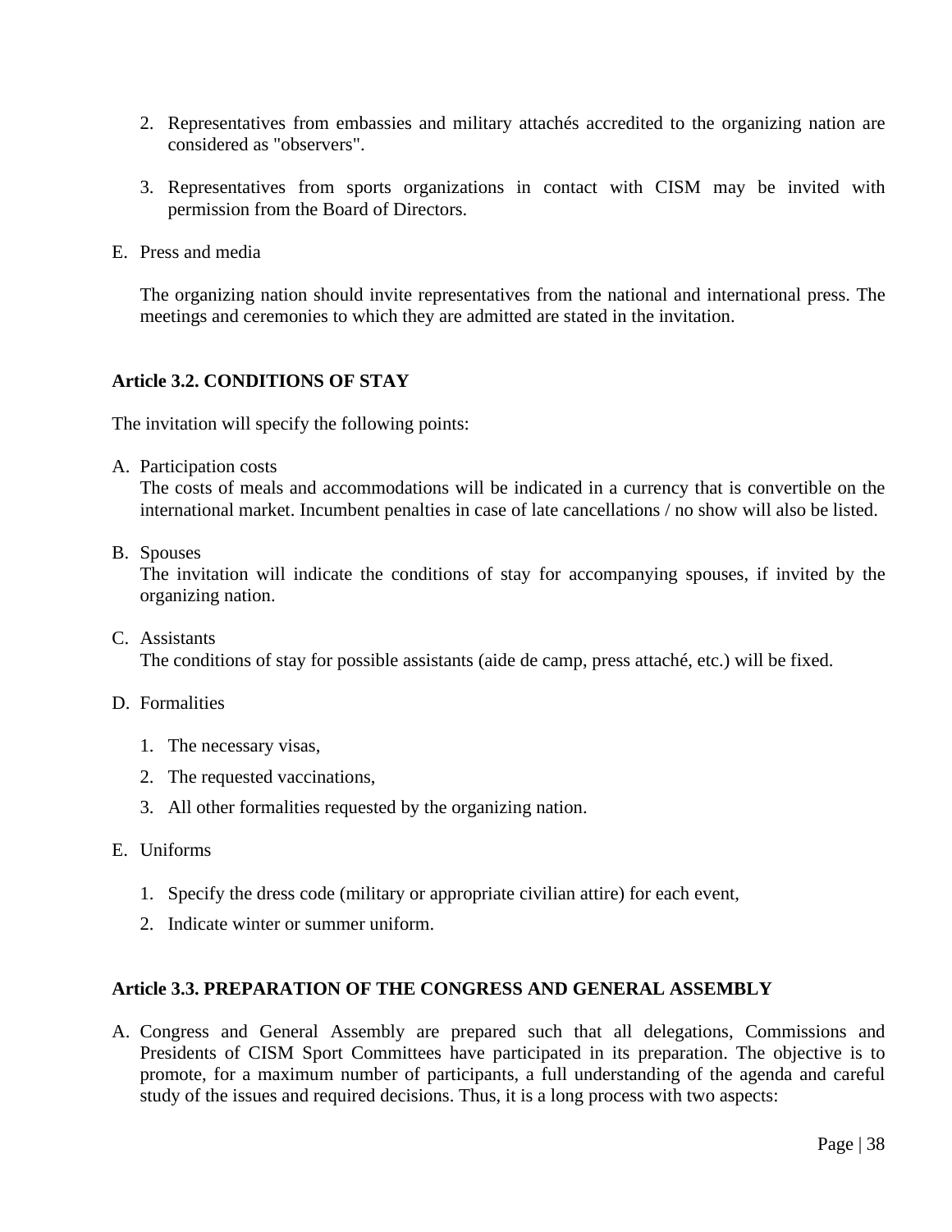2. Representatives from embassies and military attachés accredited to the organizing nation are considered as "observers".

3. Representatives from sports organizations in contact with CISM may be invited with permission from the Board of Directors.

E. Press and media

   The organizing nation should invite representatives from the national and international press. The meetings and ceremonies to which they are admitted are stated in the invitation.

**Article 3.2. CONDITIONS OF STAY**

The invitation will specify the following points:

A. Participation costs
   The costs of meals and accommodations will be indicated in a currency that is convertible on the international market. Incumbent penalties in case of late cancellations / no show will also be listed.

B. Spouses
   The invitation will indicate the conditions of stay for accompanying spouses, if invited by the organizing nation.

C. Assistants
   The conditions of stay for possible assistants (aide de camp, press attaché, etc.) will be fixed.

D. Formalities

   1. The necessary visas,
   2. The requested vaccinations,
   3. All other formalities requested by the organizing nation.

E. Uniforms

   1. Specify the dress code (military or appropriate civilian attire) for each event,
   2. Indicate winter or summer uniform.

**Article 3.3. PREPARATION OF THE CONGRESS AND GENERAL ASSEMBLY**

A. Congress and General Assembly are prepared such that all delegations, Commissions and Presidents of CISM Sport Committees have participated in its preparation. The objective is to promote, for a maximum number of participants, a full understanding of the agenda and careful study of the issues and required decisions. Thus, it is a long process with two aspects: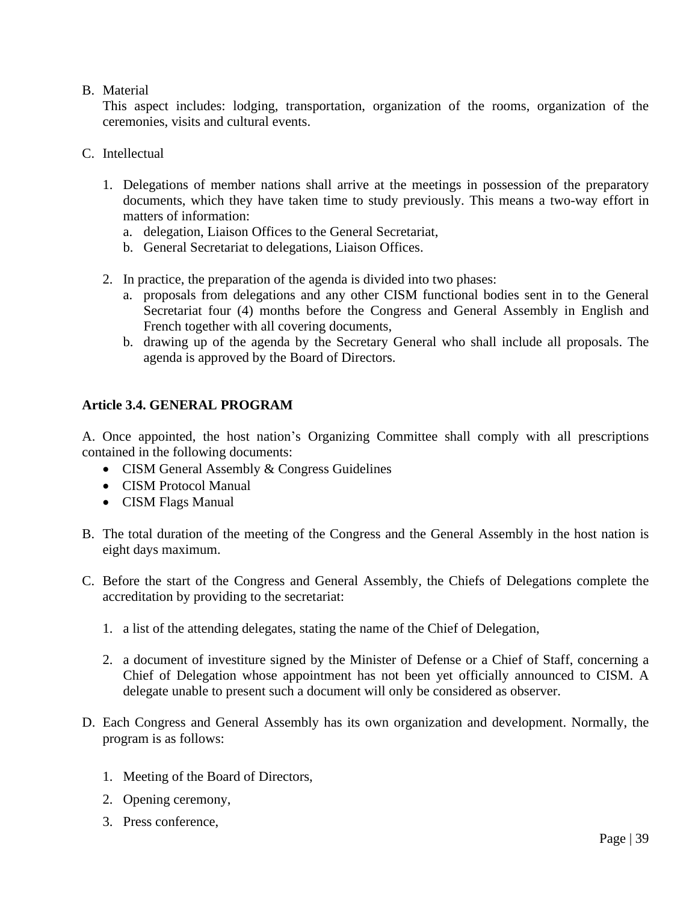B. Material

   This aspect includes: lodging, transportation, organization of the rooms, organization of the ceremonies, visits and cultural events.

C. Intellectual

   1. Delegations of member nations shall arrive at the meetings in possession of the preparatory documents, which they have taken time to study previously. This means a two-way effort in matters of information:
      a. delegation, Liaison Offices to the General Secretariat,
      b. General Secretariat to delegations, Liaison Offices.

   2. In practice, the preparation of the agenda is divided into two phases:
      a. proposals from delegations and any other CISM functional bodies sent in to the General Secretariat four (4) months before the Congress and General Assembly in English and French together with all covering documents,
      b. drawing up of the agenda by the Secretary General who shall include all proposals. The agenda is approved by the Board of Directors.

**Article 3.4. GENERAL PROGRAM**

A. Once appointed, the host nation's Organizing Committee shall comply with all prescriptions contained in the following documents:

- CISM General Assembly & Congress Guidelines
- CISM Protocol Manual
- CISM Flags Manual

B. The total duration of the meeting of the Congress and the General Assembly in the host nation is eight days maximum.

C. Before the start of the Congress and General Assembly, the Chiefs of Delegations complete the accreditation by providing to the secretariat:

   1. a list of the attending delegates, stating the name of the Chief of Delegation,

   2. a document of investiture signed by the Minister of Defense or a Chief of Staff, concerning a Chief of Delegation whose appointment has not been yet officially announced to CISM. A delegate unable to present such a document will only be considered as observer.

D. Each Congress and General Assembly has its own organization and development. Normally, the program is as follows:

   1. Meeting of the Board of Directors,

   2. Opening ceremony,

   3. Press conference,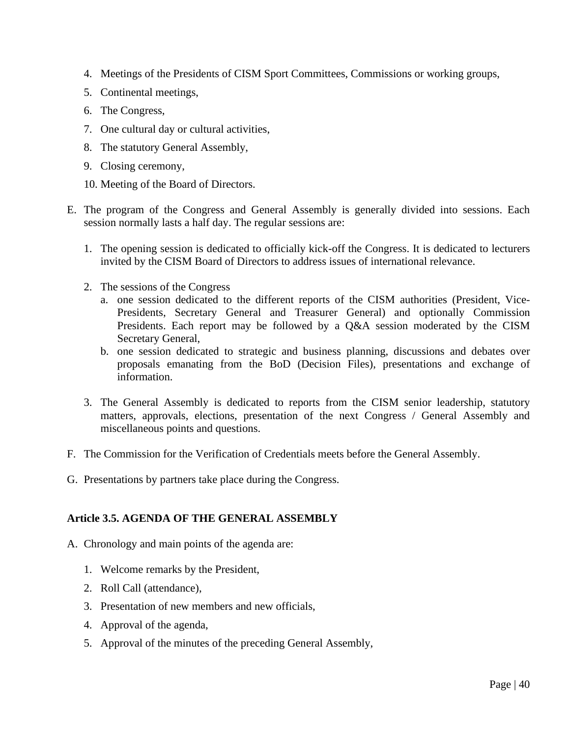4. Meetings of the Presidents of CISM Sport Committees, Commissions or working groups,
5. Continental meetings,
6. The Congress,
7. One cultural day or cultural activities,
8. The statutory General Assembly,
9. Closing ceremony,
10. Meeting of the Board of Directors.

E. The program of the Congress and General Assembly is generally divided into sessions. Each session normally lasts a half day. The regular sessions are:

    1. The opening session is dedicated to officially kick-off the Congress. It is dedicated to lecturers invited by the CISM Board of Directors to address issues of international relevance.

    2. The sessions of the Congress
        a. one session dedicated to the different reports of the CISM authorities (President, Vice-Presidents, Secretary General and Treasurer General) and optionally Commission Presidents. Each report may be followed by a Q&A session moderated by the CISM Secretary General,
        b. one session dedicated to strategic and business planning, discussions and debates over proposals emanating from the BoD (Decision Files), presentations and exchange of information.

    3. The General Assembly is dedicated to reports from the CISM senior leadership, statutory matters, approvals, elections, presentation of the next Congress / General Assembly and miscellaneous points and questions.

F. The Commission for the Verification of Credentials meets before the General Assembly.

G. Presentations by partners take place during the Congress.

**Article 3.5. AGENDA OF THE GENERAL ASSEMBLY**

A. Chronology and main points of the agenda are:

    1. Welcome remarks by the President,
    2. Roll Call (attendance),
    3. Presentation of new members and new officials,
    4. Approval of the agenda,
    5. Approval of the minutes of the preceding General Assembly,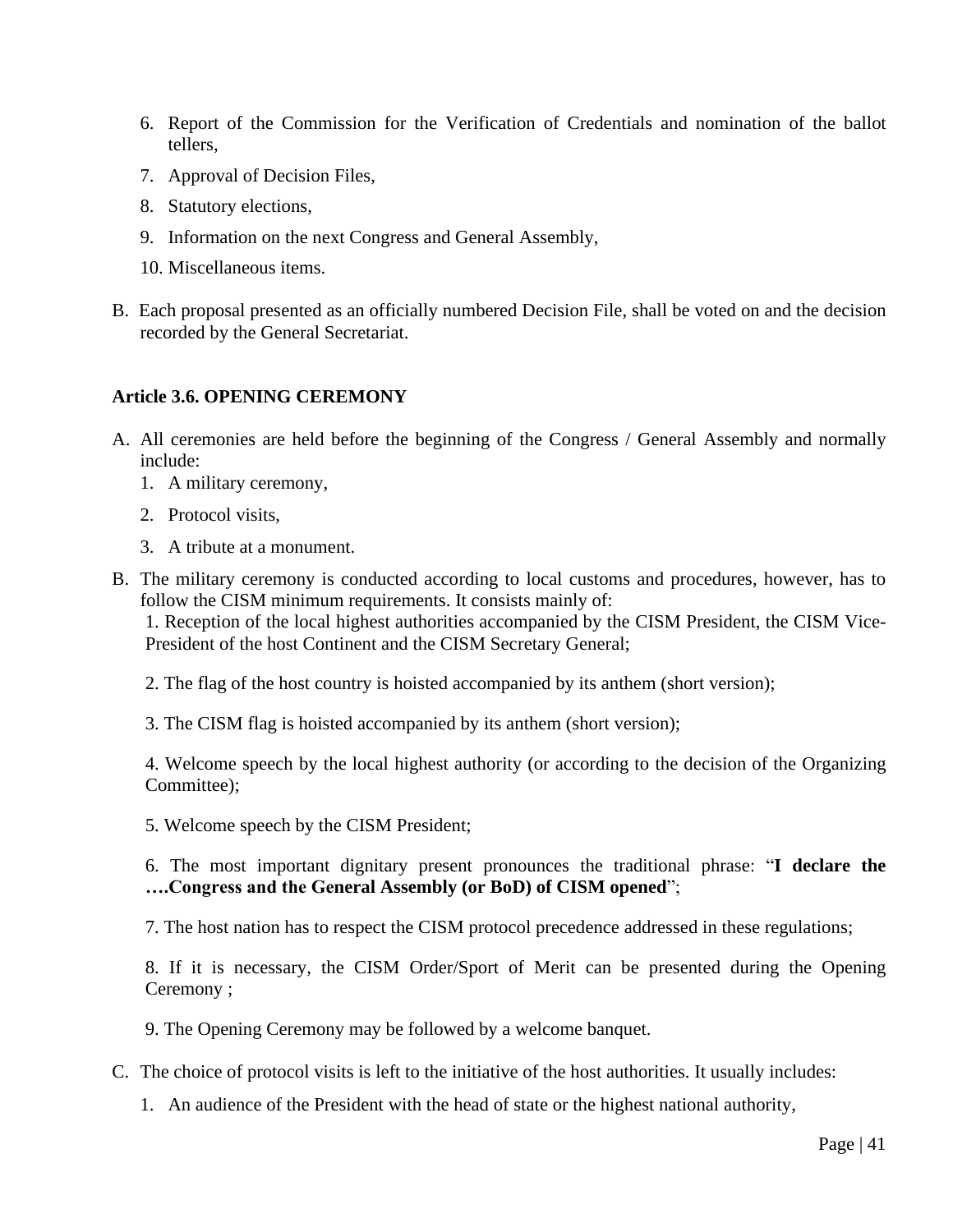6. Report of the Commission for the Verification of Credentials and nomination of the ballot tellers,
7. Approval of Decision Files,
8. Statutory elections,
9. Information on the next Congress and General Assembly,
10. Miscellaneous items.

B. Each proposal presented as an officially numbered Decision File, shall be voted on and the decision recorded by the General Secretariat.

**Article 3.6. OPENING CEREMONY**

A. All ceremonies are held before the beginning of the Congress / General Assembly and normally include:
   1. A military ceremony,
   2. Protocol visits,
   3. A tribute at a monument.

B. The military ceremony is conducted according to local customs and procedures, however, has to follow the CISM minimum requirements. It consists mainly of:

   1. Reception of the local highest authorities accompanied by the CISM President, the CISM Vice-President of the host Continent and the CISM Secretary General;

   2. The flag of the host country is hoisted accompanied by its anthem (short version);

   3. The CISM flag is hoisted accompanied by its anthem (short version);

   4. Welcome speech by the local highest authority (or according to the decision of the Organizing Committee);

   5. Welcome speech by the CISM President;

   6. The most important dignitary present pronounces the traditional phrase: "**I declare the ….Congress and the General Assembly (or BoD) of CISM opened**";

   7. The host nation has to respect the CISM protocol precedence addressed in these regulations;

   8. If it is necessary, the CISM Order/Sport of Merit can be presented during the Opening Ceremony ;

   9. The Opening Ceremony may be followed by a welcome banquet.

C. The choice of protocol visits is left to the initiative of the host authorities. It usually includes:
   1. An audience of the President with the head of state or the highest national authority,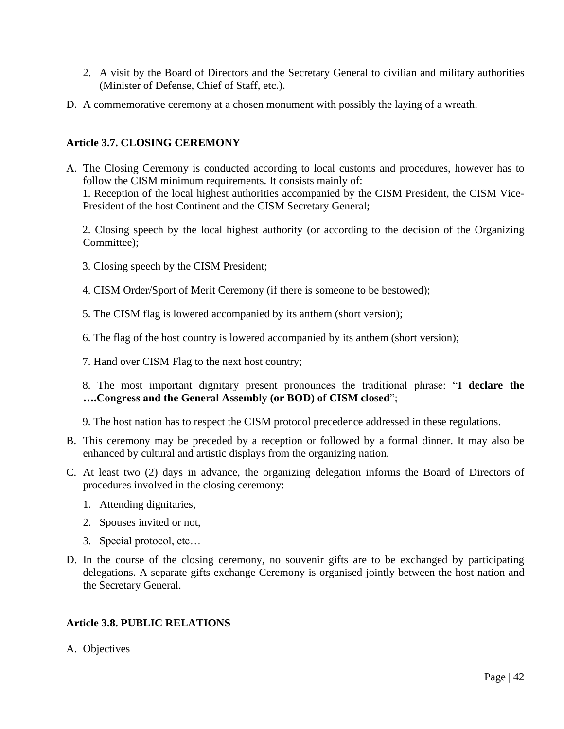2. A visit by the Board of Directors and the Secretary General to civilian and military authorities (Minister of Defense, Chief of Staff, etc.).

D. A commemorative ceremony at a chosen monument with possibly the laying of a wreath.

### Article 3.7. CLOSING CEREMONY

A. The Closing Ceremony is conducted according to local customs and procedures, however has to follow the CISM minimum requirements. It consists mainly of:

   1. Reception of the local highest authorities accompanied by the CISM President, the CISM Vice-President of the host Continent and the CISM Secretary General;

   2. Closing speech by the local highest authority (or according to the decision of the Organizing Committee);

   3. Closing speech by the CISM President;

   4. CISM Order/Sport of Merit Ceremony (if there is someone to be bestowed);

   5. The CISM flag is lowered accompanied by its anthem (short version);

   6. The flag of the host country is lowered accompanied by its anthem (short version);

   7. Hand over CISM Flag to the next host country;

   8. The most important dignitary present pronounces the traditional phrase: "**I declare the ….Congress and the General Assembly (or BOD) of CISM closed**";

   9. The host nation has to respect the CISM protocol precedence addressed in these regulations.

B. This ceremony may be preceded by a reception or followed by a formal dinner. It may also be enhanced by cultural and artistic displays from the organizing nation.

C. At least two (2) days in advance, the organizing delegation informs the Board of Directors of procedures involved in the closing ceremony:

   1. Attending dignitaries,
   2. Spouses invited or not,
   3. Special protocol, etc…

D. In the course of the closing ceremony, no souvenir gifts are to be exchanged by participating delegations. A separate gifts exchange Ceremony is organised jointly between the host nation and the Secretary General.

### Article 3.8. PUBLIC RELATIONS

A. Objectives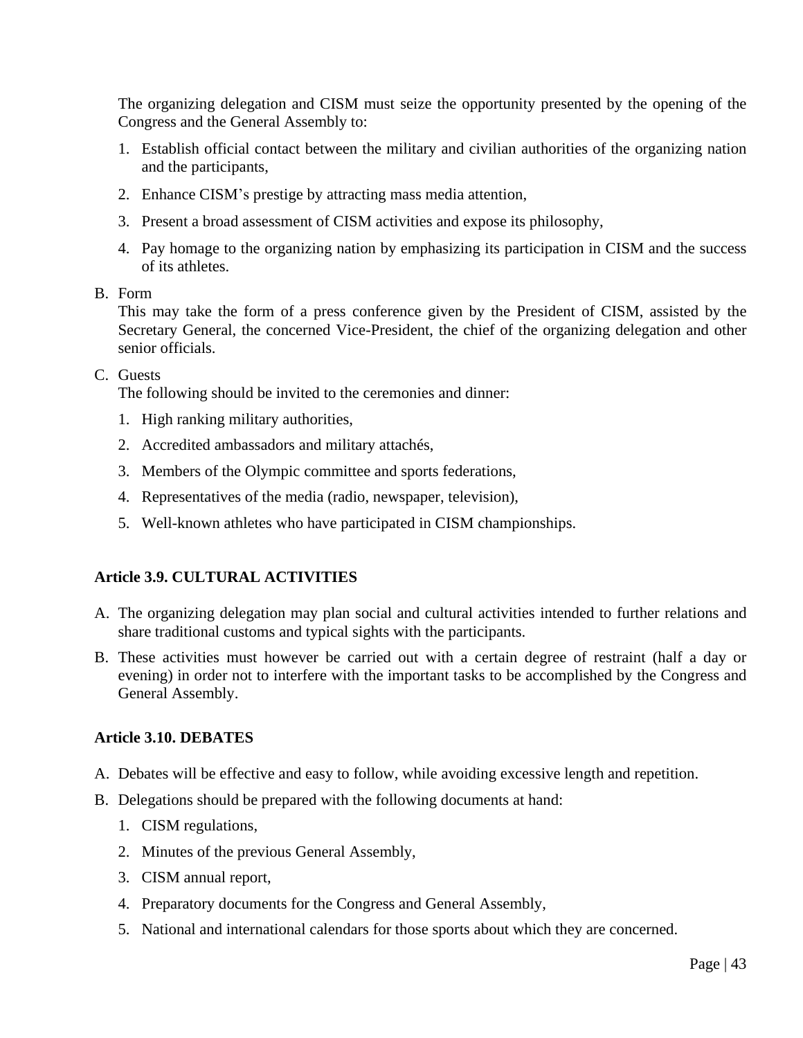The organizing delegation and CISM must seize the opportunity presented by the opening of the Congress and the General Assembly to:

1. Establish official contact between the military and civilian authorities of the organizing nation and the participants,
2. Enhance CISM's prestige by attracting mass media attention,
3. Present a broad assessment of CISM activities and expose its philosophy,
4. Pay homage to the organizing nation by emphasizing its participation in CISM and the success of its athletes.

B. Form
This may take the form of a press conference given by the President of CISM, assisted by the Secretary General, the concerned Vice-President, the chief of the organizing delegation and other senior officials.

C. Guests
The following should be invited to the ceremonies and dinner:

1. High ranking military authorities,
2. Accredited ambassadors and military attachés,
3. Members of the Olympic committee and sports federations,
4. Representatives of the media (radio, newspaper, television),
5. Well-known athletes who have participated in CISM championships.

**Article 3.9. CULTURAL ACTIVITIES**

A. The organizing delegation may plan social and cultural activities intended to further relations and share traditional customs and typical sights with the participants.

B. These activities must however be carried out with a certain degree of restraint (half a day or evening) in order not to interfere with the important tasks to be accomplished by the Congress and General Assembly.

**Article 3.10. DEBATES**

A. Debates will be effective and easy to follow, while avoiding excessive length and repetition.

B. Delegations should be prepared with the following documents at hand:

1. CISM regulations,
2. Minutes of the previous General Assembly,
3. CISM annual report,
4. Preparatory documents for the Congress and General Assembly,
5. National and international calendars for those sports about which they are concerned.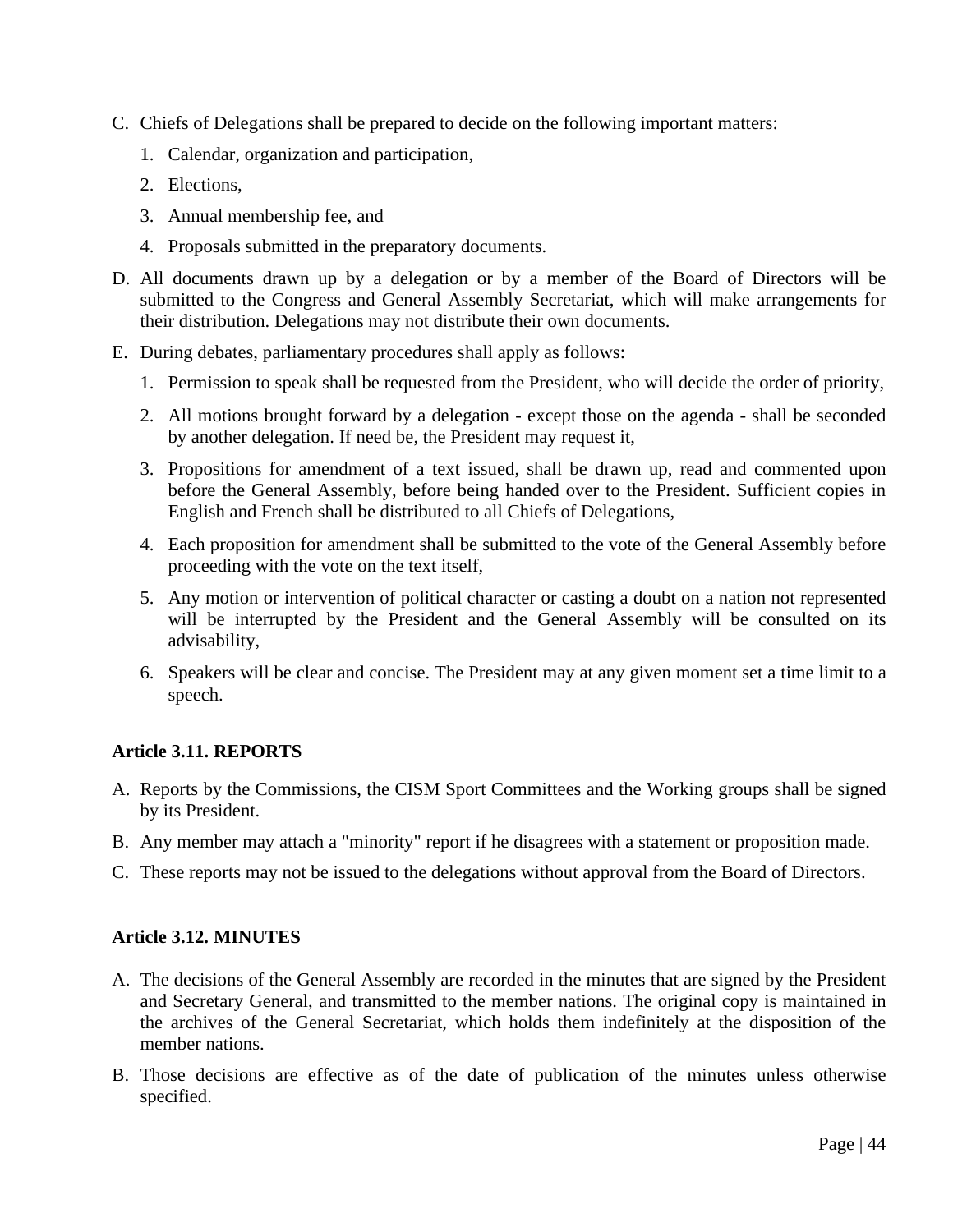C. Chiefs of Delegations shall be prepared to decide on the following important matters:

   1. Calendar, organization and participation,
   2. Elections,
   3. Annual membership fee, and
   4. Proposals submitted in the preparatory documents.

D. All documents drawn up by a delegation or by a member of the Board of Directors will be submitted to the Congress and General Assembly Secretariat, which will make arrangements for their distribution. Delegations may not distribute their own documents.

E. During debates, parliamentary procedures shall apply as follows:

   1. Permission to speak shall be requested from the President, who will decide the order of priority,
   2. All motions brought forward by a delegation - except those on the agenda - shall be seconded by another delegation. If need be, the President may request it,
   3. Propositions for amendment of a text issued, shall be drawn up, read and commented upon before the General Assembly, before being handed over to the President. Sufficient copies in English and French shall be distributed to all Chiefs of Delegations,
   4. Each proposition for amendment shall be submitted to the vote of the General Assembly before proceeding with the vote on the text itself,
   5. Any motion or intervention of political character or casting a doubt on a nation not represented will be interrupted by the President and the General Assembly will be consulted on its advisability,
   6. Speakers will be clear and concise. The President may at any given moment set a time limit to a speech.

**Article 3.11. REPORTS**

A. Reports by the Commissions, the CISM Sport Committees and the Working groups shall be signed by its President.

B. Any member may attach a "minority" report if he disagrees with a statement or proposition made.

C. These reports may not be issued to the delegations without approval from the Board of Directors.

**Article 3.12. MINUTES**

A. The decisions of the General Assembly are recorded in the minutes that are signed by the President and Secretary General, and transmitted to the member nations. The original copy is maintained in the archives of the General Secretariat, which holds them indefinitely at the disposition of the member nations.

B. Those decisions are effective as of the date of publication of the minutes unless otherwise specified.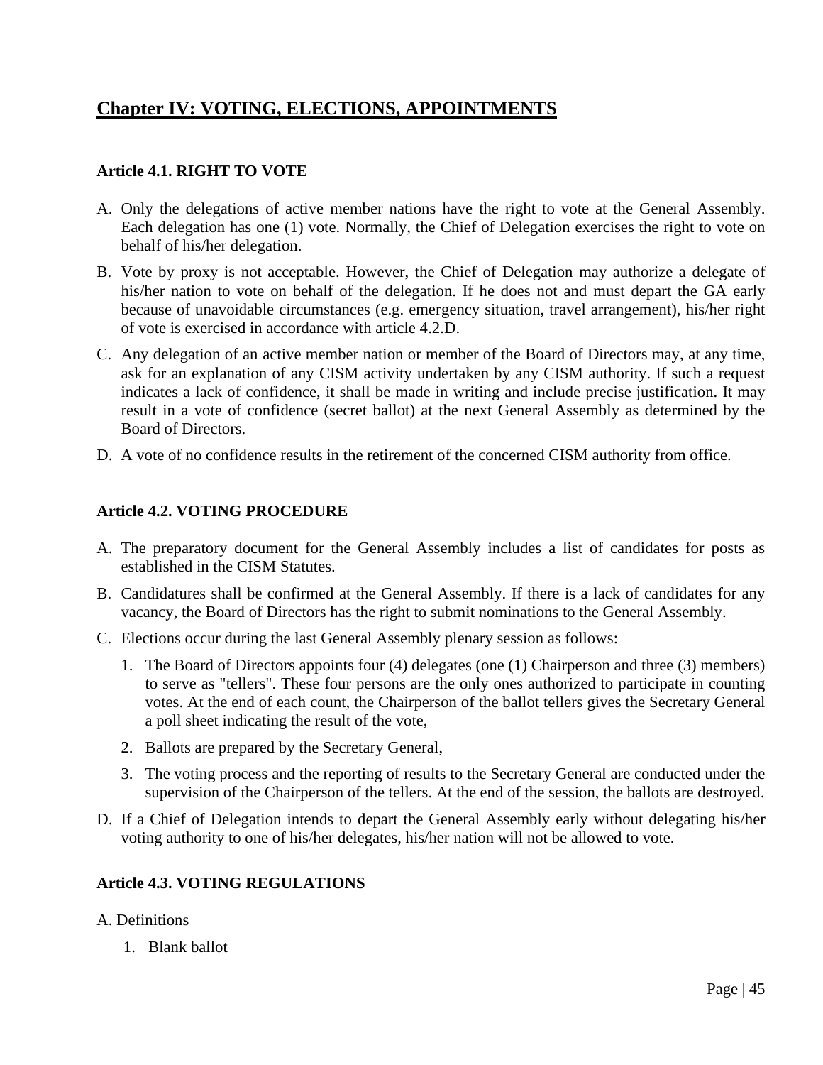## Chapter IV: VOTING, ELECTIONS, APPOINTMENTS

### Article 4.1. RIGHT TO VOTE

A. Only the delegations of active member nations have the right to vote at the General Assembly. Each delegation has one (1) vote. Normally, the Chief of Delegation exercises the right to vote on behalf of his/her delegation.

B. Vote by proxy is not acceptable. However, the Chief of Delegation may authorize a delegate of his/her nation to vote on behalf of the delegation. If he does not and must depart the GA early because of unavoidable circumstances (e.g. emergency situation, travel arrangement), his/her right of vote is exercised in accordance with article 4.2.D.

C. Any delegation of an active member nation or member of the Board of Directors may, at any time, ask for an explanation of any CISM activity undertaken by any CISM authority. If such a request indicates a lack of confidence, it shall be made in writing and include precise justification. It may result in a vote of confidence (secret ballot) at the next General Assembly as determined by the Board of Directors.

D. A vote of no confidence results in the retirement of the concerned CISM authority from office.

### Article 4.2. VOTING PROCEDURE

A. The preparatory document for the General Assembly includes a list of candidates for posts as established in the CISM Statutes.

B. Candidatures shall be confirmed at the General Assembly. If there is a lack of candidates for any vacancy, the Board of Directors has the right to submit nominations to the General Assembly.

C. Elections occur during the last General Assembly plenary session as follows:

   1. The Board of Directors appoints four (4) delegates (one (1) Chairperson and three (3) members) to serve as "tellers". These four persons are the only ones authorized to participate in counting votes. At the end of each count, the Chairperson of the ballot tellers gives the Secretary General a poll sheet indicating the result of the vote,

   2. Ballots are prepared by the Secretary General,

   3. The voting process and the reporting of results to the Secretary General are conducted under the supervision of the Chairperson of the tellers. At the end of the session, the ballots are destroyed.

D. If a Chief of Delegation intends to depart the General Assembly early without delegating his/her voting authority to one of his/her delegates, his/her nation will not be allowed to vote.

### Article 4.3. VOTING REGULATIONS

A. Definitions

   1. Blank ballot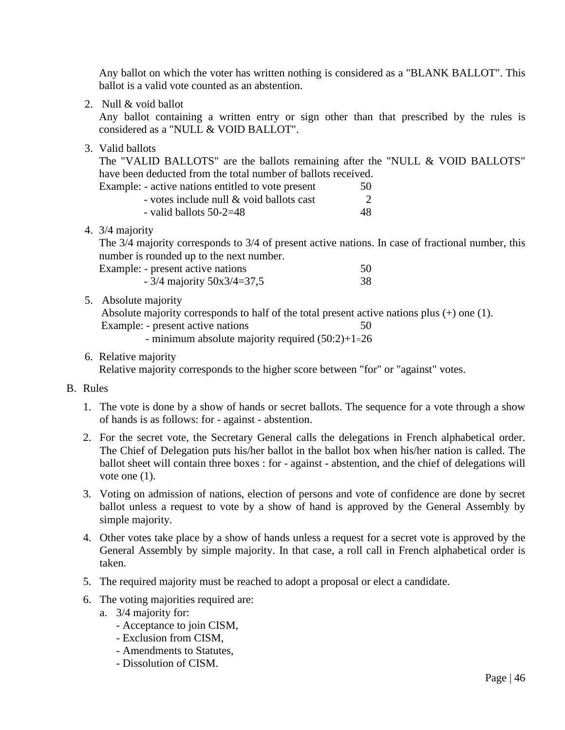Any ballot on which the voter has written nothing is considered as a "BLANK BALLOT". This ballot is a valid vote counted as an abstention.

2. Null & void ballot

   Any ballot containing a written entry or sign other than that prescribed by the rules is considered as a "NULL & VOID BALLOT".

3. Valid ballots

   The "VALID BALLOTS" are the ballots remaining after the "NULL & VOID BALLOTS" have been deducted from the total number of ballots received.

   Example: - active nations entitled to vote present 50
   - votes include null & void ballots cast 2
   - valid ballots 50-2=48 48

4. 3/4 majority

   The 3/4 majority corresponds to 3/4 of present active nations. In case of fractional number, this number is rounded up to the next number.

   Example: - present active nations 50
   - 3/4 majority 50x3/4=37,5 38

5. Absolute majority

   Absolute majority corresponds to half of the total present active nations plus (+) one (1).

   Example: - present active nations 50
   - minimum absolute majority required (50:2)+1=26

6. Relative majority

   Relative majority corresponds to the higher score between "for" or "against" votes.

B. Rules

1. The vote is done by a show of hands or secret ballots. The sequence for a vote through a show of hands is as follows: for - against - abstention.
2. For the secret vote, the Secretary General calls the delegations in French alphabetical order. The Chief of Delegation puts his/her ballot in the ballot box when his/her nation is called. The ballot sheet will contain three boxes : for - against - abstention, and the chief of delegations will vote one (1).
3. Voting on admission of nations, election of persons and vote of confidence are done by secret ballot unless a request to vote by a show of hand is approved by the General Assembly by simple majority.
4. Other votes take place by a show of hands unless a request for a secret vote is approved by the General Assembly by simple majority. In that case, a roll call in French alphabetical order is taken.
5. The required majority must be reached to adopt a proposal or elect a candidate.
6. The voting majorities required are:
   a. 3/4 majority for:
      - Acceptance to join CISM,
      - Exclusion from CISM,
      - Amendments to Statutes,
      - Dissolution of CISM.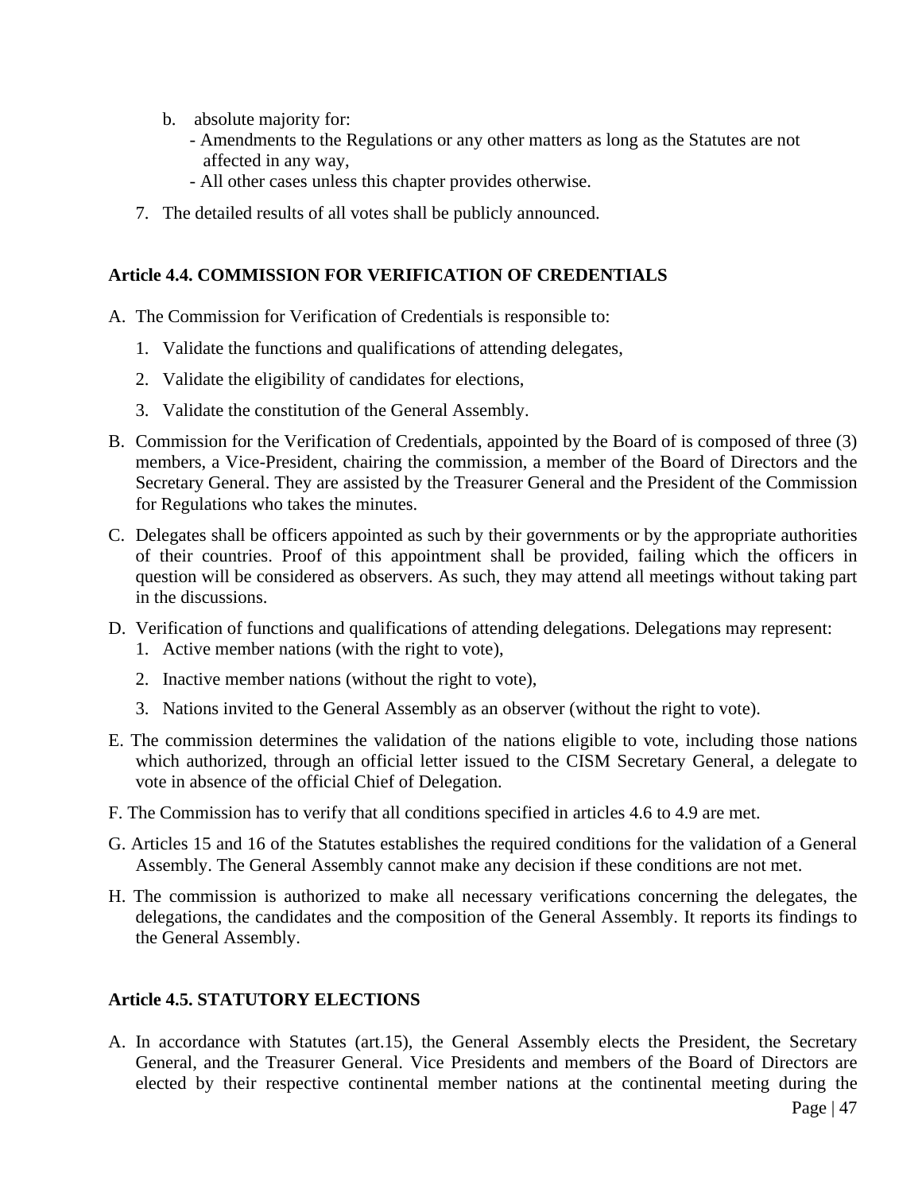b. absolute majority for:
   - Amendments to the Regulations or any other matters as long as the Statutes are not affected in any way,
   - All other cases unless this chapter provides otherwise.

7. The detailed results of all votes shall be publicly announced.

**Article 4.4. COMMISSION FOR VERIFICATION OF CREDENTIALS**

A. The Commission for Verification of Credentials is responsible to:

   1. Validate the functions and qualifications of attending delegates,

   2. Validate the eligibility of candidates for elections,

   3. Validate the constitution of the General Assembly.

B. Commission for the Verification of Credentials, appointed by the Board of is composed of three (3) members, a Vice-President, chairing the commission, a member of the Board of Directors and the Secretary General. They are assisted by the Treasurer General and the President of the Commission for Regulations who takes the minutes.

C. Delegates shall be officers appointed as such by their governments or by the appropriate authorities of their countries. Proof of this appointment shall be provided, failing which the officers in question will be considered as observers. As such, they may attend all meetings without taking part in the discussions.

D. Verification of functions and qualifications of attending delegations. Delegations may represent:
   1. Active member nations (with the right to vote),

   2. Inactive member nations (without the right to vote),

   3. Nations invited to the General Assembly as an observer (without the right to vote).

E. The commission determines the validation of the nations eligible to vote, including those nations which authorized, through an official letter issued to the CISM Secretary General, a delegate to vote in absence of the official Chief of Delegation.

F. The Commission has to verify that all conditions specified in articles 4.6 to 4.9 are met.

G. Articles 15 and 16 of the Statutes establishes the required conditions for the validation of a General Assembly. The General Assembly cannot make any decision if these conditions are not met.

H. The commission is authorized to make all necessary verifications concerning the delegates, the delegations, the candidates and the composition of the General Assembly. It reports its findings to the General Assembly.

**Article 4.5. STATUTORY ELECTIONS**

A. In accordance with Statutes (art.15), the General Assembly elects the President, the Secretary General, and the Treasurer General. Vice Presidents and members of the Board of Directors are elected by their respective continental member nations at the continental meeting during the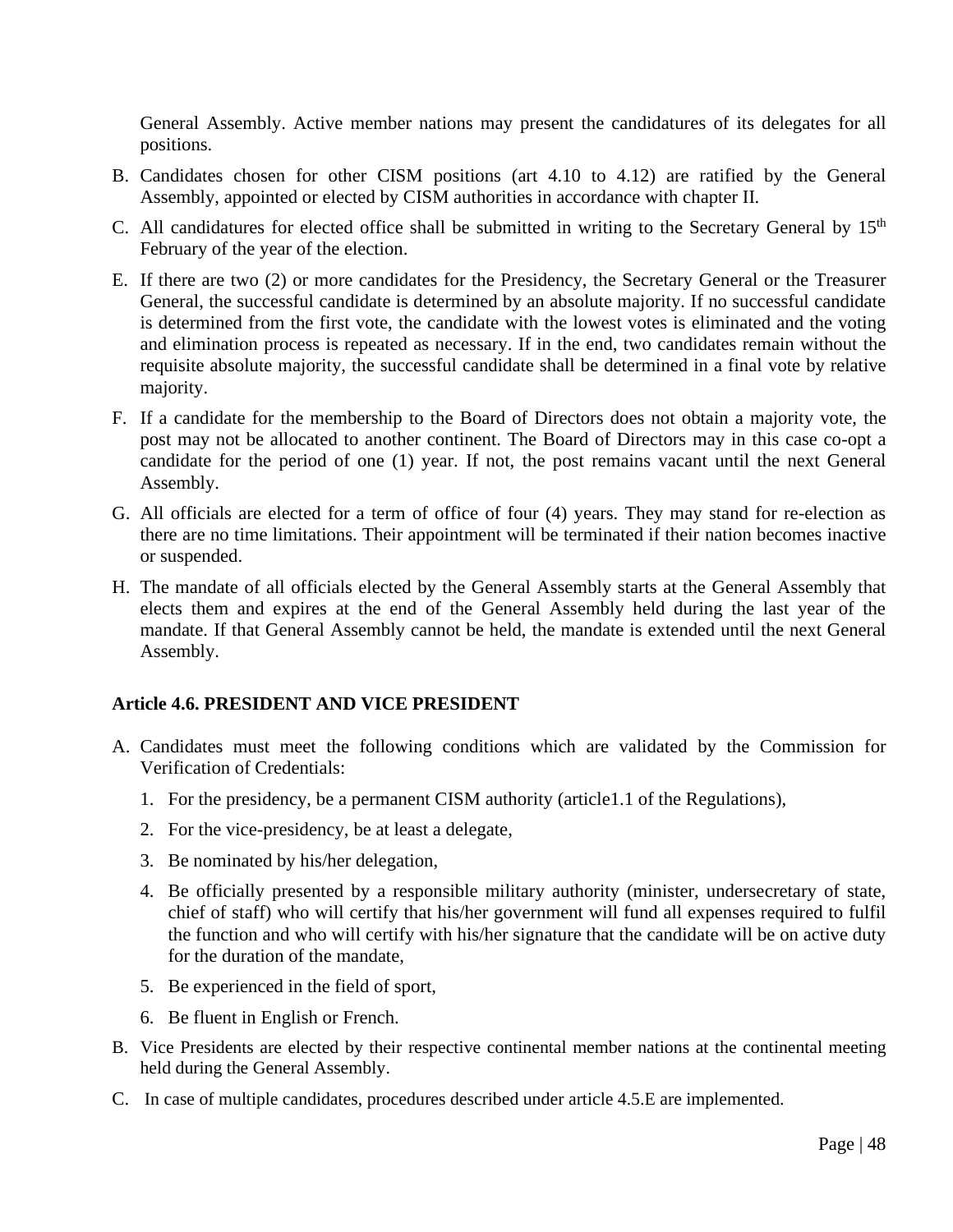General Assembly. Active member nations may present the candidatures of its delegates for all positions.

B. Candidates chosen for other CISM positions (art 4.10 to 4.12) are ratified by the General Assembly, appointed or elected by CISM authorities in accordance with chapter II.

C. All candidatures for elected office shall be submitted in writing to the Secretary General by 15th February of the year of the election.

E. If there are two (2) or more candidates for the Presidency, the Secretary General or the Treasurer General, the successful candidate is determined by an absolute majority. If no successful candidate is determined from the first vote, the candidate with the lowest votes is eliminated and the voting and elimination process is repeated as necessary. If in the end, two candidates remain without the requisite absolute majority, the successful candidate shall be determined in a final vote by relative majority.

F. If a candidate for the membership to the Board of Directors does not obtain a majority vote, the post may not be allocated to another continent. The Board of Directors may in this case co-opt a candidate for the period of one (1) year. If not, the post remains vacant until the next General Assembly.

G. All officials are elected for a term of office of four (4) years. They may stand for re-election as there are no time limitations. Their appointment will be terminated if their nation becomes inactive or suspended.

H. The mandate of all officials elected by the General Assembly starts at the General Assembly that elects them and expires at the end of the General Assembly held during the last year of the mandate. If that General Assembly cannot be held, the mandate is extended until the next General Assembly.

**Article 4.6. PRESIDENT AND VICE PRESIDENT**

A. Candidates must meet the following conditions which are validated by the Commission for Verification of Credentials:

   1. For the presidency, be a permanent CISM authority (article1.1 of the Regulations),
   2. For the vice-presidency, be at least a delegate,
   3. Be nominated by his/her delegation,
   4. Be officially presented by a responsible military authority (minister, undersecretary of state, chief of staff) who will certify that his/her government will fund all expenses required to fulfil the function and who will certify with his/her signature that the candidate will be on active duty for the duration of the mandate,
   5. Be experienced in the field of sport,
   6. Be fluent in English or French.

B. Vice Presidents are elected by their respective continental member nations at the continental meeting held during the General Assembly.

C. In case of multiple candidates, procedures described under article 4.5.E are implemented.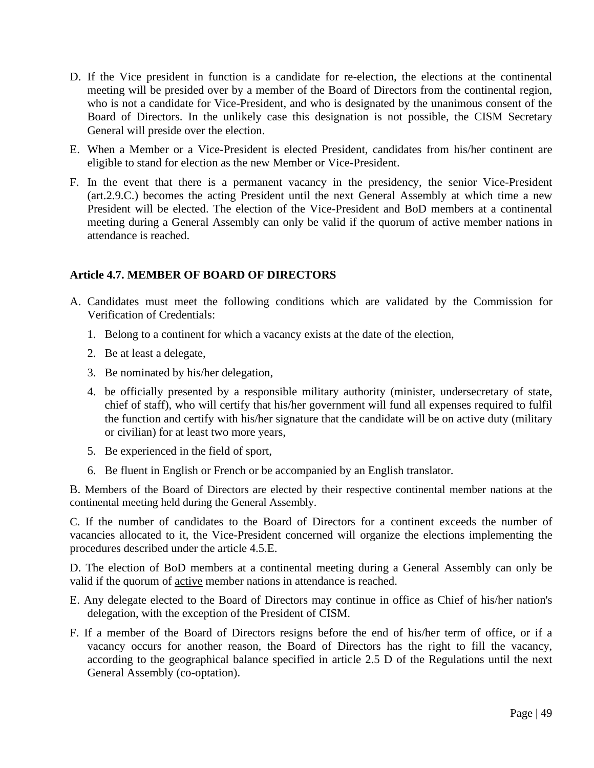D. If the Vice president in function is a candidate for re-election, the elections at the continental meeting will be presided over by a member of the Board of Directors from the continental region, who is not a candidate for Vice-President, and who is designated by the unanimous consent of the Board of Directors. In the unlikely case this designation is not possible, the CISM Secretary General will preside over the election.

E. When a Member or a Vice-President is elected President, candidates from his/her continent are eligible to stand for election as the new Member or Vice-President.

F. In the event that there is a permanent vacancy in the presidency, the senior Vice-President (art.2.9.C.) becomes the acting President until the next General Assembly at which time a new President will be elected. The election of the Vice-President and BoD members at a continental meeting during a General Assembly can only be valid if the quorum of active member nations in attendance is reached.

### Article 4.7. MEMBER OF BOARD OF DIRECTORS

A. Candidates must meet the following conditions which are validated by the Commission for Verification of Credentials:

1. Belong to a continent for which a vacancy exists at the date of the election,
2. Be at least a delegate,
3. Be nominated by his/her delegation,
4. be officially presented by a responsible military authority (minister, undersecretary of state, chief of staff), who will certify that his/her government will fund all expenses required to fulfil the function and certify with his/her signature that the candidate will be on active duty (military or civilian) for at least two more years,
5. Be experienced in the field of sport,
6. Be fluent in English or French or be accompanied by an English translator.

B. Members of the Board of Directors are elected by their respective continental member nations at the continental meeting held during the General Assembly.

C. If the number of candidates to the Board of Directors for a continent exceeds the number of vacancies allocated to it, the Vice-President concerned will organize the elections implementing the procedures described under the article 4.5.E.

D. The election of BoD members at a continental meeting during a General Assembly can only be valid if the quorum of <u>active</u> member nations in attendance is reached.

E. Any delegate elected to the Board of Directors may continue in office as Chief of his/her nation's delegation, with the exception of the President of CISM.

F. If a member of the Board of Directors resigns before the end of his/her term of office, or if a vacancy occurs for another reason, the Board of Directors has the right to fill the vacancy, according to the geographical balance specified in article 2.5 D of the Regulations until the next General Assembly (co-optation).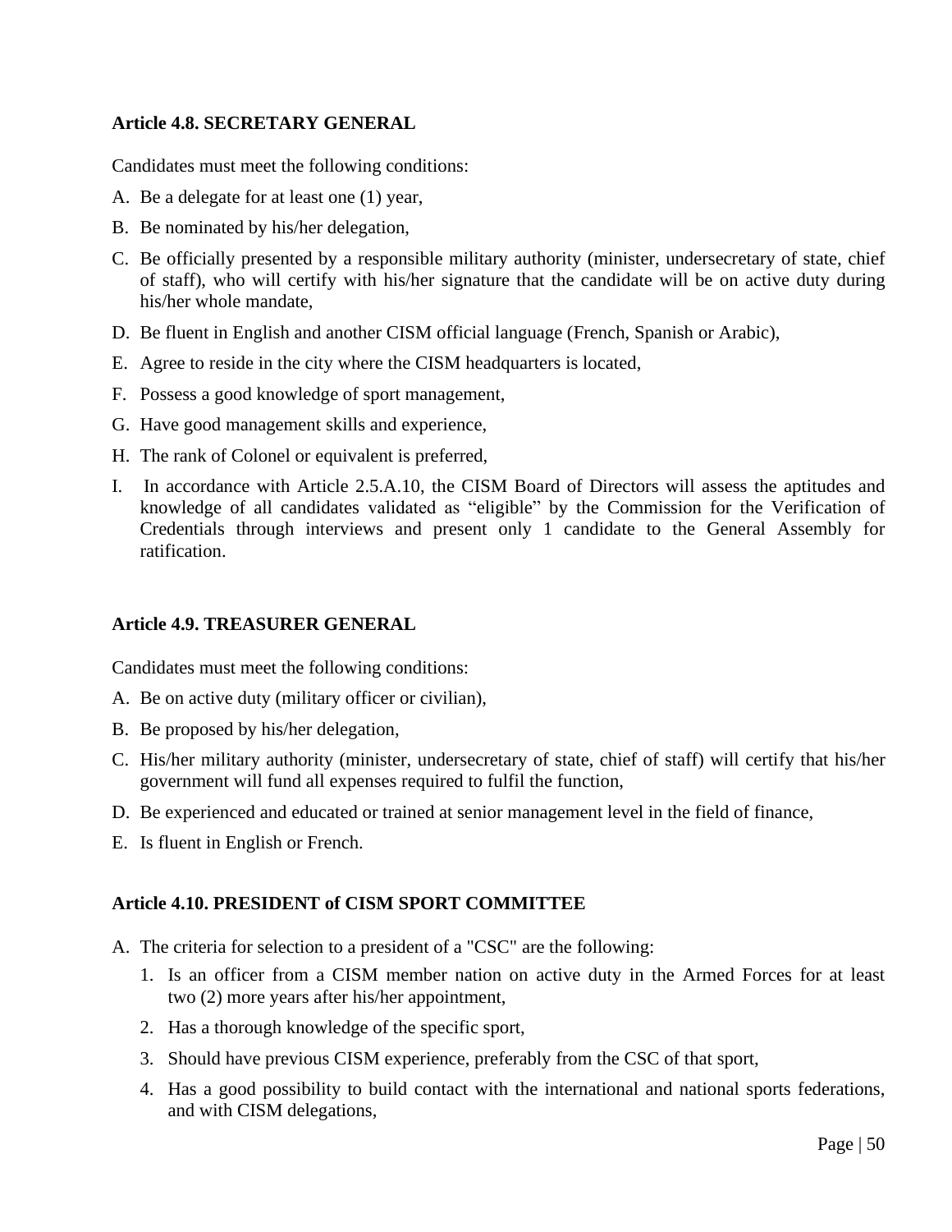**Article 4.8. SECRETARY GENERAL**

Candidates must meet the following conditions:

A. Be a delegate for at least one (1) year,

B. Be nominated by his/her delegation,

C. Be officially presented by a responsible military authority (minister, undersecretary of state, chief of staff), who will certify with his/her signature that the candidate will be on active duty during his/her whole mandate,

D. Be fluent in English and another CISM official language (French, Spanish or Arabic),

E. Agree to reside in the city where the CISM headquarters is located,

F. Possess a good knowledge of sport management,

G. Have good management skills and experience,

H. The rank of Colonel or equivalent is preferred,

I. In accordance with Article 2.5.A.10, the CISM Board of Directors will assess the aptitudes and knowledge of all candidates validated as "eligible" by the Commission for the Verification of Credentials through interviews and present only 1 candidate to the General Assembly for ratification.

**Article 4.9. TREASURER GENERAL**

Candidates must meet the following conditions:

A. Be on active duty (military officer or civilian),

B. Be proposed by his/her delegation,

C. His/her military authority (minister, undersecretary of state, chief of staff) will certify that his/her government will fund all expenses required to fulfil the function,

D. Be experienced and educated or trained at senior management level in the field of finance,

E. Is fluent in English or French.

**Article 4.10. PRESIDENT of CISM SPORT COMMITTEE**

A. The criteria for selection to a president of a "CSC" are the following:

   1. Is an officer from a CISM member nation on active duty in the Armed Forces for at least two (2) more years after his/her appointment,

   2. Has a thorough knowledge of the specific sport,

   3. Should have previous CISM experience, preferably from the CSC of that sport,

   4. Has a good possibility to build contact with the international and national sports federations, and with CISM delegations,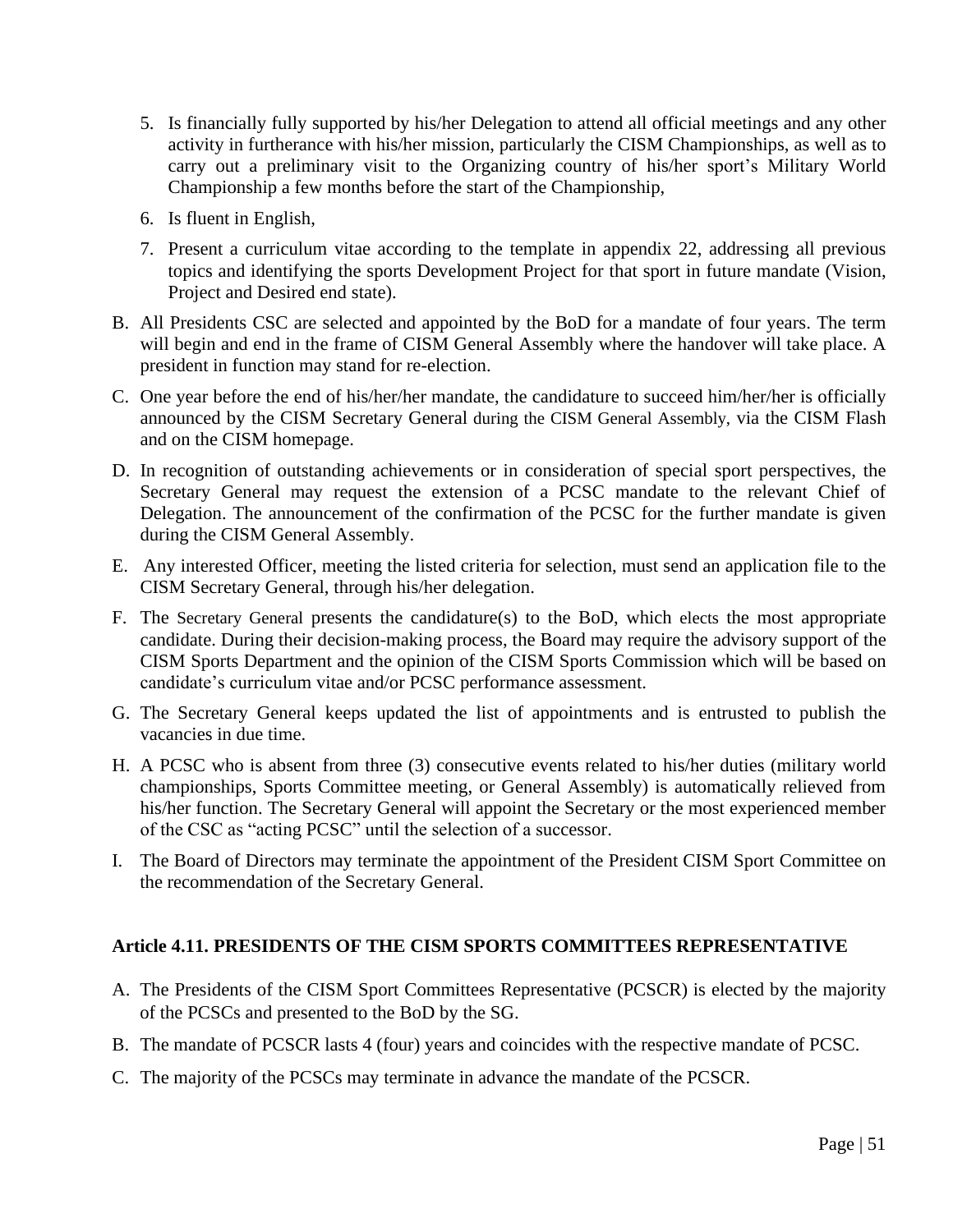5. Is financially fully supported by his/her Delegation to attend all official meetings and any other activity in furtherance with his/her mission, particularly the CISM Championships, as well as to carry out a preliminary visit to the Organizing country of his/her sport's Military World Championship a few months before the start of the Championship,
6. Is fluent in English,
7. Present a curriculum vitae according to the template in appendix 22, addressing all previous topics and identifying the sports Development Project for that sport in future mandate (Vision, Project and Desired end state).

B. All Presidents CSC are selected and appointed by the BoD for a mandate of four years. The term will begin and end in the frame of CISM General Assembly where the handover will take place. A president in function may stand for re-election.

C. One year before the end of his/her/her mandate, the candidature to succeed him/her/her is officially announced by the CISM Secretary General during the CISM General Assembly, via the CISM Flash and on the CISM homepage.

D. In recognition of outstanding achievements or in consideration of special sport perspectives, the Secretary General may request the extension of a PCSC mandate to the relevant Chief of Delegation. The announcement of the confirmation of the PCSC for the further mandate is given during the CISM General Assembly.

E. Any interested Officer, meeting the listed criteria for selection, must send an application file to the CISM Secretary General, through his/her delegation.

F. The Secretary General presents the candidature(s) to the BoD, which elects the most appropriate candidate. During their decision-making process, the Board may require the advisory support of the CISM Sports Department and the opinion of the CISM Sports Commission which will be based on candidate's curriculum vitae and/or PCSC performance assessment.

G. The Secretary General keeps updated the list of appointments and is entrusted to publish the vacancies in due time.

H. A PCSC who is absent from three (3) consecutive events related to his/her duties (military world championships, Sports Committee meeting, or General Assembly) is automatically relieved from his/her function. The Secretary General will appoint the Secretary or the most experienced member of the CSC as "acting PCSC" until the selection of a successor.

I. The Board of Directors may terminate the appointment of the President CISM Sport Committee on the recommendation of the Secretary General.

**Article 4.11. PRESIDENTS OF THE CISM SPORTS COMMITTEES REPRESENTATIVE**

A. The Presidents of the CISM Sport Committees Representative (PCSCR) is elected by the majority of the PCSCs and presented to the BoD by the SG.

B. The mandate of PCSCR lasts 4 (four) years and coincides with the respective mandate of PCSC.

C. The majority of the PCSCs may terminate in advance the mandate of the PCSCR.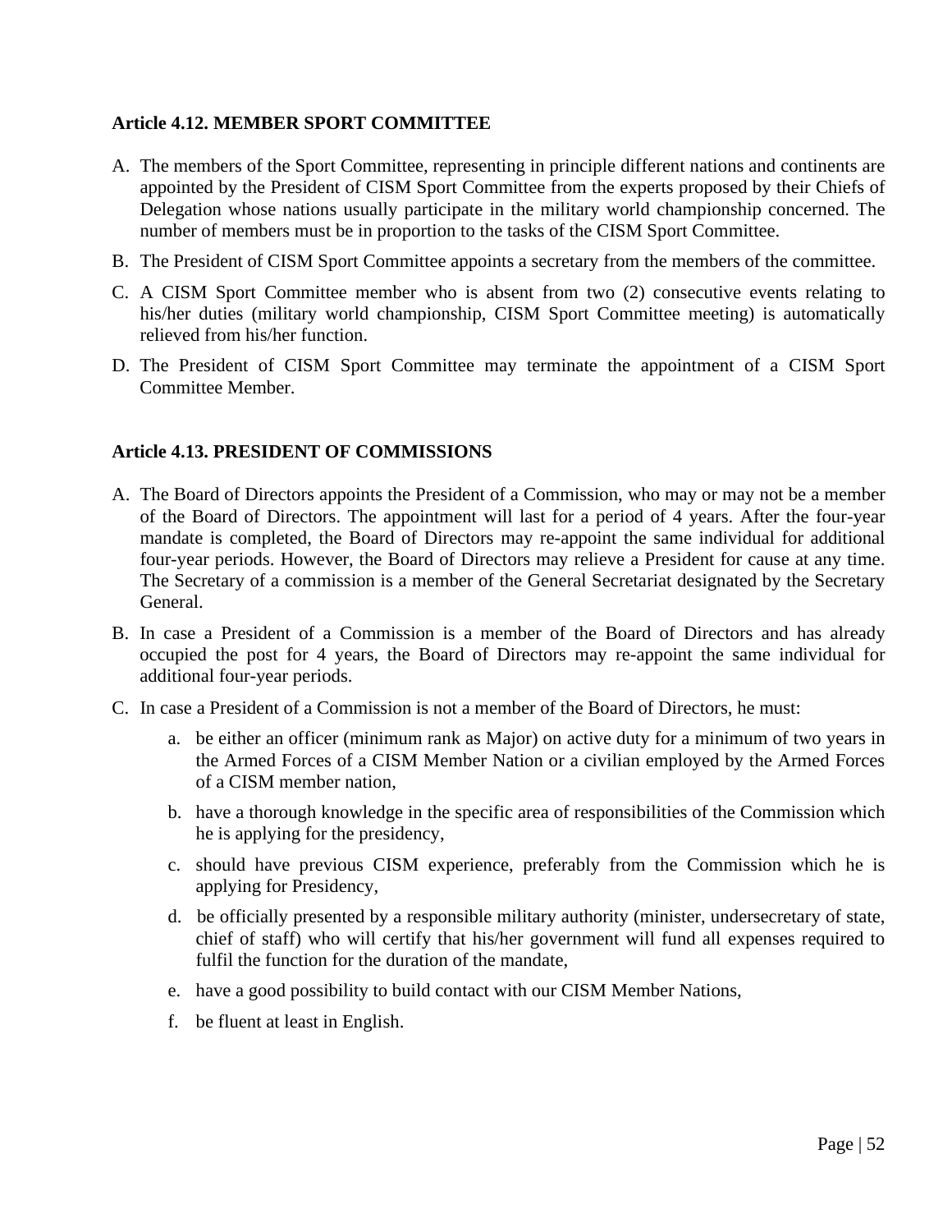**Article 4.12. MEMBER SPORT COMMITTEE**

A. The members of the Sport Committee, representing in principle different nations and continents are appointed by the President of CISM Sport Committee from the experts proposed by their Chiefs of Delegation whose nations usually participate in the military world championship concerned. The number of members must be in proportion to the tasks of the CISM Sport Committee.

B. The President of CISM Sport Committee appoints a secretary from the members of the committee.

C. A CISM Sport Committee member who is absent from two (2) consecutive events relating to his/her duties (military world championship, CISM Sport Committee meeting) is automatically relieved from his/her function.

D. The President of CISM Sport Committee may terminate the appointment of a CISM Sport Committee Member.

**Article 4.13. PRESIDENT OF COMMISSIONS**

A. The Board of Directors appoints the President of a Commission, who may or may not be a member of the Board of Directors. The appointment will last for a period of 4 years. After the four-year mandate is completed, the Board of Directors may re-appoint the same individual for additional four-year periods. However, the Board of Directors may relieve a President for cause at any time. The Secretary of a commission is a member of the General Secretariat designated by the Secretary General.

B. In case a President of a Commission is a member of the Board of Directors and has already occupied the post for 4 years, the Board of Directors may re-appoint the same individual for additional four-year periods.

C. In case a President of a Commission is not a member of the Board of Directors, he must:

   a. be either an officer (minimum rank as Major) on active duty for a minimum of two years in the Armed Forces of a CISM Member Nation or a civilian employed by the Armed Forces of a CISM member nation,

   b. have a thorough knowledge in the specific area of responsibilities of the Commission which he is applying for the presidency,

   c. should have previous CISM experience, preferably from the Commission which he is applying for Presidency,

   d. be officially presented by a responsible military authority (minister, undersecretary of state, chief of staff) who will certify that his/her government will fund all expenses required to fulfil the function for the duration of the mandate,

   e. have a good possibility to build contact with our CISM Member Nations,

   f. be fluent at least in English.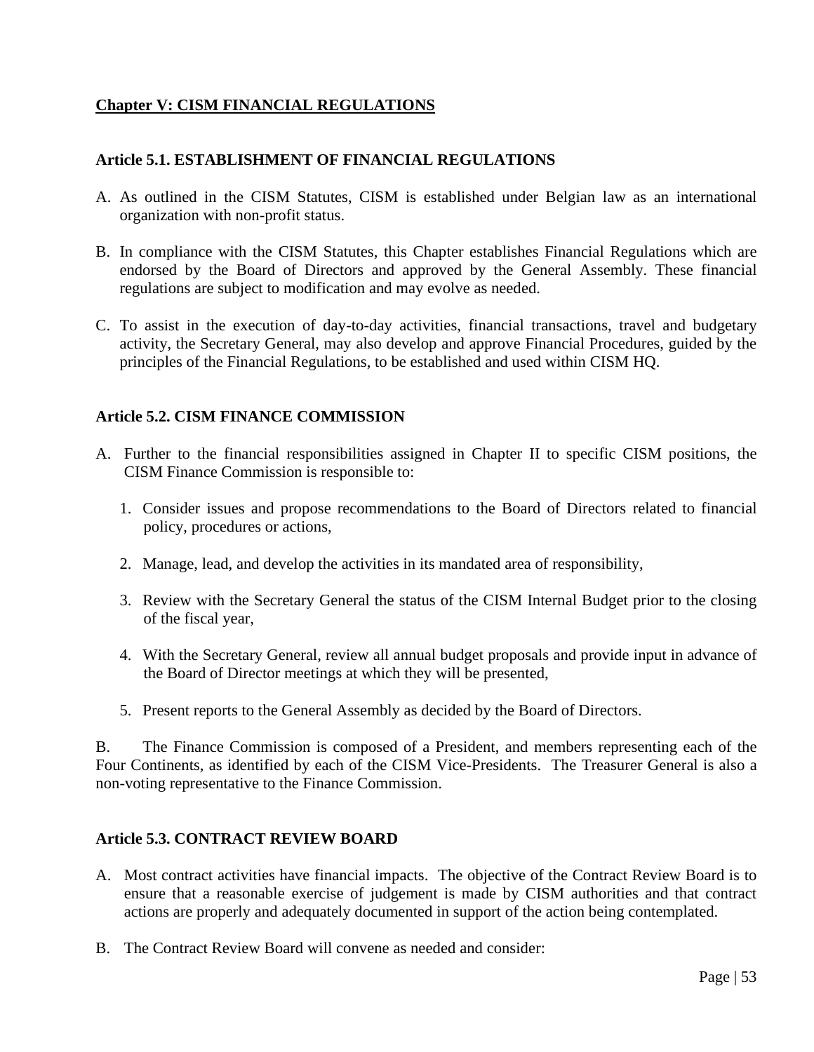## Chapter V: CISM FINANCIAL REGULATIONS

### Article 5.1. ESTABLISHMENT OF FINANCIAL REGULATIONS

A. As outlined in the CISM Statutes, CISM is established under Belgian law as an international organization with non-profit status.

B. In compliance with the CISM Statutes, this Chapter establishes Financial Regulations which are endorsed by the Board of Directors and approved by the General Assembly. These financial regulations are subject to modification and may evolve as needed.

C. To assist in the execution of day-to-day activities, financial transactions, travel and budgetary activity, the Secretary General, may also develop and approve Financial Procedures, guided by the principles of the Financial Regulations, to be established and used within CISM HQ.

### Article 5.2. CISM FINANCE COMMISSION

A. Further to the financial responsibilities assigned in Chapter II to specific CISM positions, the CISM Finance Commission is responsible to:

   1. Consider issues and propose recommendations to the Board of Directors related to financial policy, procedures or actions,

   2. Manage, lead, and develop the activities in its mandated area of responsibility,

   3. Review with the Secretary General the status of the CISM Internal Budget prior to the closing of the fiscal year,

   4. With the Secretary General, review all annual budget proposals and provide input in advance of the Board of Director meetings at which they will be presented,

   5. Present reports to the General Assembly as decided by the Board of Directors.

B. The Finance Commission is composed of a President, and members representing each of the Four Continents, as identified by each of the CISM Vice-Presidents. The Treasurer General is also a non-voting representative to the Finance Commission.

### Article 5.3. CONTRACT REVIEW BOARD

A. Most contract activities have financial impacts. The objective of the Contract Review Board is to ensure that a reasonable exercise of judgement is made by CISM authorities and that contract actions are properly and adequately documented in support of the action being contemplated.

B. The Contract Review Board will convene as needed and consider: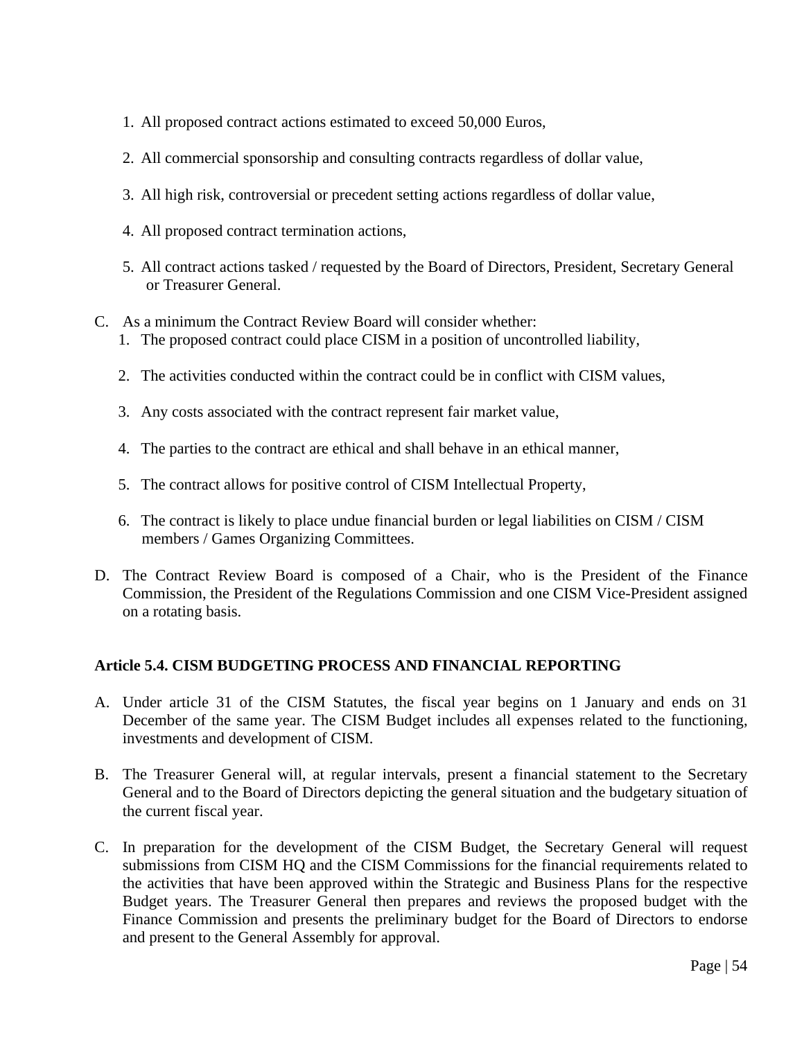1. All proposed contract actions estimated to exceed 50,000 Euros,

2. All commercial sponsorship and consulting contracts regardless of dollar value,

3. All high risk, controversial or precedent setting actions regardless of dollar value,

4. All proposed contract termination actions,

5. All contract actions tasked / requested by the Board of Directors, President, Secretary General or Treasurer General.

C. As a minimum the Contract Review Board will consider whether:

1. The proposed contract could place CISM in a position of uncontrolled liability,

2. The activities conducted within the contract could be in conflict with CISM values,

3. Any costs associated with the contract represent fair market value,

4. The parties to the contract are ethical and shall behave in an ethical manner,

5. The contract allows for positive control of CISM Intellectual Property,

6. The contract is likely to place undue financial burden or legal liabilities on CISM / CISM members / Games Organizing Committees.

D. The Contract Review Board is composed of a Chair, who is the President of the Finance Commission, the President of the Regulations Commission and one CISM Vice-President assigned on a rotating basis.

**Article 5.4. CISM BUDGETING PROCESS AND FINANCIAL REPORTING**

A. Under article 31 of the CISM Statutes, the fiscal year begins on 1 January and ends on 31 December of the same year. The CISM Budget includes all expenses related to the functioning, investments and development of CISM.

B. The Treasurer General will, at regular intervals, present a financial statement to the Secretary General and to the Board of Directors depicting the general situation and the budgetary situation of the current fiscal year.

C. In preparation for the development of the CISM Budget, the Secretary General will request submissions from CISM HQ and the CISM Commissions for the financial requirements related to the activities that have been approved within the Strategic and Business Plans for the respective Budget years. The Treasurer General then prepares and reviews the proposed budget with the Finance Commission and presents the preliminary budget for the Board of Directors to endorse and present to the General Assembly for approval.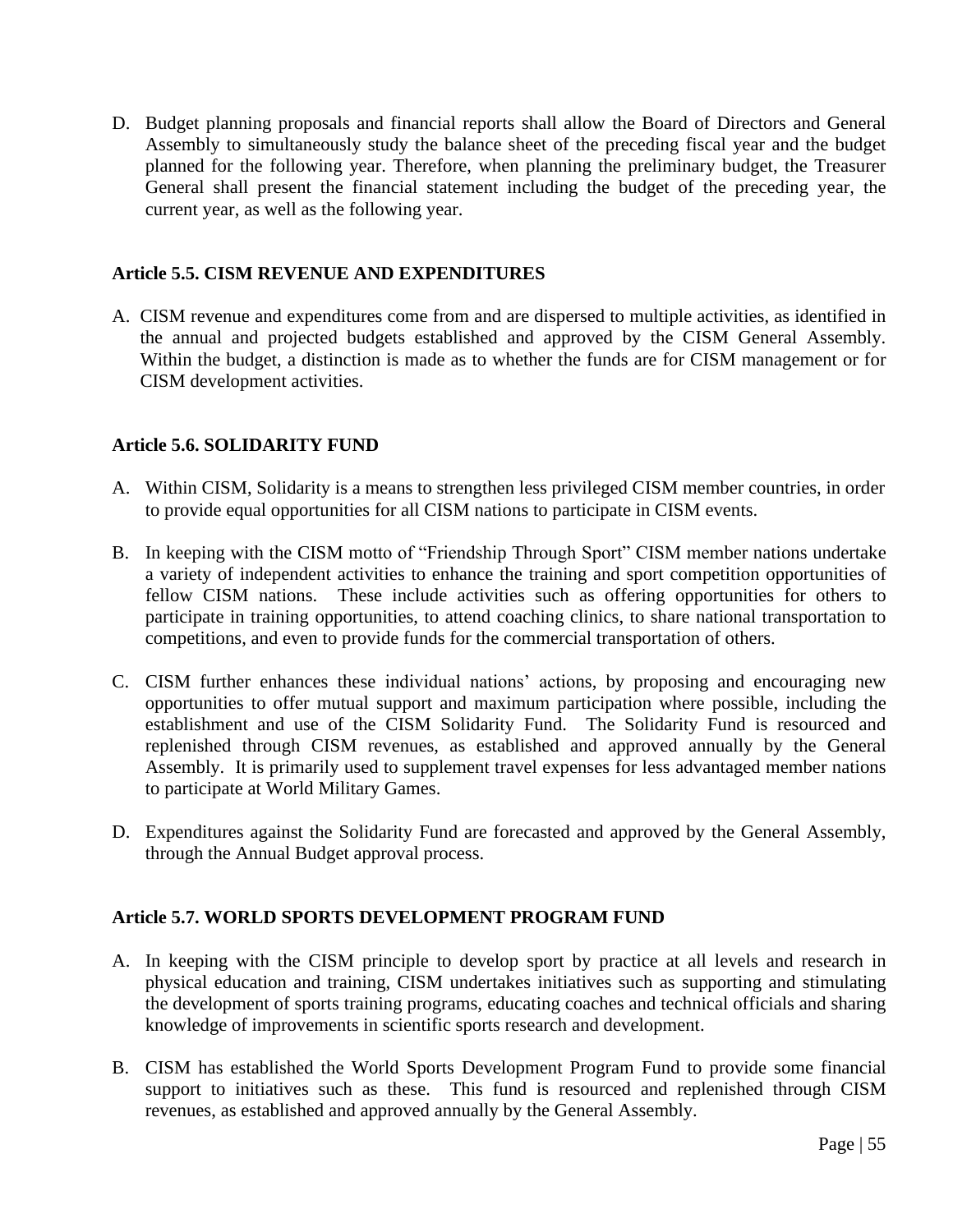D. Budget planning proposals and financial reports shall allow the Board of Directors and General Assembly to simultaneously study the balance sheet of the preceding fiscal year and the budget planned for the following year. Therefore, when planning the preliminary budget, the Treasurer General shall present the financial statement including the budget of the preceding year, the current year, as well as the following year.

### Article 5.5. CISM REVENUE AND EXPENDITURES

A. CISM revenue and expenditures come from and are dispersed to multiple activities, as identified in the annual and projected budgets established and approved by the CISM General Assembly. Within the budget, a distinction is made as to whether the funds are for CISM management or for CISM development activities.

### Article 5.6. SOLIDARITY FUND

A. Within CISM, Solidarity is a means to strengthen less privileged CISM member countries, in order to provide equal opportunities for all CISM nations to participate in CISM events.

B. In keeping with the CISM motto of "Friendship Through Sport" CISM member nations undertake a variety of independent activities to enhance the training and sport competition opportunities of fellow CISM nations. These include activities such as offering opportunities for others to participate in training opportunities, to attend coaching clinics, to share national transportation to competitions, and even to provide funds for the commercial transportation of others.

C. CISM further enhances these individual nations' actions, by proposing and encouraging new opportunities to offer mutual support and maximum participation where possible, including the establishment and use of the CISM Solidarity Fund. The Solidarity Fund is resourced and replenished through CISM revenues, as established and approved annually by the General Assembly. It is primarily used to supplement travel expenses for less advantaged member nations to participate at World Military Games.

D. Expenditures against the Solidarity Fund are forecasted and approved by the General Assembly, through the Annual Budget approval process.

### Article 5.7. WORLD SPORTS DEVELOPMENT PROGRAM FUND

A. In keeping with the CISM principle to develop sport by practice at all levels and research in physical education and training, CISM undertakes initiatives such as supporting and stimulating the development of sports training programs, educating coaches and technical officials and sharing knowledge of improvements in scientific sports research and development.

B. CISM has established the World Sports Development Program Fund to provide some financial support to initiatives such as these. This fund is resourced and replenished through CISM revenues, as established and approved annually by the General Assembly.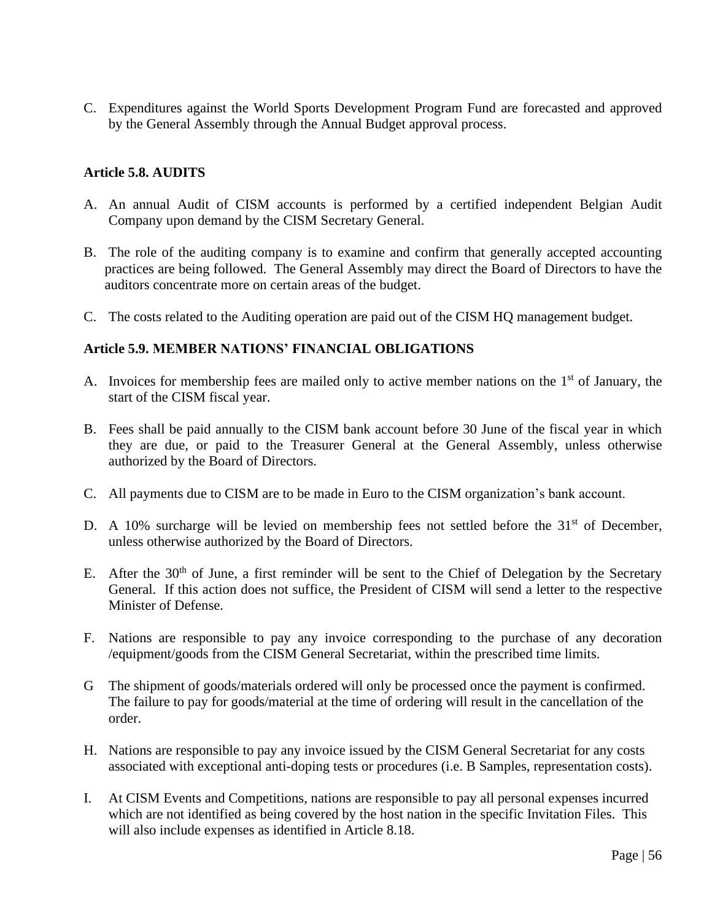C. Expenditures against the World Sports Development Program Fund are forecasted and approved by the General Assembly through the Annual Budget approval process.

### Article 5.8. AUDITS

A. An annual Audit of CISM accounts is performed by a certified independent Belgian Audit Company upon demand by the CISM Secretary General.

B. The role of the auditing company is to examine and confirm that generally accepted accounting practices are being followed. The General Assembly may direct the Board of Directors to have the auditors concentrate more on certain areas of the budget.

C. The costs related to the Auditing operation are paid out of the CISM HQ management budget.

### Article 5.9. MEMBER NATIONS' FINANCIAL OBLIGATIONS

A. Invoices for membership fees are mailed only to active member nations on the 1st of January, the start of the CISM fiscal year.

B. Fees shall be paid annually to the CISM bank account before 30 June of the fiscal year in which they are due, or paid to the Treasurer General at the General Assembly, unless otherwise authorized by the Board of Directors.

C. All payments due to CISM are to be made in Euro to the CISM organization's bank account.

D. A 10% surcharge will be levied on membership fees not settled before the 31st of December, unless otherwise authorized by the Board of Directors.

E. After the 30th of June, a first reminder will be sent to the Chief of Delegation by the Secretary General. If this action does not suffice, the President of CISM will send a letter to the respective Minister of Defense.

F. Nations are responsible to pay any invoice corresponding to the purchase of any decoration /equipment/goods from the CISM General Secretariat, within the prescribed time limits.

G The shipment of goods/materials ordered will only be processed once the payment is confirmed. The failure to pay for goods/material at the time of ordering will result in the cancellation of the order.

H. Nations are responsible to pay any invoice issued by the CISM General Secretariat for any costs associated with exceptional anti-doping tests or procedures (i.e. B Samples, representation costs).

I. At CISM Events and Competitions, nations are responsible to pay all personal expenses incurred which are not identified as being covered by the host nation in the specific Invitation Files. This will also include expenses as identified in Article 8.18.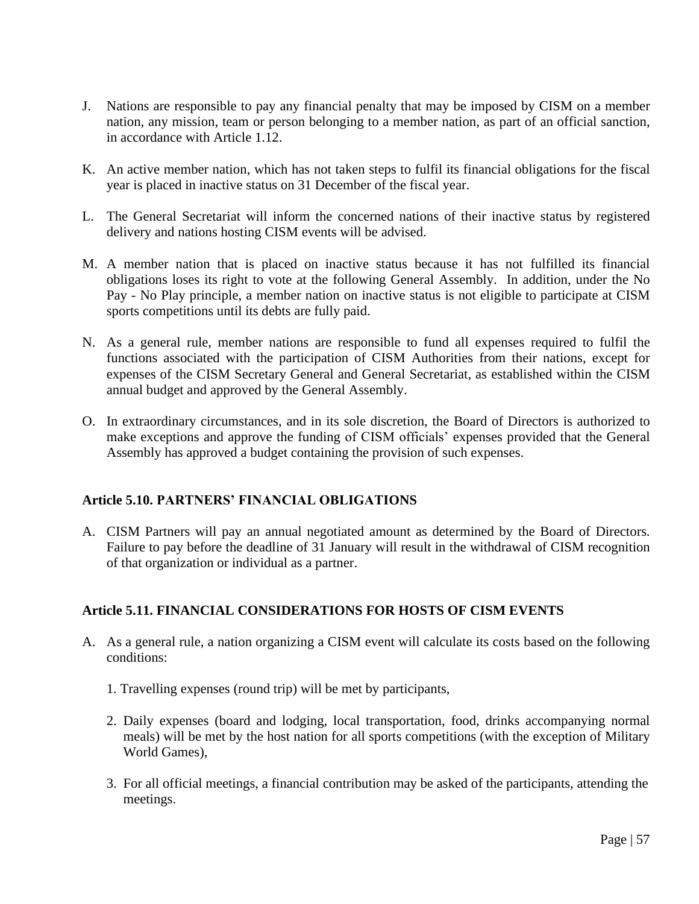J. Nations are responsible to pay any financial penalty that may be imposed by CISM on a member nation, any mission, team or person belonging to a member nation, as part of an official sanction, in accordance with Article 1.12.

K. An active member nation, which has not taken steps to fulfil its financial obligations for the fiscal year is placed in inactive status on 31 December of the fiscal year.

L. The General Secretariat will inform the concerned nations of their inactive status by registered delivery and nations hosting CISM events will be advised.

M. A member nation that is placed on inactive status because it has not fulfilled its financial obligations loses its right to vote at the following General Assembly. In addition, under the No Pay - No Play principle, a member nation on inactive status is not eligible to participate at CISM sports competitions until its debts are fully paid.

N. As a general rule, member nations are responsible to fund all expenses required to fulfil the functions associated with the participation of CISM Authorities from their nations, except for expenses of the CISM Secretary General and General Secretariat, as established within the CISM annual budget and approved by the General Assembly.

O. In extraordinary circumstances, and in its sole discretion, the Board of Directors is authorized to make exceptions and approve the funding of CISM officials' expenses provided that the General Assembly has approved a budget containing the provision of such expenses.

### Article 5.10. PARTNERS' FINANCIAL OBLIGATIONS

A. CISM Partners will pay an annual negotiated amount as determined by the Board of Directors. Failure to pay before the deadline of 31 January will result in the withdrawal of CISM recognition of that organization or individual as a partner.

### Article 5.11. FINANCIAL CONSIDERATIONS FOR HOSTS OF CISM EVENTS

A. As a general rule, a nation organizing a CISM event will calculate its costs based on the following conditions:

   1. Travelling expenses (round trip) will be met by participants,

   2. Daily expenses (board and lodging, local transportation, food, drinks accompanying normal meals) will be met by the host nation for all sports competitions (with the exception of Military World Games),

   3. For all official meetings, a financial contribution may be asked of the participants, attending the meetings.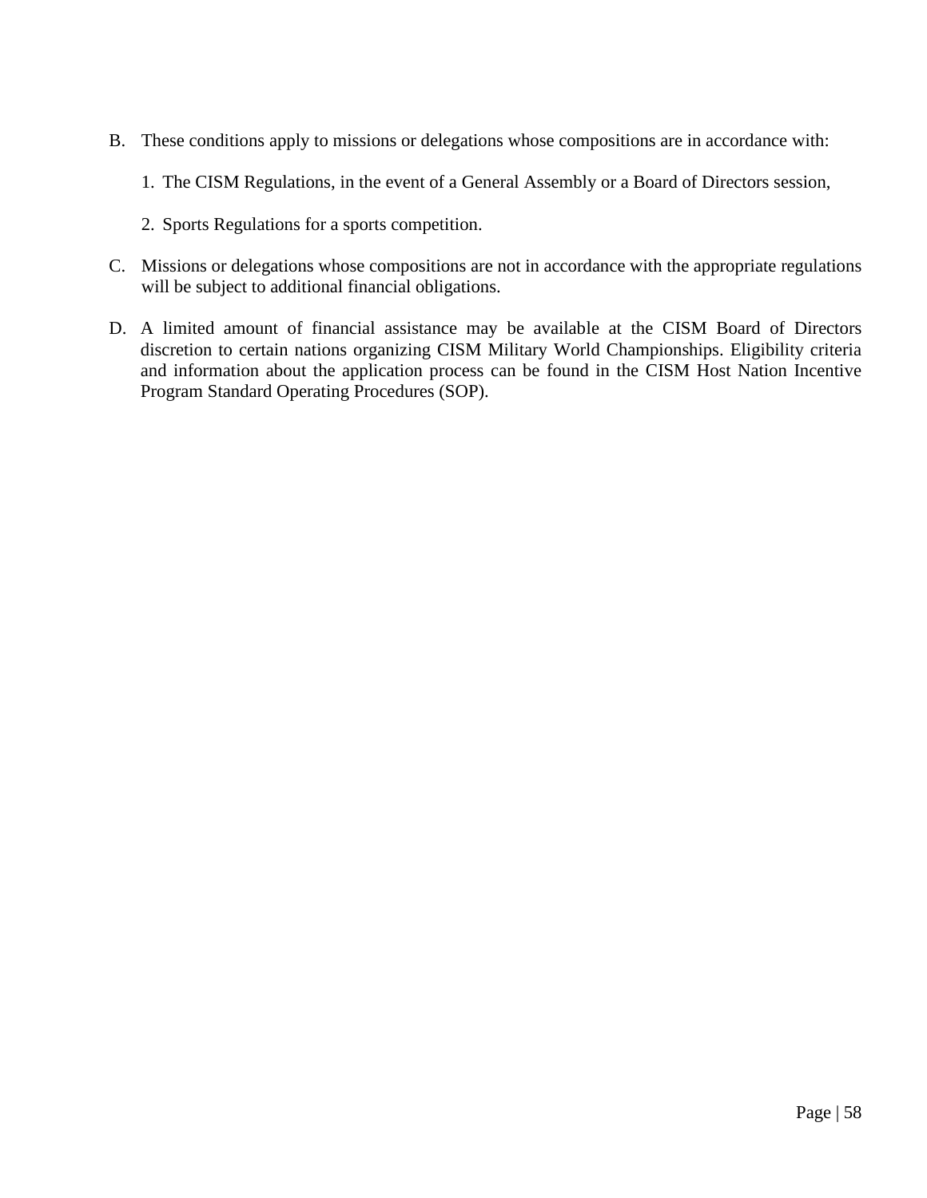B. These conditions apply to missions or delegations whose compositions are in accordance with:

   1. The CISM Regulations, in the event of a General Assembly or a Board of Directors session,

   2. Sports Regulations for a sports competition.

C. Missions or delegations whose compositions are not in accordance with the appropriate regulations will be subject to additional financial obligations.

D. A limited amount of financial assistance may be available at the CISM Board of Directors discretion to certain nations organizing CISM Military World Championships. Eligibility criteria and information about the application process can be found in the CISM Host Nation Incentive Program Standard Operating Procedures (SOP).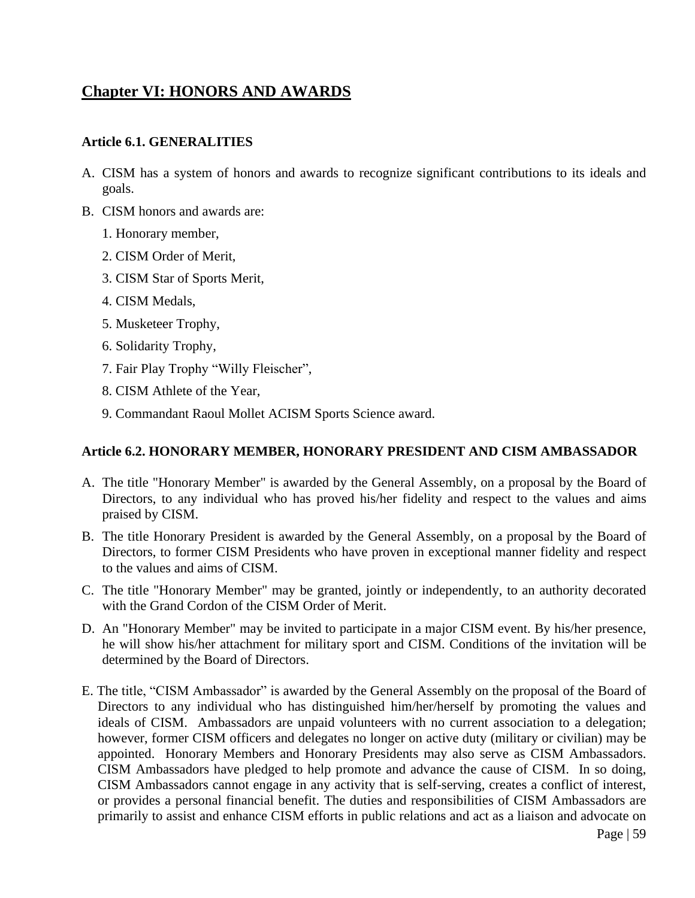## Chapter VI: HONORS AND AWARDS

### Article 6.1. GENERALITIES

A. CISM has a system of honors and awards to recognize significant contributions to its ideals and goals.

B. CISM honors and awards are:

   1. Honorary member,
   2. CISM Order of Merit,
   3. CISM Star of Sports Merit,
   4. CISM Medals,
   5. Musketeer Trophy,
   6. Solidarity Trophy,
   7. Fair Play Trophy “Willy Fleischer”,
   8. CISM Athlete of the Year,
   9. Commandant Raoul Mollet ACISM Sports Science award.

### Article 6.2. HONORARY MEMBER, HONORARY PRESIDENT AND CISM AMBASSADOR

A. The title "Honorary Member" is awarded by the General Assembly, on a proposal by the Board of Directors, to any individual who has proved his/her fidelity and respect to the values and aims praised by CISM.

B. The title Honorary President is awarded by the General Assembly, on a proposal by the Board of Directors, to former CISM Presidents who have proven in exceptional manner fidelity and respect to the values and aims of CISM.

C. The title "Honorary Member" may be granted, jointly or independently, to an authority decorated with the Grand Cordon of the CISM Order of Merit.

D. An "Honorary Member" may be invited to participate in a major CISM event. By his/her presence, he will show his/her attachment for military sport and CISM. Conditions of the invitation will be determined by the Board of Directors.

E. The title, “CISM Ambassador” is awarded by the General Assembly on the proposal of the Board of Directors to any individual who has distinguished him/her/herself by promoting the values and ideals of CISM. Ambassadors are unpaid volunteers with no current association to a delegation; however, former CISM officers and delegates no longer on active duty (military or civilian) may be appointed. Honorary Members and Honorary Presidents may also serve as CISM Ambassadors. CISM Ambassadors have pledged to help promote and advance the cause of CISM. In so doing, CISM Ambassadors cannot engage in any activity that is self-serving, creates a conflict of interest, or provides a personal financial benefit. The duties and responsibilities of CISM Ambassadors are primarily to assist and enhance CISM efforts in public relations and act as a liaison and advocate on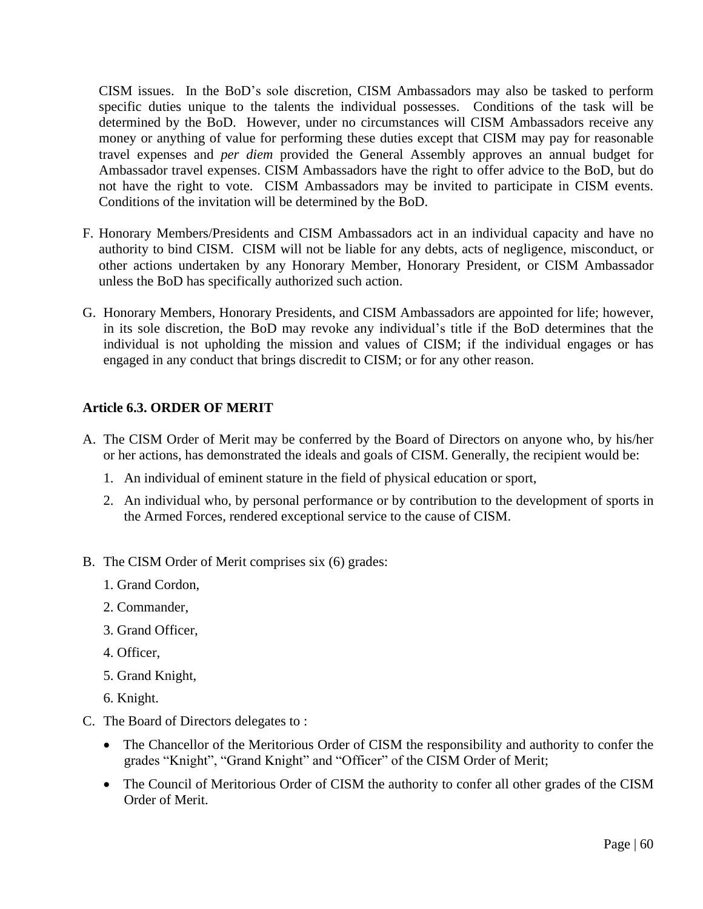CISM issues. In the BoD's sole discretion, CISM Ambassadors may also be tasked to perform specific duties unique to the talents the individual possesses. Conditions of the task will be determined by the BoD. However, under no circumstances will CISM Ambassadors receive any money or anything of value for performing these duties except that CISM may pay for reasonable travel expenses and *per diem* provided the General Assembly approves an annual budget for Ambassador travel expenses. CISM Ambassadors have the right to offer advice to the BoD, but do not have the right to vote. CISM Ambassadors may be invited to participate in CISM events. Conditions of the invitation will be determined by the BoD.

F. Honorary Members/Presidents and CISM Ambassadors act in an individual capacity and have no authority to bind CISM. CISM will not be liable for any debts, acts of negligence, misconduct, or other actions undertaken by any Honorary Member, Honorary President, or CISM Ambassador unless the BoD has specifically authorized such action.

G. Honorary Members, Honorary Presidents, and CISM Ambassadors are appointed for life; however, in its sole discretion, the BoD may revoke any individual's title if the BoD determines that the individual is not upholding the mission and values of CISM; if the individual engages or has engaged in any conduct that brings discredit to CISM; or for any other reason.

**Article 6.3. ORDER OF MERIT**

A. The CISM Order of Merit may be conferred by the Board of Directors on anyone who, by his/her or her actions, has demonstrated the ideals and goals of CISM. Generally, the recipient would be:

   1. An individual of eminent stature in the field of physical education or sport,
   2. An individual who, by personal performance or by contribution to the development of sports in the Armed Forces, rendered exceptional service to the cause of CISM.

B. The CISM Order of Merit comprises six (6) grades:

   1. Grand Cordon,
   2. Commander,
   3. Grand Officer,
   4. Officer,
   5. Grand Knight,
   6. Knight.

C. The Board of Directors delegates to :

   - The Chancellor of the Meritorious Order of CISM the responsibility and authority to confer the grades "Knight", "Grand Knight" and "Officer" of the CISM Order of Merit;
   - The Council of Meritorious Order of CISM the authority to confer all other grades of the CISM Order of Merit.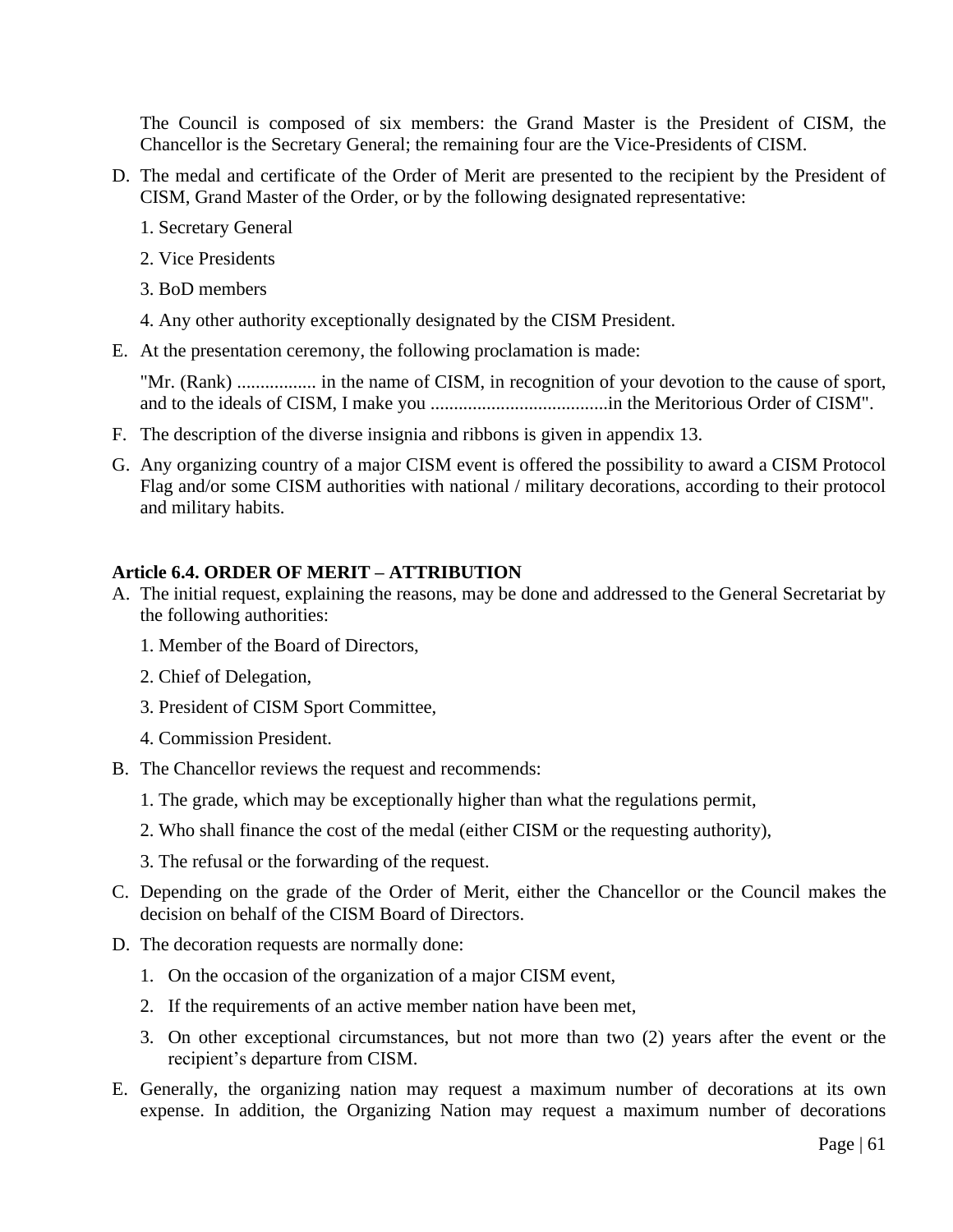The Council is composed of six members: the Grand Master is the President of CISM, the Chancellor is the Secretary General; the remaining four are the Vice-Presidents of CISM.

D. The medal and certificate of the Order of Merit are presented to the recipient by the President of CISM, Grand Master of the Order, or by the following designated representative:

   1. Secretary General

   2. Vice Presidents

   3. BoD members

   4. Any other authority exceptionally designated by the CISM President.

E. At the presentation ceremony, the following proclamation is made:

   "Mr. (Rank) ................. in the name of CISM, in recognition of your devotion to the cause of sport, and to the ideals of CISM, I make you ......................................in the Meritorious Order of CISM".

F. The description of the diverse insignia and ribbons is given in appendix 13.

G. Any organizing country of a major CISM event is offered the possibility to award a CISM Protocol Flag and/or some CISM authorities with national / military decorations, according to their protocol and military habits.

**Article 6.4. ORDER OF MERIT – ATTRIBUTION**

A. The initial request, explaining the reasons, may be done and addressed to the General Secretariat by the following authorities:

   1. Member of the Board of Directors,

   2. Chief of Delegation,

   3. President of CISM Sport Committee,

   4. Commission President.

B. The Chancellor reviews the request and recommends:

   1. The grade, which may be exceptionally higher than what the regulations permit,

   2. Who shall finance the cost of the medal (either CISM or the requesting authority),

   3. The refusal or the forwarding of the request.

C. Depending on the grade of the Order of Merit, either the Chancellor or the Council makes the decision on behalf of the CISM Board of Directors.

D. The decoration requests are normally done:

   1. On the occasion of the organization of a major CISM event,
   2. If the requirements of an active member nation have been met,
   3. On other exceptional circumstances, but not more than two (2) years after the event or the recipient's departure from CISM.

E. Generally, the organizing nation may request a maximum number of decorations at its own expense. In addition, the Organizing Nation may request a maximum number of decorations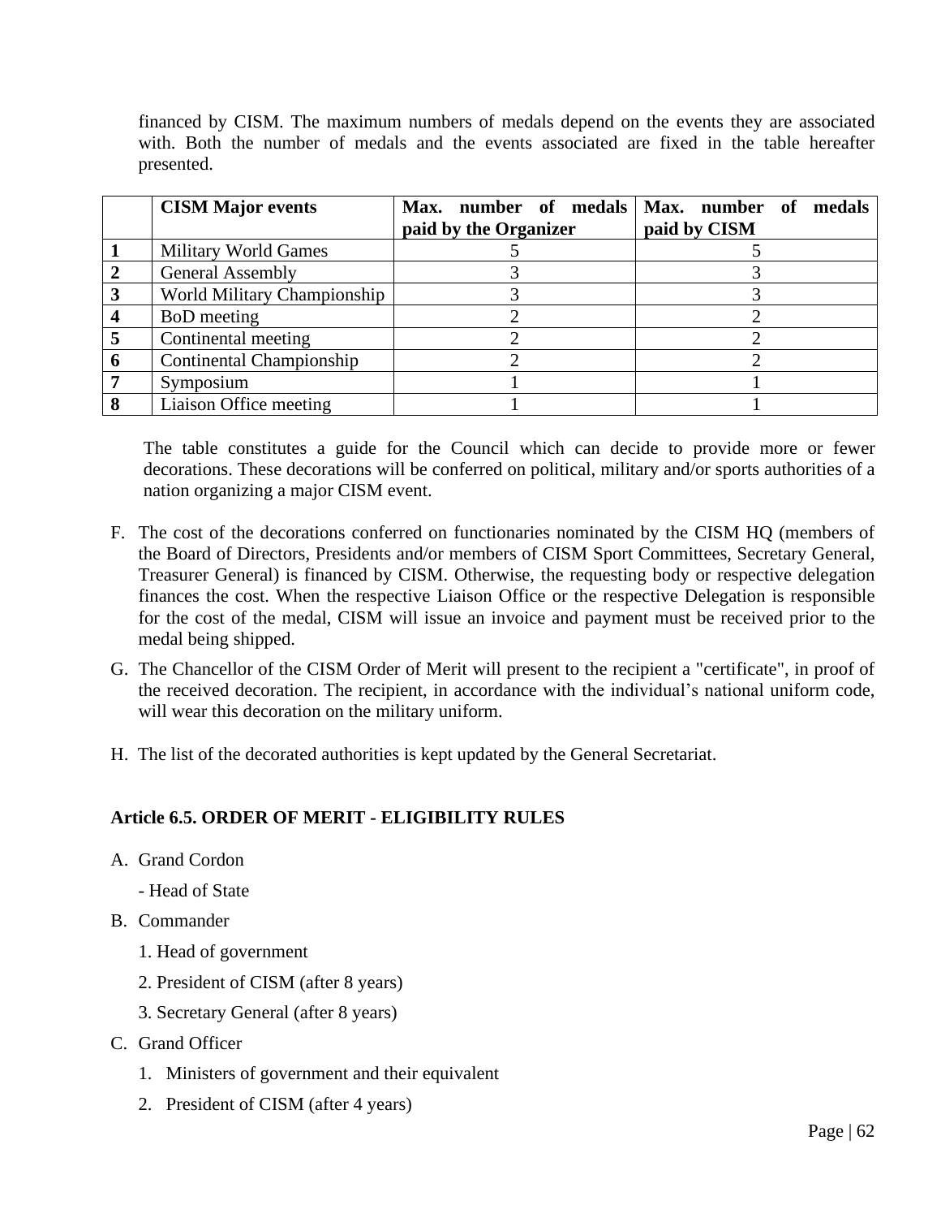financed by CISM. The maximum numbers of medals depend on the events they are associated with. Both the number of medals and the events associated are fixed in the table hereafter presented.

| | **CISM Major events** | **Max. number of medals paid by the Organizer** | **Max. number of medals paid by CISM** |
|---|---|---|---|
| **1** | Military World Games | 5 | 5 |
| **2** | General Assembly | 3 | 3 |
| **3** | World Military Championship | 3 | 3 |
| **4** | BoD meeting | 2 | 2 |
| **5** | Continental meeting | 2 | 2 |
| **6** | Continental Championship | 2 | 2 |
| **7** | Symposium | 1 | 1 |
| **8** | Liaison Office meeting | 1 | 1 |

The table constitutes a guide for the Council which can decide to provide more or fewer decorations. These decorations will be conferred on political, military and/or sports authorities of a nation organizing a major CISM event.

F. The cost of the decorations conferred on functionaries nominated by the CISM HQ (members of the Board of Directors, Presidents and/or members of CISM Sport Committees, Secretary General, Treasurer General) is financed by CISM. Otherwise, the requesting body or respective delegation finances the cost. When the respective Liaison Office or the respective Delegation is responsible for the cost of the medal, CISM will issue an invoice and payment must be received prior to the medal being shipped.

G. The Chancellor of the CISM Order of Merit will present to the recipient a "certificate", in proof of the received decoration. The recipient, in accordance with the individual's national uniform code, will wear this decoration on the military uniform.

H. The list of the decorated authorities is kept updated by the General Secretariat.

### Article 6.5. ORDER OF MERIT - ELIGIBILITY RULES

A. Grand Cordon

   - Head of State

B. Commander

   1. Head of government
   2. President of CISM (after 8 years)
   3. Secretary General (after 8 years)

C. Grand Officer

   1. Ministers of government and their equivalent
   2. President of CISM (after 4 years)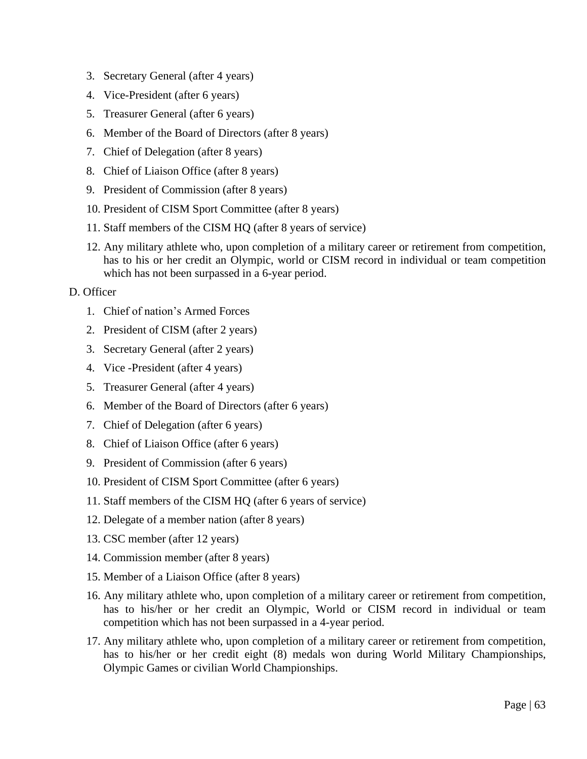3. Secretary General (after 4 years)
4. Vice-President (after 6 years)
5. Treasurer General (after 6 years)
6. Member of the Board of Directors (after 8 years)
7. Chief of Delegation (after 8 years)
8. Chief of Liaison Office (after 8 years)
9. President of Commission (after 8 years)
10. President of CISM Sport Committee (after 8 years)
11. Staff members of the CISM HQ (after 8 years of service)
12. Any military athlete who, upon completion of a military career or retirement from competition, has to his or her credit an Olympic, world or CISM record in individual or team competition which has not been surpassed in a 6-year period.

D. Officer

1. Chief of nation's Armed Forces
2. President of CISM (after 2 years)
3. Secretary General (after 2 years)
4. Vice -President (after 4 years)
5. Treasurer General (after 4 years)
6. Member of the Board of Directors (after 6 years)
7. Chief of Delegation (after 6 years)
8. Chief of Liaison Office (after 6 years)
9. President of Commission (after 6 years)
10. President of CISM Sport Committee (after 6 years)
11. Staff members of the CISM HQ (after 6 years of service)
12. Delegate of a member nation (after 8 years)
13. CSC member (after 12 years)
14. Commission member (after 8 years)
15. Member of a Liaison Office (after 8 years)
16. Any military athlete who, upon completion of a military career or retirement from competition, has to his/her or her credit an Olympic, World or CISM record in individual or team competition which has not been surpassed in a 4-year period.
17. Any military athlete who, upon completion of a military career or retirement from competition, has to his/her or her credit eight (8) medals won during World Military Championships, Olympic Games or civilian World Championships.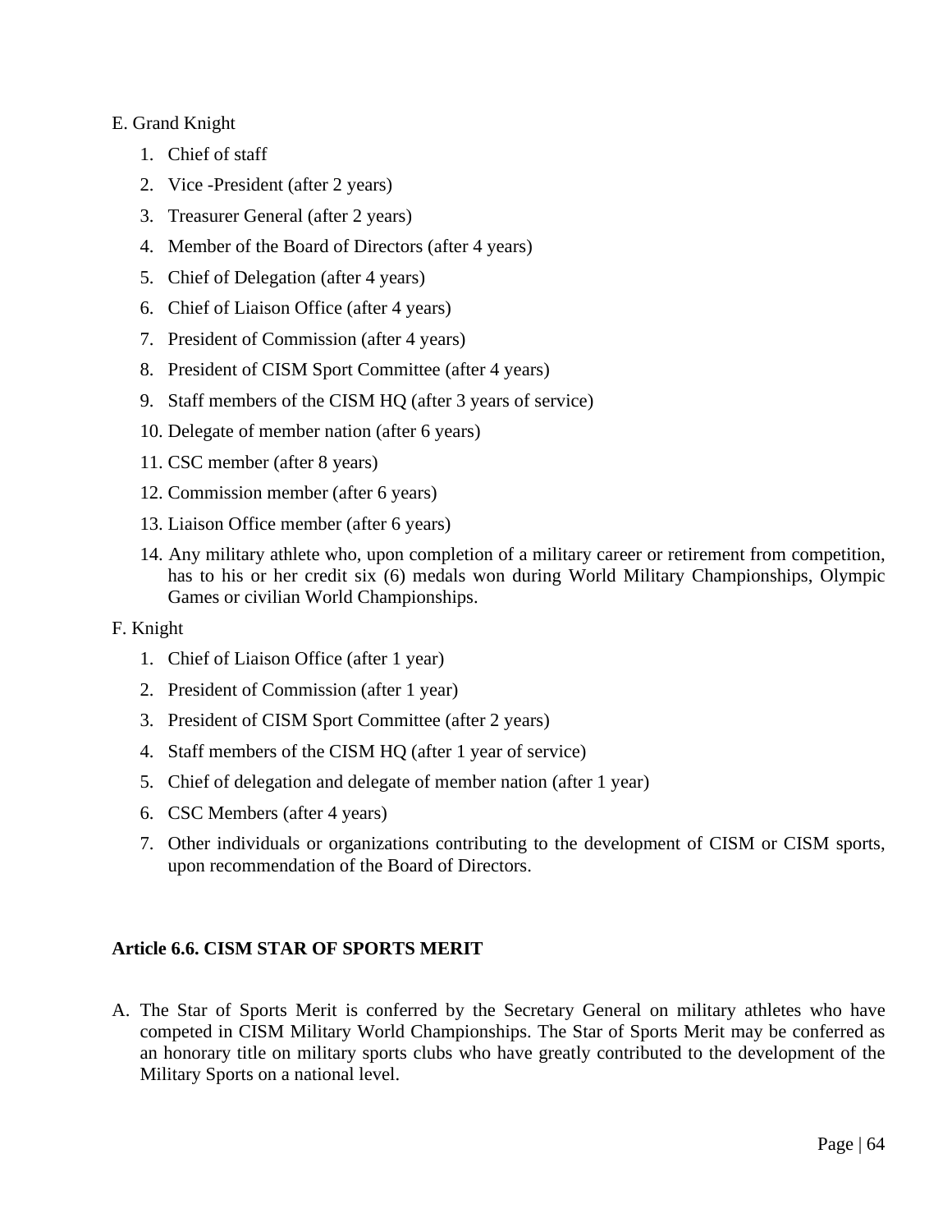E. Grand Knight

1. Chief of staff
2. Vice -President (after 2 years)
3. Treasurer General (after 2 years)
4. Member of the Board of Directors (after 4 years)
5. Chief of Delegation (after 4 years)
6. Chief of Liaison Office (after 4 years)
7. President of Commission (after 4 years)
8. President of CISM Sport Committee (after 4 years)
9. Staff members of the CISM HQ (after 3 years of service)
10. Delegate of member nation (after 6 years)
11. CSC member (after 8 years)
12. Commission member (after 6 years)
13. Liaison Office member (after 6 years)
14. Any military athlete who, upon completion of a military career or retirement from competition, has to his or her credit six (6) medals won during World Military Championships, Olympic Games or civilian World Championships.

F. Knight

1. Chief of Liaison Office (after 1 year)
2. President of Commission (after 1 year)
3. President of CISM Sport Committee (after 2 years)
4. Staff members of the CISM HQ (after 1 year of service)
5. Chief of delegation and delegate of member nation (after 1 year)
6. CSC Members (after 4 years)
7. Other individuals or organizations contributing to the development of CISM or CISM sports, upon recommendation of the Board of Directors.

**Article 6.6. CISM STAR OF SPORTS MERIT**

A. The Star of Sports Merit is conferred by the Secretary General on military athletes who have competed in CISM Military World Championships. The Star of Sports Merit may be conferred as an honorary title on military sports clubs who have greatly contributed to the development of the Military Sports on a national level.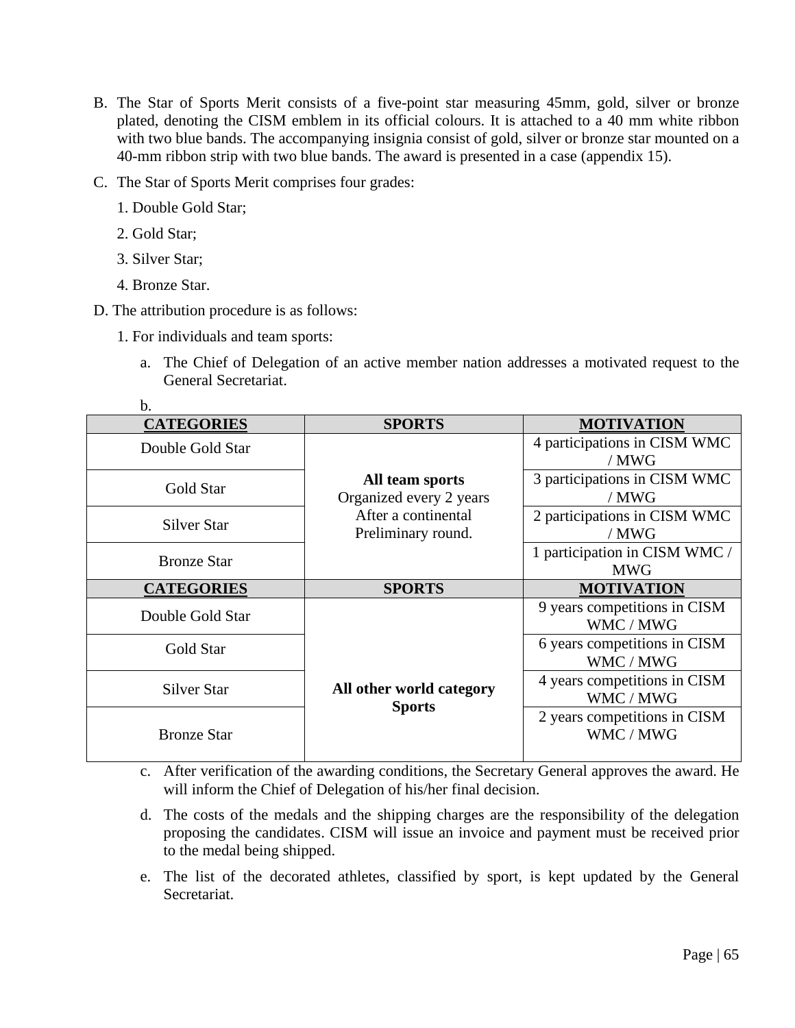B. The Star of Sports Merit consists of a five-point star measuring 45mm, gold, silver or bronze plated, denoting the CISM emblem in its official colours. It is attached to a 40 mm white ribbon with two blue bands. The accompanying insignia consist of gold, silver or bronze star mounted on a 40-mm ribbon strip with two blue bands. The award is presented in a case (appendix 15).

C. The Star of Sports Merit comprises four grades:

1. Double Gold Star;
2. Gold Star;
3. Silver Star;
4. Bronze Star.

D. The attribution procedure is as follows:

1. For individuals and team sports:

   a. The Chief of Delegation of an active member nation addresses a motivated request to the General Secretariat.

   b.

| **CATEGORIES** | **SPORTS** | **MOTIVATION** |
|---|---|---|
| Double Gold Star | **All team sports** Organized every 2 years After a continental Preliminary round. | 4 participations in CISM WMC / MWG |
| Gold Star | | 3 participations in CISM WMC / MWG |
| Silver Star | | 2 participations in CISM WMC / MWG |
| Bronze Star | | 1 participation in CISM WMC / MWG |
| **CATEGORIES** | **SPORTS** | **MOTIVATION** |
| Double Gold Star | **All other world category Sports** | 9 years competitions in CISM WMC / MWG |
| Gold Star | | 6 years competitions in CISM WMC / MWG |
| Silver Star | | 4 years competitions in CISM WMC / MWG |
| Bronze Star | | 2 years competitions in CISM WMC / MWG |

   c. After verification of the awarding conditions, the Secretary General approves the award. He will inform the Chief of Delegation of his/her final decision.

   d. The costs of the medals and the shipping charges are the responsibility of the delegation proposing the candidates. CISM will issue an invoice and payment must be received prior to the medal being shipped.

   e. The list of the decorated athletes, classified by sport, is kept updated by the General Secretariat.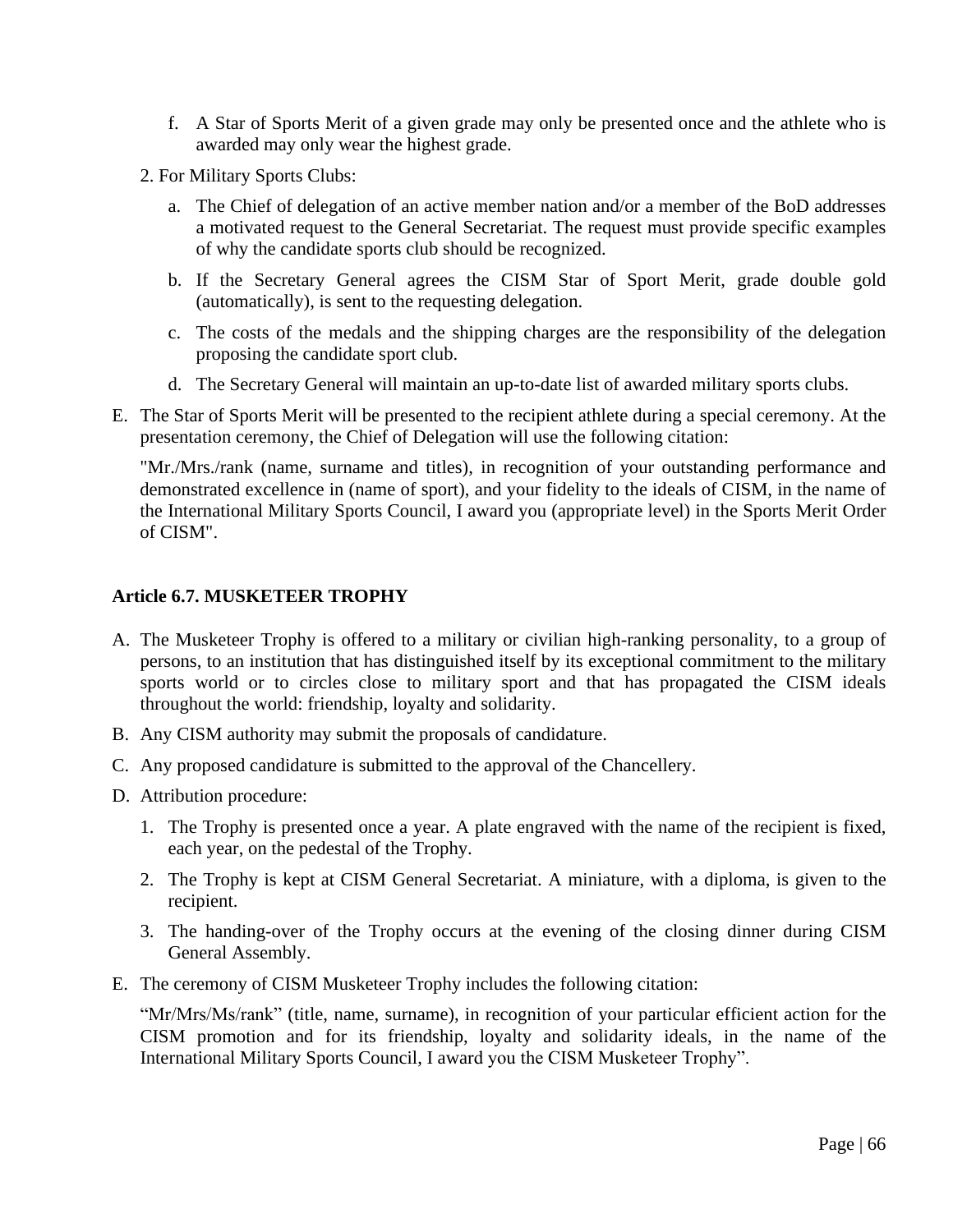f. A Star of Sports Merit of a given grade may only be presented once and the athlete who is awarded may only wear the highest grade.

2. For Military Sports Clubs:

a. The Chief of delegation of an active member nation and/or a member of the BoD addresses a motivated request to the General Secretariat. The request must provide specific examples of why the candidate sports club should be recognized.

b. If the Secretary General agrees the CISM Star of Sport Merit, grade double gold (automatically), is sent to the requesting delegation.

c. The costs of the medals and the shipping charges are the responsibility of the delegation proposing the candidate sport club.

d. The Secretary General will maintain an up-to-date list of awarded military sports clubs.

E. The Star of Sports Merit will be presented to the recipient athlete during a special ceremony. At the presentation ceremony, the Chief of Delegation will use the following citation:

"Mr./Mrs./rank (name, surname and titles), in recognition of your outstanding performance and demonstrated excellence in (name of sport), and your fidelity to the ideals of CISM, in the name of the International Military Sports Council, I award you (appropriate level) in the Sports Merit Order of CISM".

**Article 6.7. MUSKETEER TROPHY**

A. The Musketeer Trophy is offered to a military or civilian high-ranking personality, to a group of persons, to an institution that has distinguished itself by its exceptional commitment to the military sports world or to circles close to military sport and that has propagated the CISM ideals throughout the world: friendship, loyalty and solidarity.

B. Any CISM authority may submit the proposals of candidature.

C. Any proposed candidature is submitted to the approval of the Chancellery.

D. Attribution procedure:

1. The Trophy is presented once a year. A plate engraved with the name of the recipient is fixed, each year, on the pedestal of the Trophy.

2. The Trophy is kept at CISM General Secretariat. A miniature, with a diploma, is given to the recipient.

3. The handing-over of the Trophy occurs at the evening of the closing dinner during CISM General Assembly.

E. The ceremony of CISM Musketeer Trophy includes the following citation:

"Mr/Mrs/Ms/rank" (title, name, surname), in recognition of your particular efficient action for the CISM promotion and for its friendship, loyalty and solidarity ideals, in the name of the International Military Sports Council, I award you the CISM Musketeer Trophy".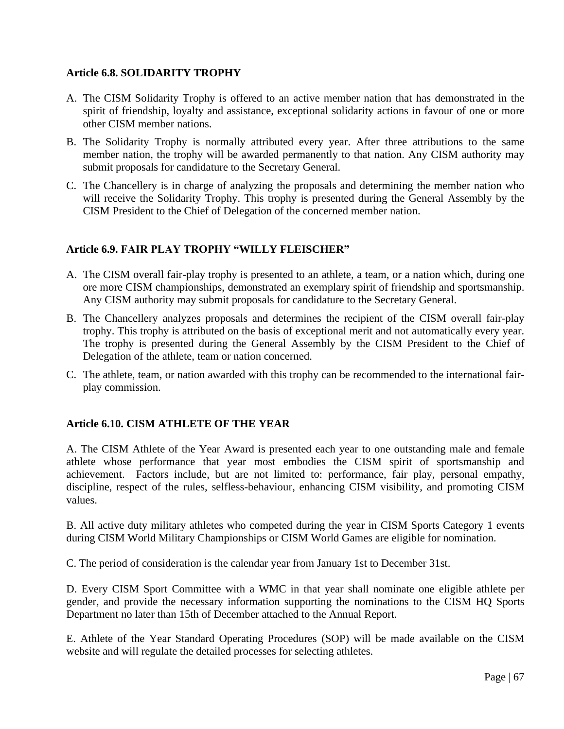### Article 6.8. SOLIDARITY TROPHY

A. The CISM Solidarity Trophy is offered to an active member nation that has demonstrated in the spirit of friendship, loyalty and assistance, exceptional solidarity actions in favour of one or more other CISM member nations.

B. The Solidarity Trophy is normally attributed every year. After three attributions to the same member nation, the trophy will be awarded permanently to that nation. Any CISM authority may submit proposals for candidature to the Secretary General.

C. The Chancellery is in charge of analyzing the proposals and determining the member nation who will receive the Solidarity Trophy. This trophy is presented during the General Assembly by the CISM President to the Chief of Delegation of the concerned member nation.

### Article 6.9. FAIR PLAY TROPHY "WILLY FLEISCHER"

A. The CISM overall fair-play trophy is presented to an athlete, a team, or a nation which, during one ore more CISM championships, demonstrated an exemplary spirit of friendship and sportsmanship. Any CISM authority may submit proposals for candidature to the Secretary General.

B. The Chancellery analyzes proposals and determines the recipient of the CISM overall fair-play trophy. This trophy is attributed on the basis of exceptional merit and not automatically every year. The trophy is presented during the General Assembly by the CISM President to the Chief of Delegation of the athlete, team or nation concerned.

C. The athlete, team, or nation awarded with this trophy can be recommended to the international fair-play commission.

### Article 6.10. CISM ATHLETE OF THE YEAR

A. The CISM Athlete of the Year Award is presented each year to one outstanding male and female athlete whose performance that year most embodies the CISM spirit of sportsmanship and achievement. Factors include, but are not limited to: performance, fair play, personal empathy, discipline, respect of the rules, selfless-behaviour, enhancing CISM visibility, and promoting CISM values.

B. All active duty military athletes who competed during the year in CISM Sports Category 1 events during CISM World Military Championships or CISM World Games are eligible for nomination.

C. The period of consideration is the calendar year from January 1st to December 31st.

D. Every CISM Sport Committee with a WMC in that year shall nominate one eligible athlete per gender, and provide the necessary information supporting the nominations to the CISM HQ Sports Department no later than 15th of December attached to the Annual Report.

E. Athlete of the Year Standard Operating Procedures (SOP) will be made available on the CISM website and will regulate the detailed processes for selecting athletes.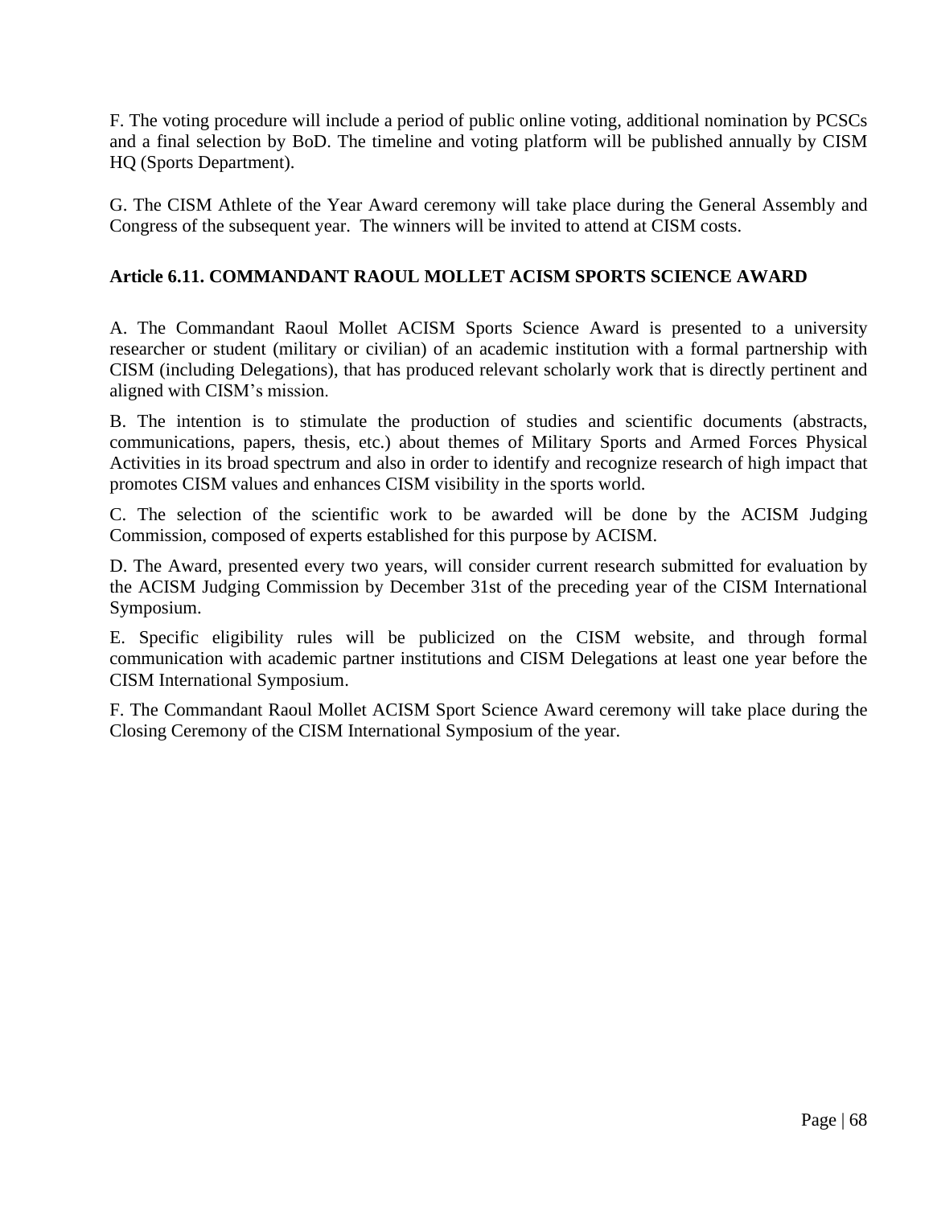F. The voting procedure will include a period of public online voting, additional nomination by PCSCs and a final selection by BoD. The timeline and voting platform will be published annually by CISM HQ (Sports Department).

G. The CISM Athlete of the Year Award ceremony will take place during the General Assembly and Congress of the subsequent year. The winners will be invited to attend at CISM costs.

### Article 6.11. COMMANDANT RAOUL MOLLET ACISM SPORTS SCIENCE AWARD

A. The Commandant Raoul Mollet ACISM Sports Science Award is presented to a university researcher or student (military or civilian) of an academic institution with a formal partnership with CISM (including Delegations), that has produced relevant scholarly work that is directly pertinent and aligned with CISM's mission.

B. The intention is to stimulate the production of studies and scientific documents (abstracts, communications, papers, thesis, etc.) about themes of Military Sports and Armed Forces Physical Activities in its broad spectrum and also in order to identify and recognize research of high impact that promotes CISM values and enhances CISM visibility in the sports world.

C. The selection of the scientific work to be awarded will be done by the ACISM Judging Commission, composed of experts established for this purpose by ACISM.

D. The Award, presented every two years, will consider current research submitted for evaluation by the ACISM Judging Commission by December 31st of the preceding year of the CISM International Symposium.

E. Specific eligibility rules will be publicized on the CISM website, and through formal communication with academic partner institutions and CISM Delegations at least one year before the CISM International Symposium.

F. The Commandant Raoul Mollet ACISM Sport Science Award ceremony will take place during the Closing Ceremony of the CISM International Symposium of the year.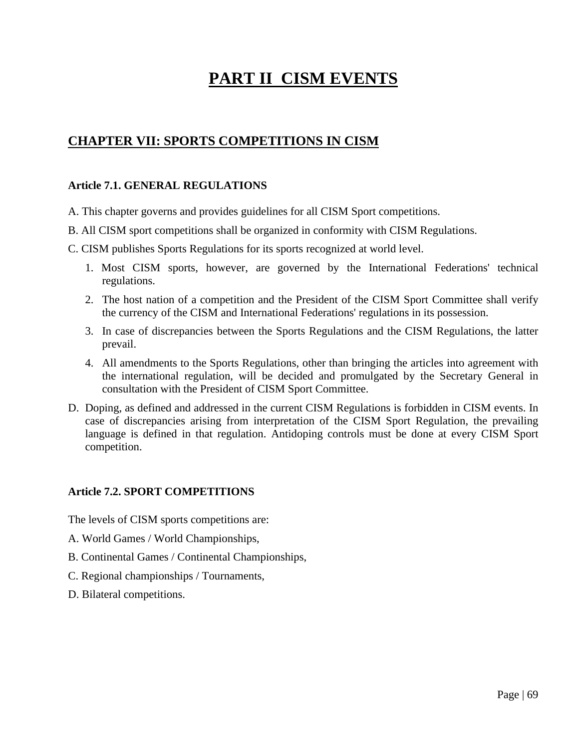# PART II CISM EVENTS

## CHAPTER VII: SPORTS COMPETITIONS IN CISM

### Article 7.1. GENERAL REGULATIONS

A. This chapter governs and provides guidelines for all CISM Sport competitions.

B. All CISM sport competitions shall be organized in conformity with CISM Regulations.

C. CISM publishes Sports Regulations for its sports recognized at world level.

1. Most CISM sports, however, are governed by the International Federations' technical regulations.
2. The host nation of a competition and the President of the CISM Sport Committee shall verify the currency of the CISM and International Federations' regulations in its possession.
3. In case of discrepancies between the Sports Regulations and the CISM Regulations, the latter prevail.
4. All amendments to the Sports Regulations, other than bringing the articles into agreement with the international regulation, will be decided and promulgated by the Secretary General in consultation with the President of CISM Sport Committee.

D. Doping, as defined and addressed in the current CISM Regulations is forbidden in CISM events. In case of discrepancies arising from interpretation of the CISM Sport Regulation, the prevailing language is defined in that regulation. Antidoping controls must be done at every CISM Sport competition.

### Article 7.2. SPORT COMPETITIONS

The levels of CISM sports competitions are:

A. World Games / World Championships,

B. Continental Games / Continental Championships,

C. Regional championships / Tournaments,

D. Bilateral competitions.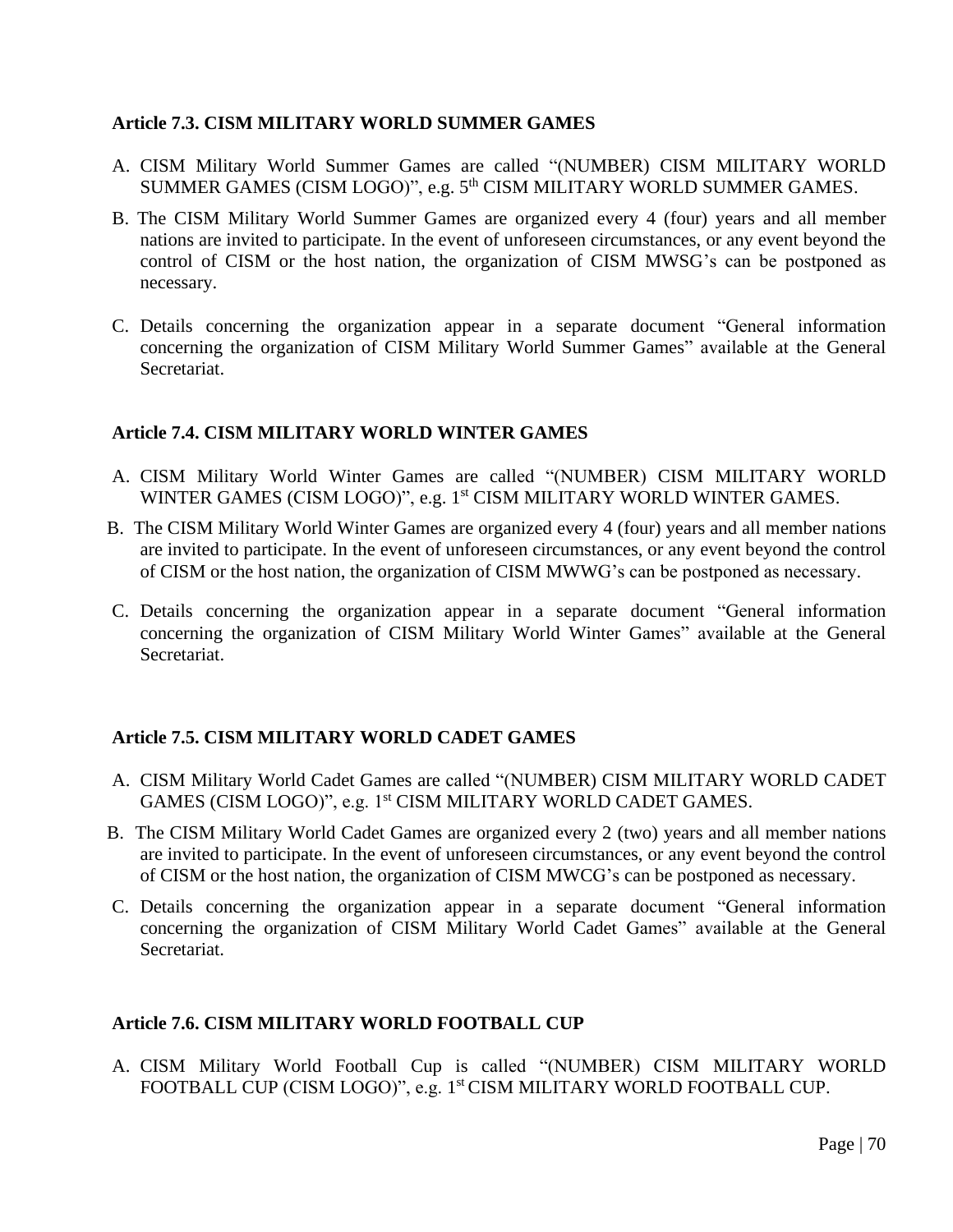### Article 7.3. CISM MILITARY WORLD SUMMER GAMES

A. CISM Military World Summer Games are called "(NUMBER) CISM MILITARY WORLD SUMMER GAMES (CISM LOGO)", e.g. 5th CISM MILITARY WORLD SUMMER GAMES.

B. The CISM Military World Summer Games are organized every 4 (four) years and all member nations are invited to participate. In the event of unforeseen circumstances, or any event beyond the control of CISM or the host nation, the organization of CISM MWSG's can be postponed as necessary.

C. Details concerning the organization appear in a separate document "General information concerning the organization of CISM Military World Summer Games" available at the General Secretariat.

### Article 7.4. CISM MILITARY WORLD WINTER GAMES

A. CISM Military World Winter Games are called "(NUMBER) CISM MILITARY WORLD WINTER GAMES (CISM LOGO)", e.g. 1st CISM MILITARY WORLD WINTER GAMES.

B. The CISM Military World Winter Games are organized every 4 (four) years and all member nations are invited to participate. In the event of unforeseen circumstances, or any event beyond the control of CISM or the host nation, the organization of CISM MWWG's can be postponed as necessary.

C. Details concerning the organization appear in a separate document "General information concerning the organization of CISM Military World Winter Games" available at the General Secretariat.

### Article 7.5. CISM MILITARY WORLD CADET GAMES

A. CISM Military World Cadet Games are called "(NUMBER) CISM MILITARY WORLD CADET GAMES (CISM LOGO)", e.g. 1st CISM MILITARY WORLD CADET GAMES.

B. The CISM Military World Cadet Games are organized every 2 (two) years and all member nations are invited to participate. In the event of unforeseen circumstances, or any event beyond the control of CISM or the host nation, the organization of CISM MWCG's can be postponed as necessary.

C. Details concerning the organization appear in a separate document "General information concerning the organization of CISM Military World Cadet Games" available at the General Secretariat.

### Article 7.6. CISM MILITARY WORLD FOOTBALL CUP

A. CISM Military World Football Cup is called "(NUMBER) CISM MILITARY WORLD FOOTBALL CUP (CISM LOGO)", e.g. 1st CISM MILITARY WORLD FOOTBALL CUP.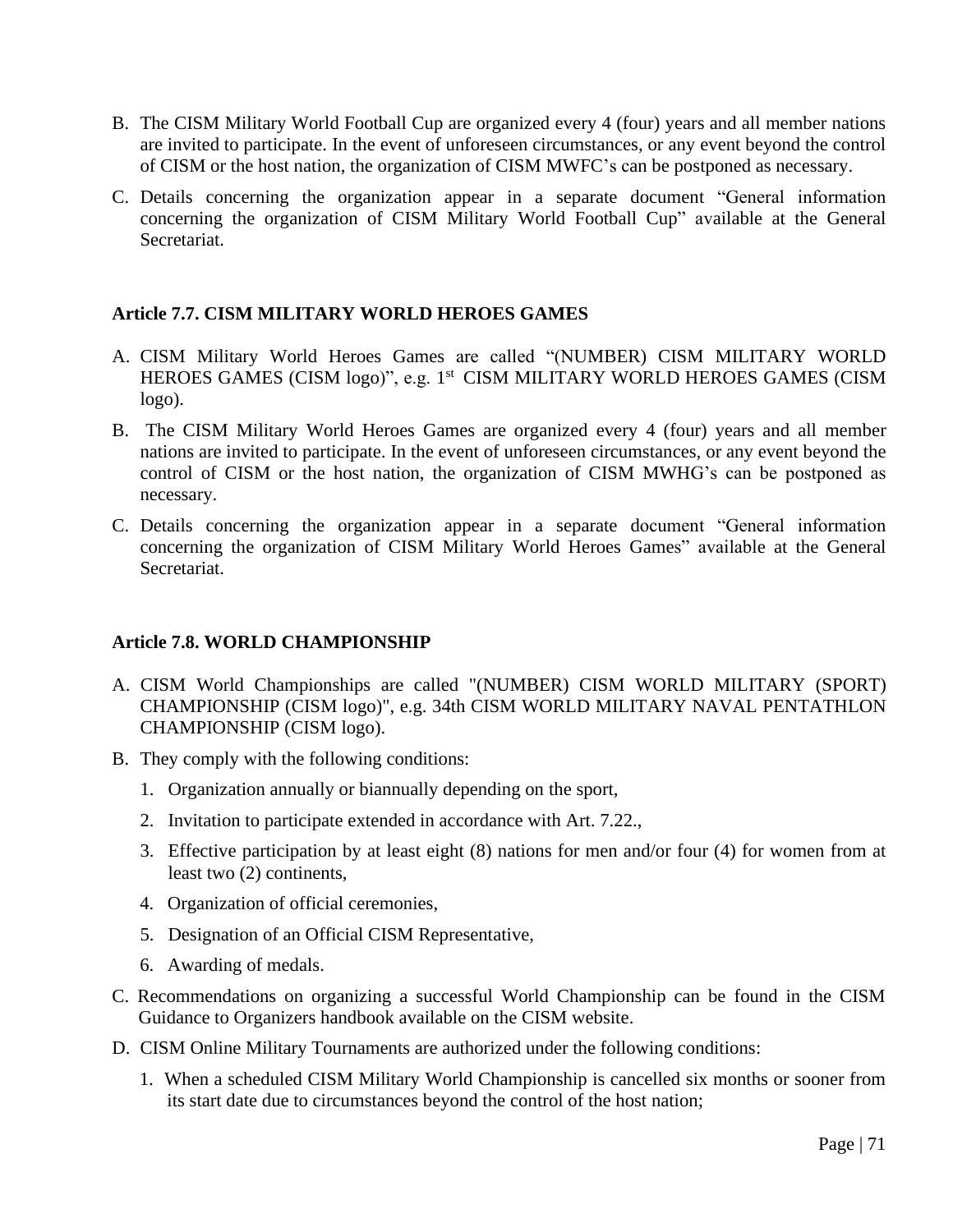B. The CISM Military World Football Cup are organized every 4 (four) years and all member nations are invited to participate. In the event of unforeseen circumstances, or any event beyond the control of CISM or the host nation, the organization of CISM MWFC's can be postponed as necessary.

C. Details concerning the organization appear in a separate document "General information concerning the organization of CISM Military World Football Cup" available at the General Secretariat.

### Article 7.7. CISM MILITARY WORLD HEROES GAMES

A. CISM Military World Heroes Games are called "(NUMBER) CISM MILITARY WORLD HEROES GAMES (CISM logo)", e.g. 1st CISM MILITARY WORLD HEROES GAMES (CISM logo).

B. The CISM Military World Heroes Games are organized every 4 (four) years and all member nations are invited to participate. In the event of unforeseen circumstances, or any event beyond the control of CISM or the host nation, the organization of CISM MWHG's can be postponed as necessary.

C. Details concerning the organization appear in a separate document "General information concerning the organization of CISM Military World Heroes Games" available at the General Secretariat.

### Article 7.8. WORLD CHAMPIONSHIP

A. CISM World Championships are called "(NUMBER) CISM WORLD MILITARY (SPORT) CHAMPIONSHIP (CISM logo)", e.g. 34th CISM WORLD MILITARY NAVAL PENTATHLON CHAMPIONSHIP (CISM logo).

B. They comply with the following conditions:

   1. Organization annually or biannually depending on the sport,
   2. Invitation to participate extended in accordance with Art. 7.22.,
   3. Effective participation by at least eight (8) nations for men and/or four (4) for women from at least two (2) continents,
   4. Organization of official ceremonies,
   5. Designation of an Official CISM Representative,
   6. Awarding of medals.

C. Recommendations on organizing a successful World Championship can be found in the CISM Guidance to Organizers handbook available on the CISM website.

D. CISM Online Military Tournaments are authorized under the following conditions:

   1. When a scheduled CISM Military World Championship is cancelled six months or sooner from its start date due to circumstances beyond the control of the host nation;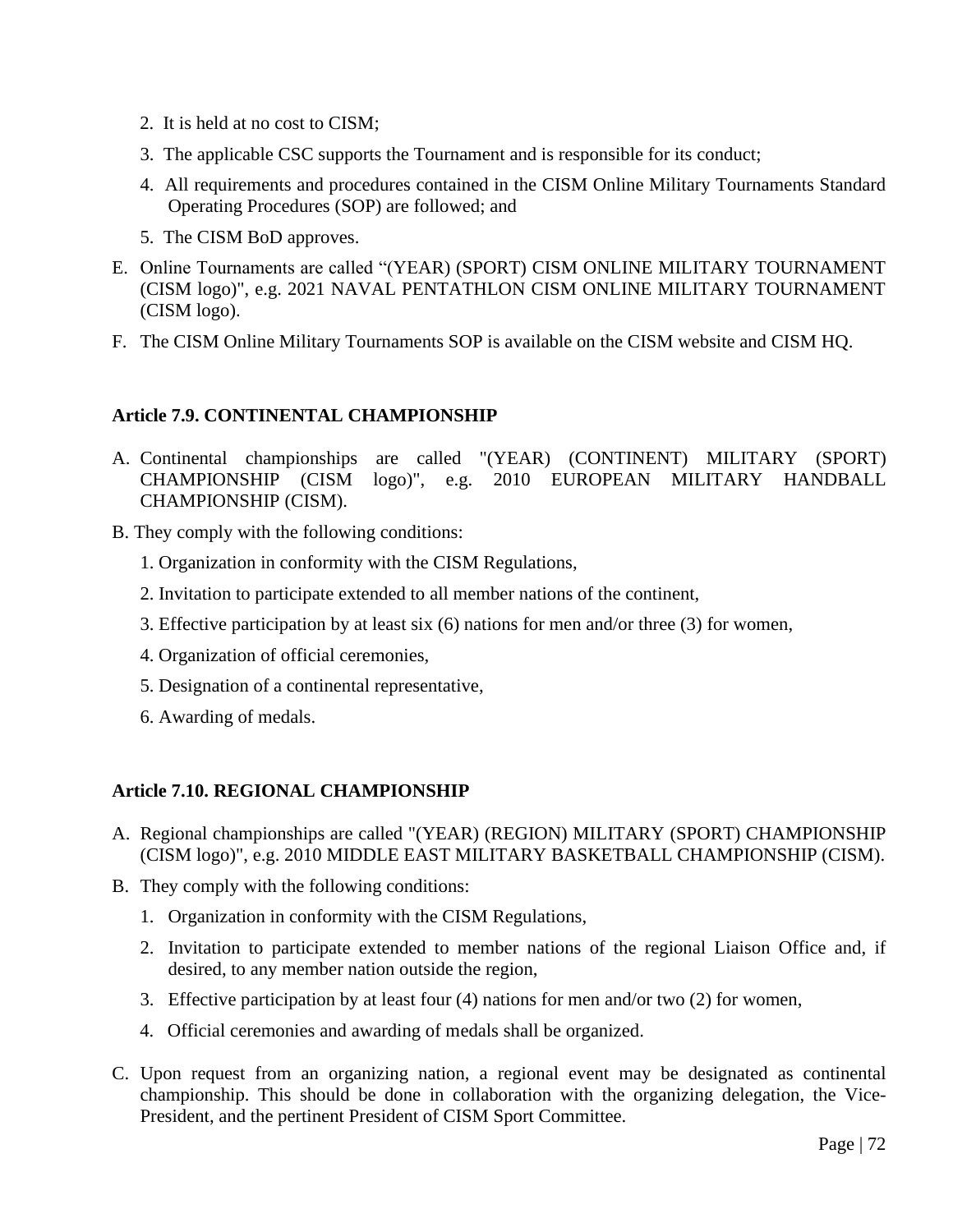2. It is held at no cost to CISM;
3. The applicable CSC supports the Tournament and is responsible for its conduct;
4. All requirements and procedures contained in the CISM Online Military Tournaments Standard Operating Procedures (SOP) are followed; and
5. The CISM BoD approves.

E. Online Tournaments are called "(YEAR) (SPORT) CISM ONLINE MILITARY TOURNAMENT (CISM logo)", e.g. 2021 NAVAL PENTATHLON CISM ONLINE MILITARY TOURNAMENT (CISM logo).

F. The CISM Online Military Tournaments SOP is available on the CISM website and CISM HQ.

### Article 7.9. CONTINENTAL CHAMPIONSHIP

A. Continental championships are called "(YEAR) (CONTINENT) MILITARY (SPORT) CHAMPIONSHIP (CISM logo)", e.g. 2010 EUROPEAN MILITARY HANDBALL CHAMPIONSHIP (CISM).

B. They comply with the following conditions:

1. Organization in conformity with the CISM Regulations,
2. Invitation to participate extended to all member nations of the continent,
3. Effective participation by at least six (6) nations for men and/or three (3) for women,
4. Organization of official ceremonies,
5. Designation of a continental representative,
6. Awarding of medals.

### Article 7.10. REGIONAL CHAMPIONSHIP

A. Regional championships are called "(YEAR) (REGION) MILITARY (SPORT) CHAMPIONSHIP (CISM logo)", e.g. 2010 MIDDLE EAST MILITARY BASKETBALL CHAMPIONSHIP (CISM).

B. They comply with the following conditions:

1. Organization in conformity with the CISM Regulations,
2. Invitation to participate extended to member nations of the regional Liaison Office and, if desired, to any member nation outside the region,
3. Effective participation by at least four (4) nations for men and/or two (2) for women,
4. Official ceremonies and awarding of medals shall be organized.

C. Upon request from an organizing nation, a regional event may be designated as continental championship. This should be done in collaboration with the organizing delegation, the Vice-President, and the pertinent President of CISM Sport Committee.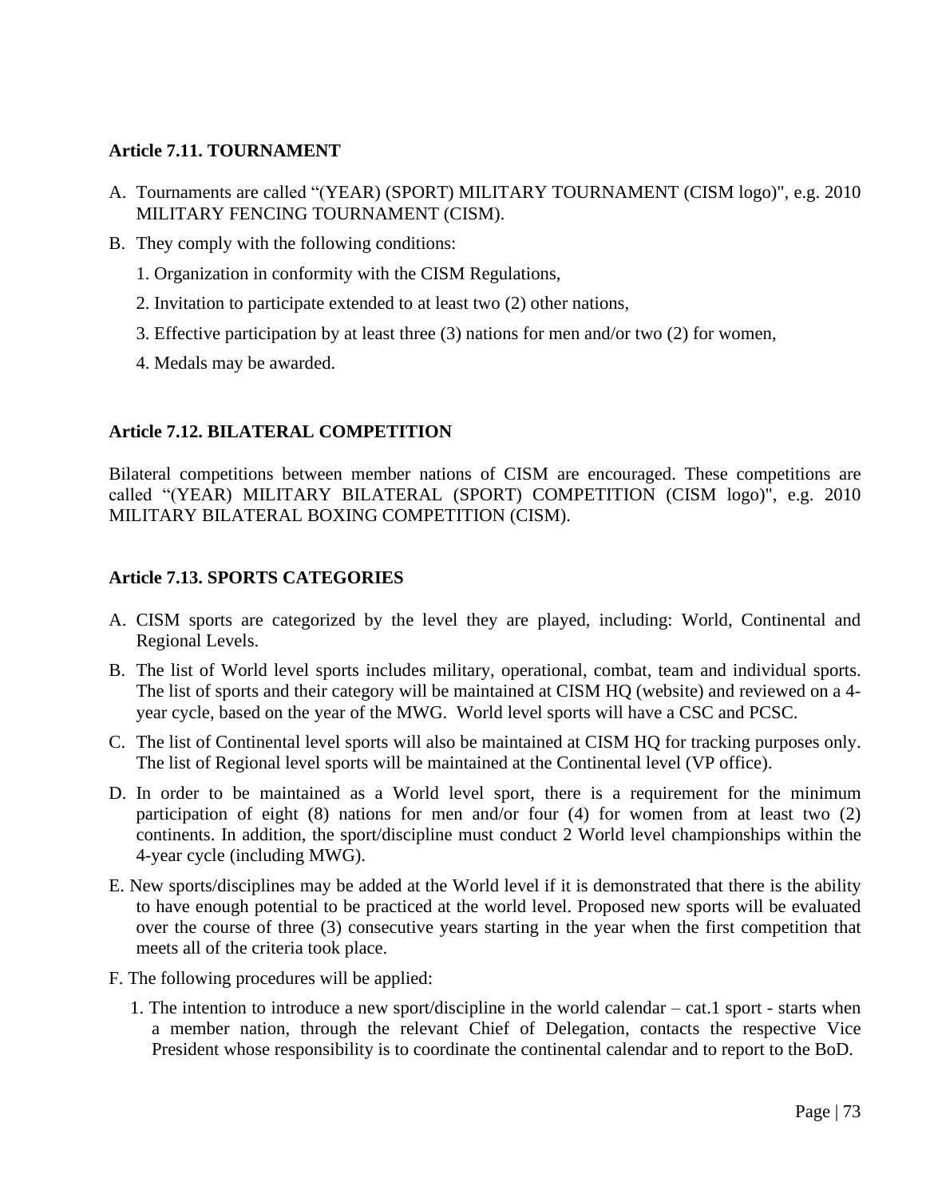### Article 7.11. TOURNAMENT

A. Tournaments are called “(YEAR) (SPORT) MILITARY TOURNAMENT (CISM logo)", e.g. 2010 MILITARY FENCING TOURNAMENT (CISM).

B. They comply with the following conditions:

   1. Organization in conformity with the CISM Regulations,

   2. Invitation to participate extended to at least two (2) other nations,

   3. Effective participation by at least three (3) nations for men and/or two (2) for women,

   4. Medals may be awarded.

### Article 7.12. BILATERAL COMPETITION

Bilateral competitions between member nations of CISM are encouraged. These competitions are called “(YEAR) MILITARY BILATERAL (SPORT) COMPETITION (CISM logo)", e.g. 2010 MILITARY BILATERAL BOXING COMPETITION (CISM).

### Article 7.13. SPORTS CATEGORIES

A. CISM sports are categorized by the level they are played, including: World, Continental and Regional Levels.

B. The list of World level sports includes military, operational, combat, team and individual sports. The list of sports and their category will be maintained at CISM HQ (website) and reviewed on a 4-year cycle, based on the year of the MWG. World level sports will have a CSC and PCSC.

C. The list of Continental level sports will also be maintained at CISM HQ for tracking purposes only. The list of Regional level sports will be maintained at the Continental level (VP office).

D. In order to be maintained as a World level sport, there is a requirement for the minimum participation of eight (8) nations for men and/or four (4) for women from at least two (2) continents. In addition, the sport/discipline must conduct 2 World level championships within the 4-year cycle (including MWG).

E. New sports/disciplines may be added at the World level if it is demonstrated that there is the ability to have enough potential to be practiced at the world level. Proposed new sports will be evaluated over the course of three (3) consecutive years starting in the year when the first competition that meets all of the criteria took place.

F. The following procedures will be applied:

   1. The intention to introduce a new sport/discipline in the world calendar – cat.1 sport - starts when a member nation, through the relevant Chief of Delegation, contacts the respective Vice President whose responsibility is to coordinate the continental calendar and to report to the BoD.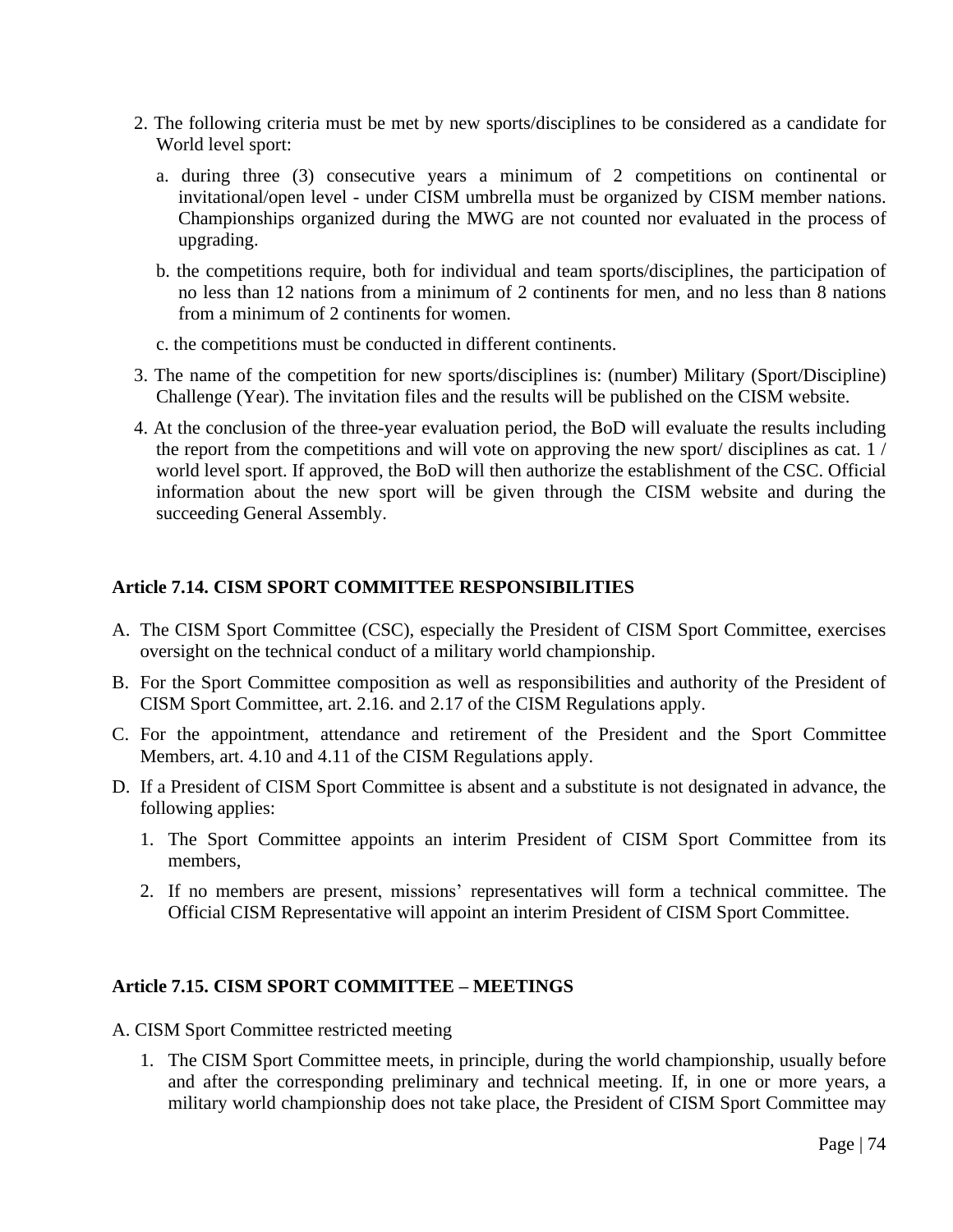2. The following criteria must be met by new sports/disciplines to be considered as a candidate for World level sport:

   a. during three (3) consecutive years a minimum of 2 competitions on continental or invitational/open level - under CISM umbrella must be organized by CISM member nations. Championships organized during the MWG are not counted nor evaluated in the process of upgrading.

   b. the competitions require, both for individual and team sports/disciplines, the participation of no less than 12 nations from a minimum of 2 continents for men, and no less than 8 nations from a minimum of 2 continents for women.

   c. the competitions must be conducted in different continents.

3. The name of the competition for new sports/disciplines is: (number) Military (Sport/Discipline) Challenge (Year). The invitation files and the results will be published on the CISM website.

4. At the conclusion of the three-year evaluation period, the BoD will evaluate the results including the report from the competitions and will vote on approving the new sport/ disciplines as cat. 1 / world level sport. If approved, the BoD will then authorize the establishment of the CSC. Official information about the new sport will be given through the CISM website and during the succeeding General Assembly.

### Article 7.14. CISM SPORT COMMITTEE RESPONSIBILITIES

A. The CISM Sport Committee (CSC), especially the President of CISM Sport Committee, exercises oversight on the technical conduct of a military world championship.

B. For the Sport Committee composition as well as responsibilities and authority of the President of CISM Sport Committee, art. 2.16. and 2.17 of the CISM Regulations apply.

C. For the appointment, attendance and retirement of the President and the Sport Committee Members, art. 4.10 and 4.11 of the CISM Regulations apply.

D. If a President of CISM Sport Committee is absent and a substitute is not designated in advance, the following applies:

   1. The Sport Committee appoints an interim President of CISM Sport Committee from its members,

   2. If no members are present, missions' representatives will form a technical committee. The Official CISM Representative will appoint an interim President of CISM Sport Committee.

### Article 7.15. CISM SPORT COMMITTEE – MEETINGS

A. CISM Sport Committee restricted meeting

   1. The CISM Sport Committee meets, in principle, during the world championship, usually before and after the corresponding preliminary and technical meeting. If, in one or more years, a military world championship does not take place, the President of CISM Sport Committee may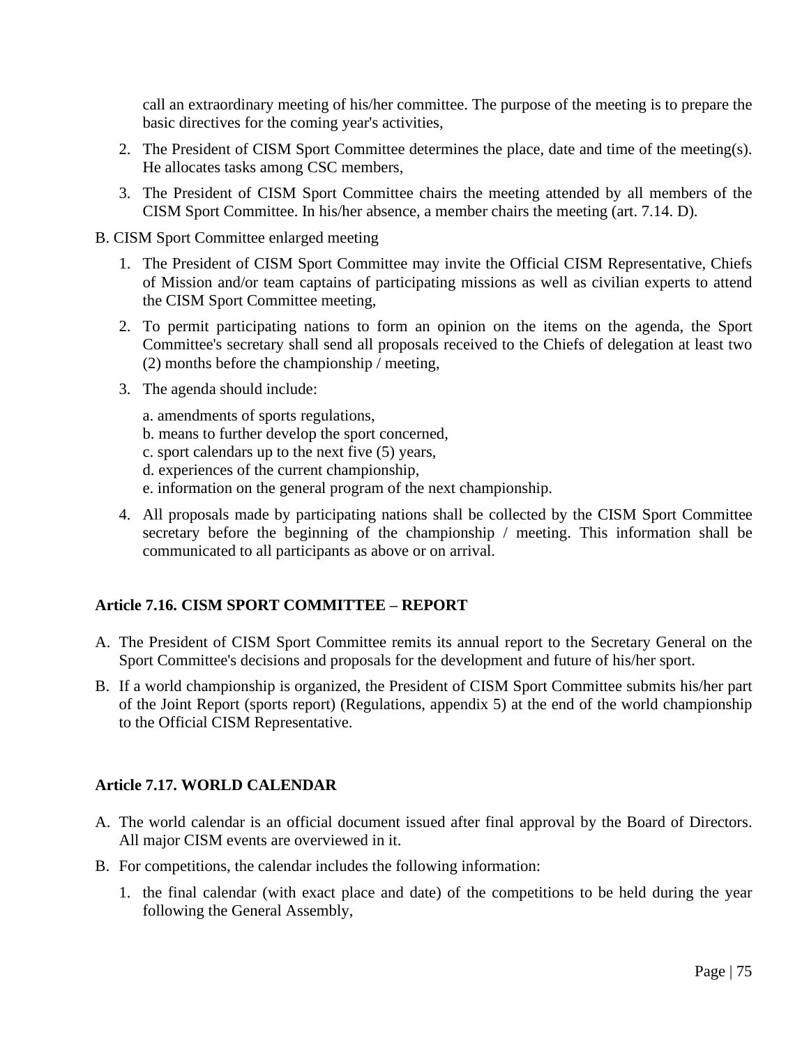call an extraordinary meeting of his/her committee. The purpose of the meeting is to prepare the basic directives for the coming year's activities,

2. The President of CISM Sport Committee determines the place, date and time of the meeting(s). He allocates tasks among CSC members,
3. The President of CISM Sport Committee chairs the meeting attended by all members of the CISM Sport Committee. In his/her absence, a member chairs the meeting (art. 7.14. D).

B. CISM Sport Committee enlarged meeting

1. The President of CISM Sport Committee may invite the Official CISM Representative, Chiefs of Mission and/or team captains of participating missions as well as civilian experts to attend the CISM Sport Committee meeting,
2. To permit participating nations to form an opinion on the items on the agenda, the Sport Committee's secretary shall send all proposals received to the Chiefs of delegation at least two (2) months before the championship / meeting,
3. The agenda should include:

   a. amendments of sports regulations,
   b. means to further develop the sport concerned,
   c. sport calendars up to the next five (5) years,
   d. experiences of the current championship,
   e. information on the general program of the next championship.

4. All proposals made by participating nations shall be collected by the CISM Sport Committee secretary before the beginning of the championship / meeting. This information shall be communicated to all participants as above or on arrival.

### Article 7.16. CISM SPORT COMMITTEE – REPORT

A. The President of CISM Sport Committee remits its annual report to the Secretary General on the Sport Committee's decisions and proposals for the development and future of his/her sport.

B. If a world championship is organized, the President of CISM Sport Committee submits his/her part of the Joint Report (sports report) (Regulations, appendix 5) at the end of the world championship to the Official CISM Representative.

### Article 7.17. WORLD CALENDAR

A. The world calendar is an official document issued after final approval by the Board of Directors. All major CISM events are overviewed in it.

B. For competitions, the calendar includes the following information:

1. the final calendar (with exact place and date) of the competitions to be held during the year following the General Assembly,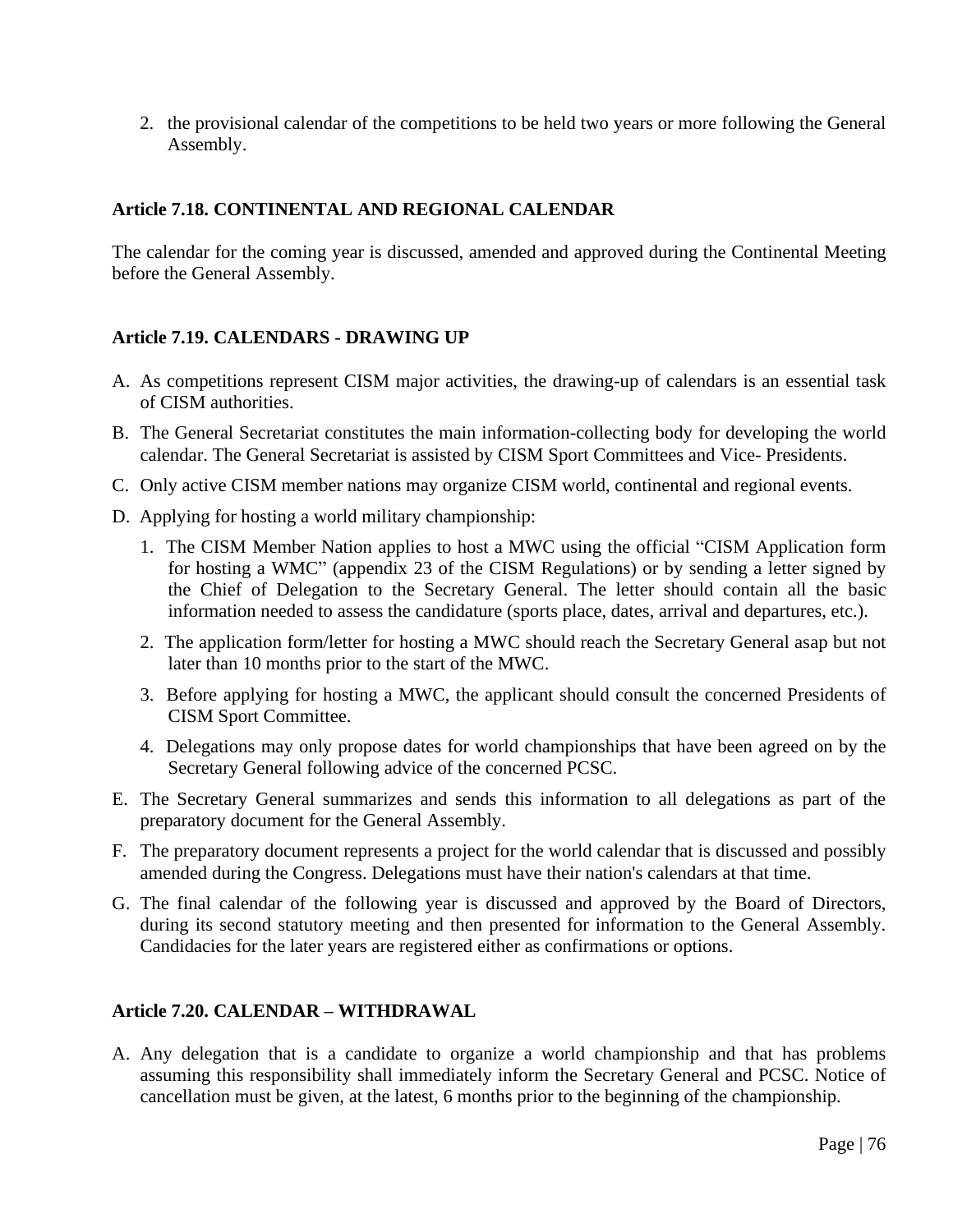2. the provisional calendar of the competitions to be held two years or more following the General Assembly.

### Article 7.18. CONTINENTAL AND REGIONAL CALENDAR

The calendar for the coming year is discussed, amended and approved during the Continental Meeting before the General Assembly.

### Article 7.19. CALENDARS - DRAWING UP

A. As competitions represent CISM major activities, the drawing-up of calendars is an essential task of CISM authorities.

B. The General Secretariat constitutes the main information-collecting body for developing the world calendar. The General Secretariat is assisted by CISM Sport Committees and Vice- Presidents.

C. Only active CISM member nations may organize CISM world, continental and regional events.

D. Applying for hosting a world military championship:

   1. The CISM Member Nation applies to host a MWC using the official "CISM Application form for hosting a WMC" (appendix 23 of the CISM Regulations) or by sending a letter signed by the Chief of Delegation to the Secretary General. The letter should contain all the basic information needed to assess the candidature (sports place, dates, arrival and departures, etc.).
   2. The application form/letter for hosting a MWC should reach the Secretary General asap but not later than 10 months prior to the start of the MWC.
   3. Before applying for hosting a MWC, the applicant should consult the concerned Presidents of CISM Sport Committee.
   4. Delegations may only propose dates for world championships that have been agreed on by the Secretary General following advice of the concerned PCSC.

E. The Secretary General summarizes and sends this information to all delegations as part of the preparatory document for the General Assembly.

F. The preparatory document represents a project for the world calendar that is discussed and possibly amended during the Congress. Delegations must have their nation's calendars at that time.

G. The final calendar of the following year is discussed and approved by the Board of Directors, during its second statutory meeting and then presented for information to the General Assembly. Candidacies for the later years are registered either as confirmations or options.

### Article 7.20. CALENDAR – WITHDRAWAL

A. Any delegation that is a candidate to organize a world championship and that has problems assuming this responsibility shall immediately inform the Secretary General and PCSC. Notice of cancellation must be given, at the latest, 6 months prior to the beginning of the championship.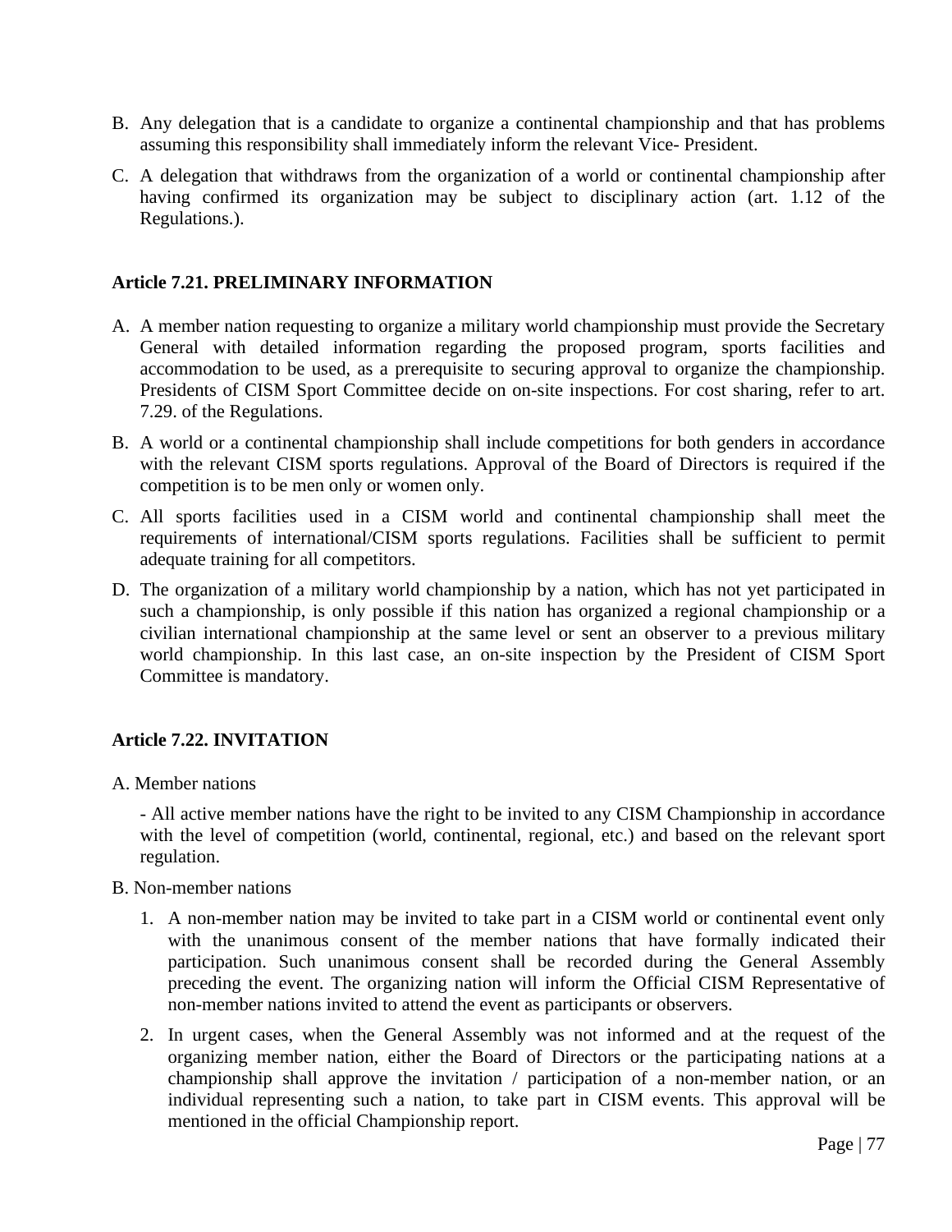B. Any delegation that is a candidate to organize a continental championship and that has problems assuming this responsibility shall immediately inform the relevant Vice- President.

C. A delegation that withdraws from the organization of a world or continental championship after having confirmed its organization may be subject to disciplinary action (art. 1.12 of the Regulations.).

### Article 7.21. PRELIMINARY INFORMATION

A. A member nation requesting to organize a military world championship must provide the Secretary General with detailed information regarding the proposed program, sports facilities and accommodation to be used, as a prerequisite to securing approval to organize the championship. Presidents of CISM Sport Committee decide on on-site inspections. For cost sharing, refer to art. 7.29. of the Regulations.

B. A world or a continental championship shall include competitions for both genders in accordance with the relevant CISM sports regulations. Approval of the Board of Directors is required if the competition is to be men only or women only.

C. All sports facilities used in a CISM world and continental championship shall meet the requirements of international/CISM sports regulations. Facilities shall be sufficient to permit adequate training for all competitors.

D. The organization of a military world championship by a nation, which has not yet participated in such a championship, is only possible if this nation has organized a regional championship or a civilian international championship at the same level or sent an observer to a previous military world championship. In this last case, an on-site inspection by the President of CISM Sport Committee is mandatory.

### Article 7.22. INVITATION

A. Member nations

- All active member nations have the right to be invited to any CISM Championship in accordance with the level of competition (world, continental, regional, etc.) and based on the relevant sport regulation.

B. Non-member nations

1. A non-member nation may be invited to take part in a CISM world or continental event only with the unanimous consent of the member nations that have formally indicated their participation. Such unanimous consent shall be recorded during the General Assembly preceding the event. The organizing nation will inform the Official CISM Representative of non-member nations invited to attend the event as participants or observers.
2. In urgent cases, when the General Assembly was not informed and at the request of the organizing member nation, either the Board of Directors or the participating nations at a championship shall approve the invitation / participation of a non-member nation, or an individual representing such a nation, to take part in CISM events. This approval will be mentioned in the official Championship report.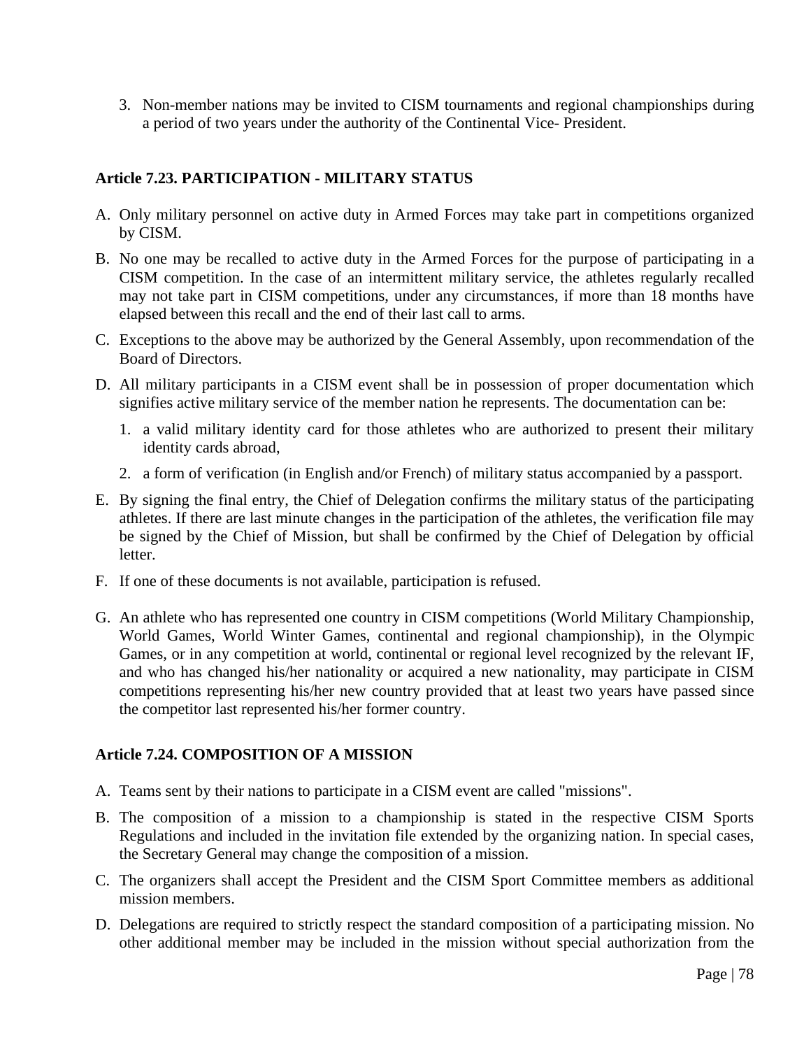3. Non-member nations may be invited to CISM tournaments and regional championships during a period of two years under the authority of the Continental Vice- President.

### Article 7.23. PARTICIPATION - MILITARY STATUS

A. Only military personnel on active duty in Armed Forces may take part in competitions organized by CISM.

B. No one may be recalled to active duty in the Armed Forces for the purpose of participating in a CISM competition. In the case of an intermittent military service, the athletes regularly recalled may not take part in CISM competitions, under any circumstances, if more than 18 months have elapsed between this recall and the end of their last call to arms.

C. Exceptions to the above may be authorized by the General Assembly, upon recommendation of the Board of Directors.

D. All military participants in a CISM event shall be in possession of proper documentation which signifies active military service of the member nation he represents. The documentation can be:

   1. a valid military identity card for those athletes who are authorized to present their military identity cards abroad,
   2. a form of verification (in English and/or French) of military status accompanied by a passport.

E. By signing the final entry, the Chief of Delegation confirms the military status of the participating athletes. If there are last minute changes in the participation of the athletes, the verification file may be signed by the Chief of Mission, but shall be confirmed by the Chief of Delegation by official letter.

F. If one of these documents is not available, participation is refused.

G. An athlete who has represented one country in CISM competitions (World Military Championship, World Games, World Winter Games, continental and regional championship), in the Olympic Games, or in any competition at world, continental or regional level recognized by the relevant IF, and who has changed his/her nationality or acquired a new nationality, may participate in CISM competitions representing his/her new country provided that at least two years have passed since the competitor last represented his/her former country.

### Article 7.24. COMPOSITION OF A MISSION

A. Teams sent by their nations to participate in a CISM event are called "missions".

B. The composition of a mission to a championship is stated in the respective CISM Sports Regulations and included in the invitation file extended by the organizing nation. In special cases, the Secretary General may change the composition of a mission.

C. The organizers shall accept the President and the CISM Sport Committee members as additional mission members.

D. Delegations are required to strictly respect the standard composition of a participating mission. No other additional member may be included in the mission without special authorization from the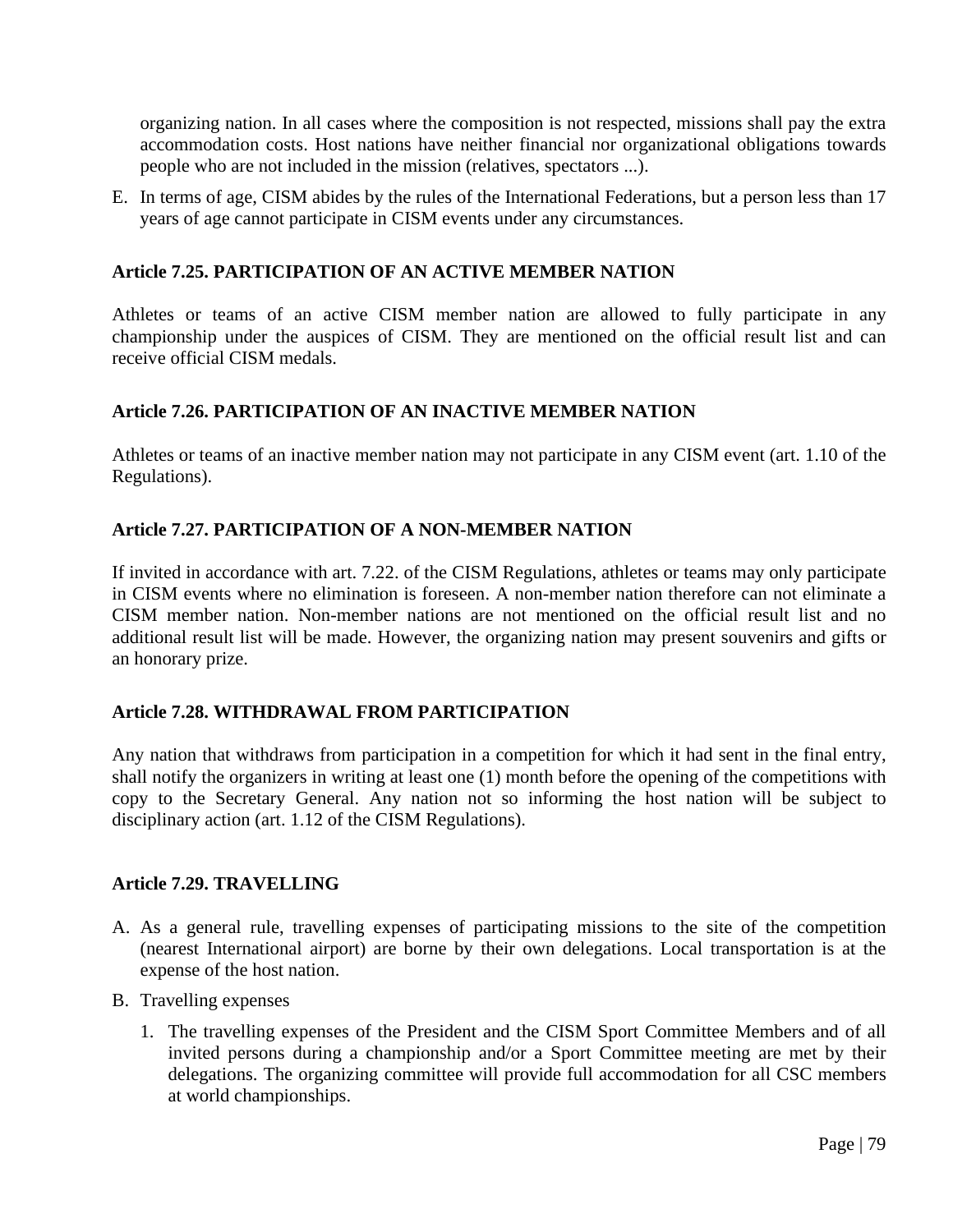organizing nation. In all cases where the composition is not respected, missions shall pay the extra accommodation costs. Host nations have neither financial nor organizational obligations towards people who are not included in the mission (relatives, spectators ...).

E. In terms of age, CISM abides by the rules of the International Federations, but a person less than 17 years of age cannot participate in CISM events under any circumstances.

### Article 7.25. PARTICIPATION OF AN ACTIVE MEMBER NATION

Athletes or teams of an active CISM member nation are allowed to fully participate in any championship under the auspices of CISM. They are mentioned on the official result list and can receive official CISM medals.

### Article 7.26. PARTICIPATION OF AN INACTIVE MEMBER NATION

Athletes or teams of an inactive member nation may not participate in any CISM event (art. 1.10 of the Regulations).

### Article 7.27. PARTICIPATION OF A NON-MEMBER NATION

If invited in accordance with art. 7.22. of the CISM Regulations, athletes or teams may only participate in CISM events where no elimination is foreseen. A non-member nation therefore can not eliminate a CISM member nation. Non-member nations are not mentioned on the official result list and no additional result list will be made. However, the organizing nation may present souvenirs and gifts or an honorary prize.

### Article 7.28. WITHDRAWAL FROM PARTICIPATION

Any nation that withdraws from participation in a competition for which it had sent in the final entry, shall notify the organizers in writing at least one (1) month before the opening of the competitions with copy to the Secretary General. Any nation not so informing the host nation will be subject to disciplinary action (art. 1.12 of the CISM Regulations).

### Article 7.29. TRAVELLING

A. As a general rule, travelling expenses of participating missions to the site of the competition (nearest International airport) are borne by their own delegations. Local transportation is at the expense of the host nation.

B. Travelling expenses

   1. The travelling expenses of the President and the CISM Sport Committee Members and of all invited persons during a championship and/or a Sport Committee meeting are met by their delegations. The organizing committee will provide full accommodation for all CSC members at world championships.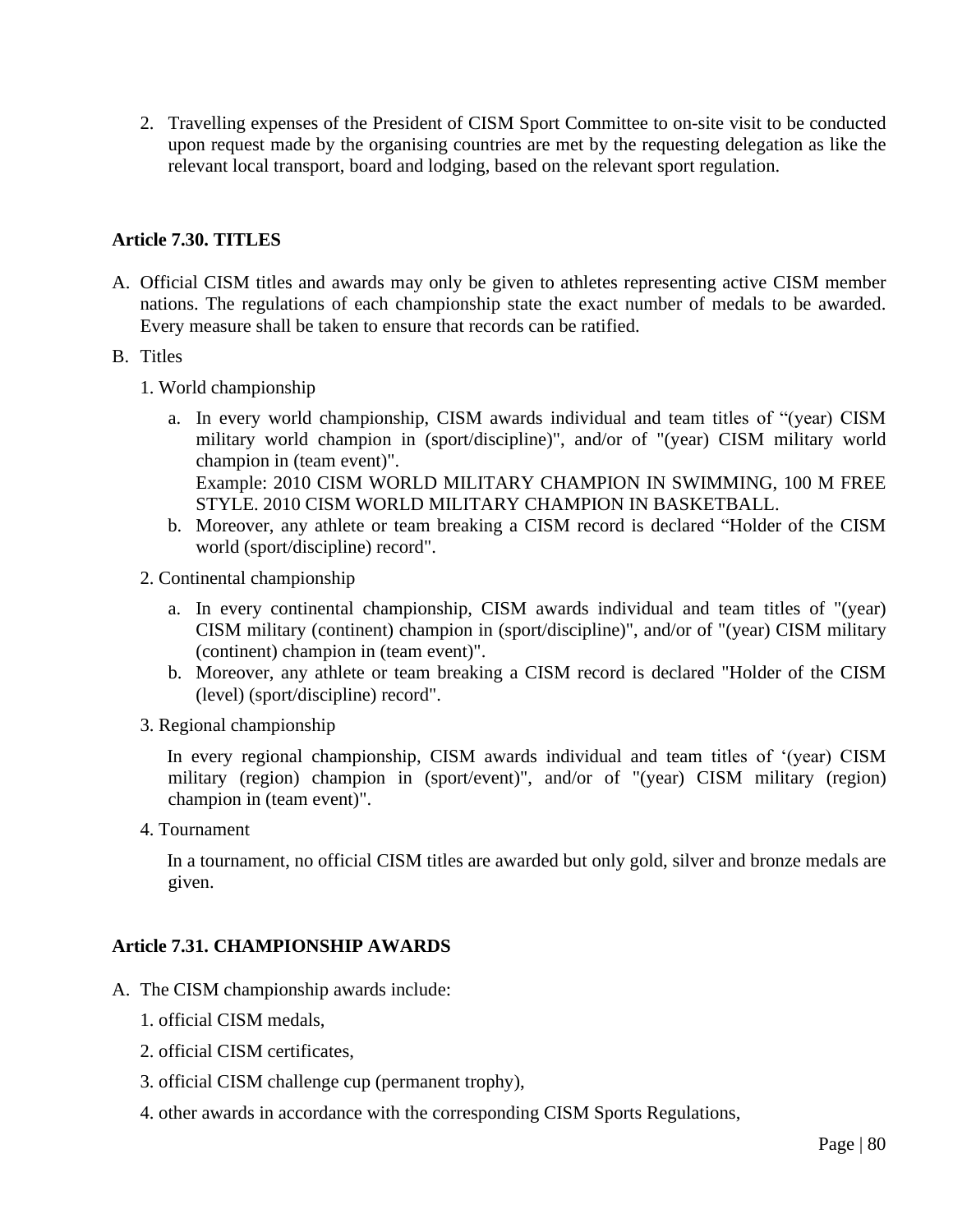2. Travelling expenses of the President of CISM Sport Committee to on-site visit to be conducted upon request made by the organising countries are met by the requesting delegation as like the relevant local transport, board and lodging, based on the relevant sport regulation.

**Article 7.30. TITLES**

A. Official CISM titles and awards may only be given to athletes representing active CISM member nations. The regulations of each championship state the exact number of medals to be awarded. Every measure shall be taken to ensure that records can be ratified.

B. Titles

   1. World championship

      a. In every world championship, CISM awards individual and team titles of "(year) CISM military world champion in (sport/discipline)", and/or of "(year) CISM military world champion in (team event)".
      Example: 2010 CISM WORLD MILITARY CHAMPION IN SWIMMING, 100 M FREE STYLE. 2010 CISM WORLD MILITARY CHAMPION IN BASKETBALL.

      b. Moreover, any athlete or team breaking a CISM record is declared "Holder of the CISM world (sport/discipline) record".

   2. Continental championship

      a. In every continental championship, CISM awards individual and team titles of "(year) CISM military (continent) champion in (sport/discipline)", and/or of "(year) CISM military (continent) champion in (team event)".

      b. Moreover, any athlete or team breaking a CISM record is declared "Holder of the CISM (level) (sport/discipline) record".

   3. Regional championship

      In every regional championship, CISM awards individual and team titles of '(year) CISM military (region) champion in (sport/event)", and/or of "(year) CISM military (region) champion in (team event)".

   4. Tournament

      In a tournament, no official CISM titles are awarded but only gold, silver and bronze medals are given.

**Article 7.31. CHAMPIONSHIP AWARDS**

A. The CISM championship awards include:

   1. official CISM medals,

   2. official CISM certificates,

   3. official CISM challenge cup (permanent trophy),

   4. other awards in accordance with the corresponding CISM Sports Regulations,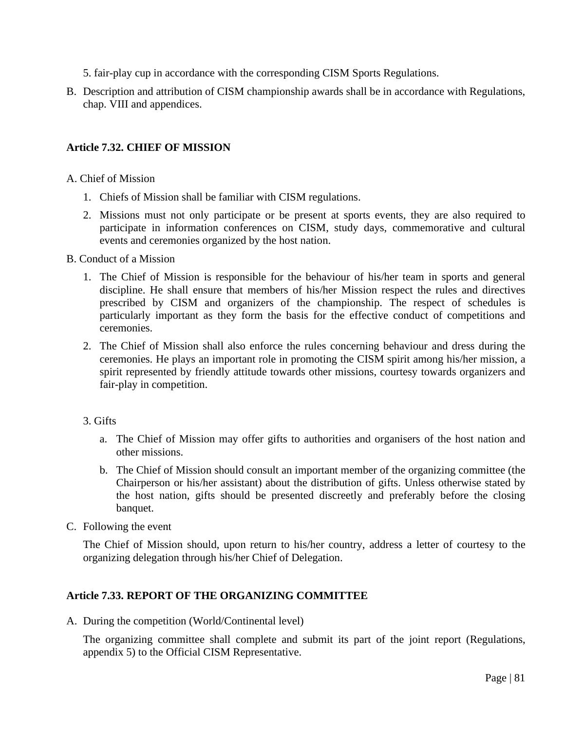5. fair-play cup in accordance with the corresponding CISM Sports Regulations.

B. Description and attribution of CISM championship awards shall be in accordance with Regulations, chap. VIII and appendices.

**Article 7.32. CHIEF OF MISSION**

A. Chief of Mission

1. Chiefs of Mission shall be familiar with CISM regulations.
2. Missions must not only participate or be present at sports events, they are also required to participate in information conferences on CISM, study days, commemorative and cultural events and ceremonies organized by the host nation.

B. Conduct of a Mission

1. The Chief of Mission is responsible for the behaviour of his/her team in sports and general discipline. He shall ensure that members of his/her Mission respect the rules and directives prescribed by CISM and organizers of the championship. The respect of schedules is particularly important as they form the basis for the effective conduct of competitions and ceremonies.
2. The Chief of Mission shall also enforce the rules concerning behaviour and dress during the ceremonies. He plays an important role in promoting the CISM spirit among his/her mission, a spirit represented by friendly attitude towards other missions, courtesy towards organizers and fair-play in competition.

3. Gifts

   a. The Chief of Mission may offer gifts to authorities and organisers of the host nation and other missions.

   b. The Chief of Mission should consult an important member of the organizing committee (the Chairperson or his/her assistant) about the distribution of gifts. Unless otherwise stated by the host nation, gifts should be presented discreetly and preferably before the closing banquet.

C. Following the event

The Chief of Mission should, upon return to his/her country, address a letter of courtesy to the organizing delegation through his/her Chief of Delegation.

**Article 7.33. REPORT OF THE ORGANIZING COMMITTEE**

A. During the competition (World/Continental level)

The organizing committee shall complete and submit its part of the joint report (Regulations, appendix 5) to the Official CISM Representative.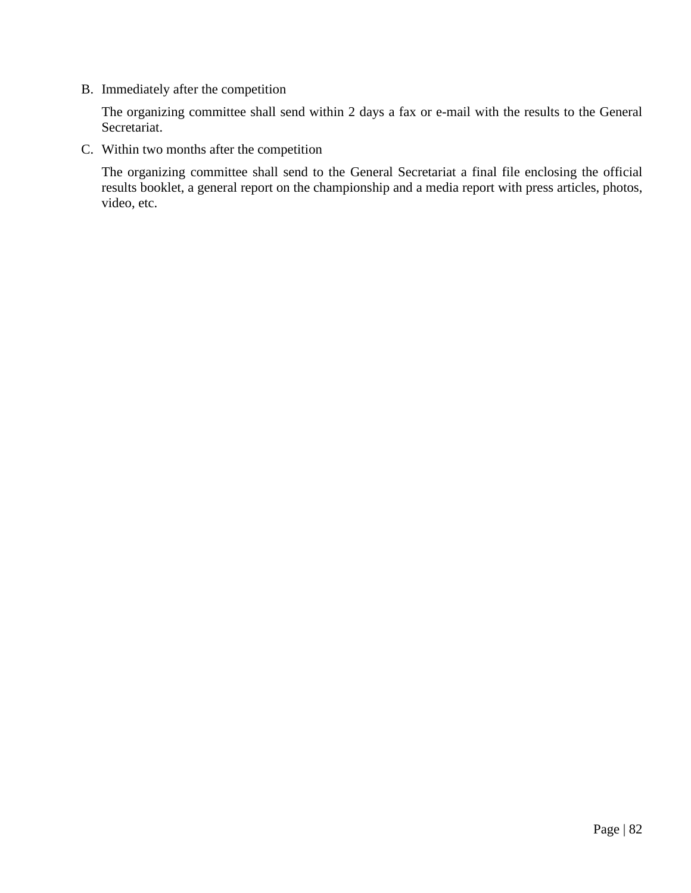B. Immediately after the competition

   The organizing committee shall send within 2 days a fax or e-mail with the results to the General Secretariat.

C. Within two months after the competition

   The organizing committee shall send to the General Secretariat a final file enclosing the official results booklet, a general report on the championship and a media report with press articles, photos, video, etc.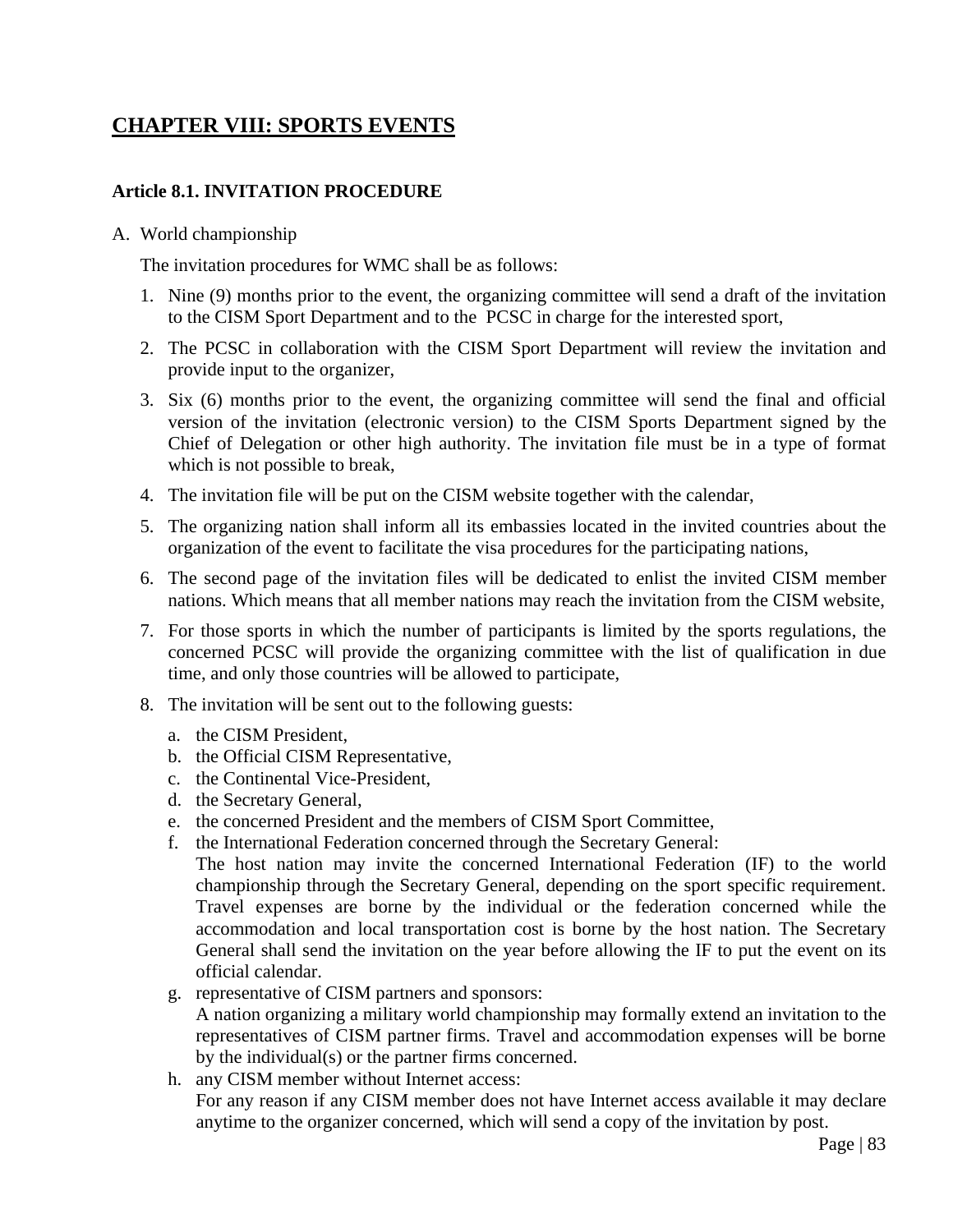# CHAPTER VIII: SPORTS EVENTS

## Article 8.1. INVITATION PROCEDURE

A. World championship

The invitation procedures for WMC shall be as follows:

1. Nine (9) months prior to the event, the organizing committee will send a draft of the invitation to the CISM Sport Department and to the PCSC in charge for the interested sport,
2. The PCSC in collaboration with the CISM Sport Department will review the invitation and provide input to the organizer,
3. Six (6) months prior to the event, the organizing committee will send the final and official version of the invitation (electronic version) to the CISM Sports Department signed by the Chief of Delegation or other high authority. The invitation file must be in a type of format which is not possible to break,
4. The invitation file will be put on the CISM website together with the calendar,
5. The organizing nation shall inform all its embassies located in the invited countries about the organization of the event to facilitate the visa procedures for the participating nations,
6. The second page of the invitation files will be dedicated to enlist the invited CISM member nations. Which means that all member nations may reach the invitation from the CISM website,
7. For those sports in which the number of participants is limited by the sports regulations, the concerned PCSC will provide the organizing committee with the list of qualification in due time, and only those countries will be allowed to participate,
8. The invitation will be sent out to the following guests:
   a. the CISM President,
   b. the Official CISM Representative,
   c. the Continental Vice-President,
   d. the Secretary General,
   e. the concerned President and the members of CISM Sport Committee,
   f. the International Federation concerned through the Secretary General:
      The host nation may invite the concerned International Federation (IF) to the world championship through the Secretary General, depending on the sport specific requirement. Travel expenses are borne by the individual or the federation concerned while the accommodation and local transportation cost is borne by the host nation. The Secretary General shall send the invitation on the year before allowing the IF to put the event on its official calendar.
   g. representative of CISM partners and sponsors:
      A nation organizing a military world championship may formally extend an invitation to the representatives of CISM partner firms. Travel and accommodation expenses will be borne by the individual(s) or the partner firms concerned.
   h. any CISM member without Internet access:
      For any reason if any CISM member does not have Internet access available it may declare anytime to the organizer concerned, which will send a copy of the invitation by post.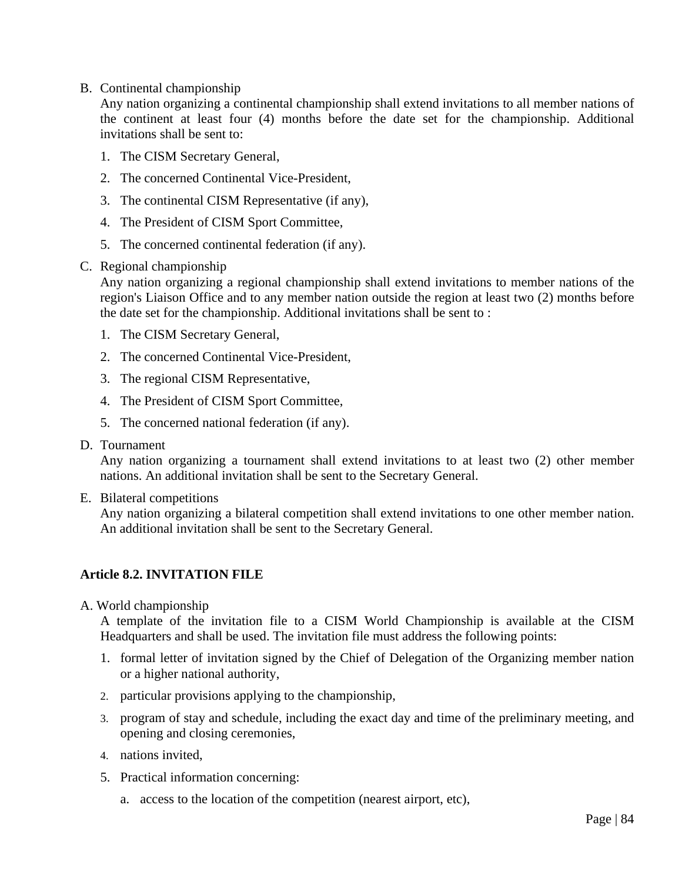B. Continental championship

   Any nation organizing a continental championship shall extend invitations to all member nations of the continent at least four (4) months before the date set for the championship. Additional invitations shall be sent to:

   1. The CISM Secretary General,
   2. The concerned Continental Vice-President,
   3. The continental CISM Representative (if any),
   4. The President of CISM Sport Committee,
   5. The concerned continental federation (if any).

C. Regional championship

   Any nation organizing a regional championship shall extend invitations to member nations of the region's Liaison Office and to any member nation outside the region at least two (2) months before the date set for the championship. Additional invitations shall be sent to :

   1. The CISM Secretary General,
   2. The concerned Continental Vice-President,
   3. The regional CISM Representative,
   4. The President of CISM Sport Committee,
   5. The concerned national federation (if any).

D. Tournament

   Any nation organizing a tournament shall extend invitations to at least two (2) other member nations. An additional invitation shall be sent to the Secretary General.

E. Bilateral competitions

   Any nation organizing a bilateral competition shall extend invitations to one other member nation. An additional invitation shall be sent to the Secretary General.

### Article 8.2. INVITATION FILE

A. World championship

   A template of the invitation file to a CISM World Championship is available at the CISM Headquarters and shall be used. The invitation file must address the following points:

   1. formal letter of invitation signed by the Chief of Delegation of the Organizing member nation or a higher national authority,
   2. particular provisions applying to the championship,
   3. program of stay and schedule, including the exact day and time of the preliminary meeting, and opening and closing ceremonies,
   4. nations invited,
   5. Practical information concerning:
      a. access to the location of the competition (nearest airport, etc),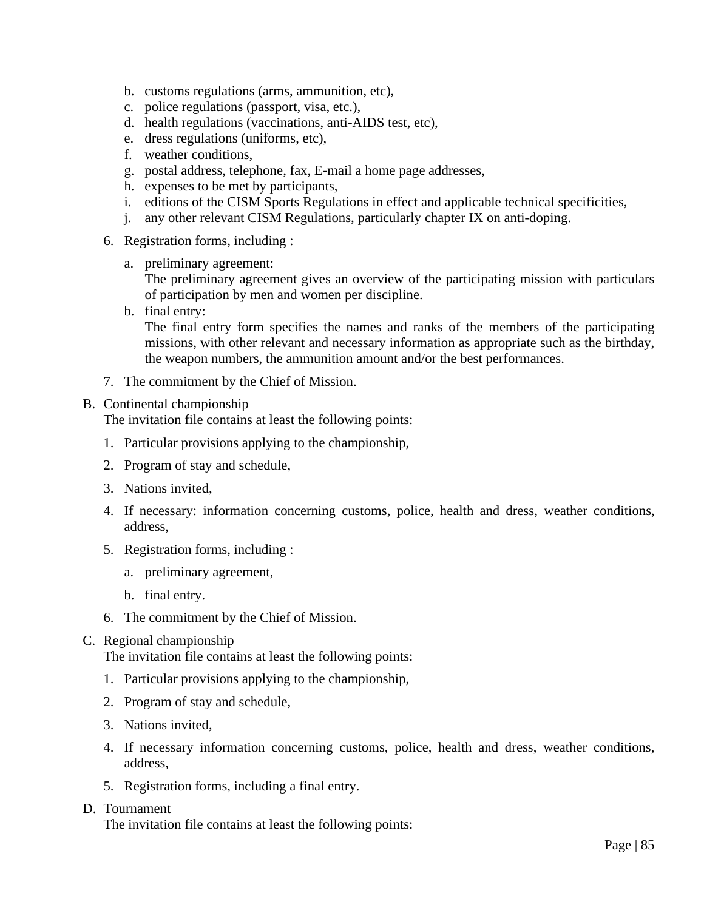b. customs regulations (arms, ammunition, etc),
c. police regulations (passport, visa, etc.),
d. health regulations (vaccinations, anti-AIDS test, etc),
e. dress regulations (uniforms, etc),
f. weather conditions,
g. postal address, telephone, fax, E-mail a home page addresses,
h. expenses to be met by participants,
i. editions of the CISM Sports Regulations in effect and applicable technical specificities,
j. any other relevant CISM Regulations, particularly chapter IX on anti-doping.

6. Registration forms, including :

   a. preliminary agreement:
      The preliminary agreement gives an overview of the participating mission with particulars of participation by men and women per discipline.
   b. final entry:
      The final entry form specifies the names and ranks of the members of the participating missions, with other relevant and necessary information as appropriate such as the birthday, the weapon numbers, the ammunition amount and/or the best performances.

7. The commitment by the Chief of Mission.

B. Continental championship
The invitation file contains at least the following points:

1. Particular provisions applying to the championship,
2. Program of stay and schedule,
3. Nations invited,
4. If necessary: information concerning customs, police, health and dress, weather conditions, address,
5. Registration forms, including :
   a. preliminary agreement,
   b. final entry.
6. The commitment by the Chief of Mission.

C. Regional championship
The invitation file contains at least the following points:

1. Particular provisions applying to the championship,
2. Program of stay and schedule,
3. Nations invited,
4. If necessary information concerning customs, police, health and dress, weather conditions, address,
5. Registration forms, including a final entry.

D. Tournament
The invitation file contains at least the following points: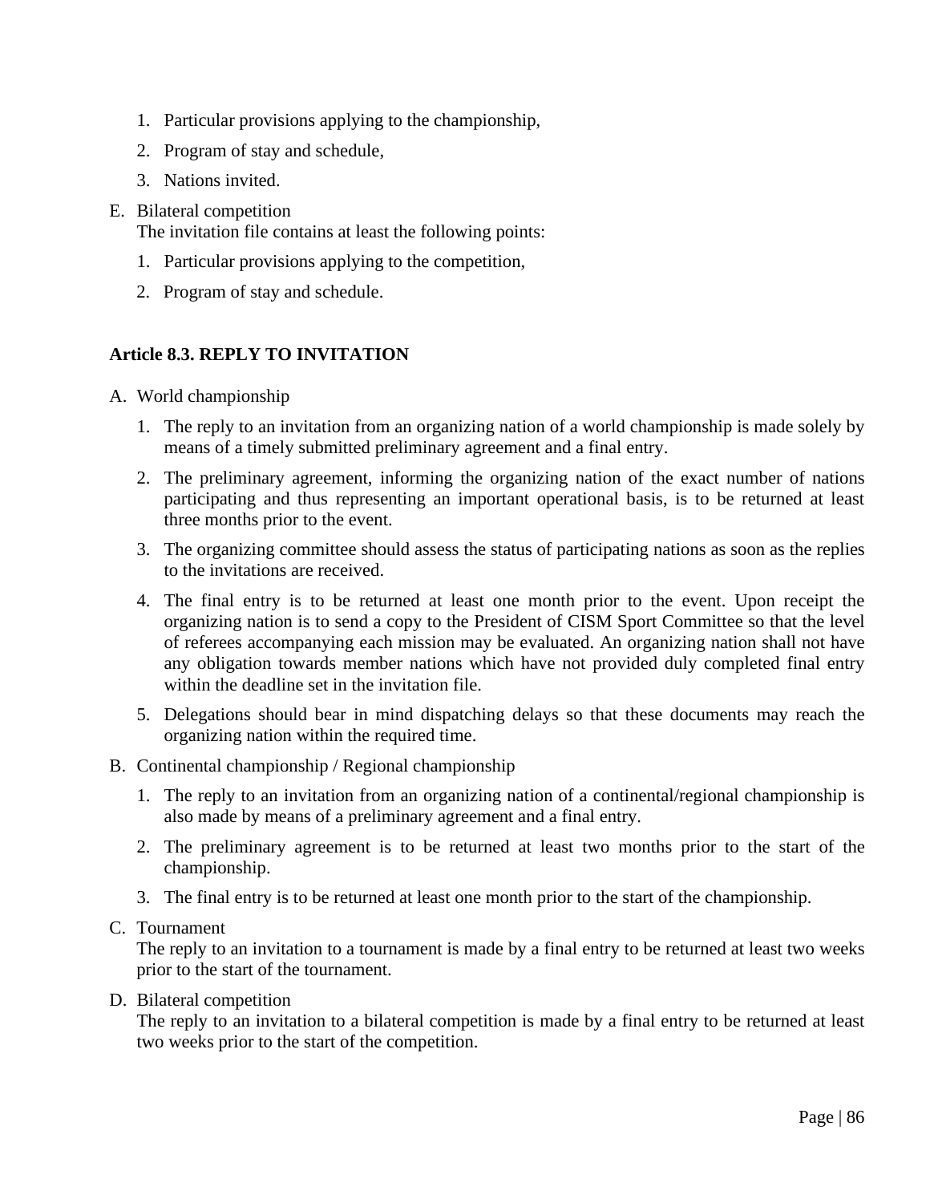1. Particular provisions applying to the championship,
2. Program of stay and schedule,
3. Nations invited.

E. Bilateral competition
   The invitation file contains at least the following points:
   1. Particular provisions applying to the competition,
   2. Program of stay and schedule.

**Article 8.3. REPLY TO INVITATION**

A. World championship
   1. The reply to an invitation from an organizing nation of a world championship is made solely by means of a timely submitted preliminary agreement and a final entry.
   2. The preliminary agreement, informing the organizing nation of the exact number of nations participating and thus representing an important operational basis, is to be returned at least three months prior to the event.
   3. The organizing committee should assess the status of participating nations as soon as the replies to the invitations are received.
   4. The final entry is to be returned at least one month prior to the event. Upon receipt the organizing nation is to send a copy to the President of CISM Sport Committee so that the level of referees accompanying each mission may be evaluated. An organizing nation shall not have any obligation towards member nations which have not provided duly completed final entry within the deadline set in the invitation file.
   5. Delegations should bear in mind dispatching delays so that these documents may reach the organizing nation within the required time.

B. Continental championship / Regional championship
   1. The reply to an invitation from an organizing nation of a continental/regional championship is also made by means of a preliminary agreement and a final entry.
   2. The preliminary agreement is to be returned at least two months prior to the start of the championship.
   3. The final entry is to be returned at least one month prior to the start of the championship.

C. Tournament
   The reply to an invitation to a tournament is made by a final entry to be returned at least two weeks prior to the start of the tournament.

D. Bilateral competition
   The reply to an invitation to a bilateral competition is made by a final entry to be returned at least two weeks prior to the start of the competition.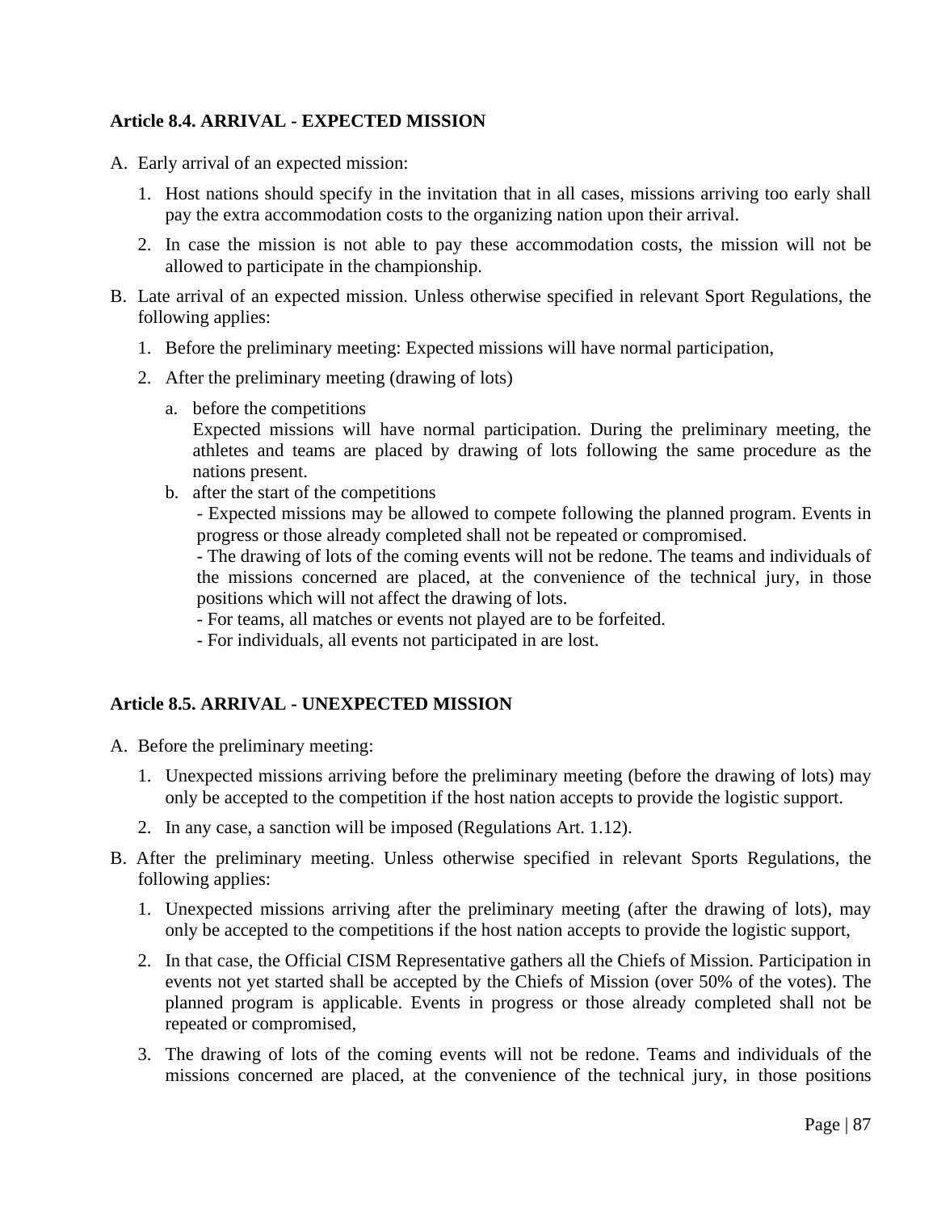### Article 8.4. ARRIVAL - EXPECTED MISSION

A. Early arrival of an expected mission:

   1. Host nations should specify in the invitation that in all cases, missions arriving too early shall pay the extra accommodation costs to the organizing nation upon their arrival.

   2. In case the mission is not able to pay these accommodation costs, the mission will not be allowed to participate in the championship.

B. Late arrival of an expected mission. Unless otherwise specified in relevant Sport Regulations, the following applies:

   1. Before the preliminary meeting: Expected missions will have normal participation,

   2. After the preliminary meeting (drawing of lots)

      a. before the competitions
         Expected missions will have normal participation. During the preliminary meeting, the athletes and teams are placed by drawing of lots following the same procedure as the nations present.

      b. after the start of the competitions
         - Expected missions may be allowed to compete following the planned program. Events in progress or those already completed shall not be repeated or compromised.
         - The drawing of lots of the coming events will not be redone. The teams and individuals of the missions concerned are placed, at the convenience of the technical jury, in those positions which will not affect the drawing of lots.
         - For teams, all matches or events not played are to be forfeited.
         - For individuals, all events not participated in are lost.

### Article 8.5. ARRIVAL - UNEXPECTED MISSION

A. Before the preliminary meeting:

   1. Unexpected missions arriving before the preliminary meeting (before the drawing of lots) may only be accepted to the competition if the host nation accepts to provide the logistic support.

   2. In any case, a sanction will be imposed (Regulations Art. 1.12).

B. After the preliminary meeting. Unless otherwise specified in relevant Sports Regulations, the following applies:

   1. Unexpected missions arriving after the preliminary meeting (after the drawing of lots), may only be accepted to the competitions if the host nation accepts to provide the logistic support,

   2. In that case, the Official CISM Representative gathers all the Chiefs of Mission. Participation in events not yet started shall be accepted by the Chiefs of Mission (over 50% of the votes). The planned program is applicable. Events in progress or those already completed shall not be repeated or compromised,

   3. The drawing of lots of the coming events will not be redone. Teams and individuals of the missions concerned are placed, at the convenience of the technical jury, in those positions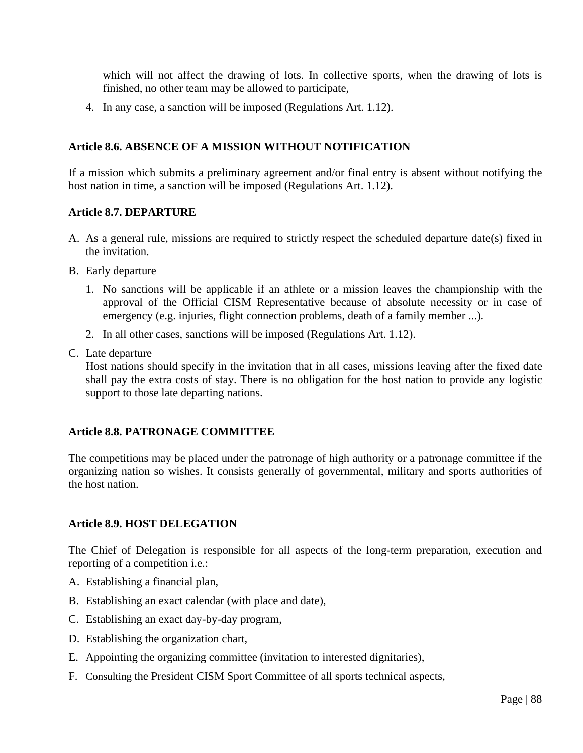which will not affect the drawing of lots. In collective sports, when the drawing of lots is finished, no other team may be allowed to participate,

4. In any case, a sanction will be imposed (Regulations Art. 1.12).

**Article 8.6. ABSENCE OF A MISSION WITHOUT NOTIFICATION**

If a mission which submits a preliminary agreement and/or final entry is absent without notifying the host nation in time, a sanction will be imposed (Regulations Art. 1.12).

**Article 8.7. DEPARTURE**

A. As a general rule, missions are required to strictly respect the scheduled departure date(s) fixed in the invitation.

B. Early departure

   1. No sanctions will be applicable if an athlete or a mission leaves the championship with the approval of the Official CISM Representative because of absolute necessity or in case of emergency (e.g. injuries, flight connection problems, death of a family member ...).

   2. In all other cases, sanctions will be imposed (Regulations Art. 1.12).

C. Late departure
   Host nations should specify in the invitation that in all cases, missions leaving after the fixed date shall pay the extra costs of stay. There is no obligation for the host nation to provide any logistic support to those late departing nations.

**Article 8.8. PATRONAGE COMMITTEE**

The competitions may be placed under the patronage of high authority or a patronage committee if the organizing nation so wishes. It consists generally of governmental, military and sports authorities of the host nation.

**Article 8.9. HOST DELEGATION**

The Chief of Delegation is responsible for all aspects of the long-term preparation, execution and reporting of a competition i.e.:

A. Establishing a financial plan,

B. Establishing an exact calendar (with place and date),

C. Establishing an exact day-by-day program,

D. Establishing the organization chart,

E. Appointing the organizing committee (invitation to interested dignitaries),

F. Consulting the President CISM Sport Committee of all sports technical aspects,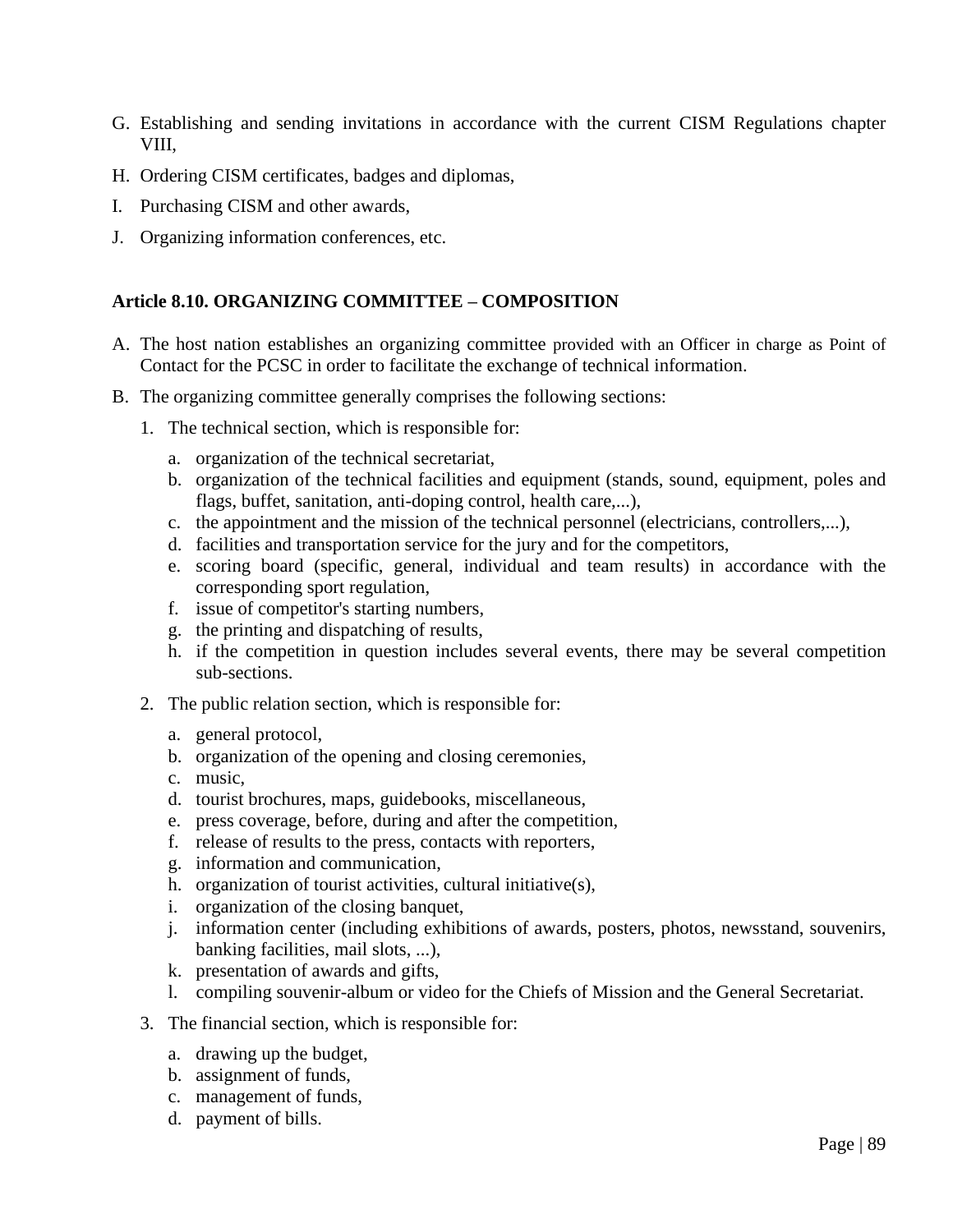G. Establishing and sending invitations in accordance with the current CISM Regulations chapter VIII,
H. Ordering CISM certificates, badges and diplomas,
I. Purchasing CISM and other awards,
J. Organizing information conferences, etc.

**Article 8.10. ORGANIZING COMMITTEE – COMPOSITION**

A. The host nation establishes an organizing committee provided with an Officer in charge as Point of Contact for the PCSC in order to facilitate the exchange of technical information.
B. The organizing committee generally comprises the following sections:
    1. The technical section, which is responsible for:
        a. organization of the technical secretariat,
        b. organization of the technical facilities and equipment (stands, sound, equipment, poles and flags, buffet, sanitation, anti-doping control, health care,...),
        c. the appointment and the mission of the technical personnel (electricians, controllers,...),
        d. facilities and transportation service for the jury and for the competitors,
        e. scoring board (specific, general, individual and team results) in accordance with the corresponding sport regulation,
        f. issue of competitor's starting numbers,
        g. the printing and dispatching of results,
        h. if the competition in question includes several events, there may be several competition sub-sections.
    2. The public relation section, which is responsible for:
        a. general protocol,
        b. organization of the opening and closing ceremonies,
        c. music,
        d. tourist brochures, maps, guidebooks, miscellaneous,
        e. press coverage, before, during and after the competition,
        f. release of results to the press, contacts with reporters,
        g. information and communication,
        h. organization of tourist activities, cultural initiative(s),
        i. organization of the closing banquet,
        j. information center (including exhibitions of awards, posters, photos, newsstand, souvenirs, banking facilities, mail slots, ...),
        k. presentation of awards and gifts,
        l. compiling souvenir-album or video for the Chiefs of Mission and the General Secretariat.
    3. The financial section, which is responsible for:
        a. drawing up the budget,
        b. assignment of funds,
        c. management of funds,
        d. payment of bills.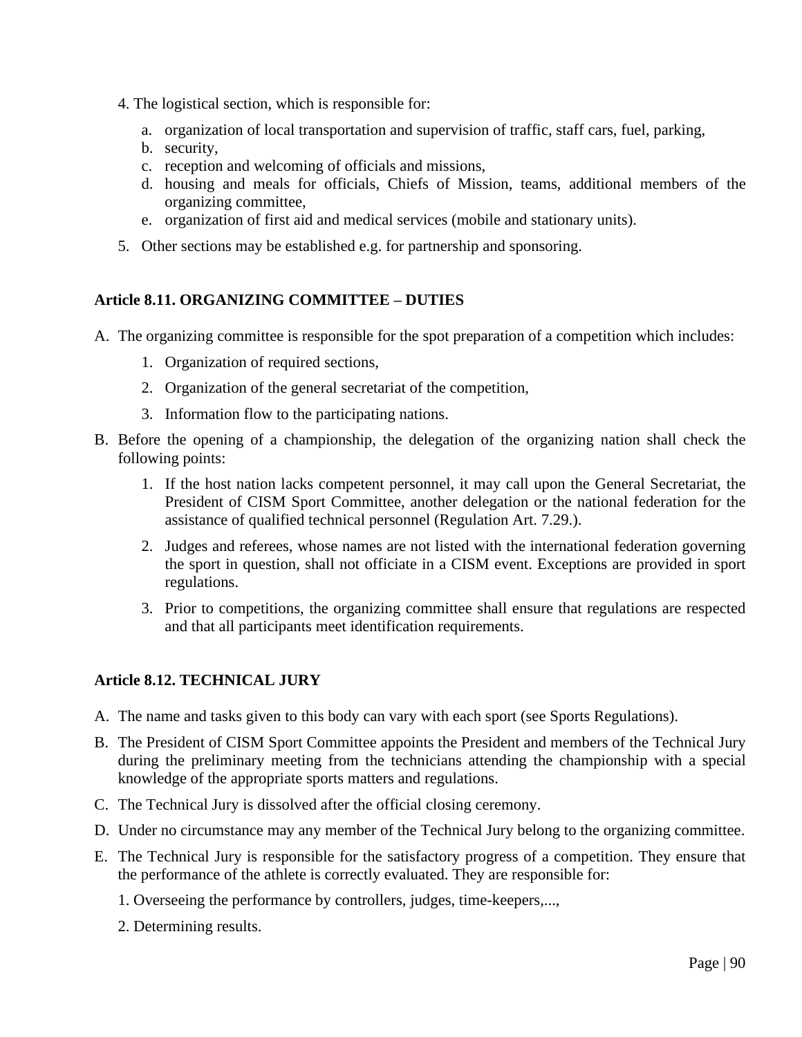4. The logistical section, which is responsible for:

   a. organization of local transportation and supervision of traffic, staff cars, fuel, parking,
   b. security,
   c. reception and welcoming of officials and missions,
   d. housing and meals for officials, Chiefs of Mission, teams, additional members of the organizing committee,
   e. organization of first aid and medical services (mobile and stationary units).

5. Other sections may be established e.g. for partnership and sponsoring.

### Article 8.11. ORGANIZING COMMITTEE – DUTIES

A. The organizing committee is responsible for the spot preparation of a competition which includes:

   1. Organization of required sections,
   2. Organization of the general secretariat of the competition,
   3. Information flow to the participating nations.

B. Before the opening of a championship, the delegation of the organizing nation shall check the following points:

   1. If the host nation lacks competent personnel, it may call upon the General Secretariat, the President of CISM Sport Committee, another delegation or the national federation for the assistance of qualified technical personnel (Regulation Art. 7.29.).
   2. Judges and referees, whose names are not listed with the international federation governing the sport in question, shall not officiate in a CISM event. Exceptions are provided in sport regulations.
   3. Prior to competitions, the organizing committee shall ensure that regulations are respected and that all participants meet identification requirements.

### Article 8.12. TECHNICAL JURY

A. The name and tasks given to this body can vary with each sport (see Sports Regulations).

B. The President of CISM Sport Committee appoints the President and members of the Technical Jury during the preliminary meeting from the technicians attending the championship with a special knowledge of the appropriate sports matters and regulations.

C. The Technical Jury is dissolved after the official closing ceremony.

D. Under no circumstance may any member of the Technical Jury belong to the organizing committee.

E. The Technical Jury is responsible for the satisfactory progress of a competition. They ensure that the performance of the athlete is correctly evaluated. They are responsible for:

   1. Overseeing the performance by controllers, judges, time-keepers,...,
   2. Determining results.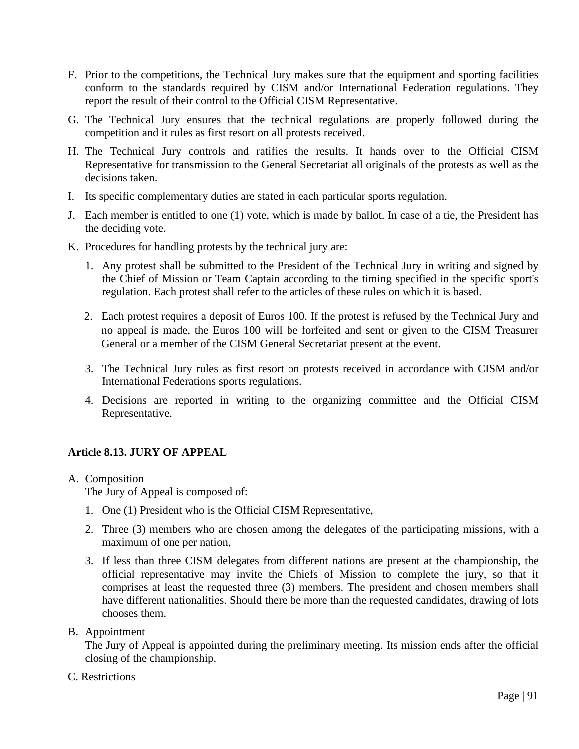F. Prior to the competitions, the Technical Jury makes sure that the equipment and sporting facilities conform to the standards required by CISM and/or International Federation regulations. They report the result of their control to the Official CISM Representative.

G. The Technical Jury ensures that the technical regulations are properly followed during the competition and it rules as first resort on all protests received.

H. The Technical Jury controls and ratifies the results. It hands over to the Official CISM Representative for transmission to the General Secretariat all originals of the protests as well as the decisions taken.

I. Its specific complementary duties are stated in each particular sports regulation.

J. Each member is entitled to one (1) vote, which is made by ballot. In case of a tie, the President has the deciding vote.

K. Procedures for handling protests by the technical jury are:

   1. Any protest shall be submitted to the President of the Technical Jury in writing and signed by the Chief of Mission or Team Captain according to the timing specified in the specific sport's regulation. Each protest shall refer to the articles of these rules on which it is based.

   2. Each protest requires a deposit of Euros 100. If the protest is refused by the Technical Jury and no appeal is made, the Euros 100 will be forfeited and sent or given to the CISM Treasurer General or a member of the CISM General Secretariat present at the event.

   3. The Technical Jury rules as first resort on protests received in accordance with CISM and/or International Federations sports regulations.

   4. Decisions are reported in writing to the organizing committee and the Official CISM Representative.

**Article 8.13. JURY OF APPEAL**

A. Composition
   The Jury of Appeal is composed of:

   1. One (1) President who is the Official CISM Representative,

   2. Three (3) members who are chosen among the delegates of the participating missions, with a maximum of one per nation,

   3. If less than three CISM delegates from different nations are present at the championship, the official representative may invite the Chiefs of Mission to complete the jury, so that it comprises at least the requested three (3) members. The president and chosen members shall have different nationalities. Should there be more than the requested candidates, drawing of lots chooses them.

B. Appointment
   The Jury of Appeal is appointed during the preliminary meeting. Its mission ends after the official closing of the championship.

C. Restrictions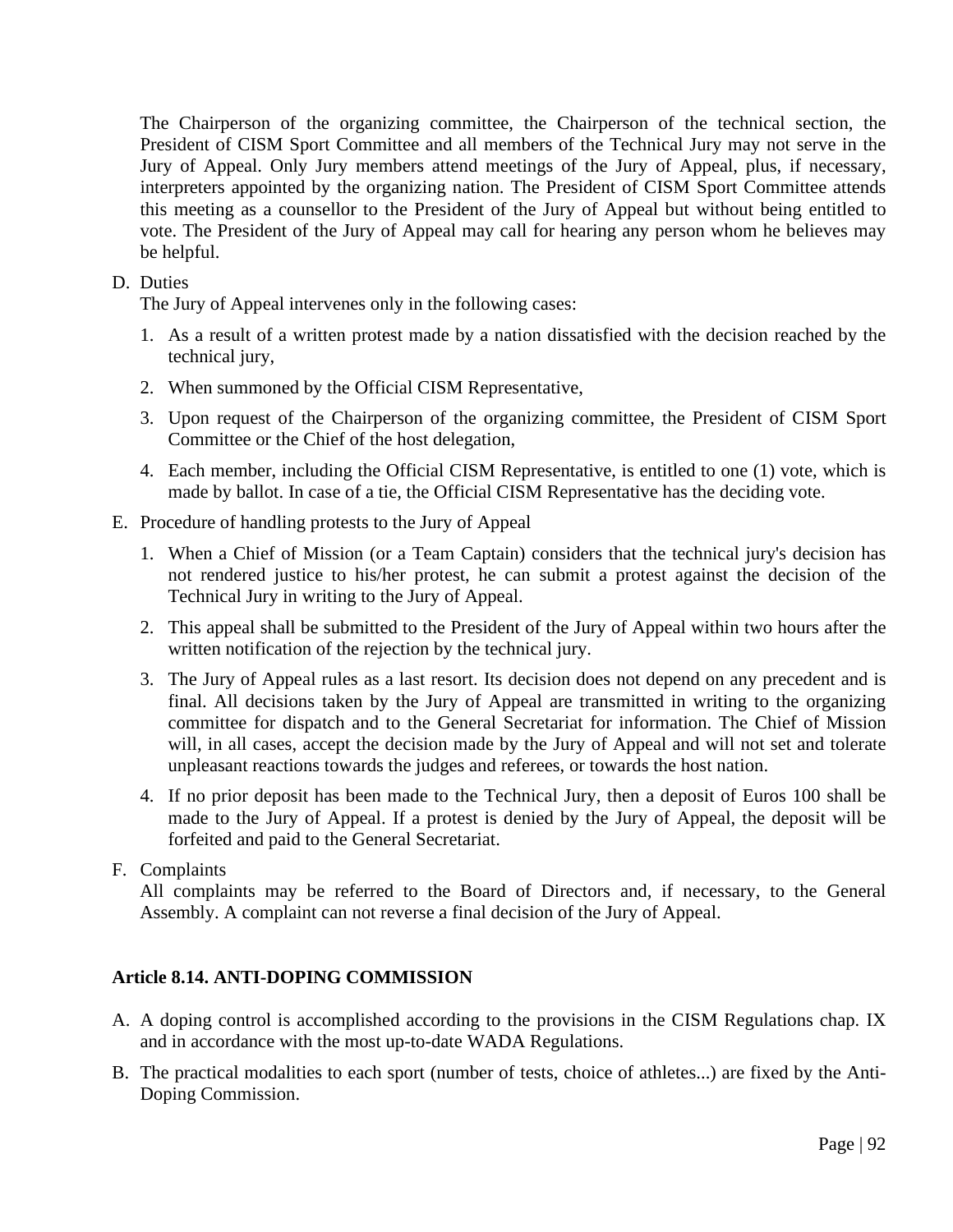The Chairperson of the organizing committee, the Chairperson of the technical section, the President of CISM Sport Committee and all members of the Technical Jury may not serve in the Jury of Appeal. Only Jury members attend meetings of the Jury of Appeal, plus, if necessary, interpreters appointed by the organizing nation. The President of CISM Sport Committee attends this meeting as a counsellor to the President of the Jury of Appeal but without being entitled to vote. The President of the Jury of Appeal may call for hearing any person whom he believes may be helpful.

D. Duties
   The Jury of Appeal intervenes only in the following cases:

   1. As a result of a written protest made by a nation dissatisfied with the decision reached by the technical jury,
   2. When summoned by the Official CISM Representative,
   3. Upon request of the Chairperson of the organizing committee, the President of CISM Sport Committee or the Chief of the host delegation,
   4. Each member, including the Official CISM Representative, is entitled to one (1) vote, which is made by ballot. In case of a tie, the Official CISM Representative has the deciding vote.

E. Procedure of handling protests to the Jury of Appeal

   1. When a Chief of Mission (or a Team Captain) considers that the technical jury's decision has not rendered justice to his/her protest, he can submit a protest against the decision of the Technical Jury in writing to the Jury of Appeal.
   2. This appeal shall be submitted to the President of the Jury of Appeal within two hours after the written notification of the rejection by the technical jury.
   3. The Jury of Appeal rules as a last resort. Its decision does not depend on any precedent and is final. All decisions taken by the Jury of Appeal are transmitted in writing to the organizing committee for dispatch and to the General Secretariat for information. The Chief of Mission will, in all cases, accept the decision made by the Jury of Appeal and will not set and tolerate unpleasant reactions towards the judges and referees, or towards the host nation.
   4. If no prior deposit has been made to the Technical Jury, then a deposit of Euros 100 shall be made to the Jury of Appeal. If a protest is denied by the Jury of Appeal, the deposit will be forfeited and paid to the General Secretariat.

F. Complaints
   All complaints may be referred to the Board of Directors and, if necessary, to the General Assembly. A complaint can not reverse a final decision of the Jury of Appeal.

**Article 8.14. ANTI-DOPING COMMISSION**

A. A doping control is accomplished according to the provisions in the CISM Regulations chap. IX and in accordance with the most up-to-date WADA Regulations.

B. The practical modalities to each sport (number of tests, choice of athletes...) are fixed by the Anti-Doping Commission.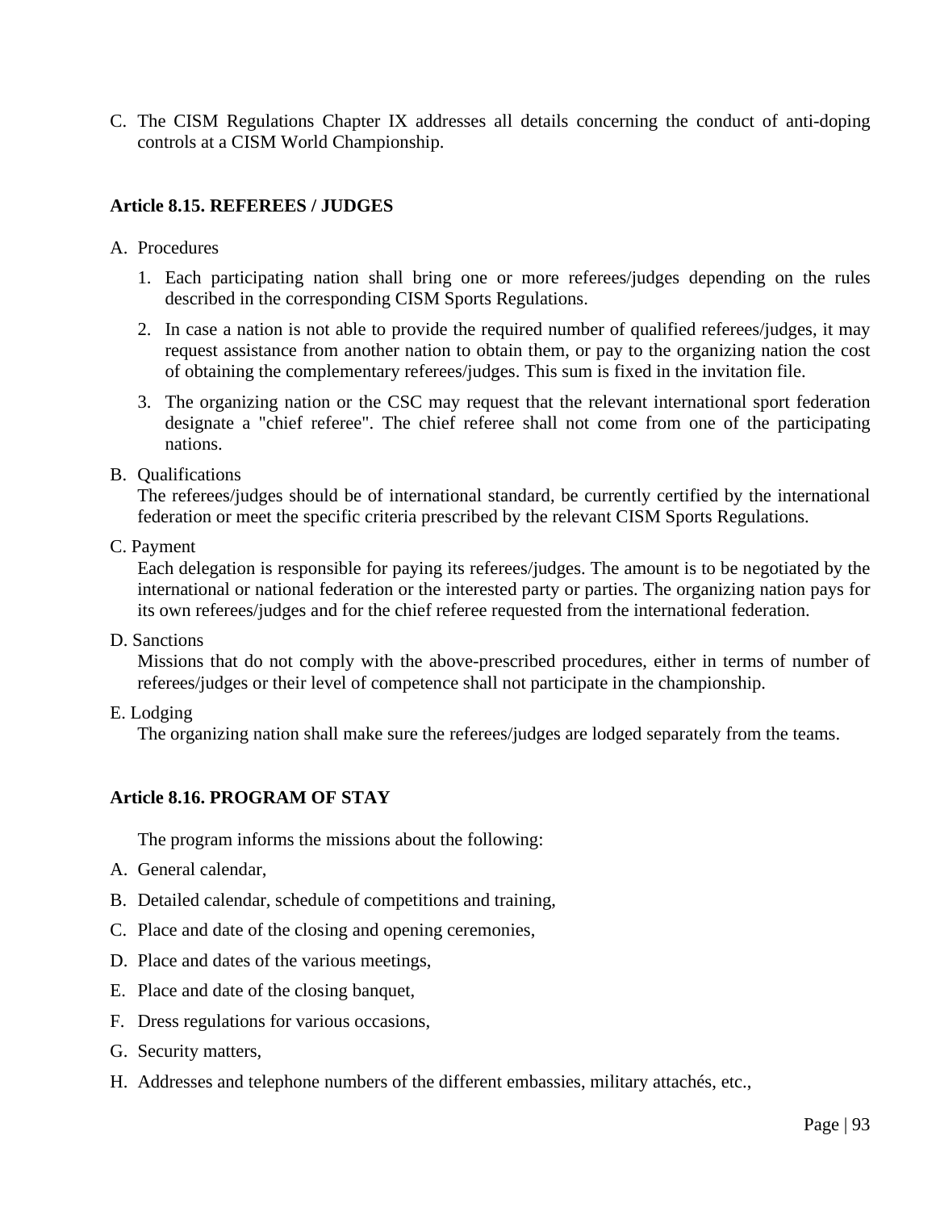C. The CISM Regulations Chapter IX addresses all details concerning the conduct of anti-doping controls at a CISM World Championship.

### Article 8.15. REFEREES / JUDGES

A. Procedures

1. Each participating nation shall bring one or more referees/judges depending on the rules described in the corresponding CISM Sports Regulations.
2. In case a nation is not able to provide the required number of qualified referees/judges, it may request assistance from another nation to obtain them, or pay to the organizing nation the cost of obtaining the complementary referees/judges. This sum is fixed in the invitation file.
3. The organizing nation or the CSC may request that the relevant international sport federation designate a "chief referee". The chief referee shall not come from one of the participating nations.

B. Qualifications
The referees/judges should be of international standard, be currently certified by the international federation or meet the specific criteria prescribed by the relevant CISM Sports Regulations.

C. Payment
Each delegation is responsible for paying its referees/judges. The amount is to be negotiated by the international or national federation or the interested party or parties. The organizing nation pays for its own referees/judges and for the chief referee requested from the international federation.

D. Sanctions
Missions that do not comply with the above-prescribed procedures, either in terms of number of referees/judges or their level of competence shall not participate in the championship.

E. Lodging
The organizing nation shall make sure the referees/judges are lodged separately from the teams.

### Article 8.16. PROGRAM OF STAY

The program informs the missions about the following:

A. General calendar,

B. Detailed calendar, schedule of competitions and training,

C. Place and date of the closing and opening ceremonies,

D. Place and dates of the various meetings,

E. Place and date of the closing banquet,

F. Dress regulations for various occasions,

G. Security matters,

H. Addresses and telephone numbers of the different embassies, military attachés, etc.,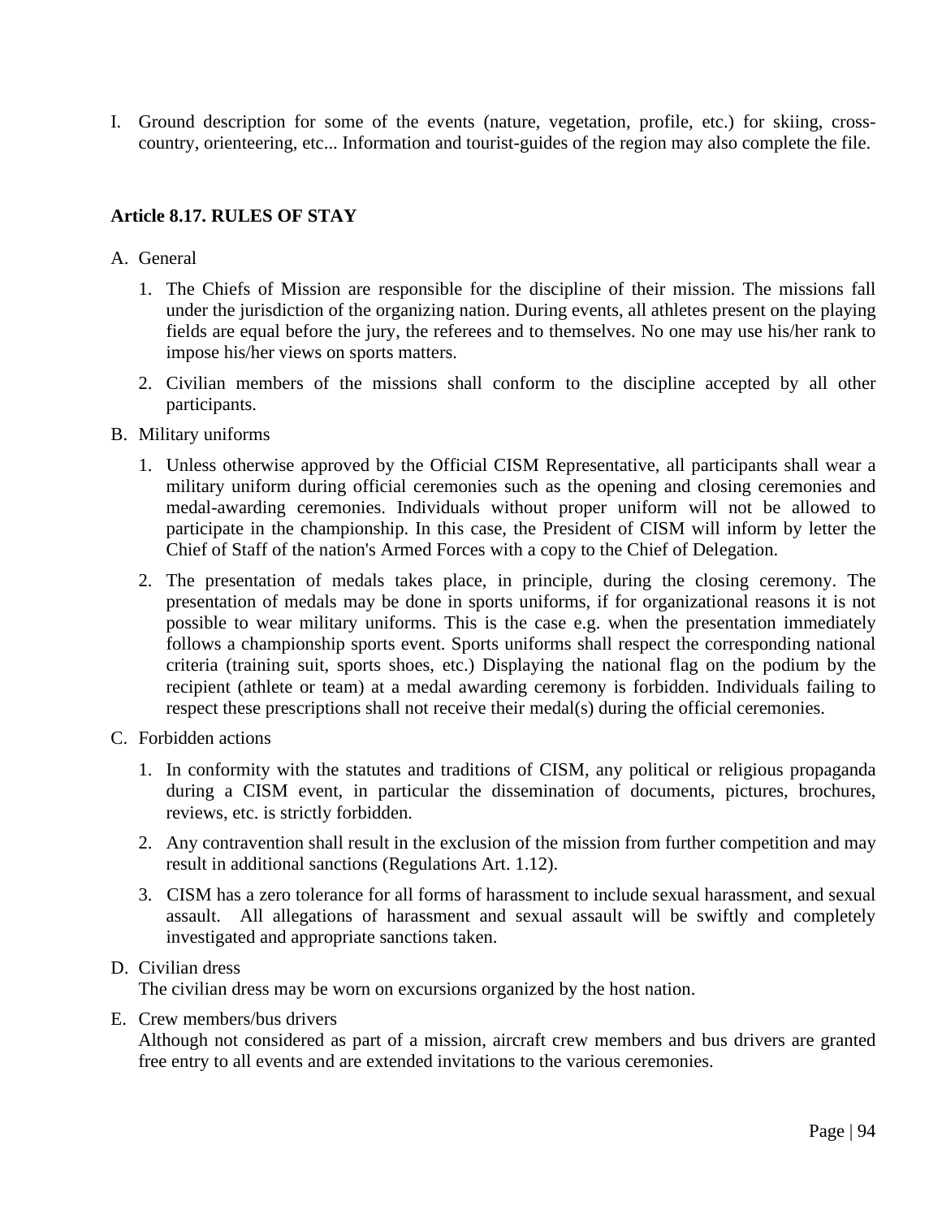I. Ground description for some of the events (nature, vegetation, profile, etc.) for skiing, cross-country, orienteering, etc... Information and tourist-guides of the region may also complete the file.

### Article 8.17. RULES OF STAY

A. General

1. The Chiefs of Mission are responsible for the discipline of their mission. The missions fall under the jurisdiction of the organizing nation. During events, all athletes present on the playing fields are equal before the jury, the referees and to themselves. No one may use his/her rank to impose his/her views on sports matters.
2. Civilian members of the missions shall conform to the discipline accepted by all other participants.

B. Military uniforms

1. Unless otherwise approved by the Official CISM Representative, all participants shall wear a military uniform during official ceremonies such as the opening and closing ceremonies and medal-awarding ceremonies. Individuals without proper uniform will not be allowed to participate in the championship. In this case, the President of CISM will inform by letter the Chief of Staff of the nation's Armed Forces with a copy to the Chief of Delegation.
2. The presentation of medals takes place, in principle, during the closing ceremony. The presentation of medals may be done in sports uniforms, if for organizational reasons it is not possible to wear military uniforms. This is the case e.g. when the presentation immediately follows a championship sports event. Sports uniforms shall respect the corresponding national criteria (training suit, sports shoes, etc.) Displaying the national flag on the podium by the recipient (athlete or team) at a medal awarding ceremony is forbidden. Individuals failing to respect these prescriptions shall not receive their medal(s) during the official ceremonies.

C. Forbidden actions

1. In conformity with the statutes and traditions of CISM, any political or religious propaganda during a CISM event, in particular the dissemination of documents, pictures, brochures, reviews, etc. is strictly forbidden.
2. Any contravention shall result in the exclusion of the mission from further competition and may result in additional sanctions (Regulations Art. 1.12).
3. CISM has a zero tolerance for all forms of harassment to include sexual harassment, and sexual assault. All allegations of harassment and sexual assault will be swiftly and completely investigated and appropriate sanctions taken.

D. Civilian dress
The civilian dress may be worn on excursions organized by the host nation.

E. Crew members/bus drivers
Although not considered as part of a mission, aircraft crew members and bus drivers are granted free entry to all events and are extended invitations to the various ceremonies.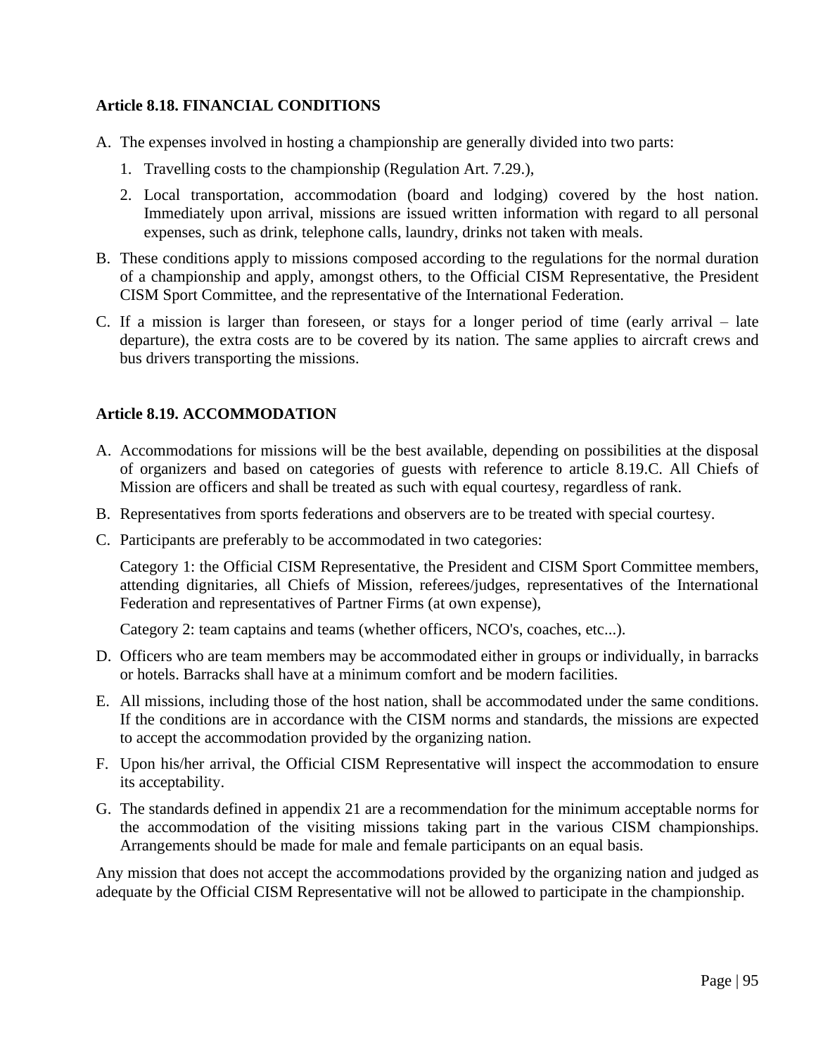**Article 8.18. FINANCIAL CONDITIONS**

A. The expenses involved in hosting a championship are generally divided into two parts:

   1. Travelling costs to the championship (Regulation Art. 7.29.),
   2. Local transportation, accommodation (board and lodging) covered by the host nation. Immediately upon arrival, missions are issued written information with regard to all personal expenses, such as drink, telephone calls, laundry, drinks not taken with meals.

B. These conditions apply to missions composed according to the regulations for the normal duration of a championship and apply, amongst others, to the Official CISM Representative, the President CISM Sport Committee, and the representative of the International Federation.

C. If a mission is larger than foreseen, or stays for a longer period of time (early arrival – late departure), the extra costs are to be covered by its nation. The same applies to aircraft crews and bus drivers transporting the missions.

**Article 8.19. ACCOMMODATION**

A. Accommodations for missions will be the best available, depending on possibilities at the disposal of organizers and based on categories of guests with reference to article 8.19.C. All Chiefs of Mission are officers and shall be treated as such with equal courtesy, regardless of rank.

B. Representatives from sports federations and observers are to be treated with special courtesy.

C. Participants are preferably to be accommodated in two categories:

   Category 1: the Official CISM Representative, the President and CISM Sport Committee members, attending dignitaries, all Chiefs of Mission, referees/judges, representatives of the International Federation and representatives of Partner Firms (at own expense),

   Category 2: team captains and teams (whether officers, NCO's, coaches, etc...).

D. Officers who are team members may be accommodated either in groups or individually, in barracks or hotels. Barracks shall have at a minimum comfort and be modern facilities.

E. All missions, including those of the host nation, shall be accommodated under the same conditions. If the conditions are in accordance with the CISM norms and standards, the missions are expected to accept the accommodation provided by the organizing nation.

F. Upon his/her arrival, the Official CISM Representative will inspect the accommodation to ensure its acceptability.

G. The standards defined in appendix 21 are a recommendation for the minimum acceptable norms for the accommodation of the visiting missions taking part in the various CISM championships. Arrangements should be made for male and female participants on an equal basis.

Any mission that does not accept the accommodations provided by the organizing nation and judged as adequate by the Official CISM Representative will not be allowed to participate in the championship.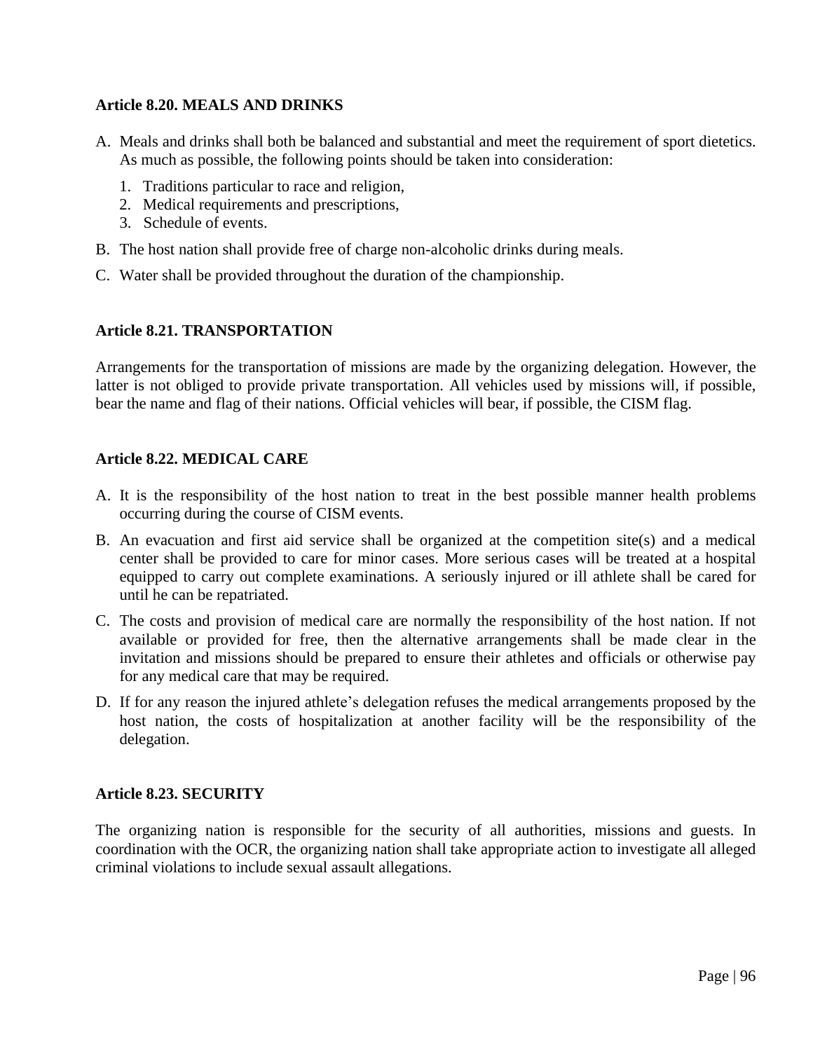**Article 8.20. MEALS AND DRINKS**

A. Meals and drinks shall both be balanced and substantial and meet the requirement of sport dietetics. As much as possible, the following points should be taken into consideration:

   1. Traditions particular to race and religion,
   2. Medical requirements and prescriptions,
   3. Schedule of events.

B. The host nation shall provide free of charge non-alcoholic drinks during meals.

C. Water shall be provided throughout the duration of the championship.

**Article 8.21. TRANSPORTATION**

Arrangements for the transportation of missions are made by the organizing delegation. However, the latter is not obliged to provide private transportation. All vehicles used by missions will, if possible, bear the name and flag of their nations. Official vehicles will bear, if possible, the CISM flag.

**Article 8.22. MEDICAL CARE**

A. It is the responsibility of the host nation to treat in the best possible manner health problems occurring during the course of CISM events.

B. An evacuation and first aid service shall be organized at the competition site(s) and a medical center shall be provided to care for minor cases. More serious cases will be treated at a hospital equipped to carry out complete examinations. A seriously injured or ill athlete shall be cared for until he can be repatriated.

C. The costs and provision of medical care are normally the responsibility of the host nation. If not available or provided for free, then the alternative arrangements shall be made clear in the invitation and missions should be prepared to ensure their athletes and officials or otherwise pay for any medical care that may be required.

D. If for any reason the injured athlete's delegation refuses the medical arrangements proposed by the host nation, the costs of hospitalization at another facility will be the responsibility of the delegation.

**Article 8.23. SECURITY**

The organizing nation is responsible for the security of all authorities, missions and guests. In coordination with the OCR, the organizing nation shall take appropriate action to investigate all alleged criminal violations to include sexual assault allegations.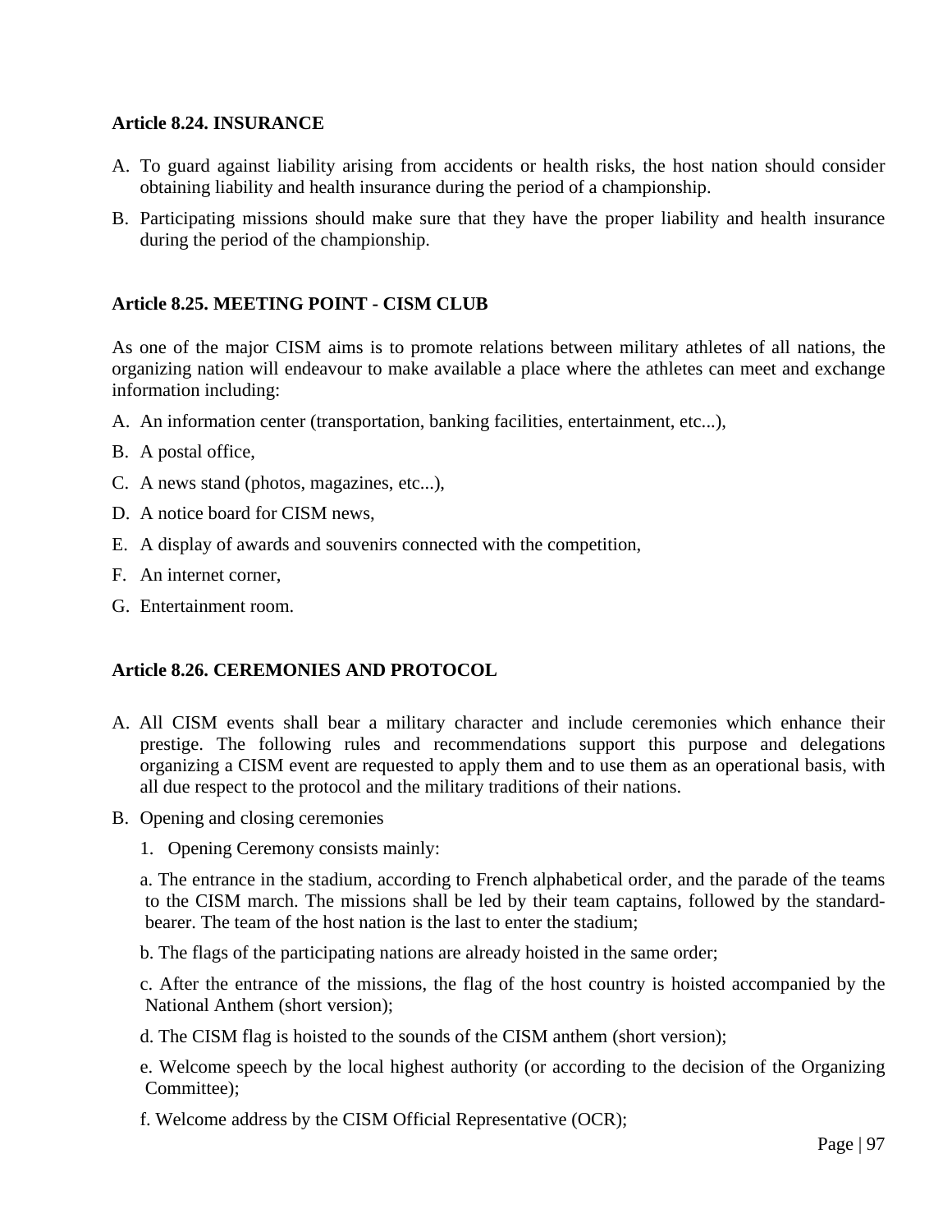**Article 8.24. INSURANCE**

A. To guard against liability arising from accidents or health risks, the host nation should consider obtaining liability and health insurance during the period of a championship.

B. Participating missions should make sure that they have the proper liability and health insurance during the period of the championship.

**Article 8.25. MEETING POINT - CISM CLUB**

As one of the major CISM aims is to promote relations between military athletes of all nations, the organizing nation will endeavour to make available a place where the athletes can meet and exchange information including:

A. An information center (transportation, banking facilities, entertainment, etc...),

B. A postal office,

C. A news stand (photos, magazines, etc...),

D. A notice board for CISM news,

E. A display of awards and souvenirs connected with the competition,

F. An internet corner,

G. Entertainment room.

**Article 8.26. CEREMONIES AND PROTOCOL**

A. All CISM events shall bear a military character and include ceremonies which enhance their prestige. The following rules and recommendations support this purpose and delegations organizing a CISM event are requested to apply them and to use them as an operational basis, with all due respect to the protocol and the military traditions of their nations.

B. Opening and closing ceremonies

1. Opening Ceremony consists mainly:

a. The entrance in the stadium, according to French alphabetical order, and the parade of the teams to the CISM march. The missions shall be led by their team captains, followed by the standard-bearer. The team of the host nation is the last to enter the stadium;

b. The flags of the participating nations are already hoisted in the same order;

c. After the entrance of the missions, the flag of the host country is hoisted accompanied by the National Anthem (short version);

d. The CISM flag is hoisted to the sounds of the CISM anthem (short version);

e. Welcome speech by the local highest authority (or according to the decision of the Organizing Committee);

f. Welcome address by the CISM Official Representative (OCR);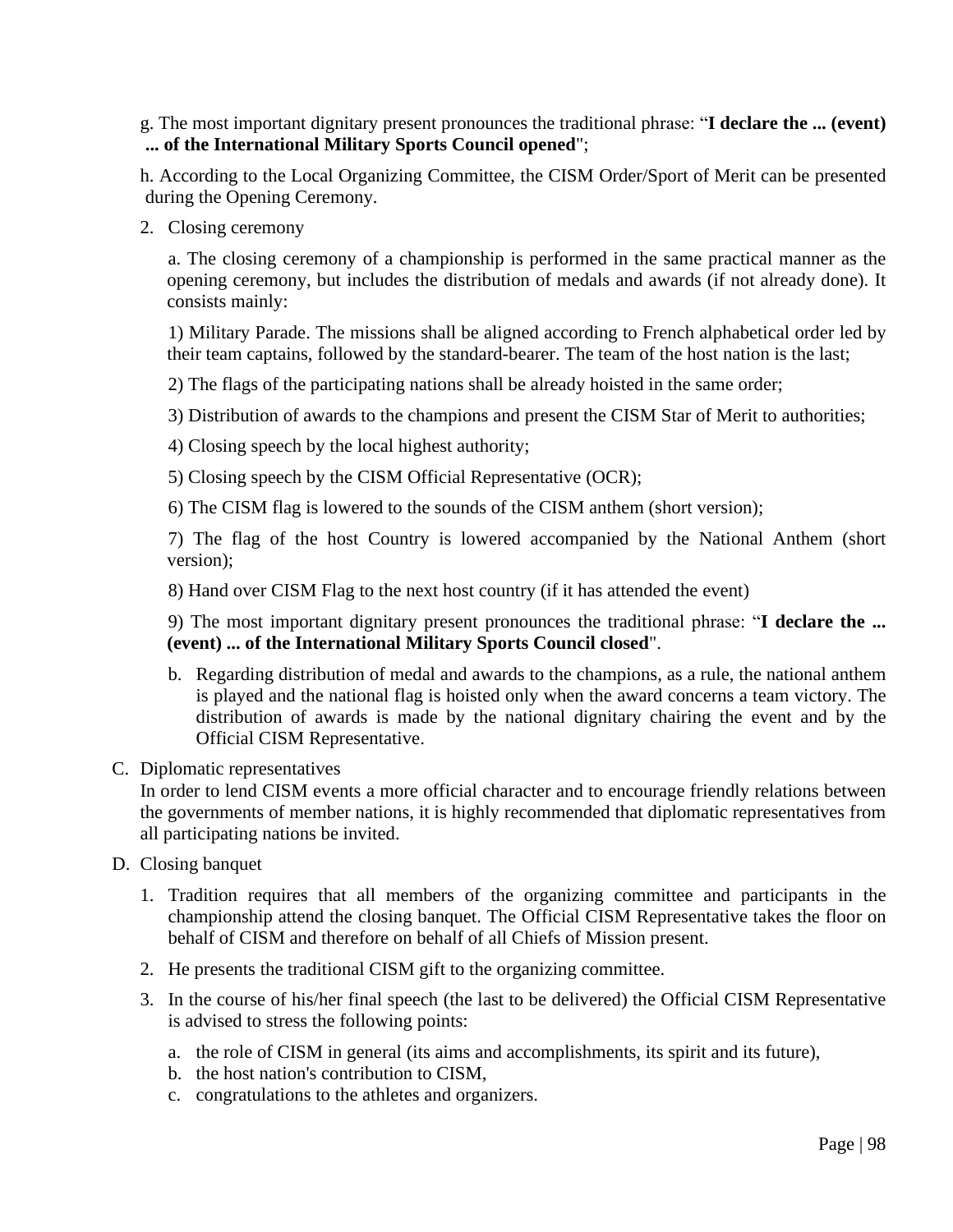g. The most important dignitary present pronounces the traditional phrase: "**I declare the ... (event) ... of the International Military Sports Council opened**";

h. According to the Local Organizing Committee, the CISM Order/Sport of Merit can be presented during the Opening Ceremony.

2. Closing ceremony

   a. The closing ceremony of a championship is performed in the same practical manner as the opening ceremony, but includes the distribution of medals and awards (if not already done). It consists mainly:

   1) Military Parade. The missions shall be aligned according to French alphabetical order led by their team captains, followed by the standard-bearer. The team of the host nation is the last;

   2) The flags of the participating nations shall be already hoisted in the same order;

   3) Distribution of awards to the champions and present the CISM Star of Merit to authorities;

   4) Closing speech by the local highest authority;

   5) Closing speech by the CISM Official Representative (OCR);

   6) The CISM flag is lowered to the sounds of the CISM anthem (short version);

   7) The flag of the host Country is lowered accompanied by the National Anthem (short version);

   8) Hand over CISM Flag to the next host country (if it has attended the event)

   9) The most important dignitary present pronounces the traditional phrase: "**I declare the ... (event) ... of the International Military Sports Council closed**".

   b. Regarding distribution of medal and awards to the champions, as a rule, the national anthem is played and the national flag is hoisted only when the award concerns a team victory. The distribution of awards is made by the national dignitary chairing the event and by the Official CISM Representative.

C. Diplomatic representatives

In order to lend CISM events a more official character and to encourage friendly relations between the governments of member nations, it is highly recommended that diplomatic representatives from all participating nations be invited.

D. Closing banquet

1. Tradition requires that all members of the organizing committee and participants in the championship attend the closing banquet. The Official CISM Representative takes the floor on behalf of CISM and therefore on behalf of all Chiefs of Mission present.

2. He presents the traditional CISM gift to the organizing committee.

3. In the course of his/her final speech (the last to be delivered) the Official CISM Representative is advised to stress the following points:

   a. the role of CISM in general (its aims and accomplishments, its spirit and its future),
   b. the host nation's contribution to CISM,
   c. congratulations to the athletes and organizers.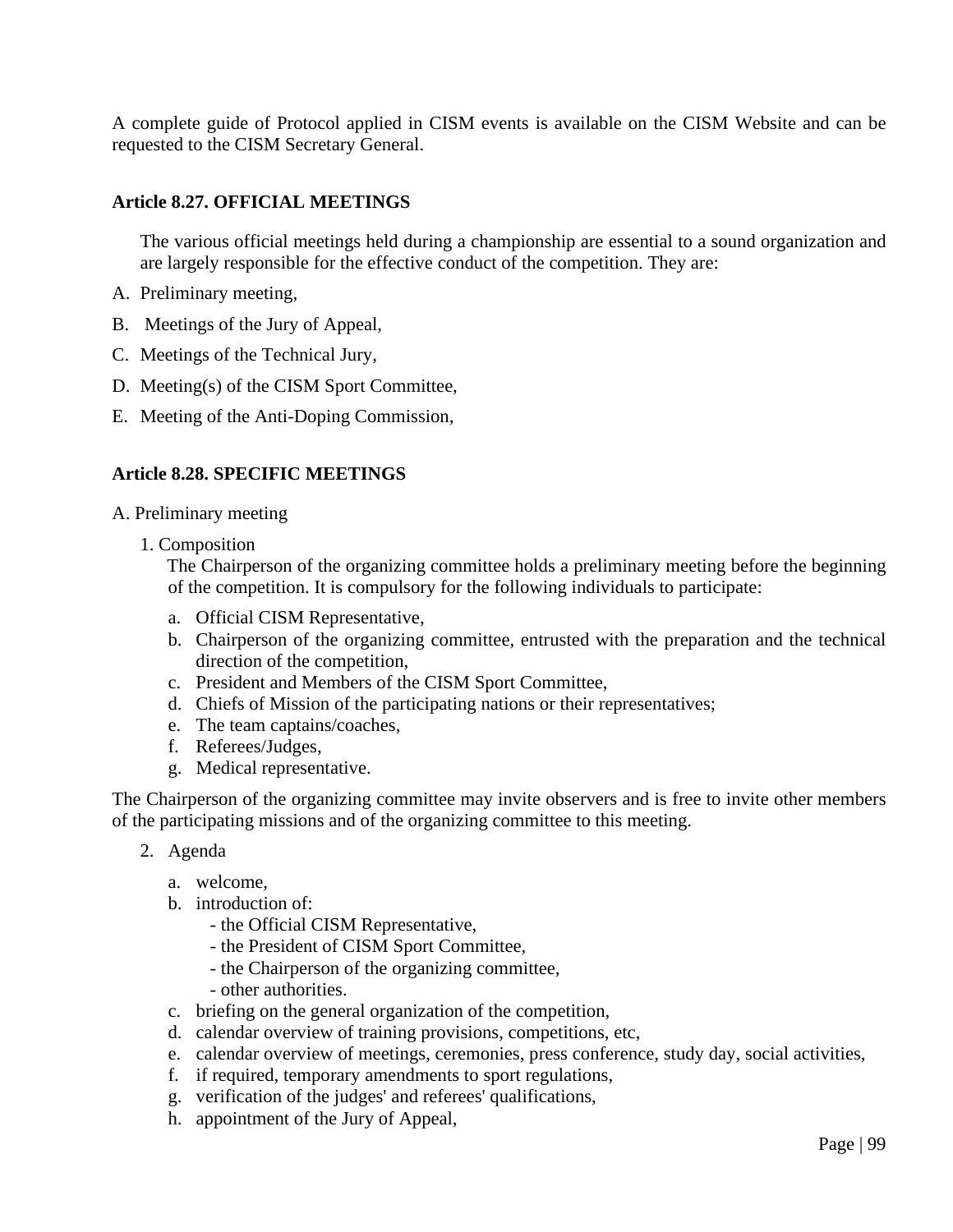A complete guide of Protocol applied in CISM events is available on the CISM Website and can be requested to the CISM Secretary General.

**Article 8.27. OFFICIAL MEETINGS**

The various official meetings held during a championship are essential to a sound organization and are largely responsible for the effective conduct of the competition. They are:

A. Preliminary meeting,

B. Meetings of the Jury of Appeal,

C. Meetings of the Technical Jury,

D. Meeting(s) of the CISM Sport Committee,

E. Meeting of the Anti-Doping Commission,

**Article 8.28. SPECIFIC MEETINGS**

A. Preliminary meeting

1. Composition

   The Chairperson of the organizing committee holds a preliminary meeting before the beginning of the competition. It is compulsory for the following individuals to participate:

   a. Official CISM Representative,
   b. Chairperson of the organizing committee, entrusted with the preparation and the technical direction of the competition,
   c. President and Members of the CISM Sport Committee,
   d. Chiefs of Mission of the participating nations or their representatives;
   e. The team captains/coaches,
   f. Referees/Judges,
   g. Medical representative.

The Chairperson of the organizing committee may invite observers and is free to invite other members of the participating missions and of the organizing committee to this meeting.

2. Agenda

   a. welcome,
   b. introduction of:
      - the Official CISM Representative,
      - the President of CISM Sport Committee,
      - the Chairperson of the organizing committee,
      - other authorities.
   c. briefing on the general organization of the competition,
   d. calendar overview of training provisions, competitions, etc,
   e. calendar overview of meetings, ceremonies, press conference, study day, social activities,
   f. if required, temporary amendments to sport regulations,
   g. verification of the judges' and referees' qualifications,
   h. appointment of the Jury of Appeal,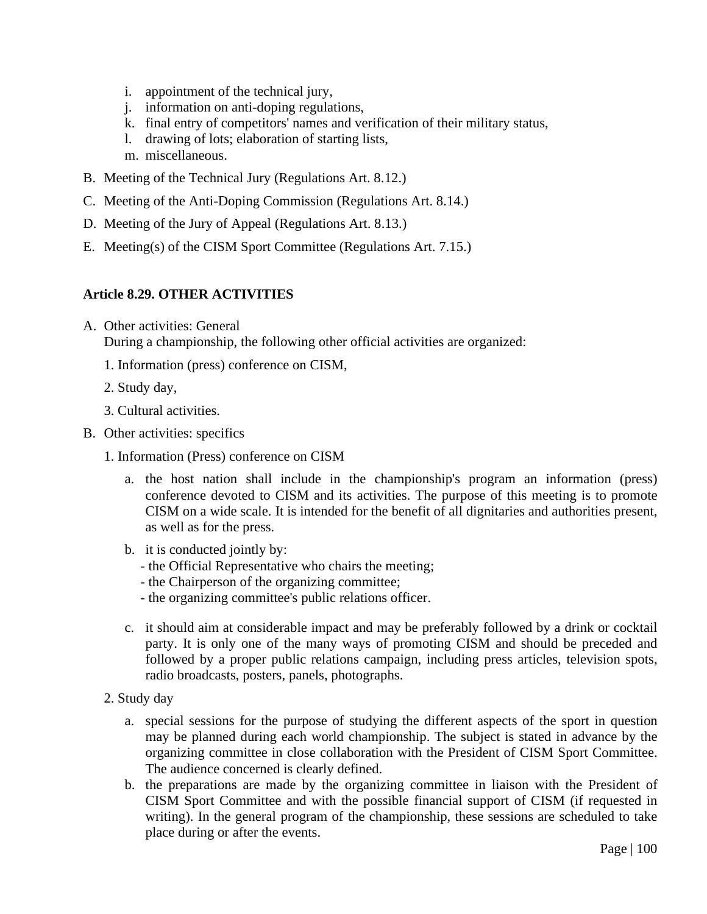i. appointment of the technical jury,
j. information on anti-doping regulations,
k. final entry of competitors' names and verification of their military status,
l. drawing of lots; elaboration of starting lists,
m. miscellaneous.

B. Meeting of the Technical Jury (Regulations Art. 8.12.)

C. Meeting of the Anti-Doping Commission (Regulations Art. 8.14.)

D. Meeting of the Jury of Appeal (Regulations Art. 8.13.)

E. Meeting(s) of the CISM Sport Committee (Regulations Art. 7.15.)

**Article 8.29. OTHER ACTIVITIES**

A. Other activities: General
During a championship, the following other official activities are organized:

1. Information (press) conference on CISM,

2. Study day,

3. Cultural activities.

B. Other activities: specifics

1. Information (Press) conference on CISM

   a. the host nation shall include in the championship's program an information (press) conference devoted to CISM and its activities. The purpose of this meeting is to promote CISM on a wide scale. It is intended for the benefit of all dignitaries and authorities present, as well as for the press.

   b. it is conducted jointly by:
      - the Official Representative who chairs the meeting;
      - the Chairperson of the organizing committee;
      - the organizing committee's public relations officer.

   c. it should aim at considerable impact and may be preferably followed by a drink or cocktail party. It is only one of the many ways of promoting CISM and should be preceded and followed by a proper public relations campaign, including press articles, television spots, radio broadcasts, posters, panels, photographs.

2. Study day

   a. special sessions for the purpose of studying the different aspects of the sport in question may be planned during each world championship. The subject is stated in advance by the organizing committee in close collaboration with the President of CISM Sport Committee. The audience concerned is clearly defined.

   b. the preparations are made by the organizing committee in liaison with the President of CISM Sport Committee and with the possible financial support of CISM (if requested in writing). In the general program of the championship, these sessions are scheduled to take place during or after the events.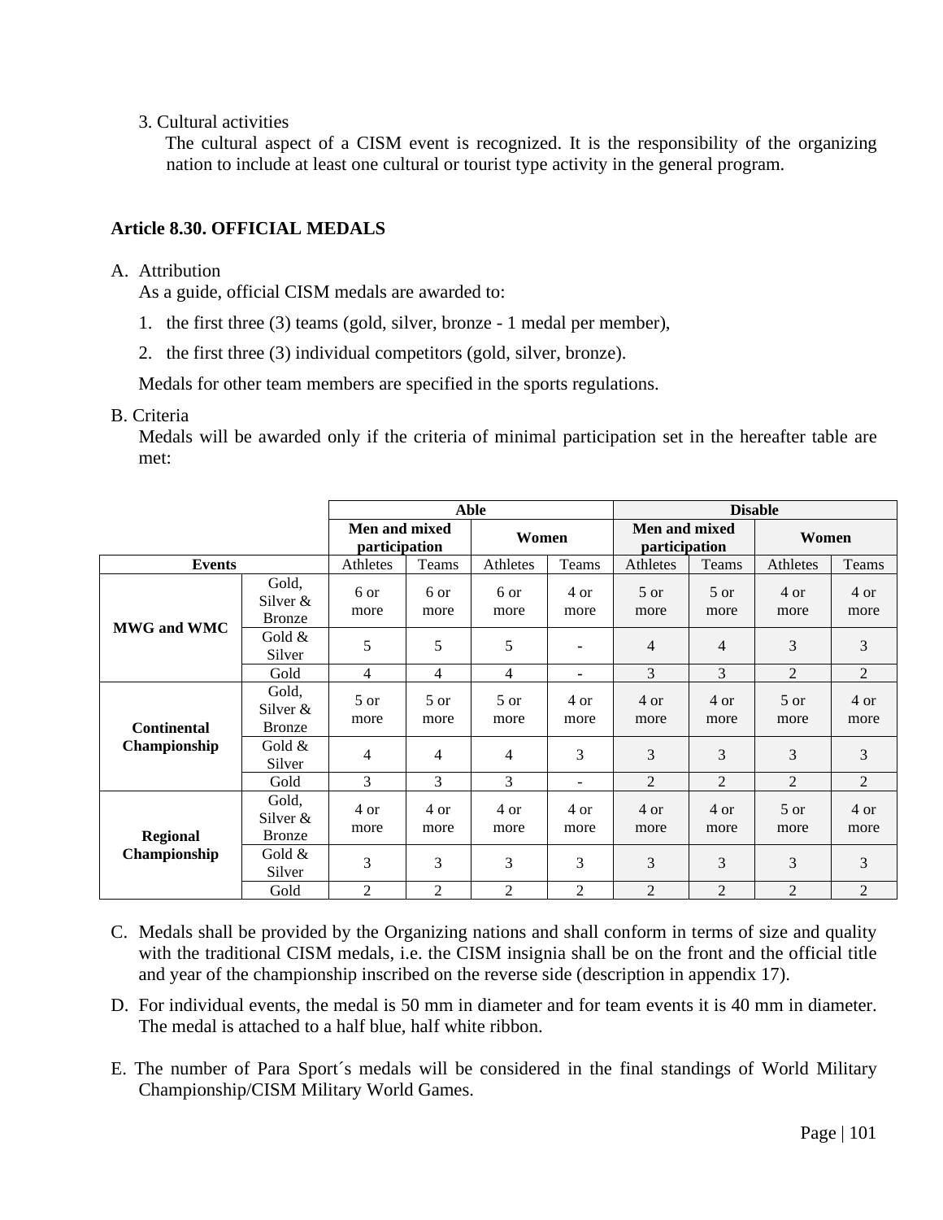3. Cultural activities

The cultural aspect of a CISM event is recognized. It is the responsibility of the organizing nation to include at least one cultural or tourist type activity in the general program.

### Article 8.30. OFFICIAL MEDALS

A. Attribution

As a guide, official CISM medals are awarded to:

1. the first three (3) teams (gold, silver, bronze - 1 medal per member),
2. the first three (3) individual competitors (gold, silver, bronze).

Medals for other team members are specified in the sports regulations.

B. Criteria

Medals will be awarded only if the criteria of minimal participation set in the hereafter table are met:

| | | Able | | | | Disable | | | |
|---|---|---|---|---|---|---|---|---|---|
| | | Men and mixed participation | | Women | | Men and mixed participation | | Women | |
| Events | | Athletes | Teams | Athletes | Teams | Athletes | Teams | Athletes | Teams |
| MWG and WMC | Gold, Silver & Bronze | 6 or more | 6 or more | 6 or more | 4 or more | 5 or more | 5 or more | 4 or more | 4 or more |
| | Gold & Silver | 5 | 5 | 5 | - | 4 | 4 | 3 | 3 |
| | Gold | 4 | 4 | 4 | - | 3 | 3 | 2 | 2 |
| Continental Championship | Gold, Silver & Bronze | 5 or more | 5 or more | 5 or more | 4 or more | 4 or more | 4 or more | 5 or more | 4 or more |
| | Gold & Silver | 4 | 4 | 4 | 3 | 3 | 3 | 3 | 3 |
| | Gold | 3 | 3 | 3 | - | 2 | 2 | 2 | 2 |
| Regional Championship | Gold, Silver & Bronze | 4 or more | 4 or more | 4 or more | 4 or more | 4 or more | 4 or more | 5 or more | 4 or more |
| | Gold & Silver | 3 | 3 | 3 | 3 | 3 | 3 | 3 | 3 |
| | Gold | 2 | 2 | 2 | 2 | 2 | 2 | 2 | 2 |

C. Medals shall be provided by the Organizing nations and shall conform in terms of size and quality with the traditional CISM medals, i.e. the CISM insignia shall be on the front and the official title and year of the championship inscribed on the reverse side (description in appendix 17).

D. For individual events, the medal is 50 mm in diameter and for team events it is 40 mm in diameter. The medal is attached to a half blue, half white ribbon.

E. The number of Para Sport´s medals will be considered in the final standings of World Military Championship/CISM Military World Games.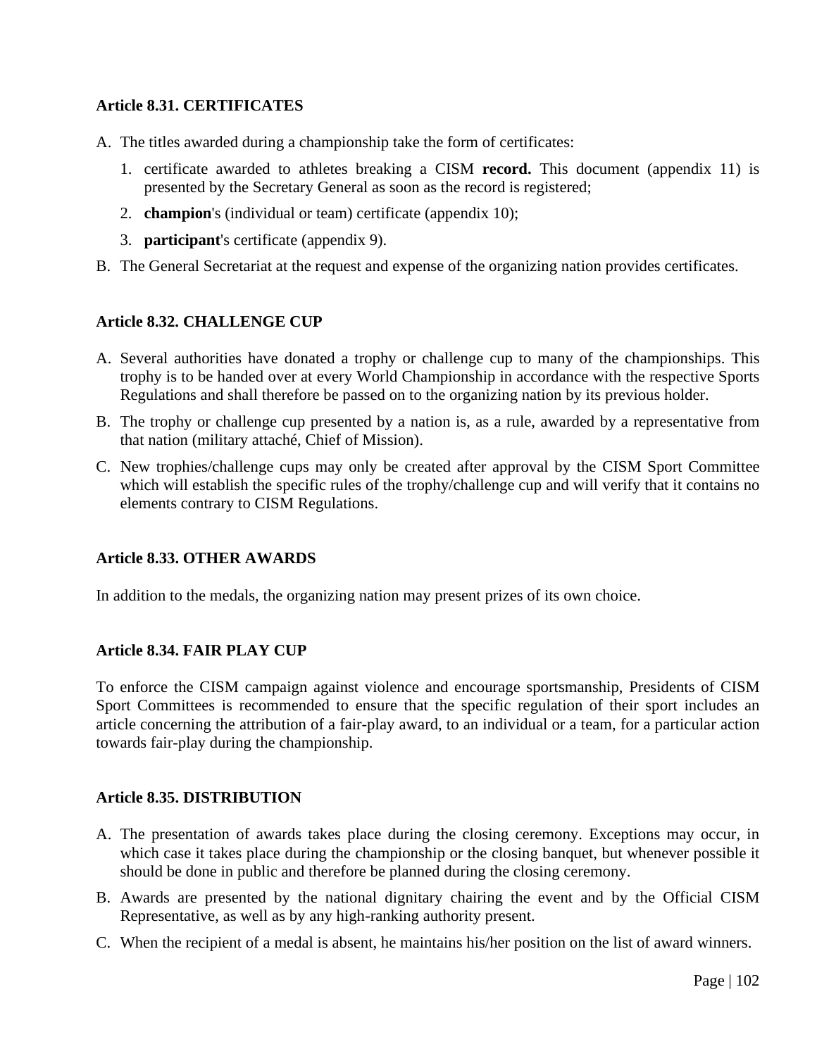### Article 8.31. CERTIFICATES

A. The titles awarded during a championship take the form of certificates:

   1. certificate awarded to athletes breaking a CISM **record.** This document (appendix 11) is presented by the Secretary General as soon as the record is registered;
   2. **champion**'s (individual or team) certificate (appendix 10);
   3. **participant**'s certificate (appendix 9).

B. The General Secretariat at the request and expense of the organizing nation provides certificates.

### Article 8.32. CHALLENGE CUP

A. Several authorities have donated a trophy or challenge cup to many of the championships. This trophy is to be handed over at every World Championship in accordance with the respective Sports Regulations and shall therefore be passed on to the organizing nation by its previous holder.

B. The trophy or challenge cup presented by a nation is, as a rule, awarded by a representative from that nation (military attaché, Chief of Mission).

C. New trophies/challenge cups may only be created after approval by the CISM Sport Committee which will establish the specific rules of the trophy/challenge cup and will verify that it contains no elements contrary to CISM Regulations.

### Article 8.33. OTHER AWARDS

In addition to the medals, the organizing nation may present prizes of its own choice.

### Article 8.34. FAIR PLAY CUP

To enforce the CISM campaign against violence and encourage sportsmanship, Presidents of CISM Sport Committees is recommended to ensure that the specific regulation of their sport includes an article concerning the attribution of a fair-play award, to an individual or a team, for a particular action towards fair-play during the championship.

### Article 8.35. DISTRIBUTION

A. The presentation of awards takes place during the closing ceremony. Exceptions may occur, in which case it takes place during the championship or the closing banquet, but whenever possible it should be done in public and therefore be planned during the closing ceremony.

B. Awards are presented by the national dignitary chairing the event and by the Official CISM Representative, as well as by any high-ranking authority present.

C. When the recipient of a medal is absent, he maintains his/her position on the list of award winners.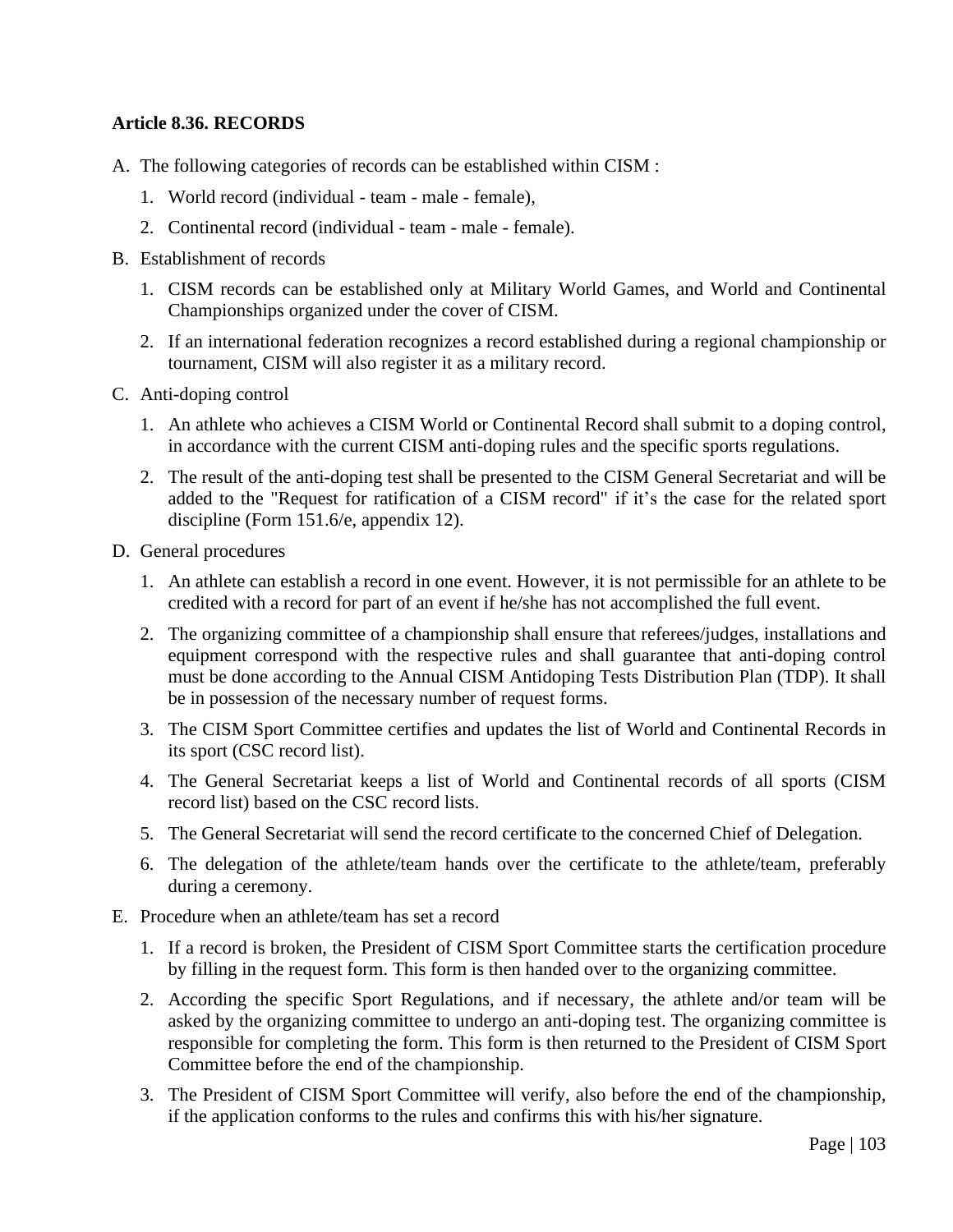**Article 8.36. RECORDS**

A. The following categories of records can be established within CISM :
   1. World record (individual - team - male - female),
   2. Continental record (individual - team - male - female).

B. Establishment of records
   1. CISM records can be established only at Military World Games, and World and Continental Championships organized under the cover of CISM.
   2. If an international federation recognizes a record established during a regional championship or tournament, CISM will also register it as a military record.

C. Anti-doping control
   1. An athlete who achieves a CISM World or Continental Record shall submit to a doping control, in accordance with the current CISM anti-doping rules and the specific sports regulations.
   2. The result of the anti-doping test shall be presented to the CISM General Secretariat and will be added to the "Request for ratification of a CISM record" if it's the case for the related sport discipline (Form 151.6/e, appendix 12).

D. General procedures
   1. An athlete can establish a record in one event. However, it is not permissible for an athlete to be credited with a record for part of an event if he/she has not accomplished the full event.
   2. The organizing committee of a championship shall ensure that referees/judges, installations and equipment correspond with the respective rules and shall guarantee that anti-doping control must be done according to the Annual CISM Antidoping Tests Distribution Plan (TDP). It shall be in possession of the necessary number of request forms.
   3. The CISM Sport Committee certifies and updates the list of World and Continental Records in its sport (CSC record list).
   4. The General Secretariat keeps a list of World and Continental records of all sports (CISM record list) based on the CSC record lists.
   5. The General Secretariat will send the record certificate to the concerned Chief of Delegation.
   6. The delegation of the athlete/team hands over the certificate to the athlete/team, preferably during a ceremony.

E. Procedure when an athlete/team has set a record
   1. If a record is broken, the President of CISM Sport Committee starts the certification procedure by filling in the request form. This form is then handed over to the organizing committee.
   2. According the specific Sport Regulations, and if necessary, the athlete and/or team will be asked by the organizing committee to undergo an anti-doping test. The organizing committee is responsible for completing the form. This form is then returned to the President of CISM Sport Committee before the end of the championship.
   3. The President of CISM Sport Committee will verify, also before the end of the championship, if the application conforms to the rules and confirms this with his/her signature.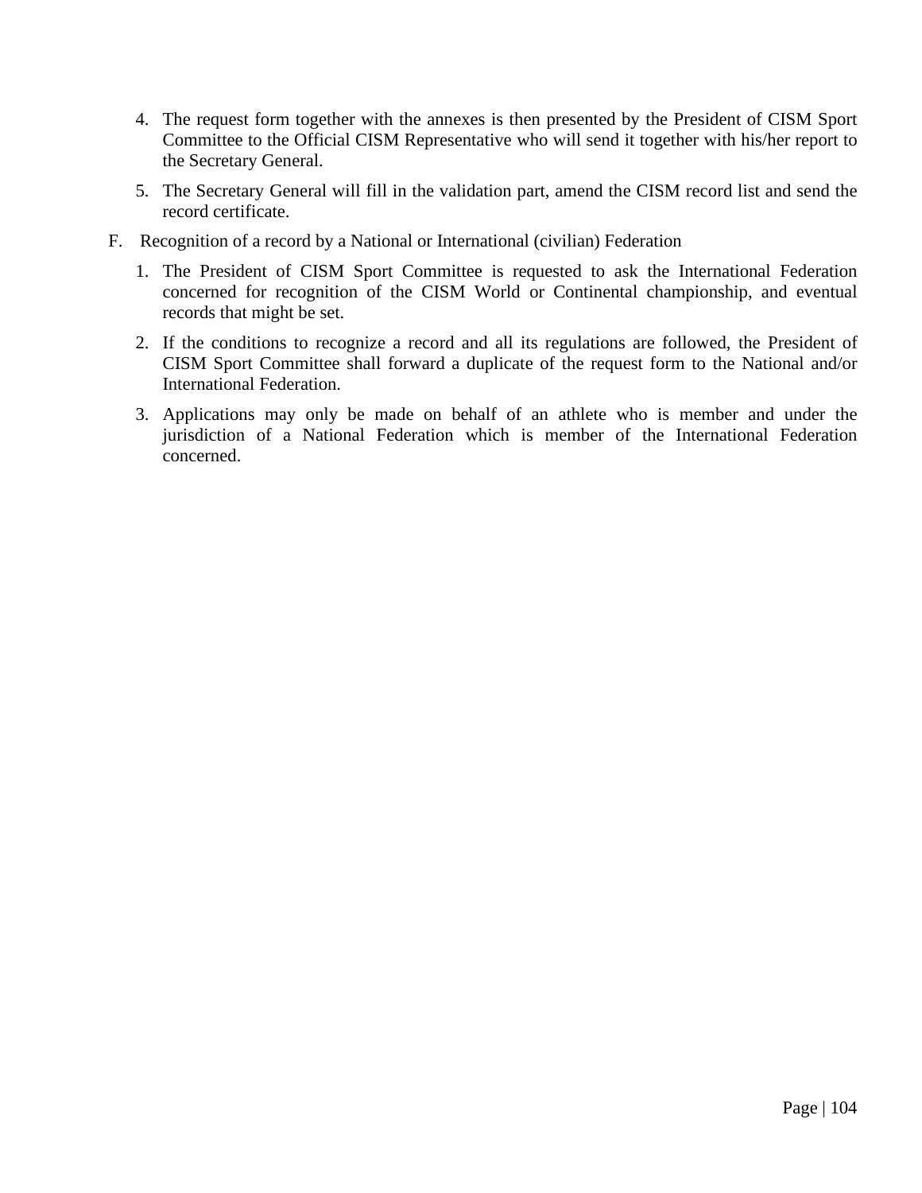4. The request form together with the annexes is then presented by the President of CISM Sport Committee to the Official CISM Representative who will send it together with his/her report to the Secretary General.
5. The Secretary General will fill in the validation part, amend the CISM record list and send the record certificate.

F. Recognition of a record by a National or International (civilian) Federation

1. The President of CISM Sport Committee is requested to ask the International Federation concerned for recognition of the CISM World or Continental championship, and eventual records that might be set.
2. If the conditions to recognize a record and all its regulations are followed, the President of CISM Sport Committee shall forward a duplicate of the request form to the National and/or International Federation.
3. Applications may only be made on behalf of an athlete who is member and under the jurisdiction of a National Federation which is member of the International Federation concerned.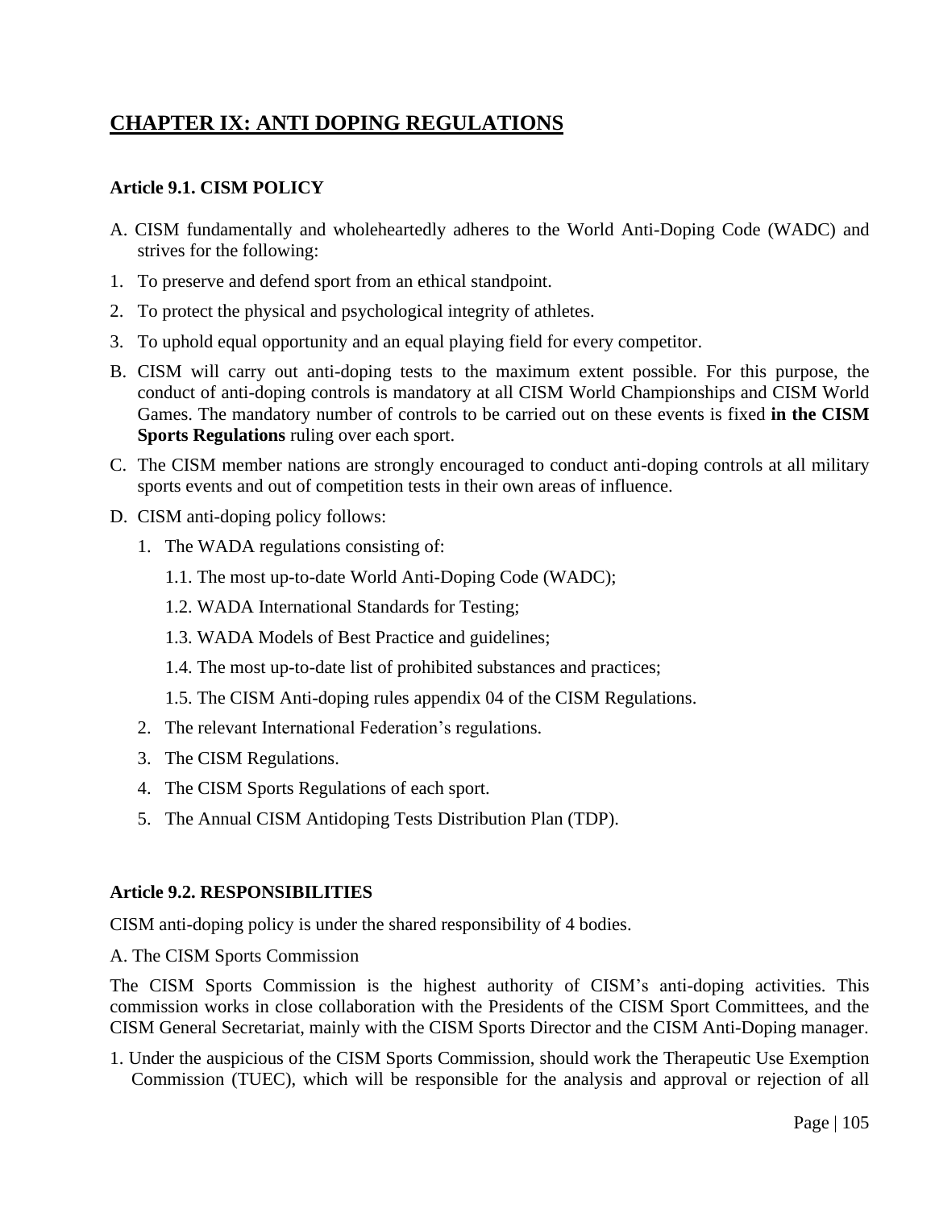# CHAPTER IX: ANTI DOPING REGULATIONS

### Article 9.1. CISM POLICY

A. CISM fundamentally and wholeheartedly adheres to the World Anti-Doping Code (WADC) and strives for the following:

1. To preserve and defend sport from an ethical standpoint.
2. To protect the physical and psychological integrity of athletes.
3. To uphold equal opportunity and an equal playing field for every competitor.

B. CISM will carry out anti-doping tests to the maximum extent possible. For this purpose, the conduct of anti-doping controls is mandatory at all CISM World Championships and CISM World Games. The mandatory number of controls to be carried out on these events is fixed **in the CISM Sports Regulations** ruling over each sport.

C. The CISM member nations are strongly encouraged to conduct anti-doping controls at all military sports events and out of competition tests in their own areas of influence.

D. CISM anti-doping policy follows:

1. The WADA regulations consisting of:
   - 1.1. The most up-to-date World Anti-Doping Code (WADC);
   - 1.2. WADA International Standards for Testing;
   - 1.3. WADA Models of Best Practice and guidelines;
   - 1.4. The most up-to-date list of prohibited substances and practices;
   - 1.5. The CISM Anti-doping rules appendix 04 of the CISM Regulations.
2. The relevant International Federation's regulations.
3. The CISM Regulations.
4. The CISM Sports Regulations of each sport.
5. The Annual CISM Antidoping Tests Distribution Plan (TDP).

### Article 9.2. RESPONSIBILITIES

CISM anti-doping policy is under the shared responsibility of 4 bodies.

A. The CISM Sports Commission

The CISM Sports Commission is the highest authority of CISM's anti-doping activities. This commission works in close collaboration with the Presidents of the CISM Sport Committees, and the CISM General Secretariat, mainly with the CISM Sports Director and the CISM Anti-Doping manager.

1. Under the auspicious of the CISM Sports Commission, should work the Therapeutic Use Exemption Commission (TUEC), which will be responsible for the analysis and approval or rejection of all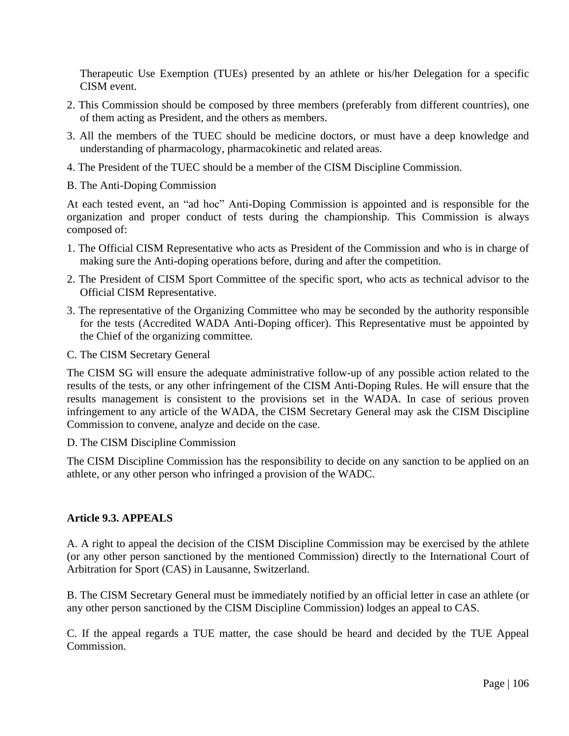Therapeutic Use Exemption (TUEs) presented by an athlete or his/her Delegation for a specific CISM event.

2. This Commission should be composed by three members (preferably from different countries), one of them acting as President, and the others as members.

3. All the members of the TUEC should be medicine doctors, or must have a deep knowledge and understanding of pharmacology, pharmacokinetic and related areas.

4. The President of the TUEC should be a member of the CISM Discipline Commission.

B. The Anti-Doping Commission

At each tested event, an "ad hoc" Anti-Doping Commission is appointed and is responsible for the organization and proper conduct of tests during the championship. This Commission is always composed of:

1. The Official CISM Representative who acts as President of the Commission and who is in charge of making sure the Anti-doping operations before, during and after the competition.

2. The President of CISM Sport Committee of the specific sport, who acts as technical advisor to the Official CISM Representative.

3. The representative of the Organizing Committee who may be seconded by the authority responsible for the tests (Accredited WADA Anti-Doping officer). This Representative must be appointed by the Chief of the organizing committee.

C. The CISM Secretary General

The CISM SG will ensure the adequate administrative follow-up of any possible action related to the results of the tests, or any other infringement of the CISM Anti-Doping Rules. He will ensure that the results management is consistent to the provisions set in the WADA. In case of serious proven infringement to any article of the WADA, the CISM Secretary General may ask the CISM Discipline Commission to convene, analyze and decide on the case.

D. The CISM Discipline Commission

The CISM Discipline Commission has the responsibility to decide on any sanction to be applied on an athlete, or any other person who infringed a provision of the WADC.

**Article 9.3. APPEALS**

A. A right to appeal the decision of the CISM Discipline Commission may be exercised by the athlete (or any other person sanctioned by the mentioned Commission) directly to the International Court of Arbitration for Sport (CAS) in Lausanne, Switzerland.

B. The CISM Secretary General must be immediately notified by an official letter in case an athlete (or any other person sanctioned by the CISM Discipline Commission) lodges an appeal to CAS.

C. If the appeal regards a TUE matter, the case should be heard and decided by the TUE Appeal Commission.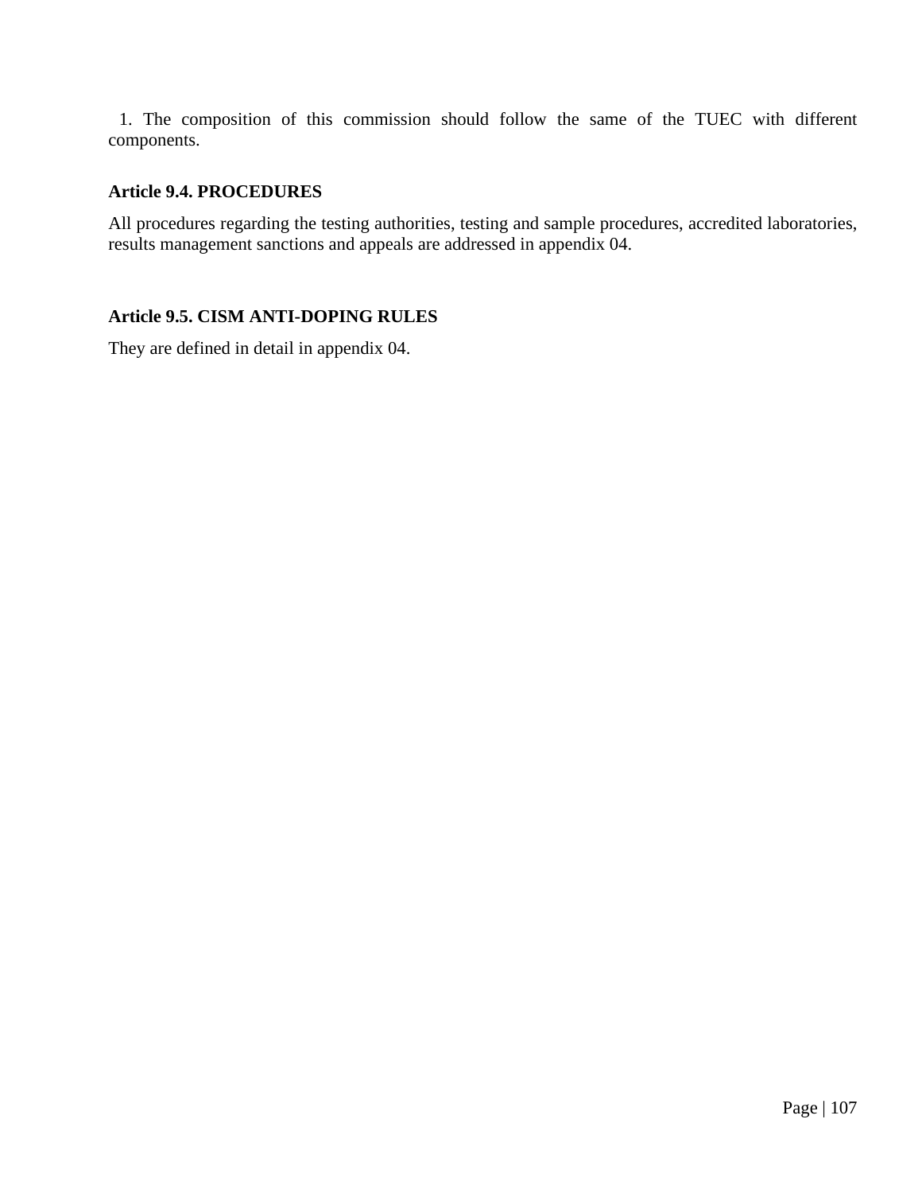1. The composition of this commission should follow the same of the TUEC with different components.

### Article 9.4. PROCEDURES

All procedures regarding the testing authorities, testing and sample procedures, accredited laboratories, results management sanctions and appeals are addressed in appendix 04.

### Article 9.5. CISM ANTI-DOPING RULES

They are defined in detail in appendix 04.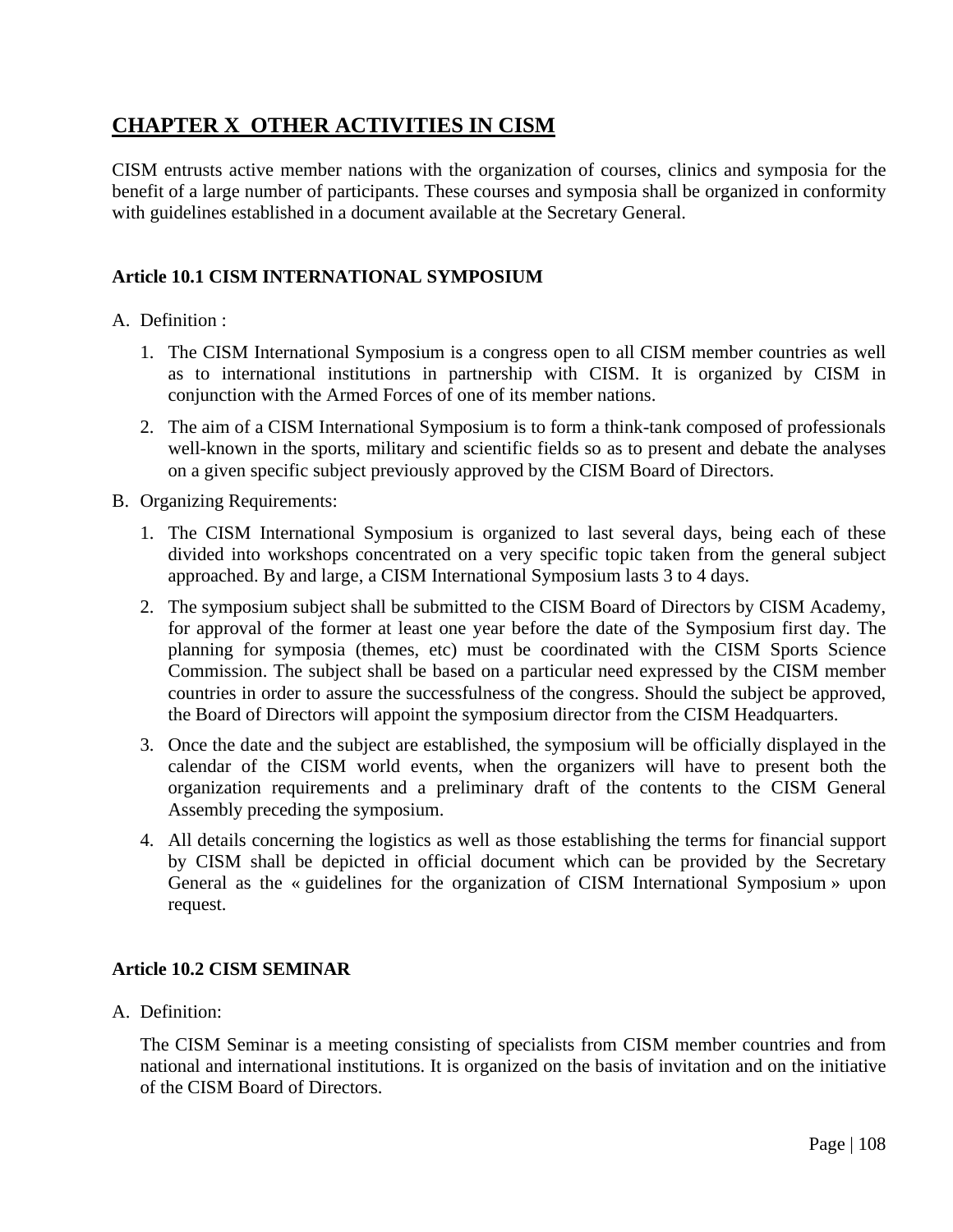# CHAPTER X  OTHER ACTIVITIES IN CISM

CISM entrusts active member nations with the organization of courses, clinics and symposia for the benefit of a large number of participants. These courses and symposia shall be organized in conformity with guidelines established in a document available at the Secretary General.

### Article 10.1 CISM INTERNATIONAL SYMPOSIUM

A. Definition :

   1. The CISM International Symposium is a congress open to all CISM member countries as well as to international institutions in partnership with CISM. It is organized by CISM in conjunction with the Armed Forces of one of its member nations.

   2. The aim of a CISM International Symposium is to form a think-tank composed of professionals well-known in the sports, military and scientific fields so as to present and debate the analyses on a given specific subject previously approved by the CISM Board of Directors.

B. Organizing Requirements:

   1. The CISM International Symposium is organized to last several days, being each of these divided into workshops concentrated on a very specific topic taken from the general subject approached. By and large, a CISM International Symposium lasts 3 to 4 days.

   2. The symposium subject shall be submitted to the CISM Board of Directors by CISM Academy, for approval of the former at least one year before the date of the Symposium first day. The planning for symposia (themes, etc) must be coordinated with the CISM Sports Science Commission. The subject shall be based on a particular need expressed by the CISM member countries in order to assure the successfulness of the congress. Should the subject be approved, the Board of Directors will appoint the symposium director from the CISM Headquarters.

   3. Once the date and the subject are established, the symposium will be officially displayed in the calendar of the CISM world events, when the organizers will have to present both the organization requirements and a preliminary draft of the contents to the CISM General Assembly preceding the symposium.

   4. All details concerning the logistics as well as those establishing the terms for financial support by CISM shall be depicted in official document which can be provided by the Secretary General as the « guidelines for the organization of CISM International Symposium » upon request.

### Article 10.2 CISM SEMINAR

A. Definition:

   The CISM Seminar is a meeting consisting of specialists from CISM member countries and from national and international institutions. It is organized on the basis of invitation and on the initiative of the CISM Board of Directors.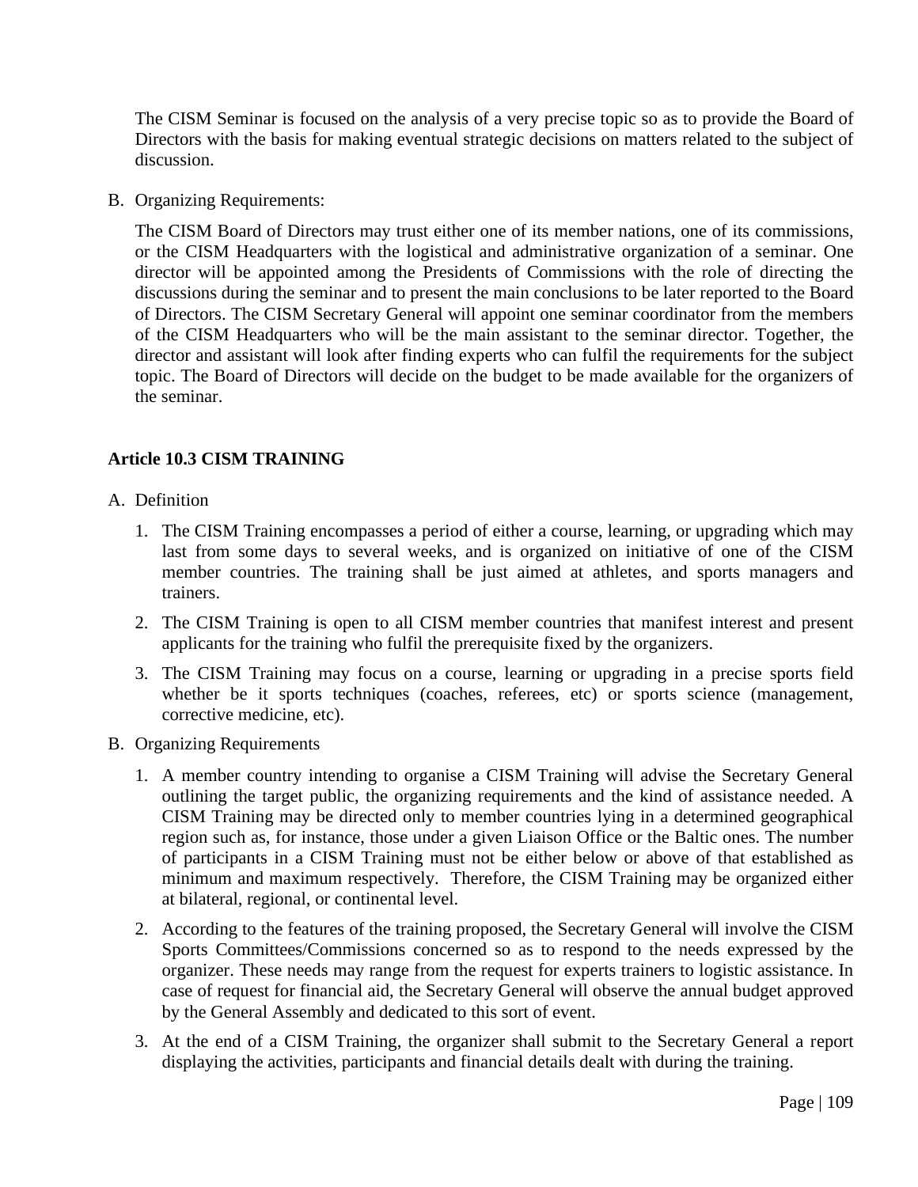The CISM Seminar is focused on the analysis of a very precise topic so as to provide the Board of Directors with the basis for making eventual strategic decisions on matters related to the subject of discussion.

B. Organizing Requirements:

   The CISM Board of Directors may trust either one of its member nations, one of its commissions, or the CISM Headquarters with the logistical and administrative organization of a seminar. One director will be appointed among the Presidents of Commissions with the role of directing the discussions during the seminar and to present the main conclusions to be later reported to the Board of Directors. The CISM Secretary General will appoint one seminar coordinator from the members of the CISM Headquarters who will be the main assistant to the seminar director. Together, the director and assistant will look after finding experts who can fulfil the requirements for the subject topic. The Board of Directors will decide on the budget to be made available for the organizers of the seminar.

**Article 10.3 CISM TRAINING**

A. Definition

   1. The CISM Training encompasses a period of either a course, learning, or upgrading which may last from some days to several weeks, and is organized on initiative of one of the CISM member countries. The training shall be just aimed at athletes, and sports managers and trainers.
   2. The CISM Training is open to all CISM member countries that manifest interest and present applicants for the training who fulfil the prerequisite fixed by the organizers.
   3. The CISM Training may focus on a course, learning or upgrading in a precise sports field whether be it sports techniques (coaches, referees, etc) or sports science (management, corrective medicine, etc).

B. Organizing Requirements

   1. A member country intending to organise a CISM Training will advise the Secretary General outlining the target public, the organizing requirements and the kind of assistance needed. A CISM Training may be directed only to member countries lying in a determined geographical region such as, for instance, those under a given Liaison Office or the Baltic ones. The number of participants in a CISM Training must not be either below or above of that established as minimum and maximum respectively. Therefore, the CISM Training may be organized either at bilateral, regional, or continental level.
   2. According to the features of the training proposed, the Secretary General will involve the CISM Sports Committees/Commissions concerned so as to respond to the needs expressed by the organizer. These needs may range from the request for experts trainers to logistic assistance. In case of request for financial aid, the Secretary General will observe the annual budget approved by the General Assembly and dedicated to this sort of event.
   3. At the end of a CISM Training, the organizer shall submit to the Secretary General a report displaying the activities, participants and financial details dealt with during the training.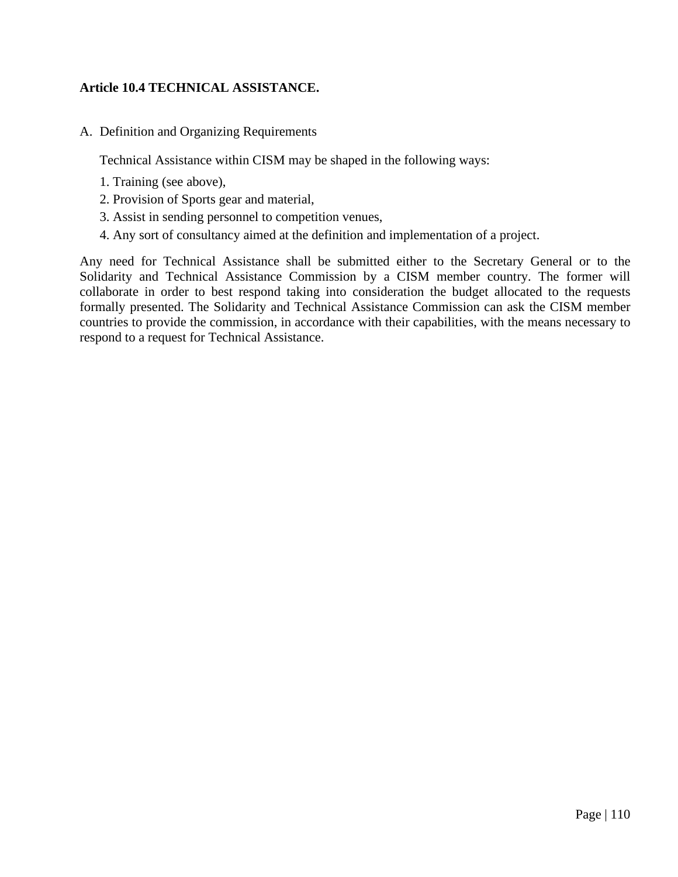**Article 10.4 TECHNICAL ASSISTANCE.**

A. Definition and Organizing Requirements

Technical Assistance within CISM may be shaped in the following ways:

1. Training (see above),
2. Provision of Sports gear and material,
3. Assist in sending personnel to competition venues,
4. Any sort of consultancy aimed at the definition and implementation of a project.

Any need for Technical Assistance shall be submitted either to the Secretary General or to the Solidarity and Technical Assistance Commission by a CISM member country. The former will collaborate in order to best respond taking into consideration the budget allocated to the requests formally presented. The Solidarity and Technical Assistance Commission can ask the CISM member countries to provide the commission, in accordance with their capabilities, with the means necessary to respond to a request for Technical Assistance.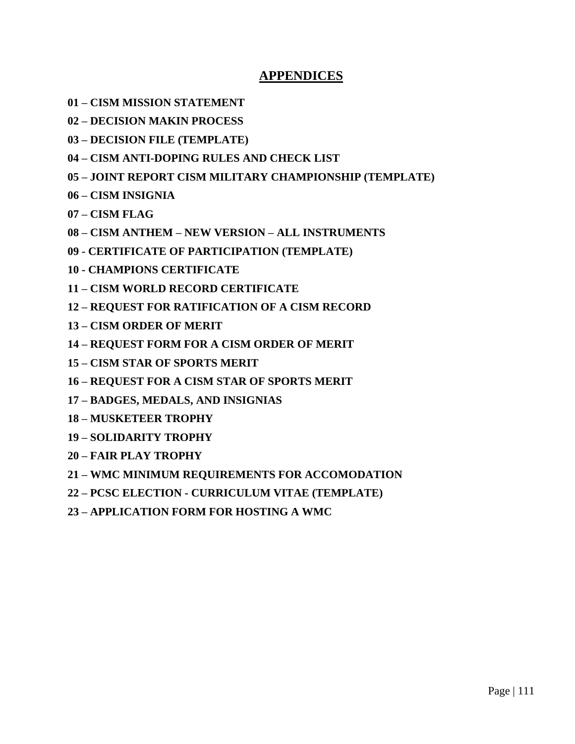# APPENDICES

**01 – CISM MISSION STATEMENT**

**02 – DECISION MAKIN PROCESS**

**03 – DECISION FILE (TEMPLATE)**

**04 – CISM ANTI-DOPING RULES AND CHECK LIST**

**05 – JOINT REPORT CISM MILITARY CHAMPIONSHIP (TEMPLATE)**

**06 – CISM INSIGNIA**

**07 – CISM FLAG**

**08 – CISM ANTHEM – NEW VERSION – ALL INSTRUMENTS**

**09 - CERTIFICATE OF PARTICIPATION (TEMPLATE)**

**10 - CHAMPIONS CERTIFICATE**

**11 – CISM WORLD RECORD CERTIFICATE**

**12 – REQUEST FOR RATIFICATION OF A CISM RECORD**

**13 – CISM ORDER OF MERIT**

**14 – REQUEST FORM FOR A CISM ORDER OF MERIT**

**15 – CISM STAR OF SPORTS MERIT**

**16 – REQUEST FOR A CISM STAR OF SPORTS MERIT**

**17 – BADGES, MEDALS, AND INSIGNIAS**

**18 – MUSKETEER TROPHY**

**19 – SOLIDARITY TROPHY**

**20 – FAIR PLAY TROPHY**

**21 – WMC MINIMUM REQUIREMENTS FOR ACCOMODATION**

**22 – PCSC ELECTION - CURRICULUM VITAE (TEMPLATE)**

**23 – APPLICATION FORM FOR HOSTING A WMC**